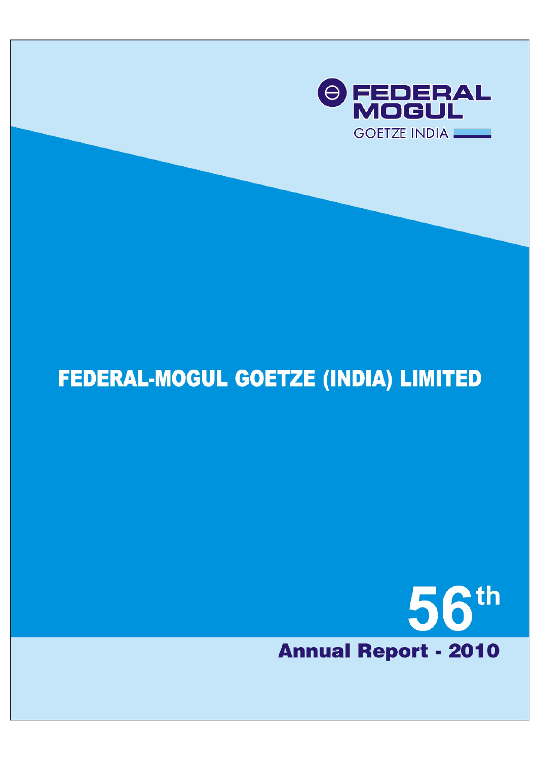FEDERAL MOGUL

GOETZE INDIA

# FEDERAL-MOGUL GOETZE (INDIA) LIMITED

56th

## Annual Report - 2010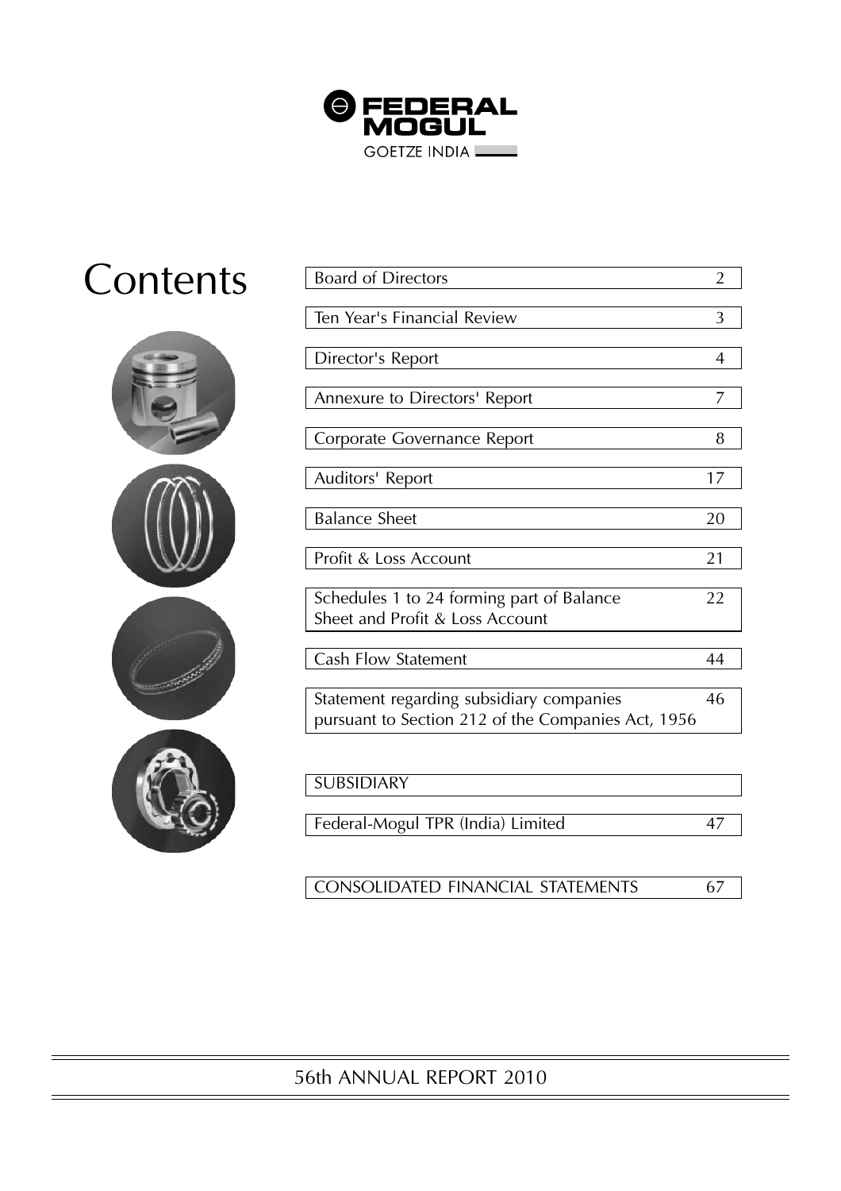FEDERAL MOGUL

GOETZE INDIA

# Contents

| | |
|---|---|
| Board of Directors | 2 |
| Ten Year's Financial Review | 3 |
| Director's Report | 4 |
| Annexure to Directors' Report | 7 |
| Corporate Governance Report | 8 |
| Auditors' Report | 17 |
| Balance Sheet | 20 |
| Profit & Loss Account | 21 |
| Schedules 1 to 24 forming part of Balance Sheet and Profit & Loss Account | 22 |
| Cash Flow Statement | 44 |
| Statement regarding subsidiary companies pursuant to Section 212 of the Companies Act, 1956 | 46 |
| SUBSIDIARY | |
| Federal-Mogul TPR (India) Limited | 47 |
| CONSOLIDATED FINANCIAL STATEMENTS | 67 |

56th ANNUAL REPORT 2010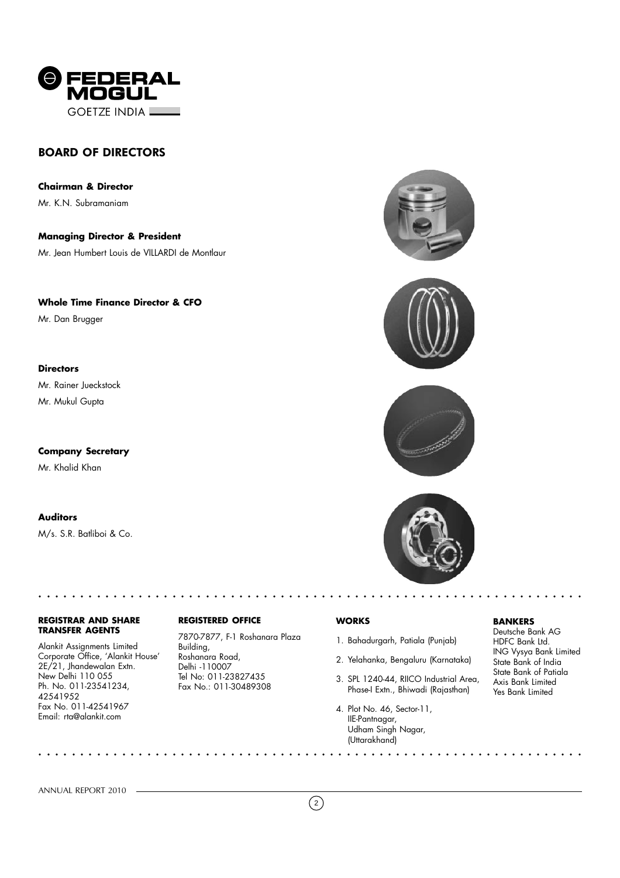# BOARD OF DIRECTORS

**Chairman & Director**

Mr. K.N. Subramaniam

**Managing Director & President**

Mr. Jean Humbert Louis de VILLARDI de Montlaur

**Whole Time Finance Director & CFO**

Mr. Dan Brugger

**Directors**

Mr. Rainer Jueckstock

Mr. Mukul Gupta

**Company Secretary**

Mr. Khalid Khan

**Auditors**

M/s. S.R. Batliboi & Co.

**REGISTRAR AND SHARE TRANSFER AGENTS**

Alankit Assignments Limited
Corporate Office, 'Alankit House'
2E/21, Jhandewalan Extn.
New Delhi 110 055
Ph. No. 011-23541234,
42541952
Fax No. 011-42541967
Email: rta@alankit.com

**REGISTERED OFFICE**

7870-7877, F-1 Roshanara Plaza
Building,
Roshanara Road,
Delhi -110007
Tel No: 011-23827435
Fax No.: 011-30489308

**WORKS**

1. Bahadurgarh, Patiala (Punjab)
2. Yelahanka, Bengaluru (Karnataka)
3. SPL 1240-44, RIICO Industrial Area, Phase-I Extn., Bhiwadi (Rajasthan)
4. Plot No. 46, Sector-11, IIE-Pantnagar, Udham Singh Nagar, (Uttarakhand)

**BANKERS**

Deutsche Bank AG
HDFC Bank Ltd.
ING Vysya Bank Limited
State Bank of India
State Bank of Patiala
Axis Bank Limited
Yes Bank Limited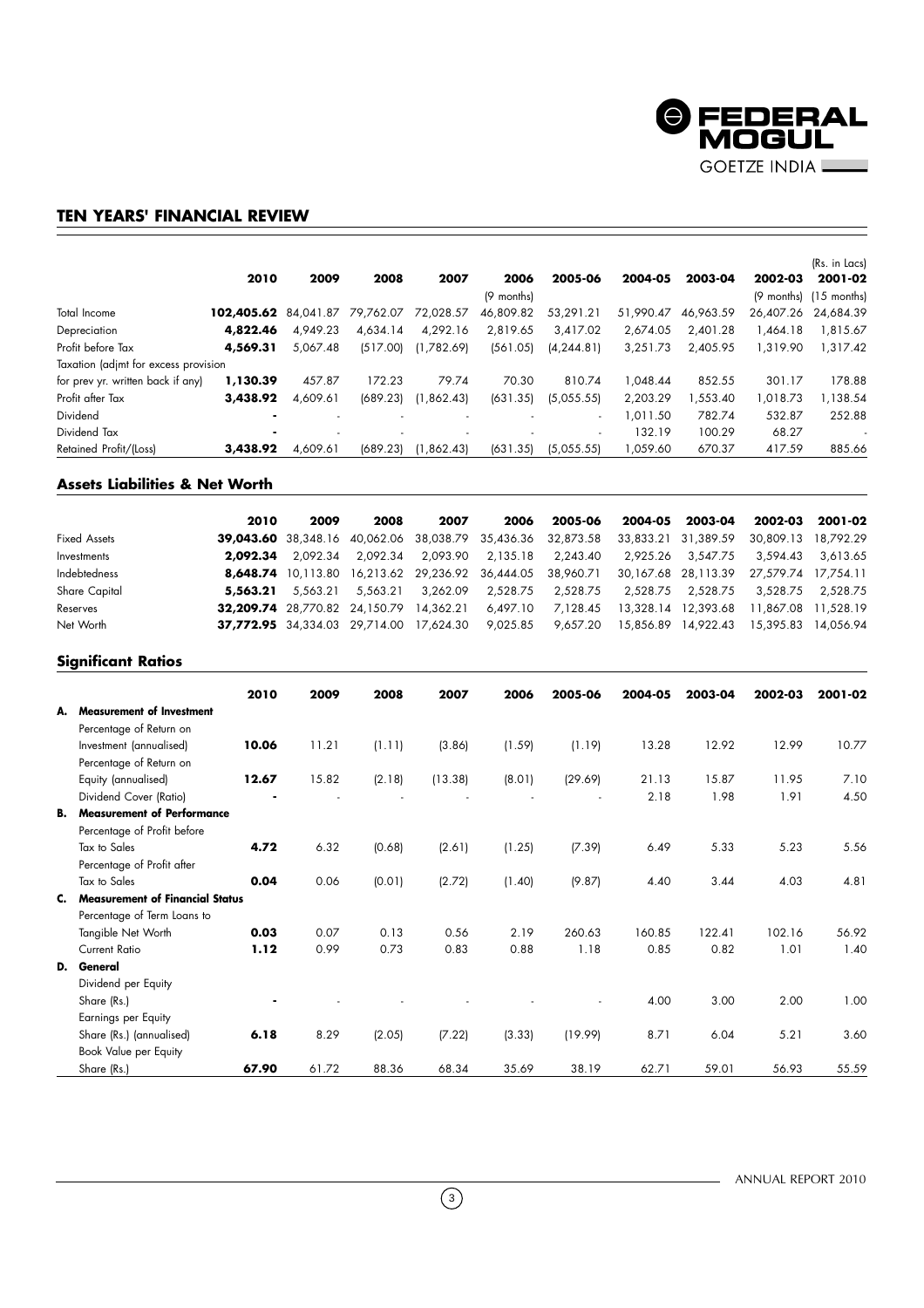## TEN YEARS' FINANCIAL REVIEW

(Rs. in Lacs)

| | 2010 | 2009 | 2008 | 2007 | 2006 (9 months) | 2005-06 | 2004-05 | 2003-04 | 2002-03 (9 months) | 2001-02 (15 months) |
|---|---|---|---|---|---|---|---|---|---|---|
| Total Income | **102,405.62** | 84,041.87 | 79,762.07 | 72,028.57 | 46,809.82 | 53,291.21 | 51,990.47 | 46,963.59 | 26,407.26 | 24,684.39 |
| Depreciation | **4,822.46** | 4,949.23 | 4,634.14 | 4,292.16 | 2,819.65 | 3,417.02 | 2,674.05 | 2,401.28 | 1,464.18 | 1,815.67 |
| Profit before Tax | **4,569.31** | 5,067.48 | (517.00) | (1,782.69) | (561.05) | (4,244.81) | 3,251.73 | 2,405.95 | 1,319.90 | 1,317.42 |
| Taxation (adjmt for excess provision for prev yr. written back if any) | **1,130.39** | 457.87 | 172.23 | 79.74 | 70.30 | 810.74 | 1,048.44 | 852.55 | 301.17 | 178.88 |
| Profit after Tax | **3,438.92** | 4,609.61 | (689.23) | (1,862.43) | (631.35) | (5,055.55) | 2,203.29 | 1,553.40 | 1,018.73 | 1,138.54 |
| Dividend | **-** | - | - | - | - | - | 1,011.50 | 782.74 | 532.87 | 252.88 |
| Dividend Tax | **-** | - | - | - | - | - | 132.19 | 100.29 | 68.27 | - |
| Retained Profit/(Loss) | **3,438.92** | 4,609.61 | (689.23) | (1,862.43) | (631.35) | (5,055.55) | 1,059.60 | 670.37 | 417.59 | 885.66 |

### Assets Liabilities & Net Worth

| | 2010 | 2009 | 2008 | 2007 | 2006 | 2005-06 | 2004-05 | 2003-04 | 2002-03 | 2001-02 |
|---|---|---|---|---|---|---|---|---|---|---|
| Fixed Assets | **39,043.60** | 38,348.16 | 40,062.06 | 38,038.79 | 35,436.36 | 32,873.58 | 33,833.21 | 31,389.59 | 30,809.13 | 18,792.29 |
| Investments | **2,092.34** | 2,092.34 | 2,092.34 | 2,093.90 | 2,135.18 | 2,243.40 | 2,925.26 | 3,547.75 | 3,594.43 | 3,613.65 |
| Indebtedness | **8,648.74** | 10,113.80 | 16,213.62 | 29,236.92 | 36,444.05 | 38,960.71 | 30,167.68 | 28,113.39 | 27,579.74 | 17,754.11 |
| Share Capital | **5,563.21** | 5,563.21 | 5,563.21 | 3,262.09 | 2,528.75 | 2,528.75 | 2,528.75 | 2,528.75 | 3,528.75 | 2,528.75 |
| Reserves | **32,209.74** | 28,770.82 | 24,150.79 | 14,362.21 | 6,497.10 | 7,128.45 | 13,328.14 | 12,393.68 | 11,867.08 | 11,528.19 |
| Net Worth | **37,772.95** | 34,334.03 | 29,714.00 | 17,624.30 | 9,025.85 | 9,657.20 | 15,856.89 | 14,922.43 | 15,395.83 | 14,056.94 |

### Significant Ratios

| | 2010 | 2009 | 2008 | 2007 | 2006 | 2005-06 | 2004-05 | 2003-04 | 2002-03 | 2001-02 |
|---|---|---|---|---|---|---|---|---|---|---|
| **A. Measurement of Investment** | | | | | | | | | | |
| Percentage of Return on Investment (annualised) | **10.06** | 11.21 | (1.11) | (3.86) | (1.59) | (1.19) | 13.28 | 12.92 | 12.99 | 10.77 |
| Percentage of Return on Equity (annualised) | **12.67** | 15.82 | (2.18) | (13.38) | (8.01) | (29.69) | 21.13 | 15.87 | 11.95 | 7.10 |
| Dividend Cover (Ratio) | **-** | - | - | - | - | - | 2.18 | 1.98 | 1.91 | 4.50 |
| **B. Measurement of Performance** | | | | | | | | | | |
| Percentage of Profit before Tax to Sales | **4.72** | 6.32 | (0.68) | (2.61) | (1.25) | (7.39) | 6.49 | 5.33 | 5.23 | 5.56 |
| Percentage of Profit after Tax to Sales | **0.04** | 0.06 | (0.01) | (2.72) | (1.40) | (9.87) | 4.40 | 3.44 | 4.03 | 4.81 |
| **C. Measurement of Financial Status** | | | | | | | | | | |
| Percentage of Term Loans to Tangible Net Worth | **0.03** | 0.07 | 0.13 | 0.56 | 2.19 | 260.63 | 160.85 | 122.41 | 102.16 | 56.92 |
| Current Ratio | **1.12** | 0.99 | 0.73 | 0.83 | 0.88 | 1.18 | 0.85 | 0.82 | 1.01 | 1.40 |
| **D. General** | | | | | | | | | | |
| Dividend per Equity Share (Rs.) | **-** | - | - | - | - | - | 4.00 | 3.00 | 2.00 | 1.00 |
| Earnings per Equity Share (Rs.) (annualised) | **6.18** | 8.29 | (2.05) | (7.22) | (3.33) | (19.99) | 8.71 | 6.04 | 5.21 | 3.60 |
| Book Value per Equity Share (Rs.) | **67.90** | 61.72 | 88.36 | 68.34 | 35.69 | 38.19 | 62.71 | 59.01 | 56.93 | 55.59 |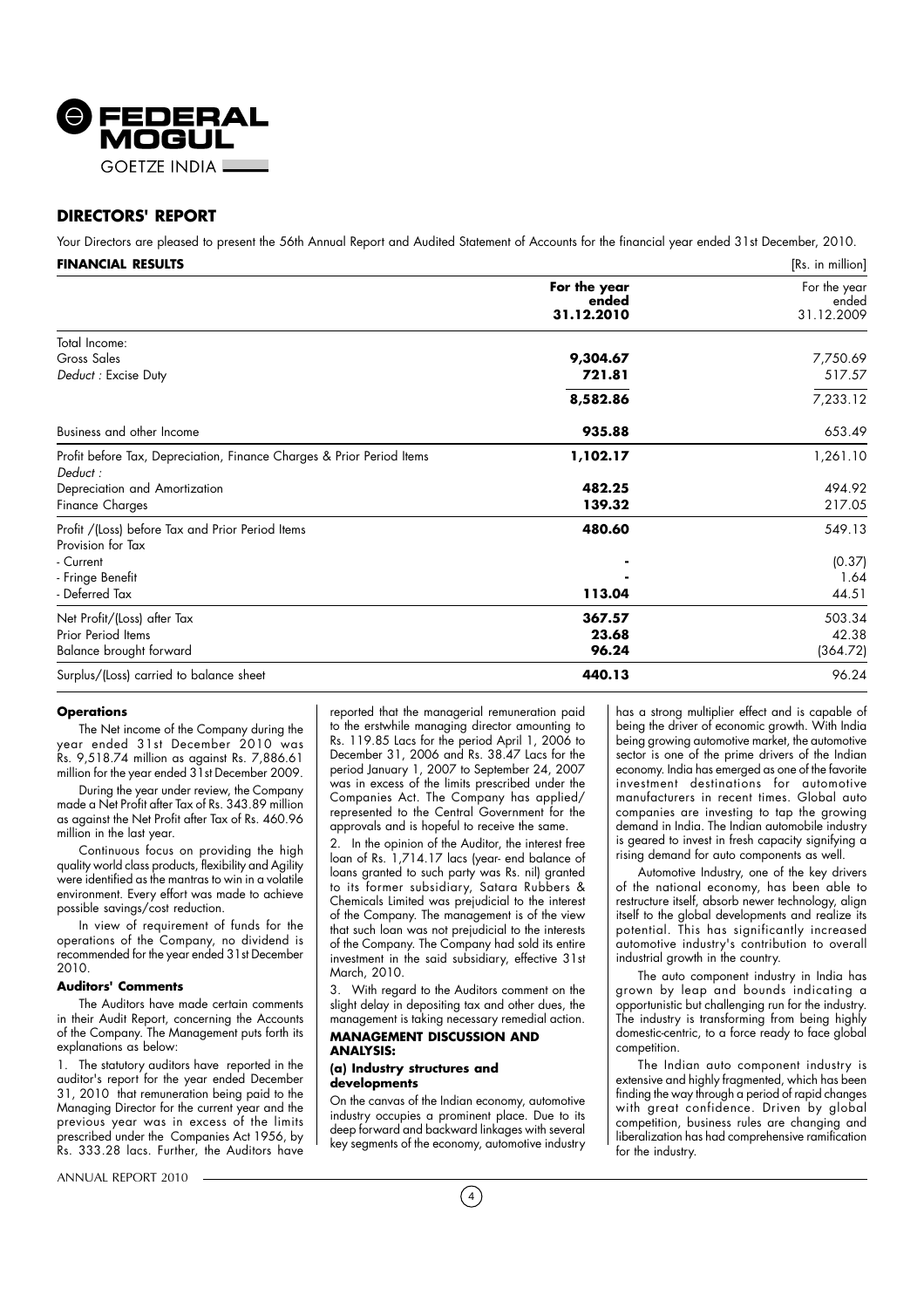## DIRECTORS' REPORT

Your Directors are pleased to present the 56th Annual Report and Audited Statement of Accounts for the financial year ended 31st December, 2010.

**FINANCIAL RESULTS** [Rs. in million]

| | For the year ended 31.12.2010 | For the year ended 31.12.2009 |
|---|---|---|
| Total Income: | | |
| Gross Sales | **9,304.67** | 7,750.69 |
| *Deduct* : Excise Duty | **721.81** | 517.57 |
| | **8,582.86** | 7,233.12 |
| Business and other Income | **935.88** | 653.49 |
| Profit before Tax, Depreciation, Finance Charges & Prior Period Items | **1,102.17** | 1,261.10 |
| *Deduct* : | | |
| Depreciation and Amortization | **482.25** | 494.92 |
| Finance Charges | **139.32** | 217.05 |
| Profit /(Loss) before Tax and Prior Period Items | **480.60** | 549.13 |
| Provision for Tax | | |
| - Current | **-** | (0.37) |
| - Fringe Benefit | **-** | 1.64 |
| - Deferred Tax | **113.04** | 44.51 |
| Net Profit/(Loss) after Tax | **367.57** | 503.34 |
| Prior Period Items | **23.68** | 42.38 |
| Balance brought forward | **96.24** | (364.72) |
| Surplus/(Loss) carried to balance sheet | **440.13** | 96.24 |

### Operations

The Net income of the Company during the year ended 31st December 2010 was Rs. 9,518.74 million as against Rs. 7,886.61 million for the year ended 31st December 2009.

During the year under review, the Company made a Net Profit after Tax of Rs. 343.89 million as against the Net Profit after Tax of Rs. 460.96 million in the last year.

Continuous focus on providing the high quality world class products, flexibility and Agility were identified as the mantras to win in a volatile environment. Every effort was made to achieve possible savings/cost reduction.

In view of requirement of funds for the operations of the Company, no dividend is recommended for the year ended 31st December 2010.

### Auditors' Comments

The Auditors have made certain comments in their Audit Report, concerning the Accounts of the Company. The Management puts forth its explanations as below:

1. The statutory auditors have reported in the auditor's report for the year ended December 31, 2010 that remuneration being paid to the Managing Director for the current year and the previous year was in excess of the limits prescribed under the Companies Act 1956, by Rs. 333.28 lacs. Further, the Auditors have reported that the managerial remuneration paid to the erstwhile managing director amounting to Rs. 119.85 Lacs for the period April 1, 2006 to December 31, 2006 and Rs. 38.47 Lacs for the period January 1, 2007 to September 24, 2007 was in excess of the limits prescribed under the Companies Act. The Company has applied/ represented to the Central Government for the approvals and is hopeful to receive the same.

2. In the opinion of the Auditor, the interest free loan of Rs. 1,714.17 lacs (year- end balance of loans granted to such party was Rs. nil) granted to its former subsidiary, Satara Rubbers & Chemicals Limited was prejudicial to the interest of the Company. The management is of the view that such loan was not prejudicial to the interests of the Company. The Company had sold its entire investment in the said subsidiary, effective 31st March, 2010.

3. With regard to the Auditors comment on the slight delay in depositing tax and other dues, the management is taking necessary remedial action.

### MANAGEMENT DISCUSSION AND ANALYSIS:

#### (a) Industry structures and developments

On the canvas of the Indian economy, automotive industry occupies a prominent place. Due to its deep forward and backward linkages with several key segments of the economy, automotive industry has a strong multiplier effect and is capable of being the driver of economic growth. With India being growing automotive market, the automotive sector is one of the prime drivers of the Indian economy. India has emerged as one of the favorite investment destinations for automotive manufacturers in recent times. Global auto companies are investing to tap the growing demand in India. The Indian automobile industry is geared to invest in fresh capacity signifying a rising demand for auto components as well.

Automotive Industry, one of the key drivers of the national economy, has been able to restructure itself, absorb newer technology, align itself to the global developments and realize its potential. This has significantly increased automotive industry's contribution to overall industrial growth in the country.

The auto component industry in India has grown by leap and bounds indicating a opportunistic but challenging run for the industry. The industry is transforming from being highly domestic-centric, to a force ready to face global competition.

The Indian auto component industry is extensive and highly fragmented, which has been finding the way through a period of rapid changes with great confidence. Driven by global competition, business rules are changing and liberalization has had comprehensive ramification for the industry.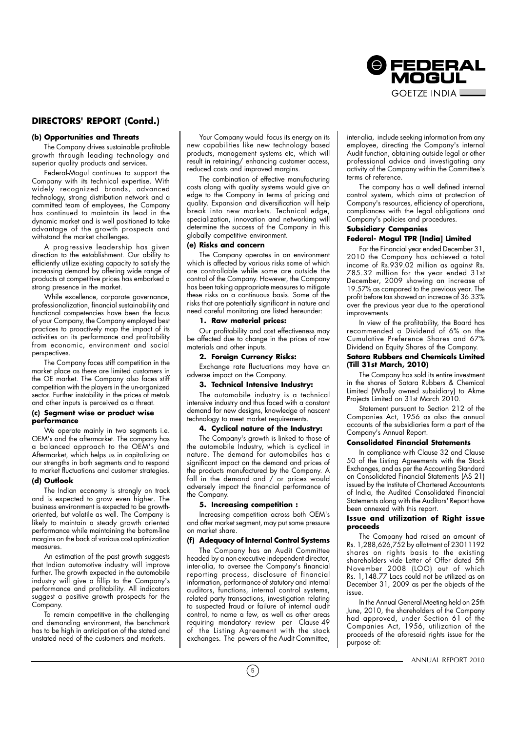## DIRECTORS' REPORT (Contd.)

**(b) Opportunities and Threats**

The Company drives sustainable profitable growth through leading technology and superior quality products and services.

Federal-Mogul continues to support the Company with its technical expertise. With widely recognized brands, advanced technology, strong distribution network and a committed team of employees, the Company has continued to maintain its lead in the dynamic market and is well positioned to take advantage of the growth prospects and withstand the market challenges.

A progressive leadership has given direction to the establishment. Our ability to efficiently utilize existing capacity to satisfy the increasing demand by offering wide range of products at competitive prices has embarked a strong presence in the market.

While excellence, corporate governance, professionalization, financial sustainability and functional competencies have been the focus of your Company, the Company employed best practices to proactively map the impact of its activities on its performance and profitability from economic, environment and social perspectives.

The Company faces stiff competition in the market place as there are limited customers in the OE market. The Company also faces stiff competition with the players in the un-organized sector. Further instability in the prices of metals and other inputs is perceived as a threat.

**(c) Segment wise or product wise performance**

We operate mainly in two segments i.e. OEM's and the aftermarket. The company has a balanced approach to the OEM's and Aftermarket, which helps us in capitalizing on our strengths in both segments and to respond to market fluctuations and customer strategies.

**(d) Outlook**

The Indian economy is strongly on track and is expected to grow even higher. The business environment is expected to be growth-oriented, but volatile as well. The Company is likely to maintain a steady growth oriented performance while maintaining the bottom-line margins on the back of various cost optimization measures.

An estimation of the past growth suggests that Indian automotive industry will improve further. The growth expected in the automobile industry will give a fillip to the Company's performance and profitability. All indicators suggest a positive growth prospects for the Company.

To remain competitive in the challenging and demanding environment, the benchmark has to be high in anticipation of the stated and unstated need of the customers and markets.

Your Company would focus its energy on its new capabilities like new technology based products, management systems etc, which will result in retaining/ enhancing customer access, reduced costs and improved margins.

The combination of effective manufacturing costs along with quality systems would give an edge to the Company in terms of pricing and quality. Expansion and diversification will help break into new markets. Technical edge, specialization, innovation and networking will determine the success of the Company in this globally competitive environment.

**(e) Risks and concern**

The Company operates in an environment which is affected by various risks some of which are controllable while some are outside the control of the Company. However, the Company has been taking appropriate measures to mitigate these risks on a continuous basis. Some of the risks that are potentially significant in nature and need careful monitoring are listed hereunder:

**1. Raw material prices:**

Our profitability and cost effectiveness may be affected due to change in the prices of raw materials and other inputs.

**2. Foreign Currency Risks:**

Exchange rate fluctuations may have an adverse impact on the Company.

**3. Technical Intensive Industry:**

The automobile industry is a technical intensive industry and thus faced with a constant demand for new designs, knowledge of nascent technology to meet market requirements.

**4. Cyclical nature of the Industry:**

The Company's growth is linked to those of the automobile Industry, which is cyclical in nature. The demand for automobiles has a significant impact on the demand and prices of the products manufactured by the Company. A fall in the demand and / or prices would adversely impact the financial performance of the Company.

**5. Increasing competition :**

Increasing competition across both OEM's and after market segment, may put some pressure on market share.

**(f) Adequacy of Internal Control Systems**

The Company has an Audit Committee headed by a non-executive independent director, inter-alia, to oversee the Company's financial reporting process, disclosure of financial information, performance of statutory and internal auditors, functions, internal control systems, related party transactions, investigation relating to suspected fraud or failure of internal audit control, to name a few, as well as other areas requiring mandatory review per Clause 49 of the Listing Agreement with the stock exchanges. The powers of the Audit Committee, inter-alia, include seeking information from any employee, directing the Company's internal Audit function, obtaining outside legal or other professional advice and investigating any activity of the Company within the Committee's terms of reference.

The company has a well defined internal control system, which aims at protection of Company's resources, efficiency of operations, compliances with the legal obligations and Company's policies and procedures.

### Subsidiary Companies

**Federal- Mogul TPR [India] Limited**

For the Financial year ended December 31, 2010 the Company has achieved a total income of Rs.939.02 million as against Rs. 785.32 million for the year ended 31st December, 2009 showing an increase of 19.57% as compared to the previous year. The profit before tax showed an increase of 36.33% over the previous year due to the operational improvements.

In view of the profitability, the Board has recommended a Dividend of 6% on the Cumulative Preference Shares and 67% Dividend on Equity Shares of the Company.

**Satara Rubbers and Chemicals Limited (Till 31st March, 2010)**

The Company has sold its entire investment in the shares of Satara Rubbers & Chemical Limited (Wholly owned subsidiary) to Akme Projects Limited on 31st March 2010.

Statement pursuant to Section 212 of the Companies Act, 1956 as also the annual accounts of the subsidiaries form a part of the Company's Annual Report.

### Consolidated Financial Statements

In compliance with Clause 32 and Clause 50 of the Listing Agreements with the Stock Exchanges, and as per the Accounting Standard on Consolidated Financial Statements (AS 21) issued by the Institute of Chartered Accountants of India, the Audited Consolidated Financial Statements along with the Auditors' Report have been annexed with this report.

### Issue and utilization of Right issue proceeds

The Company had raised an amount of Rs. 1,288,626,752 by allotment of 23011192 shares on rights basis to the existing shareholders vide Letter of Offer dated 5th November 2008 (LOO) out of which Rs. 1,148.77 Lacs could not be utilized as on December 31, 2009 as per the objects of the issue.

In the Annual General Meeting held on 25th June, 2010, the shareholders of the Company had approved, under Section 61 of the Companies Act, 1956, utilization of the proceeds of the aforesaid rights issue for the purpose of: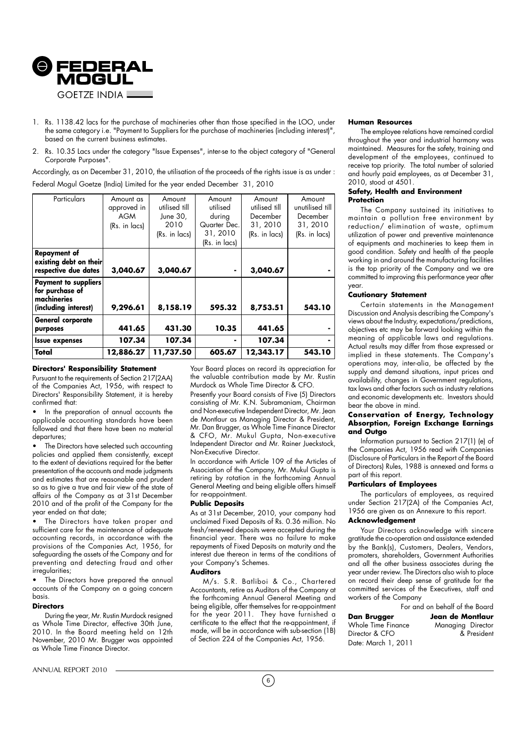1. Rs. 1138.42 lacs for the purchase of machineries other than those specified in the LOO, under the same category i.e. "Payment to Suppliers for the purchase of machineries (including interest)", based on the current business estimates.
2. Rs. 10.35 Lacs under the category "Issue Expenses", inter-se to the object category of "General Corporate Purposes".

Accordingly, as on December 31, 2010, the utilisation of the proceeds of the rights issue is as under :

Federal Mogul Goetze (India) Limited for the year ended December 31, 2010

| Particulars | Amount as approved in AGM (Rs. in lacs) | Amount utilised till June 30, 2010 (Rs. in lacs) | Amount utilised during Quarter Dec. 31, 2010 (Rs. in lacs) | Amount utilised till December 31, 2010 (Rs. in lacs) | Amount unutilised till December 31, 2010 (Rs. in lacs) |
|---|---|---|---|---|---|
| **Repayment of existing debt on their respective due dates** | **3,040.67** | **3,040.67** | **-** | **3,040.67** | **-** |
| **Payment to suppliers for purchase of machineries (including interest)** | **9,296.61** | **8,158.19** | **595.32** | **8,753.51** | **543.10** |
| **General corporate purposes** | **441.65** | **431.30** | **10.35** | **441.65** | **-** |
| **Issue expenses** | **107.34** | **107.34** | **-** | **107.34** | **-** |
| **Total** | **12,886.27** | **11,737.50** | **605.67** | **12,343.17** | **543.10** |

**Directors' Responsibility Statement**

Pursuant to the requirements of Section 217(2AA) of the Companies Act, 1956, with respect to Directors' Responsibility Statement, it is hereby confirmed that:

- In the preparation of annual accounts the applicable accounting standards have been followed and that there have been no material departures;
- The Directors have selected such accounting policies and applied them consistently, except to the extent of deviations required for the better presentation of the accounts and made judgments and estimates that are reasonable and prudent so as to give a true and fair view of the state of affairs of the Company as at 31st December 2010 and of the profit of the Company for the year ended on that date;
- The Directors have taken proper and sufficient care for the maintenance of adequate accounting records, in accordance with the provisions of the Companies Act, 1956, for safeguarding the assets of the Company and for preventing and detecting fraud and other irregularities;
- The Directors have prepared the annual accounts of the Company on a going concern basis.

**Directors**

During the year, Mr. Rustin Murdock resigned as Whole Time Director, effective 30th June, 2010. In the Board meeting held on 12th November, 2010 Mr. Brugger was appointed as Whole Time Finance Director.

Your Board places on record its appreciation for the valuable contribution made by Mr. Rustin Murdock as Whole Time Director & CFO.

Presently your Board consists of Five (5) Directors consisting of Mr. K.N. Subramaniam, Chairman and Non-executive Independent Director, Mr. Jean de Montlaur as Managing Director & President, Mr. Dan Brugger, as Whole Time Finance Director & CFO, Mr. Mukul Gupta, Non-executive Independent Director and Mr. Rainer Jueckstock, Non-Executive Director.

In accordance with Article 109 of the Articles of Association of the Company, Mr. Mukul Gupta is retiring by rotation in the forthcoming Annual General Meeting and being eligible offers himself for re-appointment.

**Public Deposits**

As at 31st December, 2010, your company had unclaimed Fixed Deposits of Rs. 0.36 million. No fresh/renewed deposits were accepted during the financial year. There was no failure to make repayments of Fixed Deposits on maturity and the interest due thereon in terms of the conditions of your Company's Schemes.

**Auditors**

M/s. S.R. Batliboi & Co., Chartered Accountants, retire as Auditors of the Company at the forthcoming Annual General Meeting and being eligible, offer themselves for re-appointment for the year 2011. They have furnished a certificate to the effect that the re-appointment, if made, will be in accordance with sub-section (1B) of Section 224 of the Companies Act, 1956.

**Human Resources**

The employee relations have remained cordial throughout the year and industrial harmony was maintained. Measures for the safety, training and development of the employees, continued to receive top priority. The total number of salaried and hourly paid employees, as at December 31, 2010, stood at 4501.

**Safety, Health and Environment Protection**

The Company sustained its initiatives to maintain a pollution free environment by reduction/ elimination of waste, optimum utilization of power and preventive maintenance of equipments and machineries to keep them in good condition. Safety and health of the people working in and around the manufacturing facilities is the top priority of the Company and we are committed to improving this performance year after year.

**Cautionary Statement**

Certain statements in the Management Discussion and Analysis describing the Company's views about the Industry, expectations/predictions, objectives etc may be forward looking within the meaning of applicable laws and regulations. Actual results may differ from those expressed or implied in these statements. The Company's operations may, inter-alia, be affected by the supply and demand situations, input prices and availability, changes in Government regulations, tax laws and other factors such as industry relations and economic developments etc. Investors should bear the above in mind.

**Conservation of Energy, Technology Absorption, Foreign Exchange Earnings and Outgo**

Information pursuant to Section 217(1) (e) of the Companies Act, 1956 read with Companies (Disclosure of Particulars in the Report of the Board of Directors) Rules, 1988 is annexed and forms a part of this report.

**Particulars of Employees**

The particulars of employees, as required under Section 217(2A) of the Companies Act, 1956 are given as an Annexure to this report.

**Acknowledgement**

Your Directors acknowledge with sincere gratitude the co-operation and assistance extended by the Bank(s), Customers, Dealers, Vendors, promoters, shareholders, Government Authorities and all the other business associates during the year under review. The Directors also wish to place on record their deep sense of gratitude for the committed services of the Executives, staff and workers of the Company

For and on behalf of the Board

**Dan Brugger**
Whole Time Finance Director & CFO

**Jean de Montlaur**
Managing Director & President

Date: March 1, 2011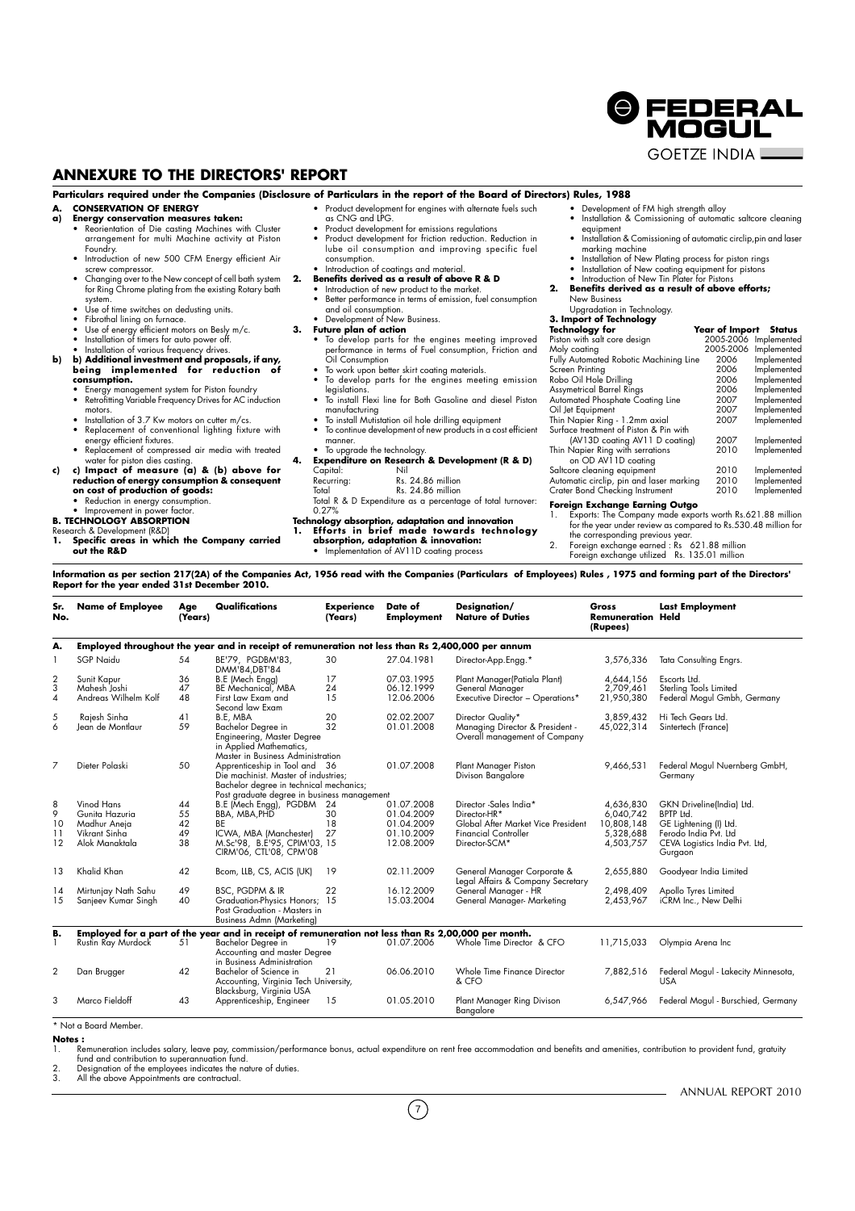# ANNEXURE TO THE DIRECTORS' REPORT

**Particulars required under the Companies (Disclosure of Particulars in the report of the Board of Directors) Rules, 1988**

**A. CONSERVATION OF ENERGY**

**a) Energy conservation measures taken:**

- Reorientation of Die casting Machines with Cluster arrangement for multi Machine activity at Piston Foundry.
- Introduction of new 500 CFM Energy efficient Air screw compressor.
- Changing over to the New concept of cell bath system for Ring Chrome plating from the existing Rotary bath system.
- Use of time switches on dedusting units.
- Fibrothal lining on furnace.
- Use of energy efficient motors on Besly m/c.
- Installation of timers for auto power off.
- Installation of various frequency drives.

**b) b) Additional investment and proposals, if any, being implemented for reduction of consumption.**

- Energy management system for Piston foundry
- Retrofitting Variable Frequency Drives for AC induction motors.
- Installation of 3.7 Kw motors on cutter m/cs.
- Replacement of conventional lighting fixture with energy efficient fixtures.
- Replacement of compressed air media with treated water for piston dies casting.

**c) c) Impact of measure (a) & (b) above for reduction of energy consumption & consequent on cost of production of goods:**

- Reduction in energy consumption.
- Improvement in power factor.

**B. TECHNOLOGY ABSORPTION**

Research & Development (R&D)

**1. Specific areas in which the Company carried out the R&D**

- Product development for engines with alternate fuels such as CNG and LPG.
- Product development for emissions regulations
- Product development for friction reduction. Reduction in lube oil consumption and improving specific fuel consumption.
- Introduction of coatings and material.

**2. Benefits derived as a result of above R & D**

- Introduction of new product to the market.
- Better performance in terms of emission, fuel consumption and oil consumption.
- Development of New Business.

**3. Future plan of action**

- To develop parts for the engines meeting improved performance in terms of Fuel consumption, Friction and Oil Consumption
- To work upon better skirt coating materials.
- To develop parts for the engines meeting emission legislations.
- To install Flexi line for Both Gasoline and diesel Piston manufacturing
- To install Mutistation oil hole drilling equipment
- To continue development of new products in a cost efficient manner.
- To upgrade the technology.

**4. Expenditure on Research & Development (R & D)**

Capital: Nil
Recurring: Rs. 24.86 million
Total Rs. 24.86 million

Total R & D Expenditure as a percentage of total turnover: 0.27%

**Technology absorption, adaptation and innovation**

**1. Efforts in brief made towards technology absorption, adaptation & innovation:**

- Implementation of AV11D coating process
- Development of FM high strength alloy
- Installation & Comissioning of automatic saltcore cleaning equipment
- Installation & Comissioning of automatic circlip,pin and laser marking machine
- Installation of New Plating process for piston rings
- Installation of New coating equipment for pistons
- Introduction of New Tin Plater for Pistons

**2. Benefits derived as a result of above efforts;**

New Business
Upgradation in Technology.

**3. Import of Technology**

| Technology for | Year of Import | Status |
|---|---|---|
| Piston with salt core design | 2005-2006 | Implemented |
| Moly coating | 2005-2006 | Implemented |
| Fully Automated Robotic Machining Line | 2006 | Implemented |
| Screen Printing | 2006 | Implemented |
| Robo Oil Hole Drilling | 2006 | Implemented |
| Assymetrical Barrel Rings | 2006 | Implemented |
| Automated Phosphate Coating Line | 2007 | Implemented |
| Oil Jet Equipment | 2007 | Implemented |
| Thin Napier Ring - 1.2mm axial | 2007 | Implemented |
| Surface treatment of Piston & Pin with (AV13D coating AV11 D coating) | 2007 | Implemented |
| Thin Napier Ring with serrations on OD AV11D coating | 2010 | Implemented |
| Saltcore cleaning equipment | 2010 | Implemented |
| Automatic circlip, pin and laser marking | 2010 | Implemented |
| Crater Bond Checking Instrument | 2010 | Implemented |

**Foreign Exchange Earning Outgo**

1. Exports: The Company made exports worth Rs.621.88 million for the year under review as compared to Rs.530.48 million for the corresponding previous year.
2. Foreign exchange earned : Rs 621.88 million
   Foreign exchange utilized Rs. 135.01 million

**Information as per section 217(2A) of the Companies Act, 1956 read with the Companies (Particulars of Employees) Rules , 1975 and forming part of the Directors' Report for the year ended 31st December 2010.**

| Sr. No. | Name of Employee | Age (Years) | Qualifications | Experience (Years) | Date of Employment | Designation/ Nature of Duties | Gross Remuneration (Rupees) | Last Employment Held |
|---|---|---|---|---|---|---|---|---|
| **A.** | **Employed throughout the year and in receipt of remuneration not less than Rs 2,400,000 per annum** | | | | | | | |
| 1 | SGP Naidu | 54 | BE'79, PGDBM'83, DMM'84,DBT'84 | 30 | 27.04.1981 | Director-App.Engg.* | 3,576,336 | Tata Consulting Engrs. |
| 2 | Sunit Kapur | 36 | B.E (Mech Engg) | 17 | 07.03.1995 | Plant Manager(Patiala Plant) | 4,644,156 | Escorts Ltd. |
| 3 | Mahesh Joshi | 47 | BE Mechanical, MBA | 24 | 06.12.1999 | General Manager | 2,709,461 | Sterling Tools Limited |
| 4 | Andreas Wilhelm Kolf | 48 | First Law Exam and Second law Exam | 15 | 12.06.2006 | Executive Director – Operations* | 21,950,380 | Federal Mogul Gmbh, Germany |
| 5 | Rajesh Sinha | 41 | B.E, MBA | 20 | 02.02.2007 | Director Quality* | 3,859,432 | Hi Tech Gears Ltd. |
| 6 | Jean de Montlaur | 59 | Bachelor Degree in Engineering, Master Degree in Applied Mathematics, Master in Business Administration | 32 | 01.01.2008 | Managing Director & President - Overall management of Company | 45,022,314 | Sintertech (France) |
| 7 | Dieter Polaski | 50 | Apprenticeship in Tool and Die machinist. Master of industries; Bachelor degree in technical mechanics; Post graduate degree in business management | 36 | 01.07.2008 | Plant Manager Piston Divison Bangalore | 9,466,531 | Federal Mogul Nuernberg GmbH, Germany |
| 8 | Vinod Hans | 44 | B.E (Mech Engg), PGDBM | 24 | 01.07.2008 | Director -Sales India* | 4,636,830 | GKN Driveline(India) Ltd. |
| 9 | Gunita Hazuria | 55 | BBA, MBA,PHD | 30 | 01.04.2009 | Director-HR* | 6,040,742 | BPTP Ltd. |
| 10 | Madhur Aneja | 42 | BE | 18 | 01.04.2009 | Global After Market Vice President | 10,808,148 | GE Lightening (I) Ltd. |
| 11 | Vikrant Sinha | 49 | ICWA, MBA (Manchester) | 27 | 01.10.2009 | Financial Controller | 5,328,688 | Ferodo India Pvt. Ltd |
| 12 | Alok Manaktala | 38 | M.Sc'98, B.E'95, CPIM'03, CIRM'06, CTL'08, CPM'08 | 15 | 12.08.2009 | Director-SCM* | 4,503,757 | CEVA Logistics India Pvt. Ltd, Gurgaon |
| 13 | Khalid Khan | 42 | Bcom, LLB, CS, ACIS (UK) | 19 | 02.11.2009 | General Manager Corporate & Legal Affairs & Company Secretary | 2,655,880 | Goodyear India Limited |
| 14 | Mirtunjay Nath Sahu | 49 | BSC, PGDPM & IR | 22 | 16.12.2009 | General Manager - HR | 2,498,409 | Apollo Tyres Limited |
| 15 | Sanjeev Kumar Singh | 40 | Graduation-Physics Honors; Post Graduation - Masters in Business Admn (Marketing) | 15 | 15.03.2004 | General Manager- Marketing | 2,453,967 | iCRM Inc., New Delhi |
| **B.** | **Employed for a part of the year and in receipt of remuneration not less than Rs 2,00,000 per month.** | | | | | | | |
| 1 | Rustin Ray Murdock | 51 | Bachelor Degree in Accounting and master Degree in Business Administration | 19 | 01.07.2006 | Whole Time Director & CFO | 11,715,033 | Olympia Arena Inc |
| 2 | Dan Brugger | 42 | Bachelor of Science in Accounting, Virginia Tech University, Blacksburg, Virginia USA | 21 | 06.06.2010 | Whole Time Finance Director & CFO | 7,882,516 | Federal Mogul - Lakecity Minnesota, USA |
| 3 | Marco Fieldoff | 43 | Apprenticeship, Engineer | 15 | 01.05.2010 | Plant Manager Ring Divison Bangalore | 6,547,966 | Federal Mogul - Burschied, Germany |

\* Not a Board Member.

**Notes :**

1. Remuneration includes salary, leave pay, commission/performance bonus, actual expenditure on rent free accommodation and benefits and amenities, contribution to provident fund, gratuity fund and contribution to superannuation fund.
2. Designation of the employees indicates the nature of duties.
3. All the above Appointments are contractual.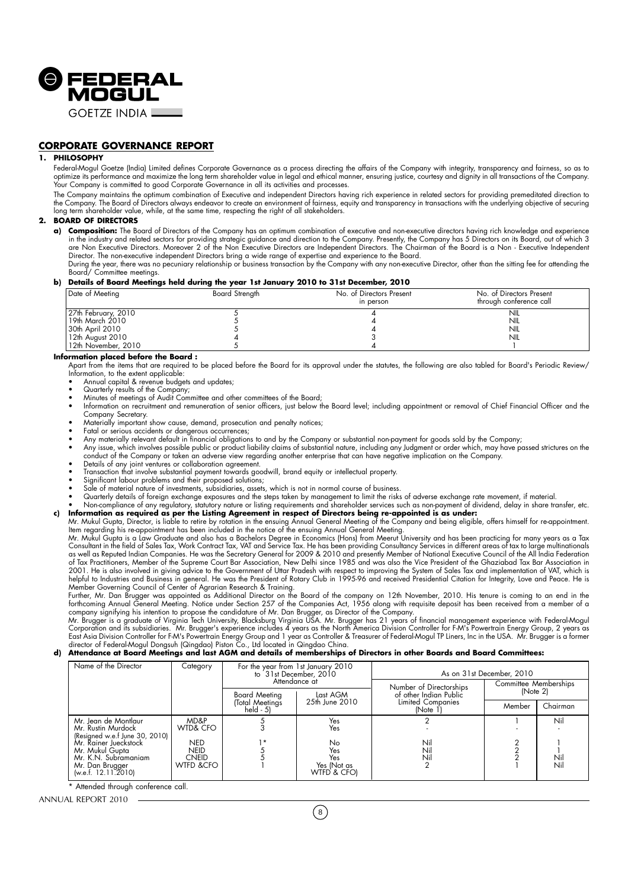# CORPORATE GOVERNANCE REPORT

## 1. PHILOSOPHY

Federal-Mogul Goetze (India) Limited defines Corporate Governance as a process directing the affairs of the Company with integrity, transparency and fairness, so as to optimize its performance and maximize the long term shareholder value in legal and ethical manner, ensuring justice, courtesy and dignity in all transactions of the Company. Your Company is committed to good Corporate Governance in all its activities and processes.

The Company maintains the optimum combination of Executive and independent Directors having rich experience in related sectors for providing premeditated direction to the Company. The Board of Directors always endeavor to create an environment of fairness, equity and transparency in transactions with the underlying objective of securing long term shareholder value, while, at the same time, respecting the right of all stakeholders.

## 2. BOARD OF DIRECTORS

**a) Composition:** The Board of Directors of the Company has an optimum combination of executive and non-executive directors having rich knowledge and experience in the industry and related sectors for providing strategic guidance and direction to the Company. Presently, the Company has 5 Directors on its Board, out of which 3 are Non Executive Directors. Moreover 2 of the Non Executive Directors are Independent Directors. The Chairman of the Board is a Non - Executive Independent Director. The non-executive independent Directors bring a wide range of expertise and experience to the Board.

During the year, there was no pecuniary relationship or business transaction by the Company with any non-executive Director, other than the sitting fee for attending the Board/ Committee meetings.

**b) Details of Board Meetings held during the year 1st January 2010 to 31st December, 2010**

| Date of Meeting | Board Strength | No. of Directors Present in person | No. of Directors Present through conference call |
|---|---|---|---|
| 27th February, 2010 | 5 | 4 | NIL |
| 19th March 2010 | 5 | 4 | NIL |
| 30th April 2010 | 5 | 4 | NIL |
| 12th August 2010 | 4 | 3 | NIL |
| 12th November, 2010 | 5 | 4 | 1 |

**Information placed before the Board :**

Apart from the items that are required to be placed before the Board for its approval under the statutes, the following are also tabled for Board's Periodic Review/ Information, to the extent applicable:

- Annual capital & revenue budgets and updates;
- Quarterly results of the Company;
- Minutes of meetings of Audit Committee and other committees of the Board;
- Information on recruitment and remuneration of senior officers, just below the Board level; including appointment or removal of Chief Financial Officer and the Company Secretary.
- Materially important show cause, demand, prosecution and penalty notices;
- Fatal or serious accidents or dangerous occurrences;
- Any materially relevant default in financial obligations to and by the Company or substantial non-payment for goods sold by the Company;
- Any issue, which involves possible public or product liability claims of substantial nature, including any Judgment or order which, may have passed strictures on the conduct of the Company or taken an adverse view regarding another enterprise that can have negative implication on the Company.
- Details of any joint ventures or collaboration agreement.
- Transaction that involve substantial payment towards goodwill, brand equity or intellectual property.
- Significant labour problems and their proposed solutions;
- Sale of material nature of investments, subsidiaries, assets, which is not in normal course of business.
- Quarterly details of foreign exchange exposures and the steps taken by management to limit the risks of adverse exchange rate movement, if material.
- Non-compliance of any regulatory, statutory nature or listing requirements and shareholder services such as non-payment of dividend, delay in share transfer, etc.

**c) Information as required as per the Listing Agreement in respect of Directors being re-appointed is as under:**

Mr. Mukul Gupta, Director, is liable to retire by rotation in the ensuing Annual General Meeting of the Company and being eligible, offers himself for re-appointment. Item regarding his re-appointment has been included in the notice of the ensuing Annual General Meeting.

Mr. Mukul Gupta is a Law Graduate and also has a Bachelors Degree in Economics (Hons) from Meerut University and has been practicing for many years as a Tax Consultant in the field of Sales Tax, Work Contract Tax, VAT and Service Tax. He has been providing Consultancy Services in different areas of tax to large multinationals as well as Reputed Indian Companies. He was the Secretary General for 2009 & 2010 and presently Member of National Executive Council of the All India Federation of Tax Practitioners, Member of the Supreme Court Bar Association, New Delhi since 1985 and was also the Vice President of the Ghaziabad Tax Bar Association in 2001. He is also involved in giving advice to the Government of Uttar Pradesh with respect to improving the System of Sales Tax and implementation of VAT, which is helpful to Industries and Business in general. He was the President of Rotary Club in 1995-96 and received Presidential Citation for Integrity, Love and Peace. He is Member Governing Council of Center of Agrarian Research & Training.

Further, Mr. Dan Brugger was appointed as Additional Director on the Board of the company on 12th November, 2010. His tenure is coming to an end in the forthcoming Annual General Meeting. Notice under Section 257 of the Companies Act, 1956 along with requisite deposit has been received from a member of a company signifying his intention to propose the candidature of Mr. Dan Brugger, as Director of the Company.

Mr. Brugger is a graduate of Virginia Tech University, Blacksburg Virginia USA. Mr. Brugger has 21 years of financial management experience with Federal-Mogul Corporation and its subsidiaries. Mr. Brugger's experience includes 4 years as the North America Division Controller for F-M's Powertrain Energy Group, 2 years as East Asia Division Controller for F-M's Powertrain Energy Group and 1 year as Controller & Treasurer of Federal-Mogul TP Liners, Inc in the USA. Mr. Brugger is a former director of Federal-Mogul Dongsuh (Qingdao) Piston Co., Ltd located in Qingdao China.

**d) Attendance at Board Meetings and last AGM and details of memberships of Directors in other Boards and Board Committees:**

| Name of the Director | Category | For the year from 1st January 2010 to 31st December, 2010 Attendance at | | As on 31st December, 2010 | | |
|---|---|---|---|---|---|---|
| | | Board Meeting (Total Meetings held - 5) | Last AGM 25th June 2010 | Number of Directorships of other Indian Public Limited Companies (Note 1) | Committee Memberships (Note 2) | |
| | | | | | Member | Chairman |
| Mr. Jean de Montlaur | MD&P | 5 | Yes | 2 | 1 | Nil |
| Mr. Rustin Murdock (Resigned w.e.f June 30, 2010) | WTD& CFO | 3 | Yes | - | - | - |
| Mr. Rainer Jueckstock | NED | 1* | No | Nil | 2 | 1 |
| Mr. Mukul Gupta | NEID | 5 | Yes | Nil | 2 | 1 |
| Mr. K.N. Subramaniam | CNEID | 5 | Yes | Nil | 2 | Nil |
| Mr. Dan Brugger (w.e.f. 12.11.2010) | WTFD &CFO | 1 | Yes (Not as WTFD & CFO) | 2 | 1 | Nil |

\* Attended through conference call.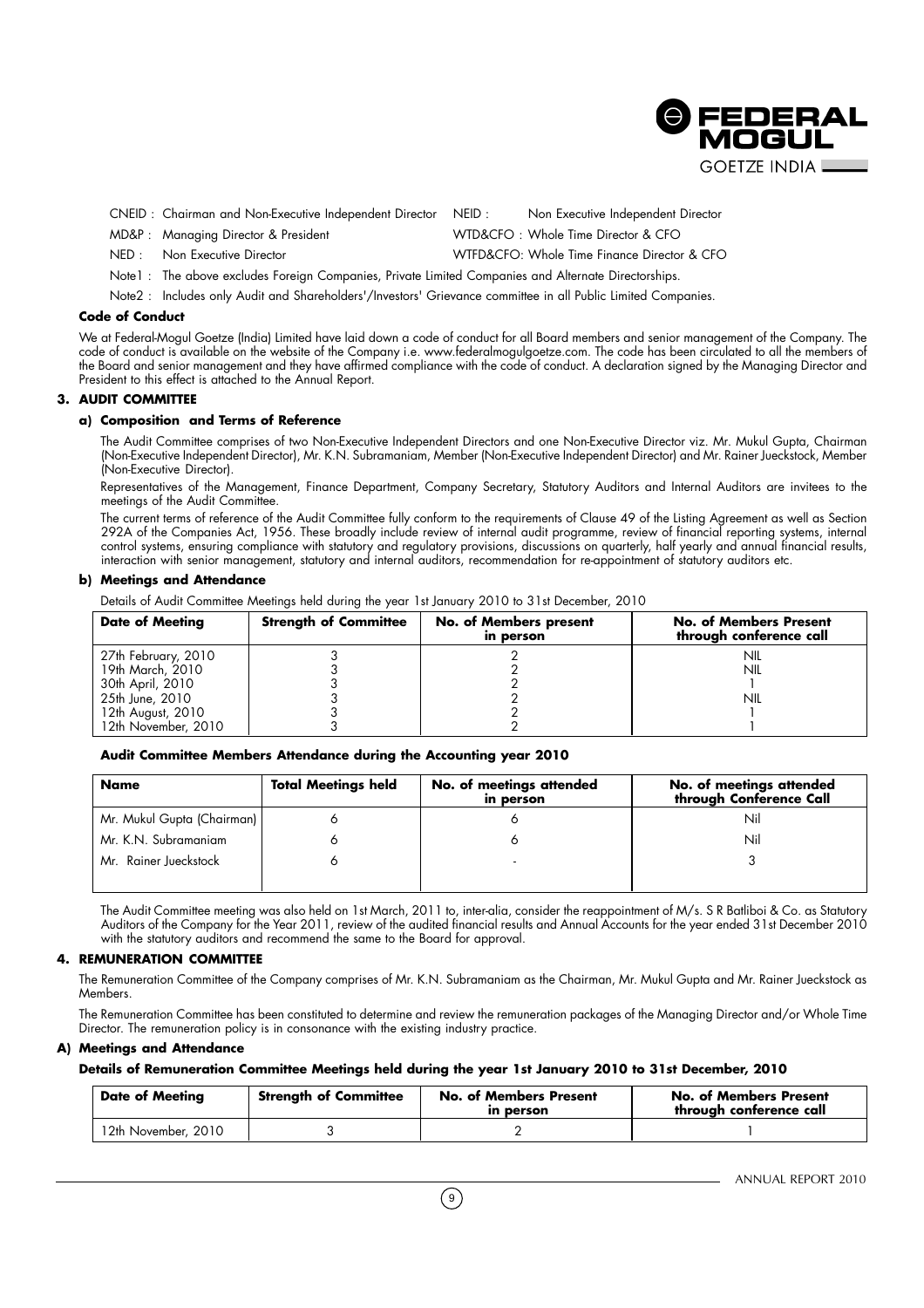CNEID : Chairman and Non-Executive Independent Director  NEID : Non Executive Independent Director

MD&P : Managing Director & President  WTD&CFO : Whole Time Director & CFO

NED : Non Executive Director  WTFD&CFO: Whole Time Finance Director & CFO

Note1 : The above excludes Foreign Companies, Private Limited Companies and Alternate Directorships.

Note2 : Includes only Audit and Shareholders'/Investors' Grievance committee in all Public Limited Companies.

**Code of Conduct**

We at Federal-Mogul Goetze (India) Limited have laid down a code of conduct for all Board members and senior management of the Company. The code of conduct is available on the website of the Company i.e. www.federalmogulgoetze.com. The code has been circulated to all the members of the Board and senior management and they have affirmed compliance with the code of conduct. A declaration signed by the Managing Director and President to this effect is attached to the Annual Report.

## 3. AUDIT COMMITTEE

### a) Composition and Terms of Reference

The Audit Committee comprises of two Non-Executive Independent Directors and one Non-Executive Director viz. Mr. Mukul Gupta, Chairman (Non-Executive Independent Director), Mr. K.N. Subramaniam, Member (Non-Executive Independent Director) and Mr. Rainer Jueckstock, Member (Non-Executive Director).

Representatives of the Management, Finance Department, Company Secretary, Statutory Auditors and Internal Auditors are invitees to the meetings of the Audit Committee.

The current terms of reference of the Audit Committee fully conform to the requirements of Clause 49 of the Listing Agreement as well as Section 292A of the Companies Act, 1956. These broadly include review of internal audit programme, review of financial reporting systems, internal control systems, ensuring compliance with statutory and regulatory provisions, discussions on quarterly, half yearly and annual financial results, interaction with senior management, statutory and internal auditors, recommendation for re-appointment of statutory auditors etc.

### b) Meetings and Attendance

Details of Audit Committee Meetings held during the year 1st January 2010 to 31st December, 2010

| Date of Meeting | Strength of Committee | No. of Members present in person | No. of Members Present through conference call |
|---|---|---|---|
| 27th February, 2010 | 3 | 2 | NIL |
| 19th March, 2010 | 3 | 2 | NIL |
| 30th April, 2010 | 3 | 2 | 1 |
| 25th June, 2010 | 3 | 2 | NIL |
| 12th August, 2010 | 3 | 2 | 1 |
| 12th November, 2010 | 3 | 2 | 1 |

**Audit Committee Members Attendance during the Accounting year 2010**

| Name | Total Meetings held | No. of meetings attended in person | No. of meetings attended through Conference Call |
|---|---|---|---|
| Mr. Mukul Gupta (Chairman) | 6 | 6 | Nil |
| Mr. K.N. Subramaniam | 6 | 6 | Nil |
| Mr. Rainer Jueckstock | 6 | - | 3 |

The Audit Committee meeting was also held on 1st March, 2011 to, inter-alia, consider the reappointment of M/s. S R Batliboi & Co. as Statutory Auditors of the Company for the Year 2011, review of the audited financial results and Annual Accounts for the year ended 31st December 2010 with the statutory auditors and recommend the same to the Board for approval.

## 4. REMUNERATION COMMITTEE

The Remuneration Committee of the Company comprises of Mr. K.N. Subramaniam as the Chairman, Mr. Mukul Gupta and Mr. Rainer Jueckstock as Members.

The Remuneration Committee has been constituted to determine and review the remuneration packages of the Managing Director and/or Whole Time Director. The remuneration policy is in consonance with the existing industry practice.

### A) Meetings and Attendance

**Details of Remuneration Committee Meetings held during the year 1st January 2010 to 31st December, 2010**

| Date of Meeting | Strength of Committee | No. of Members Present in person | No. of Members Present through conference call |
|---|---|---|---|
| 12th November, 2010 | 3 | 2 | 1 |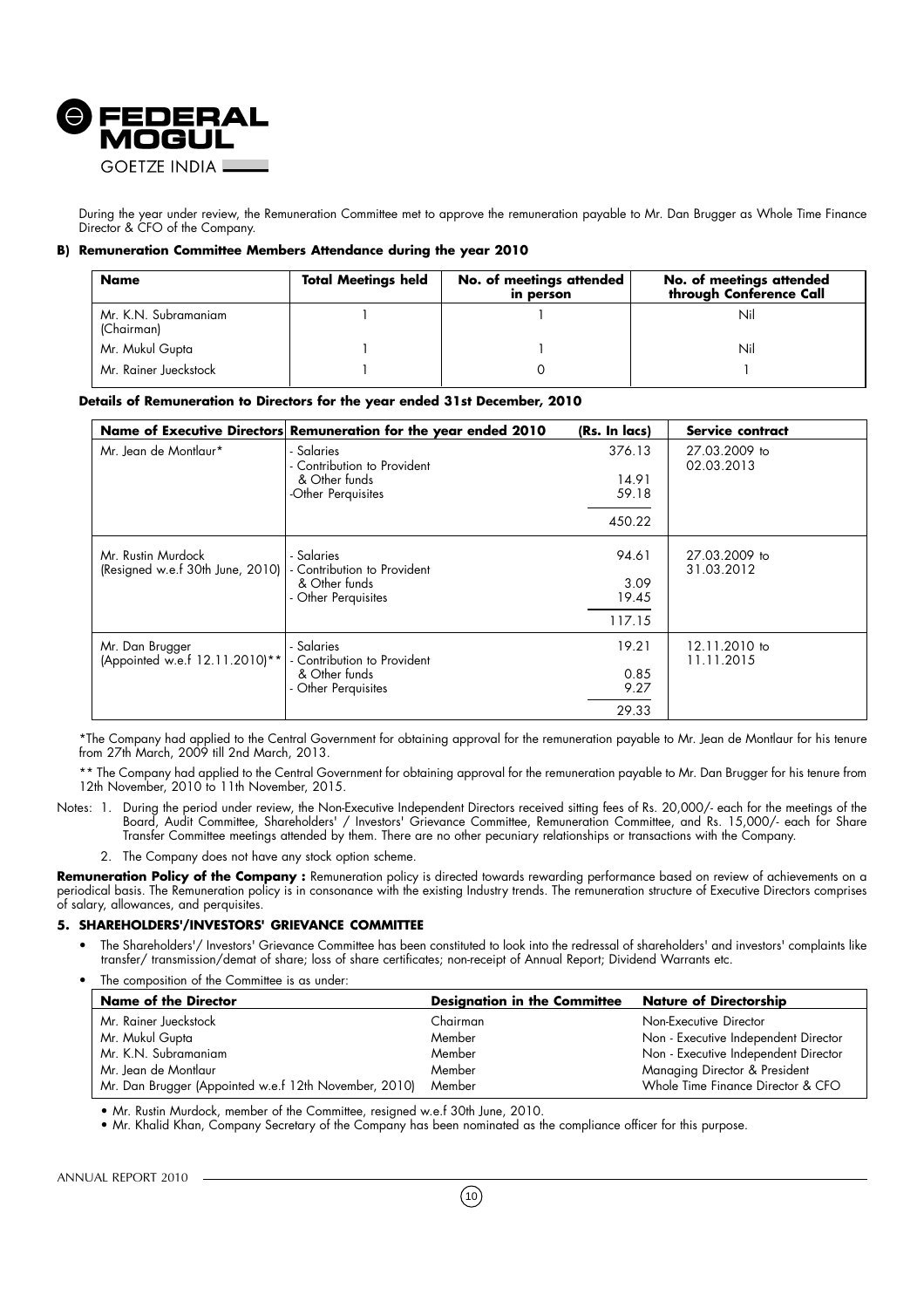During the year under review, the Remuneration Committee met to approve the remuneration payable to Mr. Dan Brugger as Whole Time Finance Director & CFO of the Company.

**B) Remuneration Committee Members Attendance during the year 2010**

| Name | Total Meetings held | No. of meetings attended in person | No. of meetings attended through Conference Call |
|---|---|---|---|
| Mr. K.N. Subramaniam (Chairman) | 1 | 1 | Nil |
| Mr. Mukul Gupta | 1 | 1 | Nil |
| Mr. Rainer Jueckstock | 1 | 0 | 1 |

**Details of Remuneration to Directors for the year ended 31st December, 2010**

| Name of Executive Directors | Remuneration for the year ended 2010 | (Rs. In lacs) | Service contract |
|---|---|---|---|
| Mr. Jean de Montlaur* | - Salaries | 376.13 | 27.03.2009 to 02.03.2013 |
| | - Contribution to Provident & Other funds | 14.91 | |
| | -Other Perquisites | 59.18 | |
| | | 450.22 | |
| Mr. Rustin Murdock (Resigned w.e.f 30th June, 2010) | - Salaries | 94.61 | 27.03.2009 to 31.03.2012 |
| | - Contribution to Provident & Other funds | 3.09 | |
| | - Other Perquisites | 19.45 | |
| | | 117.15 | |
| Mr. Dan Brugger (Appointed w.e.f 12.11.2010)** | - Salaries | 19.21 | 12.11.2010 to 11.11.2015 |
| | - Contribution to Provident & Other funds | 0.85 | |
| | - Other Perquisites | 9.27 | |
| | | 29.33 | |

*The Company had applied to the Central Government for obtaining approval for the remuneration payable to Mr. Jean de Montlaur for his tenure from 27th March, 2009 till 2nd March, 2013.

** The Company had applied to the Central Government for obtaining approval for the remuneration payable to Mr. Dan Brugger for his tenure from 12th November, 2010 to 11th November, 2015.

Notes:
1. During the period under review, the Non-Executive Independent Directors received sitting fees of Rs. 20,000/- each for the meetings of the Board, Audit Committee, Shareholders' / Investors' Grievance Committee, Remuneration Committee, and Rs. 15,000/- each for Share Transfer Committee meetings attended by them. There are no other pecuniary relationships or transactions with the Company.
2. The Company does not have any stock option scheme.

**Remuneration Policy of the Company :** Remuneration policy is directed towards rewarding performance based on review of achievements on a periodical basis. The Remuneration policy is in consonance with the existing Industry trends. The remuneration structure of Executive Directors comprises of salary, allowances, and perquisites.

## 5. SHAREHOLDERS'/INVESTORS' GRIEVANCE COMMITTEE

- The Shareholders'/ Investors' Grievance Committee has been constituted to look into the redressal of shareholders' and investors' complaints like transfer/ transmission/demat of share; loss of share certificates; non-receipt of Annual Report; Dividend Warrants etc.
- The composition of the Committee is as under:

| Name of the Director | Designation in the Committee | Nature of Directorship |
|---|---|---|
| Mr. Rainer Jueckstock | Chairman | Non-Executive Director |
| Mr. Mukul Gupta | Member | Non - Executive Independent Director |
| Mr. K.N. Subramaniam | Member | Non - Executive Independent Director |
| Mr. Jean de Montlaur | Member | Managing Director & President |
| Mr. Dan Brugger (Appointed w.e.f 12th November, 2010) | Member | Whole Time Finance Director & CFO |

- Mr. Rustin Murdock, member of the Committee, resigned w.e.f 30th June, 2010.
- Mr. Khalid Khan, Company Secretary of the Company has been nominated as the compliance officer for this purpose.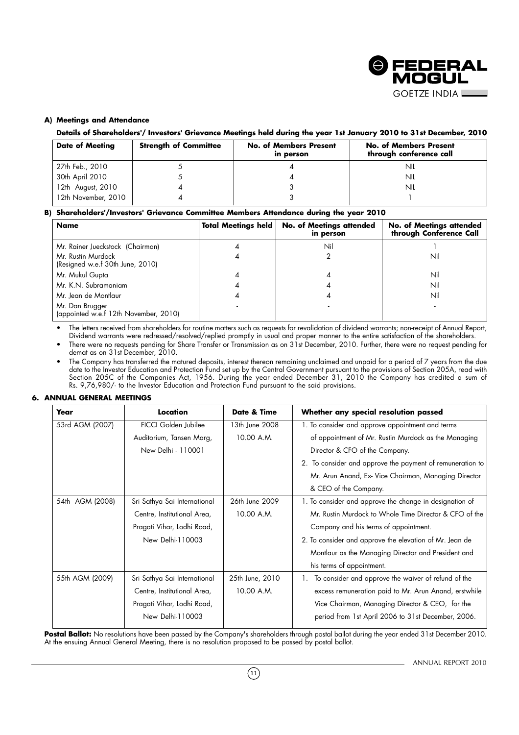**A) Meetings and Attendance**

**Details of Shareholders'/ Investors' Grievance Meetings held during the year 1st January 2010 to 31st December, 2010**

| Date of Meeting | Strength of Committee | No. of Members Present in person | No. of Members Present through conference call |
|---|---|---|---|
| 27th Feb., 2010 | 5 | 4 | NIL |
| 30th April 2010 | 5 | 4 | NIL |
| 12th August, 2010 | 4 | 3 | NIL |
| 12th November, 2010 | 4 | 3 | 1 |

**B) Shareholders'/Investors' Grievance Committee Members Attendance during the year 2010**

| Name | Total Meetings held | No. of Meetings attended in person | No. of Meetings attended through Conference Call |
|---|---|---|---|
| Mr. Rainer Jueckstock (Chairman) | 4 | Nil | 1 |
| Mr. Rustin Murdock (Resigned w.e.f 30th June, 2010) | 4 | 2 | Nil |
| Mr. Mukul Gupta | 4 | 4 | Nil |
| Mr. K.N. Subramaniam | 4 | 4 | Nil |
| Mr. Jean de Montlaur | 4 | 4 | Nil |
| Mr. Dan Brugger (appointed w.e.f 12th November, 2010) | - | - | - |

- The letters received from shareholders for routine matters such as requests for revalidation of dividend warrants; non-receipt of Annual Report, Dividend warrants were redressed/resolved/replied promptly in usual and proper manner to the entire satisfaction of the shareholders.
- There were no requests pending for Share Transfer or Transmission as on 31st December, 2010. Further, there were no request pending for demat as on 31st December, 2010.
- The Company has transferred the matured deposits, interest thereon remaining unclaimed and unpaid for a period of 7 years from the due date to the Investor Education and Protection Fund set up by the Central Government pursuant to the provisions of Section 205A, read with Section 205C of the Companies Act, 1956. During the year ended December 31, 2010 the Company has credited a sum of Rs. 9,76,980/- to the Investor Education and Protection Fund pursuant to the said provisions.

**6. ANNUAL GENERAL MEETINGS**

| Year | Location | Date & Time | Whether any special resolution passed |
|---|---|---|---|
| 53rd AGM (2007) | FICCI Golden Jubilee Auditorium, Tansen Marg, New Delhi - 110001 | 13th June 2008 10.00 A.M. | 1. To consider and approve appointment and terms of appointment of Mr. Rustin Murdock as the Managing Director & CFO of the Company. 2. To consider and approve the payment of remuneration to Mr. Arun Anand, Ex- Vice Chairman, Managing Director & CEO of the Company. |
| 54th AGM (2008) | Sri Sathya Sai International Centre, Institutional Area, Pragati Vihar, Lodhi Road, New Delhi-110003 | 26th June 2009 10.00 A.M. | 1. To consider and approve the change in designation of Mr. Rustin Murdock to Whole Time Director & CFO of the Company and his terms of appointment. 2. To consider and approve the elevation of Mr. Jean de Montlaur as the Managing Director and President and his terms of appointment. |
| 55th AGM (2009) | Sri Sathya Sai International Centre, Institutional Area, Pragati Vihar, Lodhi Road, New Delhi-110003 | 25th June, 2010 10.00 A.M. | 1. To consider and approve the waiver of refund of the excess remuneration paid to Mr. Arun Anand, erstwhile Vice Chairman, Managing Director & CEO, for the period from 1st April 2006 to 31st December, 2006. |

**Postal Ballot:** No resolutions have been passed by the Company's shareholders through postal ballot during the year ended 31st December 2010. At the ensuing Annual General Meeting, there is no resolution proposed to be passed by postal ballot.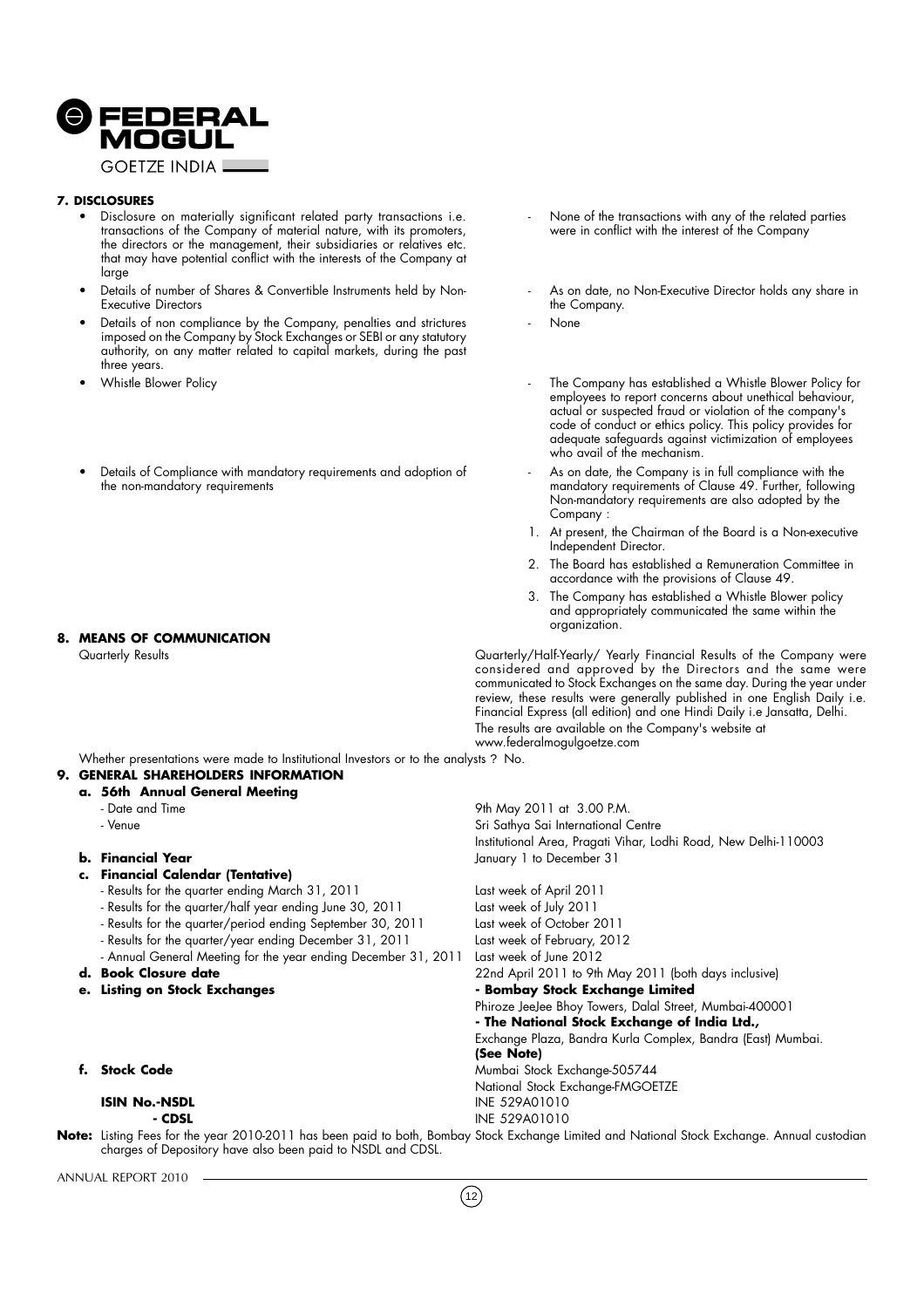### 7. DISCLOSURES

| | |
|---|---|
| • Disclosure on materially significant related party transactions i.e. transactions of the Company of material nature, with its promoters, the directors or the management, their subsidiaries or relatives etc. that may have potential conflict with the interests of the Company at large | - None of the transactions with any of the related parties were in conflict with the interest of the Company |
| • Details of number of Shares & Convertible Instruments held by Non-Executive Directors | - As on date, no Non-Executive Director holds any share in the Company. |
| • Details of non compliance by the Company, penalties and strictures imposed on the Company by Stock Exchanges or SEBI or any statutory authority, on any matter related to capital markets, during the past three years. | - None |
| • Whistle Blower Policy | - The Company has established a Whistle Blower Policy for employees to report concerns about unethical behaviour, actual or suspected fraud or violation of the company's code of conduct or ethics policy. This policy provides for adequate safeguards against victimization of employees who avail of the mechanism. |
| • Details of Compliance with mandatory requirements and adoption of the non-mandatory requirements | - As on date, the Company is in full compliance with the mandatory requirements of Clause 49. Further, following Non-mandatory requirements are also adopted by the Company :<br>1. At present, the Chairman of the Board is a Non-executive Independent Director.<br>2. The Board has established a Remuneration Committee in accordance with the provisions of Clause 49.<br>3. The Company has established a Whistle Blower policy and appropriately communicated the same within the organization. |

### 8. MEANS OF COMMUNICATION

| | |
|---|---|
| Quarterly Results | Quarterly/Half-Yearly/ Yearly Financial Results of the Company were considered and approved by the Directors and the same were communicated to Stock Exchanges on the same day. During the year under review, these results were generally published in one English Daily i.e. Financial Express (all edition) and one Hindi Daily i.e Jansatta, Delhi.<br>The results are available on the Company's website at www.federalmogulgoetze.com |

Whether presentations were made to Institutional Investors or to the analysts ? No.

### 9. GENERAL SHAREHOLDERS INFORMATION

| | |
|---|---|
| **a. 56th Annual General Meeting** | |
| - Date and Time | 9th May 2011 at 3.00 P.M. |
| - Venue | Sri Sathya Sai International Centre<br>Institutional Area, Pragati Vihar, Lodhi Road, New Delhi-110003 |
| **b. Financial Year** | January 1 to December 31 |
| **c. Financial Calendar (Tentative)** | |
| - Results for the quarter ending March 31, 2011 | Last week of April 2011 |
| - Results for the quarter/half year ending June 30, 2011 | Last week of July 2011 |
| - Results for the quarter/period ending September 30, 2011 | Last week of October 2011 |
| - Results for the quarter/year ending December 31, 2011 | Last week of February, 2012 |
| - Annual General Meeting for the year ending December 31, 2011 | Last week of June 2012 |
| **d. Book Closure date** | 22nd April 2011 to 9th May 2011 (both days inclusive) |
| **e. Listing on Stock Exchanges** | **- Bombay Stock Exchange Limited**<br>Phiroze JeeJee Bhoy Towers, Dalal Street, Mumbai-400001<br>**- The National Stock Exchange of India Ltd.,**<br>Exchange Plaza, Bandra Kurla Complex, Bandra (East) Mumbai.<br>**(See Note)** |
| **f. Stock Code** | Mumbai Stock Exchange-505744<br>National Stock Exchange-FMGOETZE |
| **ISIN No.-NSDL** | INE 529A01010 |
| **- CDSL** | INE 529A01010 |

**Note:** Listing Fees for the year 2010-2011 has been paid to both, Bombay Stock Exchange Limited and National Stock Exchange. Annual custodian charges of Depository have also been paid to NSDL and CDSL.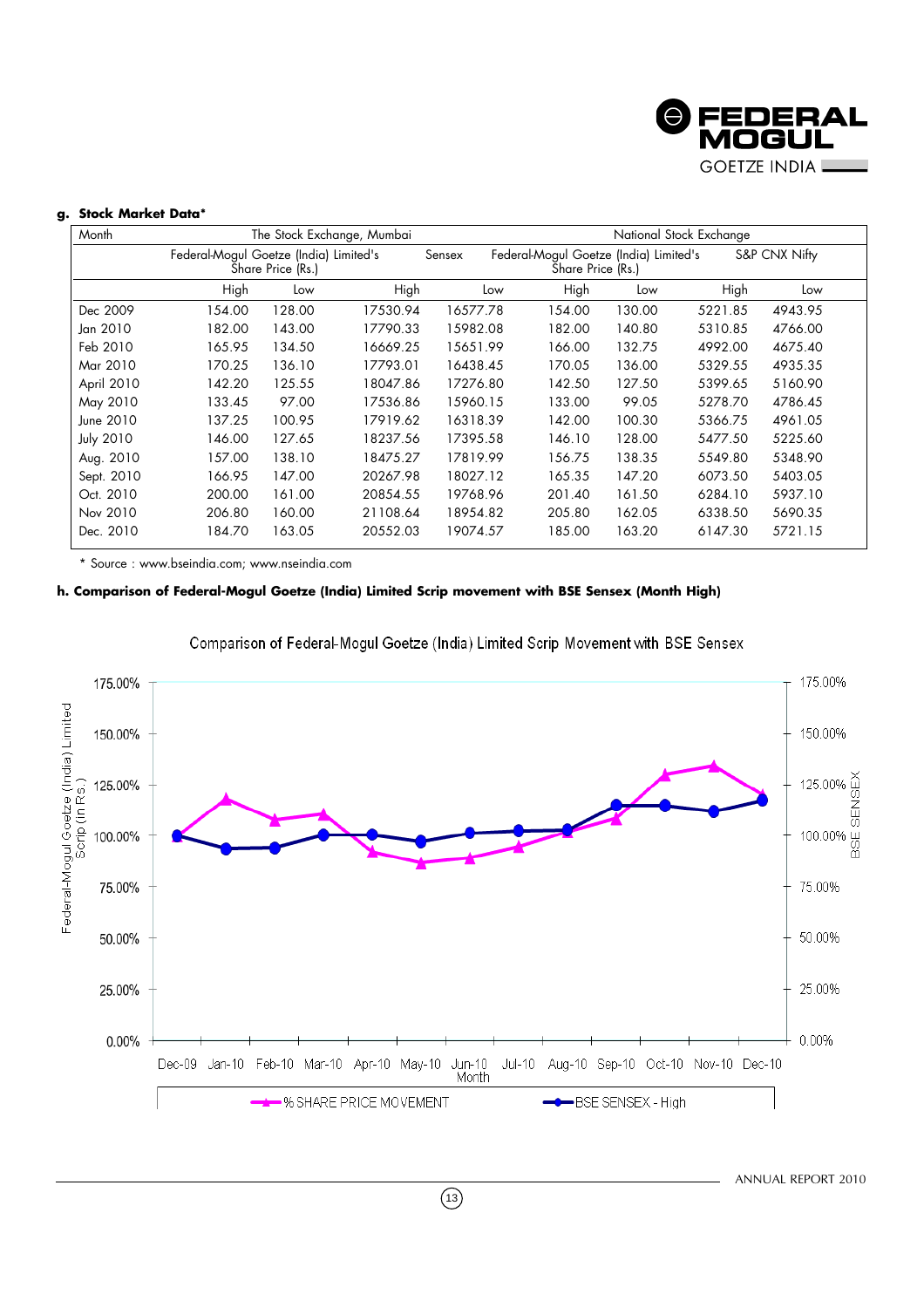**g. Stock Market Data***

| Month | The Stock Exchange, Mumbai | | | | National Stock Exchange | | | |
|---|---|---|---|---|---|---|---|---|
| | Federal-Mogul Goetze (India) Limited's Share Price (Rs.) | | Sensex | | Federal-Mogul Goetze (India) Limited's Share Price (Rs.) | | S&P CNX Nifty | |
| | High | Low | High | Low | High | Low | High | Low |
| Dec 2009 | 154.00 | 128.00 | 17530.94 | 16577.78 | 154.00 | 130.00 | 5221.85 | 4943.95 |
| Jan 2010 | 182.00 | 143.00 | 17790.33 | 15982.08 | 182.00 | 140.80 | 5310.85 | 4766.00 |
| Feb 2010 | 165.95 | 134.50 | 16669.25 | 15651.99 | 166.00 | 132.75 | 4992.00 | 4675.40 |
| Mar 2010 | 170.25 | 136.10 | 17793.01 | 16438.45 | 170.05 | 136.00 | 5329.55 | 4935.35 |
| April 2010 | 142.20 | 125.55 | 18047.86 | 17276.80 | 142.50 | 127.50 | 5399.65 | 5160.90 |
| May 2010 | 133.45 | 97.00 | 17536.86 | 15960.15 | 133.00 | 99.05 | 5278.70 | 4786.45 |
| June 2010 | 137.25 | 100.95 | 17919.62 | 16318.39 | 142.00 | 100.30 | 5366.75 | 4961.05 |
| July 2010 | 146.00 | 127.65 | 18237.56 | 17395.58 | 146.10 | 128.00 | 5477.50 | 5225.60 |
| Aug. 2010 | 157.00 | 138.10 | 18475.27 | 17819.99 | 156.75 | 138.35 | 5549.80 | 5348.90 |
| Sept. 2010 | 166.95 | 147.00 | 20267.98 | 18027.12 | 165.35 | 147.20 | 6073.50 | 5403.05 |
| Oct. 2010 | 200.00 | 161.00 | 20854.55 | 19768.96 | 201.40 | 161.50 | 6284.10 | 5937.10 |
| Nov 2010 | 206.80 | 160.00 | 21108.64 | 18954.82 | 205.80 | 162.05 | 6338.50 | 5690.35 |
| Dec. 2010 | 184.70 | 163.05 | 20552.03 | 19074.57 | 185.00 | 163.20 | 6147.30 | 5721.15 |

* Source : www.bseindia.com; www.nseindia.com

**h. Comparison of Federal-Mogul Goetze (India) Limited Scrip movement with BSE Sensex (Month High)**

Comparison of Federal-Mogul Goetze (India) Limited Scrip Movement with BSE Sensex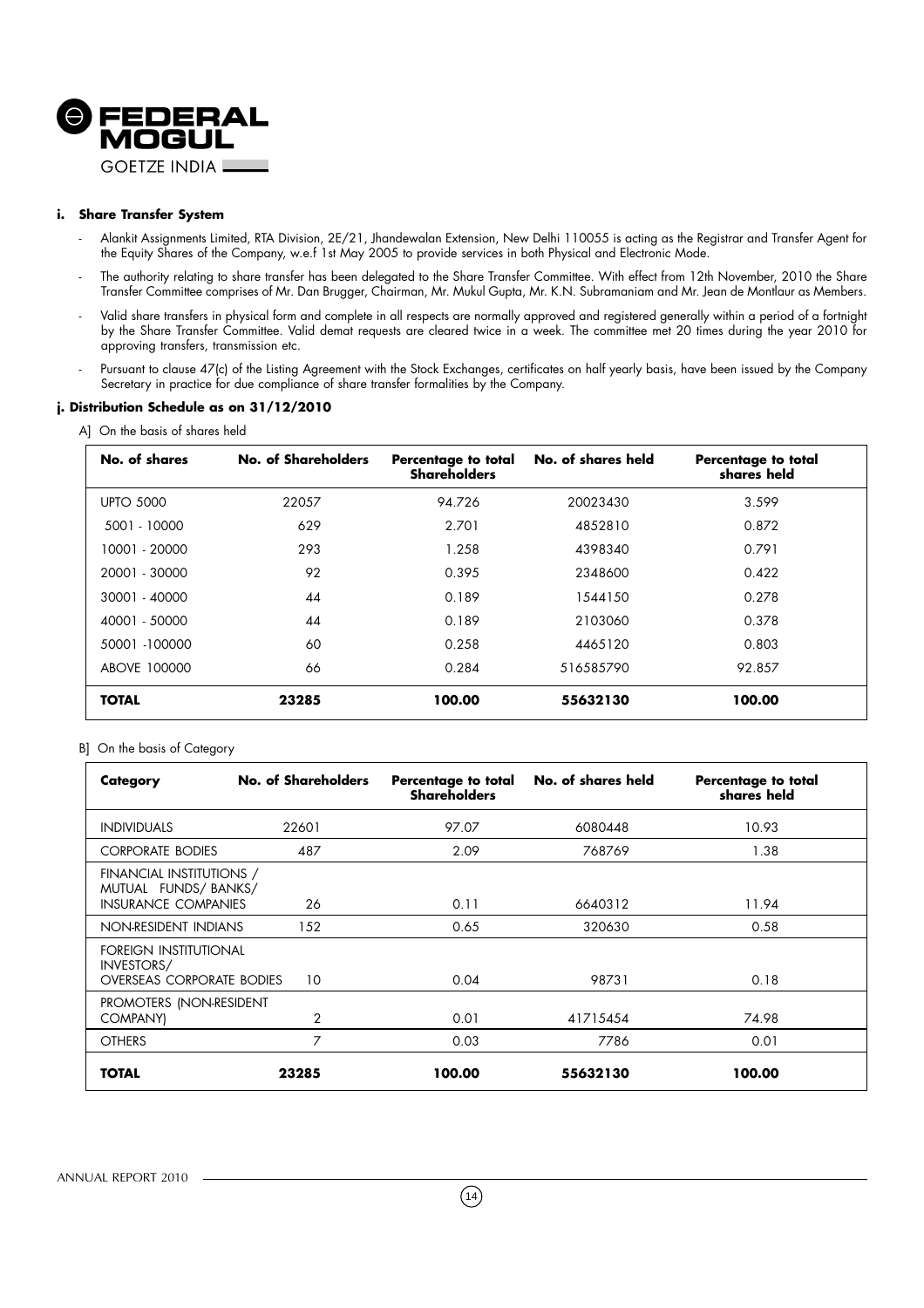### i. Share Transfer System

- Alankit Assignments Limited, RTA Division, 2E/21, Jhandewalan Extension, New Delhi 110055 is acting as the Registrar and Transfer Agent for the Equity Shares of the Company, w.e.f 1st May 2005 to provide services in both Physical and Electronic Mode.
- The authority relating to share transfer has been delegated to the Share Transfer Committee. With effect from 12th November, 2010 the Share Transfer Committee comprises of Mr. Dan Brugger, Chairman, Mr. Mukul Gupta, Mr. K.N. Subramaniam and Mr. Jean de Montlaur as Members.
- Valid share transfers in physical form and complete in all respects are normally approved and registered generally within a period of a fortnight by the Share Transfer Committee. Valid demat requests are cleared twice in a week. The committee met 20 times during the year 2010 for approving transfers, transmission etc.
- Pursuant to clause 47(c) of the Listing Agreement with the Stock Exchanges, certificates on half yearly basis, have been issued by the Company Secretary in practice for due compliance of share transfer formalities by the Company.

### j. Distribution Schedule as on 31/12/2010

A] On the basis of shares held

| No. of shares | No. of Shareholders | Percentage to total Shareholders | No. of shares held | Percentage to total shares held |
|---|---|---|---|---|
| UPTO 5000 | 22057 | 94.726 | 20023430 | 3.599 |
| 5001 - 10000 | 629 | 2.701 | 4852810 | 0.872 |
| 10001 - 20000 | 293 | 1.258 | 4398340 | 0.791 |
| 20001 - 30000 | 92 | 0.395 | 2348600 | 0.422 |
| 30001 - 40000 | 44 | 0.189 | 1544150 | 0.278 |
| 40001 - 50000 | 44 | 0.189 | 2103060 | 0.378 |
| 50001 -100000 | 60 | 0.258 | 4465120 | 0.803 |
| ABOVE 100000 | 66 | 0.284 | 516585790 | 92.857 |
| **TOTAL** | **23285** | **100.00** | **55632130** | **100.00** |

B] On the basis of Category

| Category | No. of Shareholders | Percentage to total Shareholders | No. of shares held | Percentage to total shares held |
|---|---|---|---|---|
| INDIVIDUALS | 22601 | 97.07 | 6080448 | 10.93 |
| CORPORATE BODIES | 487 | 2.09 | 768769 | 1.38 |
| FINANCIAL INSTITUTIONS / MUTUAL FUNDS/ BANKS/ INSURANCE COMPANIES | 26 | 0.11 | 6640312 | 11.94 |
| NON-RESIDENT INDIANS | 152 | 0.65 | 320630 | 0.58 |
| FOREIGN INSTITUTIONAL INVESTORS/ OVERSEAS CORPORATE BODIES | 10 | 0.04 | 98731 | 0.18 |
| PROMOTERS (NON-RESIDENT COMPANY) | 2 | 0.01 | 41715454 | 74.98 |
| OTHERS | 7 | 0.03 | 7786 | 0.01 |
| **TOTAL** | **23285** | **100.00** | **55632130** | **100.00** |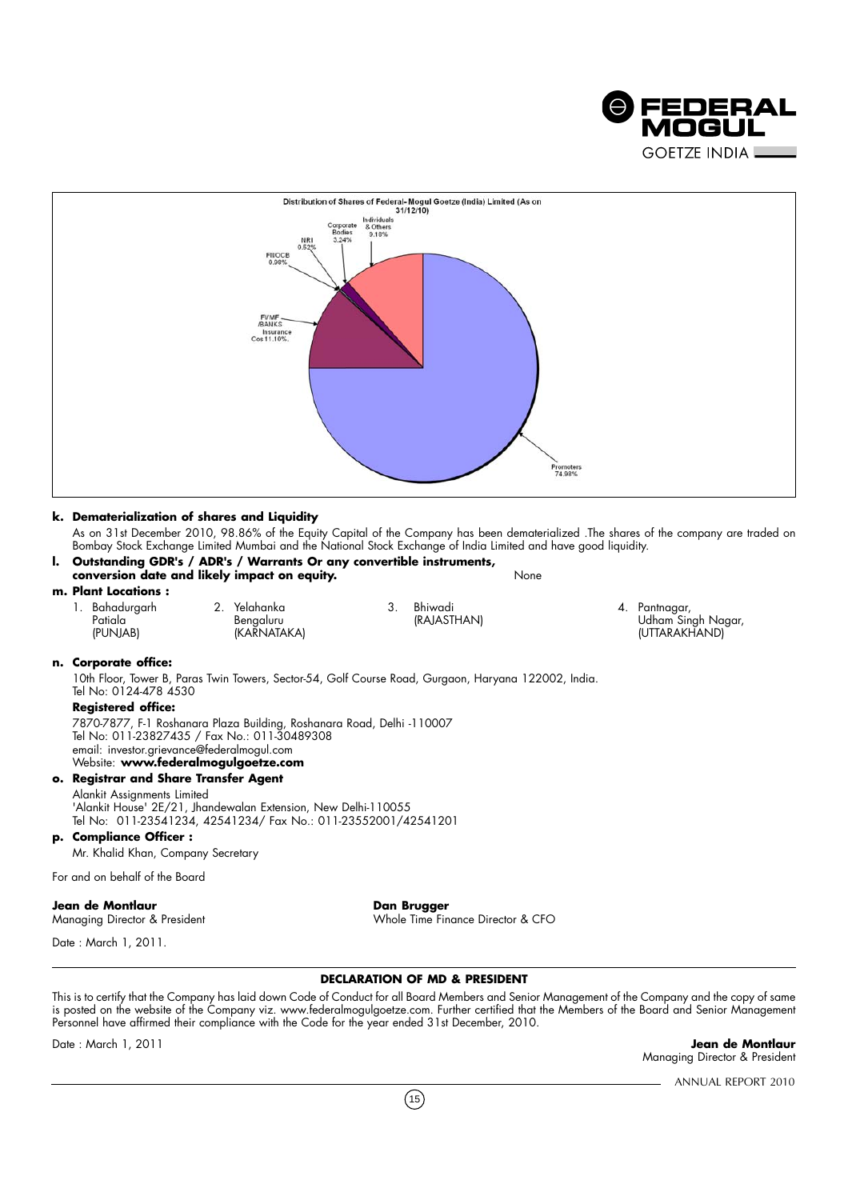Distribution of Shares of Federal-Mogul Goetze (India) Limited (As on 31/12/10)

- Promoters 74.98%
- FI/MF/BANKS Insurance Cos 11.10%
- Individuals & Others 9.18%
- Corporate Bodies 3.24%
- FII/OCB 0.98%
- NRI 0.52%

**k. Dematerialization of shares and Liquidity**

As on 31st December 2010, 98.86% of the Equity Capital of the Company has been dematerialized .The shares of the company are traded on Bombay Stock Exchange Limited Mumbai and the National Stock Exchange of India Limited and have good liquidity.

**l. Outstanding GDR's / ADR's / Warrants Or any convertible instruments, conversion date and likely impact on equity.** None

**m. Plant Locations :**

1. Bahadurgarh Patiala (PUNJAB)
2. Yelahanka Bengaluru (KARNATAKA)
3. Bhiwadi (RAJASTHAN)
4. Pantnagar, Udham Singh Nagar, (UTTARAKHAND)

**n. Corporate office:**

10th Floor, Tower B, Paras Twin Towers, Sector-54, Golf Course Road, Gurgaon, Haryana 122002, India.
Tel No: 0124-478 4530

**Registered office:**

7870-7877, F-1 Roshanara Plaza Building, Roshanara Road, Delhi -110007
Tel No: 011-23827435 / Fax No.: 011-30489308
email: investor.grievance@federalmogul.com
Website: **www.federalmogulgoetze.com**

**o. Registrar and Share Transfer Agent**

Alankit Assignments Limited
'Alankit House' 2E/21, Jhandewalan Extension, New Delhi-110055
Tel No: 011-23541234, 42541234/ Fax No.: 011-23552001/42541201

**p. Compliance Officer :**

Mr. Khalid Khan, Company Secretary

For and on behalf of the Board

**Jean de Montlaur**
Managing Director & President

**Dan Brugger**
Whole Time Finance Director & CFO

Date : March 1, 2011.

## DECLARATION OF MD & PRESIDENT

This is to certify that the Company has laid down Code of Conduct for all Board Members and Senior Management of the Company and the copy of same is posted on the website of the Company viz. www.federalmogulgoetze.com. Further certified that the Members of the Board and Senior Management Personnel have affirmed their compliance with the Code for the year ended 31st December, 2010.

Date : March 1, 2011

**Jean de Montlaur**
Managing Director & President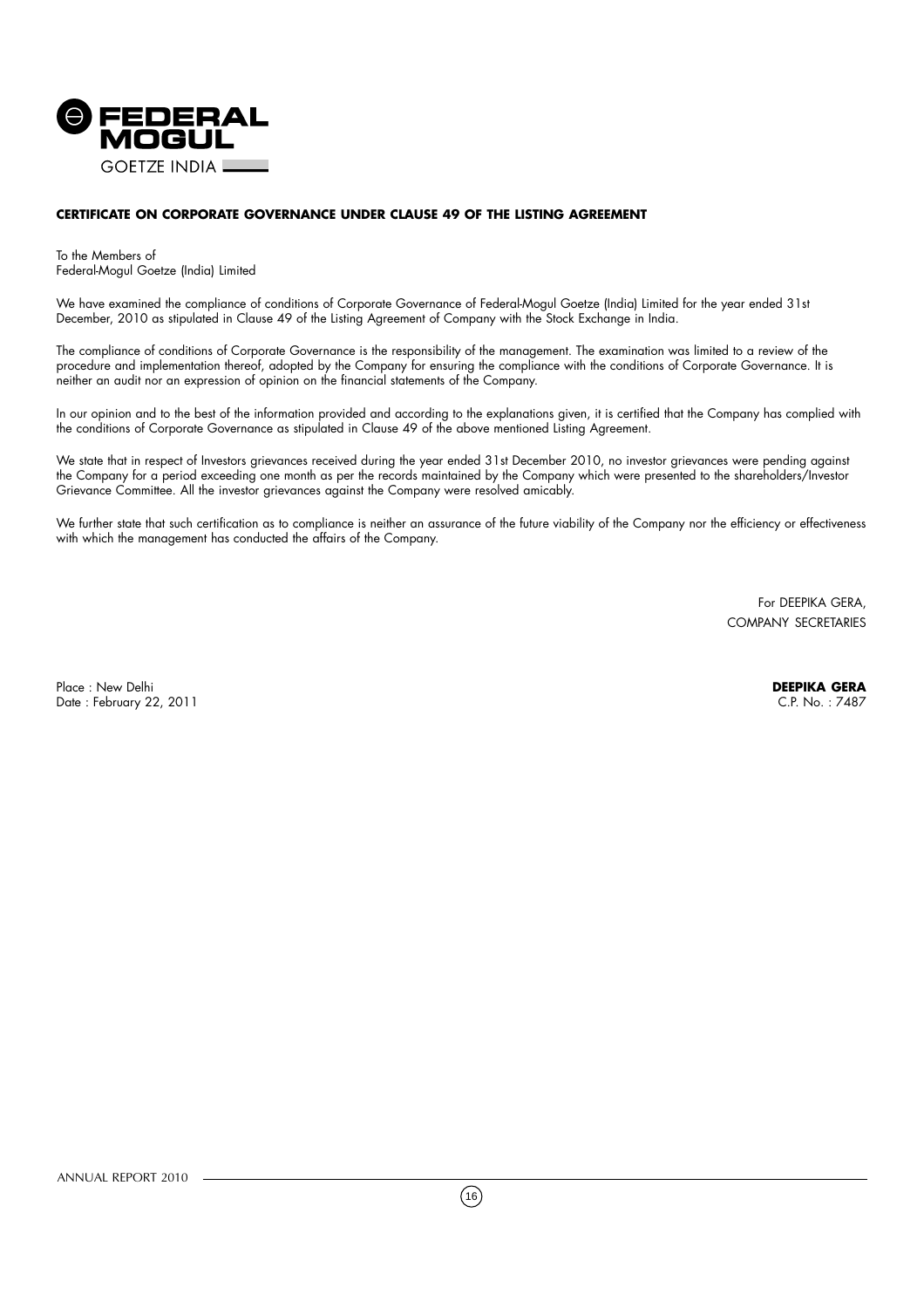**CERTIFICATE ON CORPORATE GOVERNANCE UNDER CLAUSE 49 OF THE LISTING AGREEMENT**

To the Members of
Federal-Mogul Goetze (India) Limited

We have examined the compliance of conditions of Corporate Governance of Federal-Mogul Goetze (India) Limited for the year ended 31st December, 2010 as stipulated in Clause 49 of the Listing Agreement of Company with the Stock Exchange in India.

The compliance of conditions of Corporate Governance is the responsibility of the management. The examination was limited to a review of the procedure and implementation thereof, adopted by the Company for ensuring the compliance with the conditions of Corporate Governance. It is neither an audit nor an expression of opinion on the financial statements of the Company.

In our opinion and to the best of the information provided and according to the explanations given, it is certified that the Company has complied with the conditions of Corporate Governance as stipulated in Clause 49 of the above mentioned Listing Agreement.

We state that in respect of Investors grievances received during the year ended 31st December 2010, no investor grievances were pending against the Company for a period exceeding one month as per the records maintained by the Company which were presented to the shareholders/Investor Grievance Committee. All the investor grievances against the Company were resolved amicably.

We further state that such certification as to compliance is neither an assurance of the future viability of the Company nor the efficiency or effectiveness with which the management has conducted the affairs of the Company.

For DEEPIKA GERA,
COMPANY SECRETARIES

Place : New Delhi
Date : February 22, 2011

**DEEPIKA GERA**
C.P. No. : 7487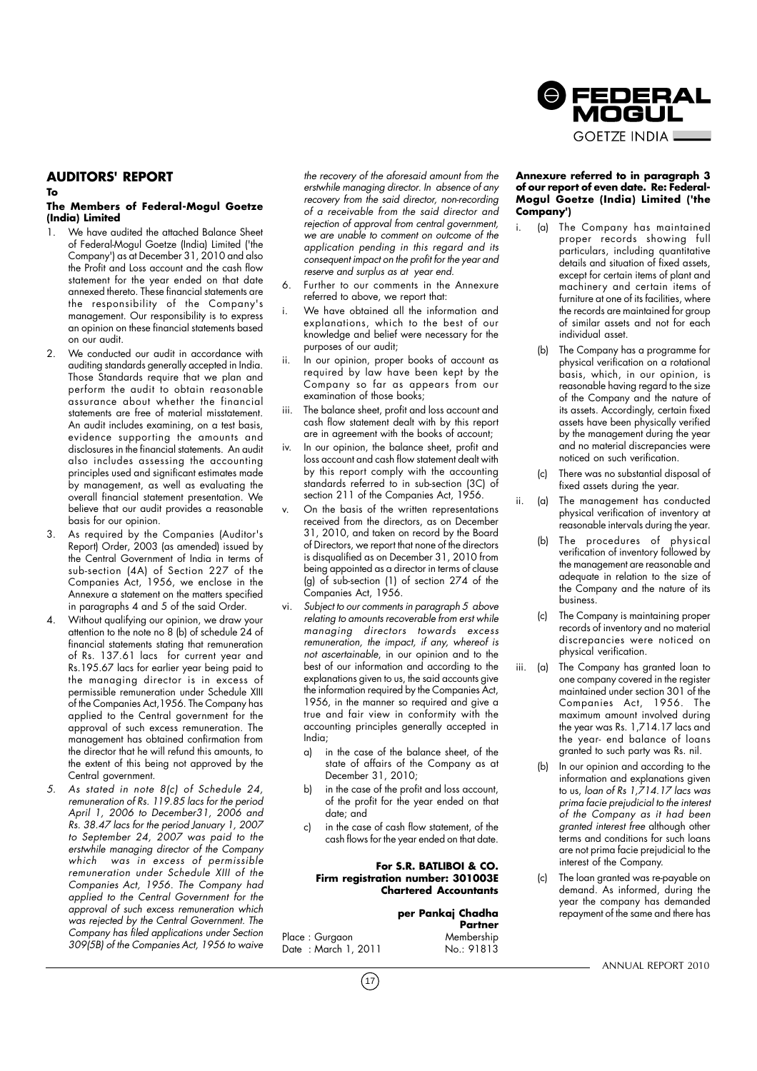## AUDITORS' REPORT

**To**

**The Members of Federal-Mogul Goetze (India) Limited**

1. We have audited the attached Balance Sheet of Federal-Mogul Goetze (India) Limited ('the Company') as at December 31, 2010 and also the Profit and Loss account and the cash flow statement for the year ended on that date annexed thereto. These financial statements are the responsibility of the Company's management. Our responsibility is to express an opinion on these financial statements based on our audit.

2. We conducted our audit in accordance with auditing standards generally accepted in India. Those Standards require that we plan and perform the audit to obtain reasonable assurance about whether the financial statements are free of material misstatement. An audit includes examining, on a test basis, evidence supporting the amounts and disclosures in the financial statements. An audit also includes assessing the accounting principles used and significant estimates made by management, as well as evaluating the overall financial statement presentation. We believe that our audit provides a reasonable basis for our opinion.

3. As required by the Companies (Auditor's Report) Order, 2003 (as amended) issued by the Central Government of India in terms of sub-section (4A) of Section 227 of the Companies Act, 1956, we enclose in the Annexure a statement on the matters specified in paragraphs 4 and 5 of the said Order.

4. Without qualifying our opinion, we draw your attention to the note no 8 (b) of schedule 24 of financial statements stating that remuneration of Rs. 137.61 lacs for current year and Rs.195.67 lacs for earlier year being paid to the managing director is in excess of permissible remuneration under Schedule XIII of the Companies Act,1956. The Company has applied to the Central government for the approval of such excess remuneration. The management has obtained confirmation from the director that he will refund this amounts, to the extent of this being not approved by the Central government.

5. *As stated in note 8(c) of Schedule 24, remuneration of Rs. 119.85 lacs for the period April 1, 2006 to December31, 2006 and Rs. 38.47 lacs for the period January 1, 2007 to September 24, 2007 was paid to the erstwhile managing director of the Company which was in excess of permissible remuneration under Schedule XIII of the Companies Act, 1956. The Company had applied to the Central Government for the approval of such excess remuneration which was rejected by the Central Government. The Company has filed applications under Section 309(5B) of the Companies Act, 1956 to waive the recovery of the aforesaid amount from the erstwhile managing director. In absence of any recovery from the said director, non-recording of a receivable from the said director and rejection of approval from central government, we are unable to comment on outcome of the application pending in this regard and its consequent impact on the profit for the year and reserve and surplus as at year end.*

6. Further to our comments in the Annexure referred to above, we report that:

   i. We have obtained all the information and explanations, which to the best of our knowledge and belief were necessary for the purposes of our audit;

   ii. In our opinion, proper books of account as required by law have been kept by the Company so far as appears from our examination of those books;

   iii. The balance sheet, profit and loss account and cash flow statement dealt with by this report are in agreement with the books of account;

   iv. In our opinion, the balance sheet, profit and loss account and cash flow statement dealt with by this report comply with the accounting standards referred to in sub-section (3C) of section 211 of the Companies Act, 1956.

   v. On the basis of the written representations received from the directors, as on December 31, 2010, and taken on record by the Board of Directors, we report that none of the directors is disqualified as on December 31, 2010 from being appointed as a director in terms of clause (g) of sub-section (1) of section 274 of the Companies Act, 1956.

   vi. *Subject to our comments in paragraph 5 above relating to amounts recoverable from erst while managing directors towards excess remuneration, the impact, if any, whereof is not ascertainable*, in our opinion and to the best of our information and according to the explanations given to us, the said accounts give the information required by the Companies Act, 1956, in the manner so required and give a true and fair view in conformity with the accounting principles generally accepted in India;

      a) in the case of the balance sheet, of the state of affairs of the Company as at December 31, 2010;

      b) in the case of the profit and loss account, of the profit for the year ended on that date; and

      c) in the case of cash flow statement, of the cash flows for the year ended on that date.

**For S.R. BATLIBOI & CO.**
**Firm registration number: 301003E**
**Chartered Accountants**

**per Pankaj Chadha**
**Partner**
Membership No.: 91813

Place : Gurgaon
Date : March 1, 2011

**Annexure referred to in paragraph 3 of our report of even date. Re: Federal-Mogul Goetze (India) Limited ('the Company')**

i. (a) The Company has maintained proper records showing full particulars, including quantitative details and situation of fixed assets, except for certain items of plant and machinery and certain items of furniture at one of its facilities, where the records are maintained for group of similar assets and not for each individual asset.

   (b) The Company has a programme for physical verification on a rotational basis, which, in our opinion, is reasonable having regard to the size of the Company and the nature of its assets. Accordingly, certain fixed assets have been physically verified by the management during the year and no material discrepancies were noticed on such verification.

   (c) There was no substantial disposal of fixed assets during the year.

ii. (a) The management has conducted physical verification of inventory at reasonable intervals during the year.

   (b) The procedures of physical verification of inventory followed by the management are reasonable and adequate in relation to the size of the Company and the nature of its business.

   (c) The Company is maintaining proper records of inventory and no material discrepancies were noticed on physical verification.

iii. (a) The Company has granted loan to one company covered in the register maintained under section 301 of the Companies Act, 1956. The maximum amount involved during the year was Rs. 1,714.17 lacs and the year- end balance of loans granted to such party was Rs. nil.

   (b) In our opinion and according to the information and explanations given to us, *loan of Rs 1,714.17 lacs was prima facie prejudicial to the interest of the Company as it had been granted interest free* although other terms and conditions for such loans are not prima facie prejudicial to the interest of the Company.

   (c) The loan granted was re-payable on demand. As informed, during the year the company has demanded repayment of the same and there has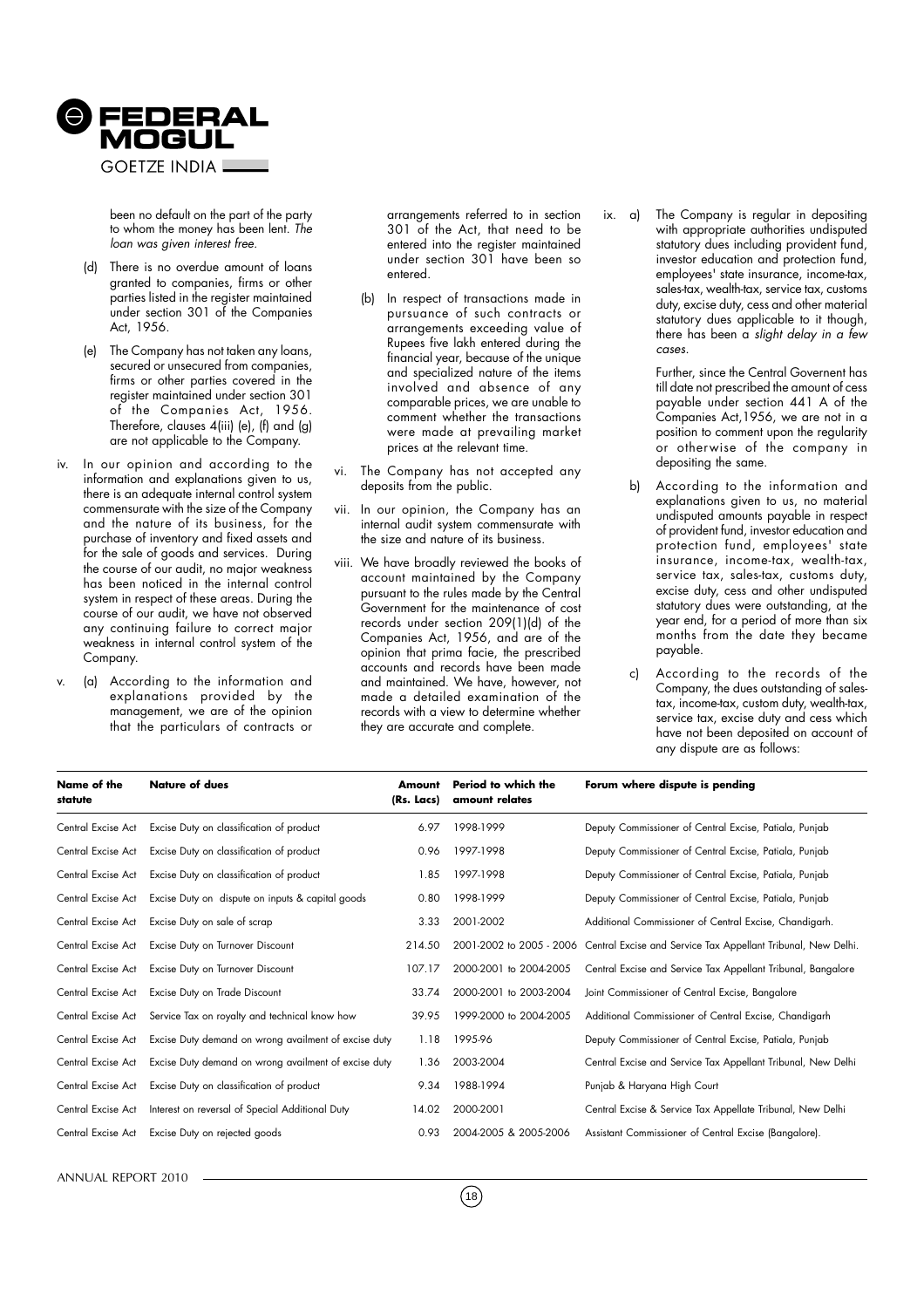been no default on the part of the party to whom the money has been lent. *The loan was given interest free.*

(d) There is no overdue amount of loans granted to companies, firms or other parties listed in the register maintained under section 301 of the Companies Act, 1956.

(e) The Company has not taken any loans, secured or unsecured from companies, firms or other parties covered in the register maintained under section 301 of the Companies Act, 1956. Therefore, clauses 4(iii) (e), (f) and (g) are not applicable to the Company.

iv. In our opinion and according to the information and explanations given to us, there is an adequate internal control system commensurate with the size of the Company and the nature of its business, for the purchase of inventory and fixed assets and for the sale of goods and services. During the course of our audit, no major weakness has been noticed in the internal control system in respect of these areas. During the course of our audit, we have not observed any continuing failure to correct major weakness in internal control system of the Company.

v. (a) According to the information and explanations provided by the management, we are of the opinion that the particulars of contracts or arrangements referred to in section 301 of the Act, that need to be entered into the register maintained under section 301 have been so entered.

(b) In respect of transactions made in pursuance of such contracts or arrangements exceeding value of Rupees five lakh entered during the financial year, because of the unique and specialized nature of the items involved and absence of any comparable prices, we are unable to comment whether the transactions were made at prevailing market prices at the relevant time.

vi. The Company has not accepted any deposits from the public.

vii. In our opinion, the Company has an internal audit system commensurate with the size and nature of its business.

viii. We have broadly reviewed the books of account maintained by the Company pursuant to the rules made by the Central Government for the maintenance of cost records under section 209(1)(d) of the Companies Act, 1956, and are of the opinion that prima facie, the prescribed accounts and records have been made and maintained. We have, however, not made a detailed examination of the records with a view to determine whether they are accurate and complete.

ix. a) The Company is regular in depositing with appropriate authorities undisputed statutory dues including provident fund, investor education and protection fund, employees' state insurance, income-tax, sales-tax, wealth-tax, service tax, customs duty, excise duty, cess and other material statutory dues applicable to it though, there has been a *slight delay in a few cases*.

Further, since the Central Governent has till date not prescribed the amount of cess payable under section 441 A of the Companies Act,1956, we are not in a position to comment upon the regularity or otherwise of the company in depositing the same.

b) According to the information and explanations given to us, no material undisputed amounts payable in respect of provident fund, investor education and protection fund, employees' state insurance, income-tax, wealth-tax, service tax, sales-tax, customs duty, excise duty, cess and other undisputed statutory dues were outstanding, at the year end, for a period of more than six months from the date they became payable.

c) According to the records of the Company, the dues outstanding of sales-tax, income-tax, custom duty, wealth-tax, service tax, excise duty and cess which have not been deposited on account of any dispute are as follows:

| Name of the statute | Nature of dues | Amount (Rs. Lacs) | Period to which the amount relates | Forum where dispute is pending |
|---|---|---|---|---|
| Central Excise Act | Excise Duty on classification of product | 6.97 | 1998-1999 | Deputy Commissioner of Central Excise, Patiala, Punjab |
| Central Excise Act | Excise Duty on classification of product | 0.96 | 1997-1998 | Deputy Commissioner of Central Excise, Patiala, Punjab |
| Central Excise Act | Excise Duty on classification of product | 1.85 | 1997-1998 | Deputy Commissioner of Central Excise, Patiala, Punjab |
| Central Excise Act | Excise Duty on dispute on inputs & capital goods | 0.80 | 1998-1999 | Deputy Commissioner of Central Excise, Patiala, Punjab |
| Central Excise Act | Excise Duty on sale of scrap | 3.33 | 2001-2002 | Additional Commissioner of Central Excise, Chandigarh. |
| Central Excise Act | Excise Duty on Turnover Discount | 214.50 | 2001-2002 to 2005 - 2006 | Central Excise and Service Tax Appellant Tribunal, New Delhi. |
| Central Excise Act | Excise Duty on Turnover Discount | 107.17 | 2000-2001 to 2004-2005 | Central Excise and Service Tax Appellant Tribunal, Bangalore |
| Central Excise Act | Excise Duty on Trade Discount | 33.74 | 2000-2001 to 2003-2004 | Joint Commissioner of Central Excise, Bangalore |
| Central Excise Act | Service Tax on royalty and technical know how | 39.95 | 1999-2000 to 2004-2005 | Additional Commissioner of Central Excise, Chandigarh |
| Central Excise Act | Excise Duty demand on wrong availment of excise duty | 1.18 | 1995-96 | Deputy Commissioner of Central Excise, Patiala, Punjab |
| Central Excise Act | Excise Duty demand on wrong availment of excise duty | 1.36 | 2003-2004 | Central Excise and Service Tax Appellant Tribunal, New Delhi |
| Central Excise Act | Excise Duty on classification of product | 9.34 | 1988-1994 | Punjab & Haryana High Court |
| Central Excise Act | Interest on reversal of Special Additional Duty | 14.02 | 2000-2001 | Central Excise & Service Tax Appellate Tribunal, New Delhi |
| Central Excise Act | Excise Duty on rejected goods | 0.93 | 2004-2005 & 2005-2006 | Assistant Commissioner of Central Excise (Bangalore). |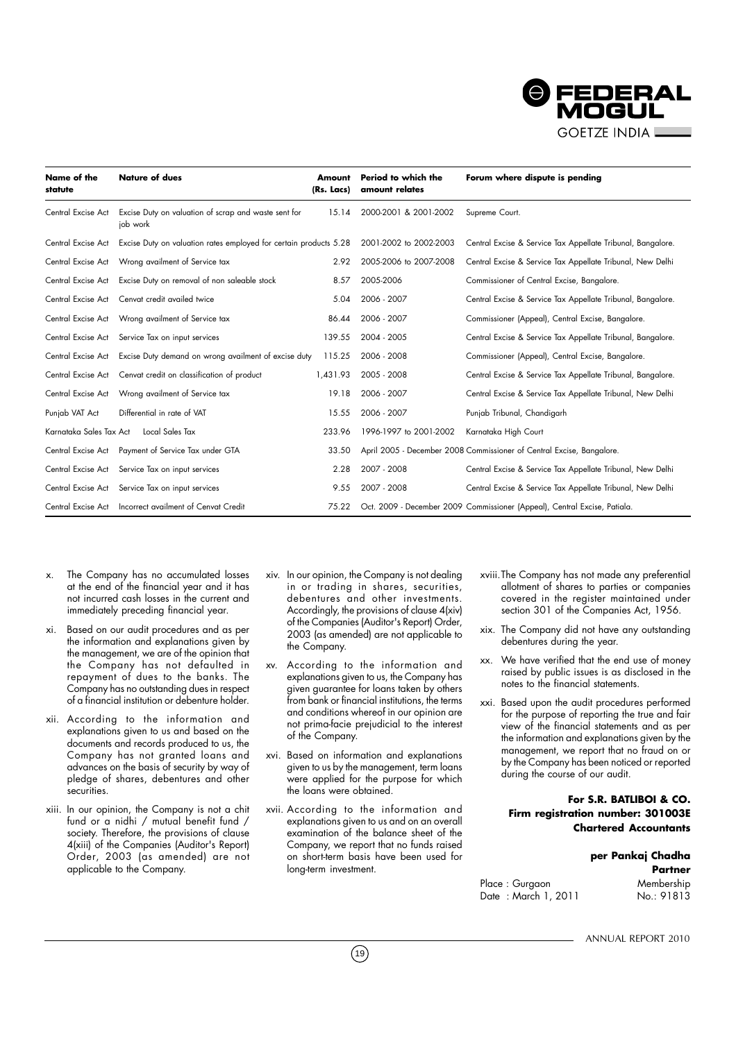| Name of the statute | Nature of dues | Amount (Rs. Lacs) | Period to which the amount relates | Forum where dispute is pending |
|---|---|---|---|---|
| Central Excise Act | Excise Duty on valuation of scrap and waste sent for job work | 15.14 | 2000-2001 & 2001-2002 | Supreme Court. |
| Central Excise Act | Excise Duty on valuation rates employed for certain products | 5.28 | 2001-2002 to 2002-2003 | Central Excise & Service Tax Appellate Tribunal, Bangalore. |
| Central Excise Act | Wrong availment of Service tax | 2.92 | 2005-2006 to 2007-2008 | Central Excise & Service Tax Appellate Tribunal, New Delhi |
| Central Excise Act | Excise Duty on removal of non saleable stock | 8.57 | 2005-2006 | Commissioner of Central Excise, Bangalore. |
| Central Excise Act | Cenvat credit availed twice | 5.04 | 2006 - 2007 | Central Excise & Service Tax Appellate Tribunal, Bangalore. |
| Central Excise Act | Wrong availment of Service tax | 86.44 | 2006 - 2007 | Commissioner (Appeal), Central Excise, Bangalore. |
| Central Excise Act | Service Tax on input services | 139.55 | 2004 - 2005 | Central Excise & Service Tax Appellate Tribunal, Bangalore. |
| Central Excise Act | Excise Duty demand on wrong availment of excise duty | 115.25 | 2006 - 2008 | Commissioner (Appeal), Central Excise, Bangalore. |
| Central Excise Act | Cenvat credit on classification of product | 1,431.93 | 2005 - 2008 | Central Excise & Service Tax Appellate Tribunal, Bangalore. |
| Central Excise Act | Wrong availment of Service tax | 19.18 | 2006 - 2007 | Central Excise & Service Tax Appellate Tribunal, New Delhi |
| Punjab VAT Act | Differential in rate of VAT | 15.55 | 2006 - 2007 | Punjab Tribunal, Chandigarh |
| Karnataka Sales Tax Act | Local Sales Tax | 233.96 | 1996-1997 to 2001-2002 | Karnataka High Court |
| Central Excise Act | Payment of Service Tax under GTA | 33.50 | April 2005 - December 2008 | Commissioner of Central Excise, Bangalore. |
| Central Excise Act | Service Tax on input services | 2.28 | 2007 - 2008 | Central Excise & Service Tax Appellate Tribunal, New Delhi |
| Central Excise Act | Service Tax on input services | 9.55 | 2007 - 2008 | Central Excise & Service Tax Appellate Tribunal, New Delhi |
| Central Excise Act | Incorrect availment of Cenvat Credit | 75.22 | Oct. 2009 - December 2009 | Commissioner (Appeal), Central Excise, Patiala. |

x. The Company has no accumulated losses at the end of the financial year and it has not incurred cash losses in the current and immediately preceding financial year.

xi. Based on our audit procedures and as per the information and explanations given by the management, we are of the opinion that the Company has not defaulted in repayment of dues to the banks. The Company has no outstanding dues in respect of a financial institution or debenture holder.

xii. According to the information and explanations given to us and based on the documents and records produced to us, the Company has not granted loans and advances on the basis of security by way of pledge of shares, debentures and other securities.

xiii. In our opinion, the Company is not a chit fund or a nidhi / mutual benefit fund / society. Therefore, the provisions of clause 4(xiii) of the Companies (Auditor's Report) Order, 2003 (as amended) are not applicable to the Company.

xiv. In our opinion, the Company is not dealing in or trading in shares, securities, debentures and other investments. Accordingly, the provisions of clause 4(xiv) of the Companies (Auditor's Report) Order, 2003 (as amended) are not applicable to the Company.

xv. According to the information and explanations given to us, the Company has given guarantee for loans taken by others from bank or financial institutions, the terms and conditions whereof in our opinion are not prima-facie prejudicial to the interest of the Company.

xvi. Based on information and explanations given to us by the management, term loans were applied for the purpose for which the loans were obtained.

xvii. According to the information and explanations given to us and on an overall examination of the balance sheet of the Company, we report that no funds raised on short-term basis have been used for long-term investment.

xviii. The Company has not made any preferential allotment of shares to parties or companies covered in the register maintained under section 301 of the Companies Act, 1956.

xix. The Company did not have any outstanding debentures during the year.

xx. We have verified that the end use of money raised by public issues is as disclosed in the notes to the financial statements.

xxi. Based upon the audit procedures performed for the purpose of reporting the true and fair view of the financial statements and as per the information and explanations given by the management, we report that no fraud on or by the Company has been noticed or reported during the course of our audit.

**For S.R. BATLIBOI & CO.**
**Firm registration number: 301003E**
**Chartered Accountants**

**per Pankaj Chadha**
**Partner**
Membership No.: 91813

Place : Gurgaon
Date : March 1, 2011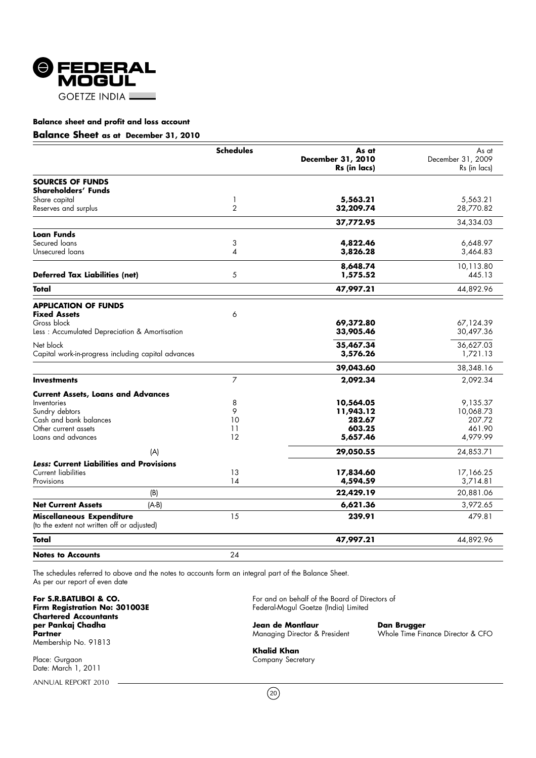FEDERAL MOGUL
GOETZE INDIA

**Balance sheet and profit and loss account**

## Balance Sheet as at December 31, 2010

| | Schedules | As at December 31, 2010 Rs (in lacs) | As at December 31, 2009 Rs (in lacs) |
|---|---|---|---|
| **SOURCES OF FUNDS** | | | |
| **Shareholders' Funds** | | | |
| Share capital | 1 | **5,563.21** | 5,563.21 |
| Reserves and surplus | 2 | **32,209.74** | 28,770.82 |
| | | **37,772.95** | 34,334.03 |
| **Loan Funds** | | | |
| Secured loans | 3 | **4,822.46** | 6,648.97 |
| Unsecured loans | 4 | **3,826.28** | 3,464.83 |
| | | **8,648.74** | 10,113.80 |
| **Deferred Tax Liabilities (net)** | 5 | **1,575.52** | 445.13 |
| **Total** | | **47,997.21** | 44,892.96 |
| **APPLICATION OF FUNDS** | | | |
| **Fixed Assets** | 6 | | |
| Gross block | | **69,372.80** | 67,124.39 |
| Less : Accumulated Depreciation & Amortisation | | **33,905.46** | 30,497.36 |
| Net block | | **35,467.34** | 36,627.03 |
| Capital work-in-progress including capital advances | | **3,576.26** | 1,721.13 |
| | | **39,043.60** | 38,348.16 |
| **Investments** | 7 | **2,092.34** | 2,092.34 |
| **Current Assets, Loans and Advances** | | | |
| Inventories | 8 | **10,564.05** | 9,135.37 |
| Sundry debtors | 9 | **11,943.12** | 10,068.73 |
| Cash and bank balances | 10 | **282.67** | 207.72 |
| Other current assets | 11 | **603.25** | 461.90 |
| Loans and advances | 12 | **5,657.46** | 4,979.99 |
| (A) | | **29,050.55** | 24,853.71 |
| ***Less:* Current Liabilities and Provisions** | | | |
| Current liabilities | 13 | **17,834.60** | 17,166.25 |
| Provisions | 14 | **4,594.59** | 3,714.81 |
| (B) | | **22,429.19** | 20,881.06 |
| **Net Current Assets** (A-B) | | **6,621.36** | 3,972.65 |
| **Miscellaneous Expenditure** (to the extent not written off or adjusted) | 15 | **239.91** | 479.81 |
| **Total** | | **47,997.21** | 44,892.96 |
| **Notes to Accounts** | 24 | | |

The schedules referred to above and the notes to accounts form an integral part of the Balance Sheet.
As per our report of even date

**For S.R.BATLIBOI & CO.**
**Firm Registration No: 301003E**
**Chartered Accountants**
**per Pankaj Chadha**
**Partner**
Membership No. 91813

Place: Gurgaon
Date: March 1, 2011

For and on behalf of the Board of Directors of
Federal-Mogul Goetze (India) Limited

**Jean de Montlaur**
Managing Director & President

**Dan Brugger**
Whole Time Finance Director & CFO

**Khalid Khan**
Company Secretary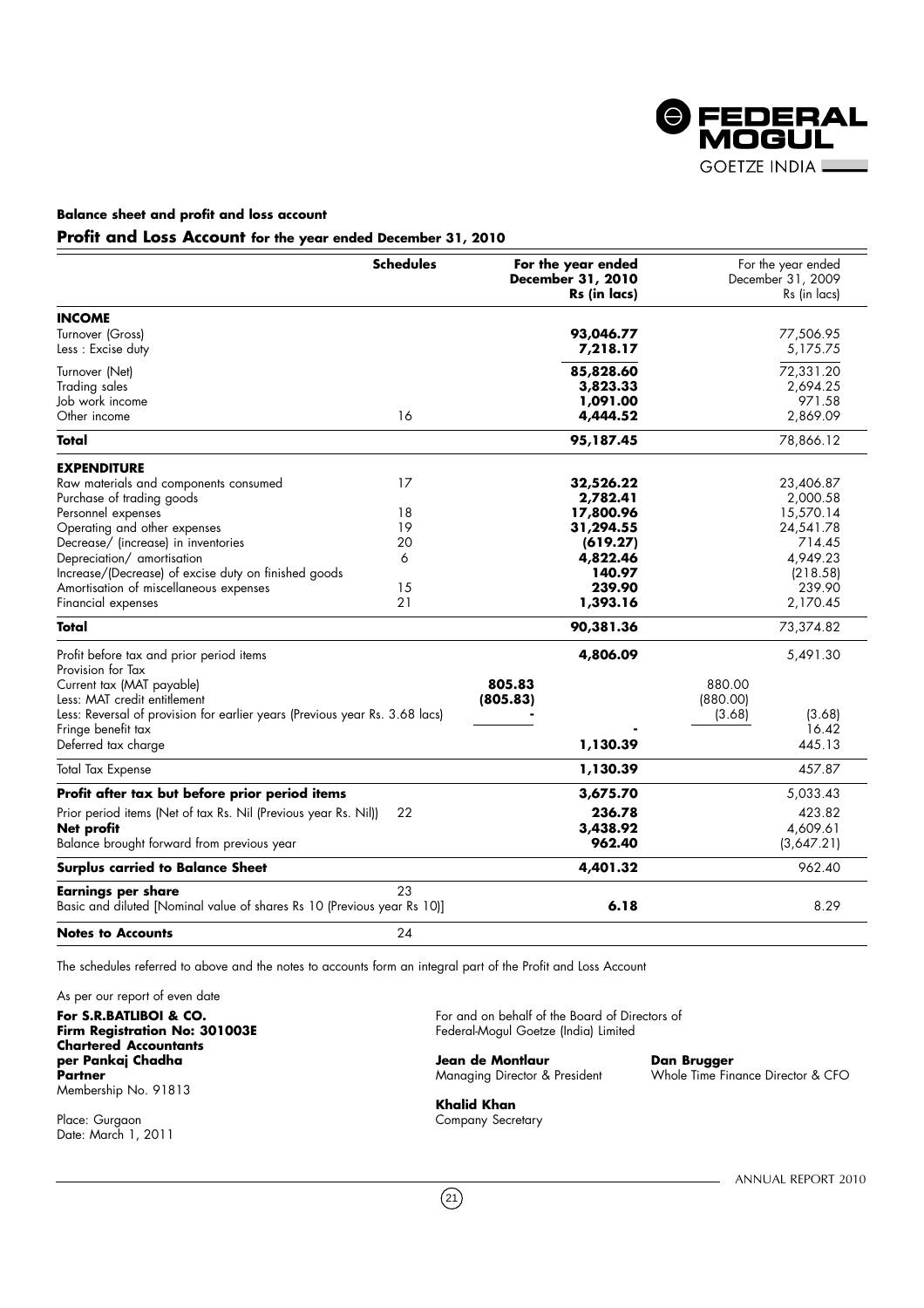## Balance sheet and profit and loss account

### Profit and Loss Account for the year ended December 31, 2010

| | Schedules | | **For the year ended December 31, 2010 Rs (in lacs)** | | For the year ended December 31, 2009 Rs (in lacs) |
|---|---|---|---|---|---|
| **INCOME** | | | | | |
| Turnover (Gross) | | | **93,046.77** | | 77,506.95 |
| Less : Excise duty | | | **7,218.17** | | 5,175.75 |
| Turnover (Net) | | | **85,828.60** | | 72,331.20 |
| Trading sales | | | **3,823.33** | | 2,694.25 |
| Job work income | | | **1,091.00** | | 971.58 |
| Other income | 16 | | **4,444.52** | | 2,869.09 |
| **Total** | | | **95,187.45** | | 78,866.12 |
| **EXPENDITURE** | | | | | |
| Raw materials and components consumed | 17 | | **32,526.22** | | 23,406.87 |
| Purchase of trading goods | | | **2,782.41** | | 2,000.58 |
| Personnel expenses | 18 | | **17,800.96** | | 15,570.14 |
| Operating and other expenses | 19 | | **31,294.55** | | 24,541.78 |
| Decrease/ (increase) in inventories | 20 | | **(619.27)** | | 714.45 |
| Depreciation/ amortisation | 6 | | **4,822.46** | | 4,949.23 |
| Increase/(Decrease) of excise duty on finished goods | | | **140.97** | | (218.58) |
| Amortisation of miscellaneous expenses | 15 | | **239.90** | | 239.90 |
| Financial expenses | 21 | | **1,393.16** | | 2,170.45 |
| **Total** | | | **90,381.36** | | 73,374.82 |
| Profit before tax and prior period items | | | **4,806.09** | | 5,491.30 |
| Provision for Tax | | | | | |
| Current tax (MAT payable) | | **805.83** | | 880.00 | |
| Less: MAT credit entitlement | | **(805.83)** | | (880.00) | |
| Less: Reversal of provision for earlier years (Previous year Rs. 3.68 lacs) | | **-** | | (3.68) | (3.68) |
| Fringe benefit tax | | | **-** | | 16.42 |
| Deferred tax charge | | | **1,130.39** | | 445.13 |
| Total Tax Expense | | | **1,130.39** | | 457.87 |
| **Profit after tax but before prior period items** | | | **3,675.70** | | 5,033.43 |
| Prior period items (Net of tax Rs. Nil (Previous year Rs. Nil)) | 22 | | **236.78** | | 423.82 |
| **Net profit** | | | **3,438.92** | | 4,609.61 |
| Balance brought forward from previous year | | | **962.40** | | (3,647.21) |
| **Surplus carried to Balance Sheet** | | | **4,401.32** | | 962.40 |
| **Earnings per share** | 23 | | | | |
| Basic and diluted [Nominal value of shares Rs 10 (Previous year Rs 10)] | | | **6.18** | | 8.29 |
| **Notes to Accounts** | 24 | | | | |

The schedules referred to above and the notes to accounts form an integral part of the Profit and Loss Account

As per our report of even date

**For S.R.BATLIBOI & CO.**
**Firm Registration No: 301003E**
**Chartered Accountants**
**per Pankaj Chadha**
**Partner**
Membership No. 91813

Place: Gurgaon
Date: March 1, 2011

For and on behalf of the Board of Directors of
Federal-Mogul Goetze (India) Limited

**Jean de Montlaur**
Managing Director & President

**Dan Brugger**
Whole Time Finance Director & CFO

**Khalid Khan**
Company Secretary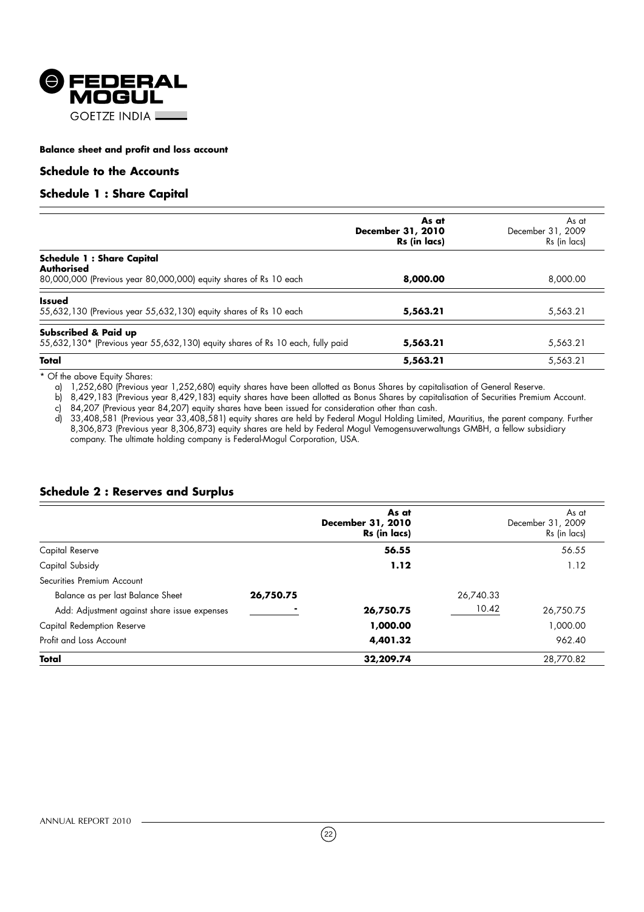**Balance sheet and profit and loss account**

## Schedule to the Accounts

### Schedule 1 : Share Capital

| | As at December 31, 2010 Rs (in lacs) | As at December 31, 2009 Rs (in lacs) |
|---|---|---|
| **Schedule 1 : Share Capital** | | |
| **Authorised** | | |
| 80,000,000 (Previous year 80,000,000) equity shares of Rs 10 each | **8,000.00** | 8,000.00 |
| **Issued** | | |
| 55,632,130 (Previous year 55,632,130) equity shares of Rs 10 each | **5,563.21** | 5,563.21 |
| **Subscribed & Paid up** | | |
| 55,632,130* (Previous year 55,632,130) equity shares of Rs 10 each, fully paid | **5,563.21** | 5,563.21 |
| **Total** | **5,563.21** | 5,563.21 |

\* Of the above Equity Shares:

a) 1,252,680 (Previous year 1,252,680) equity shares have been allotted as Bonus Shares by capitalisation of General Reserve.

b) 8,429,183 (Previous year 8,429,183) equity shares have been allotted as Bonus Shares by capitalisation of Securities Premium Account.

c) 84,207 (Previous year 84,207) equity shares have been issued for consideration other than cash.

d) 33,408,581 (Previous year 33,408,581) equity shares are held by Federal Mogul Holding Limited, Mauritius, the parent company. Further 8,306,873 (Previous year 8,306,873) equity shares are held by Federal Mogul Vemogensuverwaltungs GMBH, a fellow subsidiary company. The ultimate holding company is Federal-Mogul Corporation, USA.

### Schedule 2 : Reserves and Surplus

| | | As at December 31, 2010 Rs (in lacs) | | As at December 31, 2009 Rs (in lacs) |
|---|---|---|---|---|
| Capital Reserve | | **56.55** | | 56.55 |
| Capital Subsidy | | **1.12** | | 1.12 |
| Securities Premium Account | | | | |
| Balance as per last Balance Sheet | **26,750.75** | | 26,740.33 | |
| Add: Adjustment against share issue expenses | - | **26,750.75** | 10.42 | 26,750.75 |
| Capital Redemption Reserve | | **1,000.00** | | 1,000.00 |
| Profit and Loss Account | | **4,401.32** | | 962.40 |
| **Total** | | **32,209.74** | | 28,770.82 |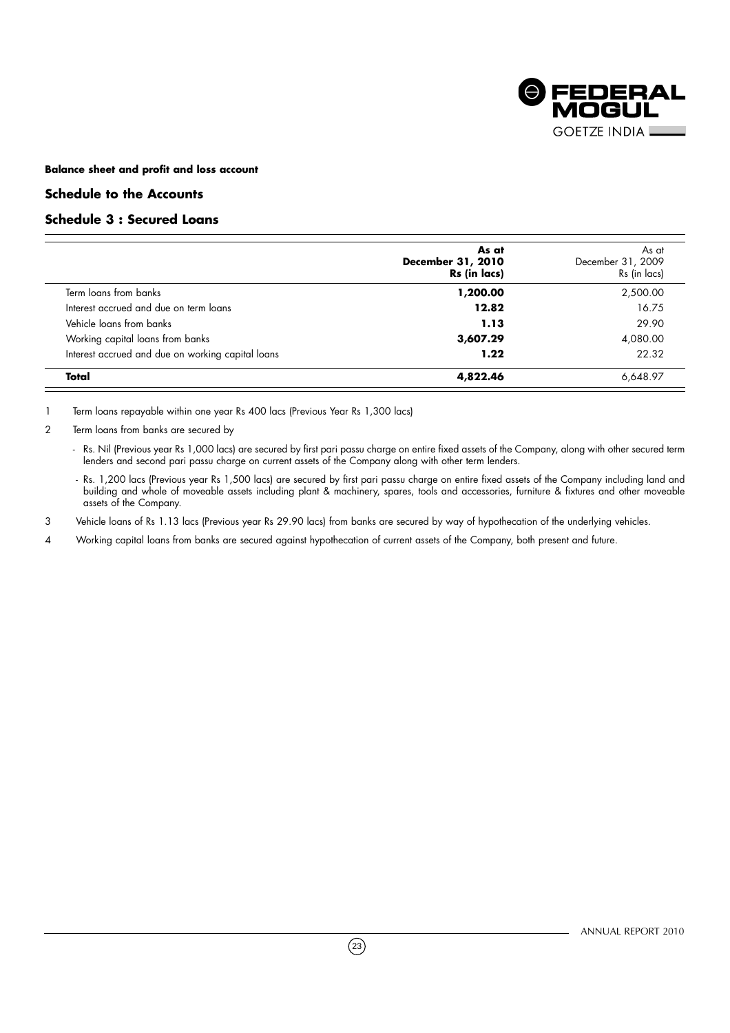**Balance sheet and profit and loss account**

## Schedule to the Accounts

## Schedule 3 : Secured Loans

| | **As at December 31, 2010 Rs (in lacs)** | As at December 31, 2009 Rs (in lacs) |
|---|---|---|
| Term loans from banks | **1,200.00** | 2,500.00 |
| Interest accrued and due on term loans | **12.82** | 16.75 |
| Vehicle loans from banks | **1.13** | 29.90 |
| Working capital loans from banks | **3,607.29** | 4,080.00 |
| Interest accrued and due on working capital loans | **1.22** | 22.32 |
| **Total** | **4,822.46** | 6,648.97 |

1 Term loans repayable within one year Rs 400 lacs (Previous Year Rs 1,300 lacs)

2 Term loans from banks are secured by

- Rs. Nil (Previous year Rs 1,000 lacs) are secured by first pari passu charge on entire fixed assets of the Company, along with other secured term lenders and second pari passu charge on current assets of the Company along with other term lenders.
- Rs. 1,200 lacs (Previous year Rs 1,500 lacs) are secured by first pari passu charge on entire fixed assets of the Company including land and building and whole of moveable assets including plant & machinery, spares, tools and accessories, furniture & fixtures and other moveable assets of the Company.

3 Vehicle loans of Rs 1.13 lacs (Previous year Rs 29.90 lacs) from banks are secured by way of hypothecation of the underlying vehicles.

4 Working capital loans from banks are secured against hypothecation of current assets of the Company, both present and future.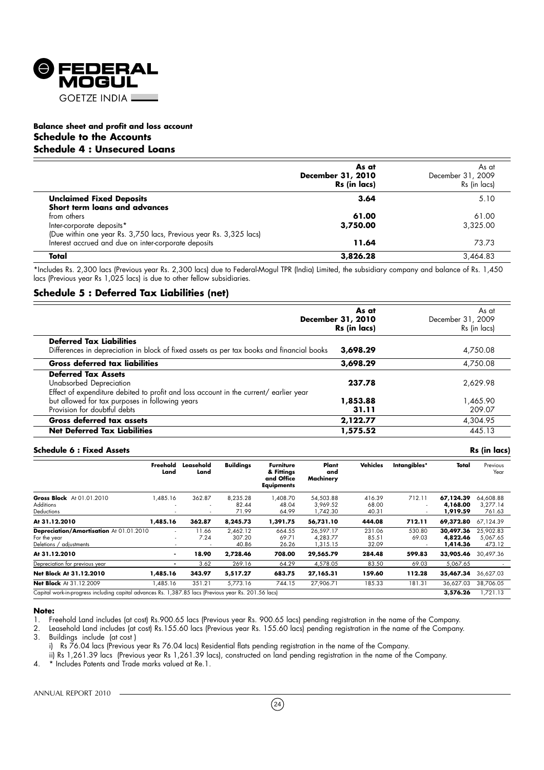## Balance sheet and profit and loss account

## Schedule to the Accounts

## Schedule 4 : Unsecured Loans

| | As at December 31, 2010 Rs (in lacs) | As at December 31, 2009 Rs (in lacs) |
|---|---|---|
| **Unclaimed Fixed Deposits** | **3.64** | 5.10 |
| **Short term loans and advances** | | |
| from others | **61.00** | 61.00 |
| Inter-corporate deposits* | **3,750.00** | 3,325.00 |
| (Due within one year Rs. 3,750 lacs, Previous year Rs. 3,325 lacs) | | |
| Interest accrued and due on inter-corporate deposits | **11.64** | 73.73 |
| **Total** | **3,826.28** | 3,464.83 |

*Includes Rs. 2,300 lacs (Previous year Rs. 2,300 lacs) due to Federal-Mogul TPR (India) Limited, the subsidiary company and balance of Rs. 1,450 lacs (Previous year Rs 1,025 lacs) is due to other fellow subsidiaries.

## Schedule 5 : Deferred Tax Liabilities (net)

| | As at December 31, 2010 Rs (in lacs) | As at December 31, 2009 Rs (in lacs) |
|---|---|---|
| **Deferred Tax Liabilities** | | |
| Differences in depreciation in block of fixed assets as per tax books and financial books | **3,698.29** | 4,750.08 |
| **Gross deferred tax liabilities** | **3,698.29** | 4,750.08 |
| **Deferred Tax Assets** | | |
| Unabsorbed Depreciation | **237.78** | 2,629.98 |
| Effect of expenditure debited to profit and loss account in the current/ earlier year but allowed for tax purposes in following years | **1,853.88** | 1,465.90 |
| Provision for doubtful debts | **31.11** | 209.07 |
| **Gross deferred tax assets** | **2,122.77** | 4,304.95 |
| **Net Deferred Tax Liabilities** | **1,575.52** | 445.13 |

## Schedule 6 : Fixed Assets

**Rs (in lacs)**

| | Freehold Land | Leasehold Land | Buildings | Furniture & Fittings and Office Equipments | Plant and Machinery | Vehicles | Intangibles* | Total | Previous Year |
|---|---|---|---|---|---|---|---|---|---|
| **Gross Block** At 01.01.2010 | 1,485.16 | 362.87 | 8,235.28 | 1,408.70 | 54,503.88 | 416.39 | 712.11 | **67,124.39** | 64,608.88 |
| Additions | - | - | 82.44 | 48.04 | 3,969.52 | 68.00 | - | **4,168.00** | 3,277.14 |
| Deductions | - | - | 71.99 | 64.99 | 1,742.30 | 40.31 | - | **1,919.59** | 761.63 |
| **At 31.12.2010** | **1,485.16** | **362.87** | **8,245.73** | **1,391.75** | **56,731.10** | **444.08** | **712.11** | **69,372.80** | 67,124.39 |
| **Depreciation/Amortisation** At 01.01.2010 | - | 11.66 | 2,462.12 | 664.55 | 26,597.17 | 231.06 | 530.80 | **30,497.36** | 25,902.83 |
| For the year | - | 7.24 | 307.20 | 69.71 | 4,283.77 | 85.51 | 69.03 | **4,822.46** | 5,067.65 |
| Deletions / adjustments | - | - | 40.86 | 26.26 | 1,315.15 | 32.09 | - | **1,414.36** | 473.12 |
| **At 31.12.2010** | **-** | **18.90** | **2,728.46** | **708.00** | **29,565.79** | **284.48** | **599.83** | **33,905.46** | 30,497.36 |
| Depreciation for previous year | **-** | 3.62 | 269.16 | 64.29 | 4,578.05 | 83.50 | 69.03 | 5,067.65 | - |
| **Net Block At 31.12.2010** | **1,485.16** | **343.97** | **5,517.27** | **683.75** | **27,165.31** | **159.60** | **112.28** | **35,467.34** | 36,627.03 |
| **Net Block** At 31.12.2009 | 1,485.16 | 351.21 | 5,773.16 | 744.15 | 27,906.71 | 185.33 | 181.31 | 36,627.03 | 38,706.05 |
| Capital work-in-progress including capital advances Rs. 1,387.85 lacs (Previous year Rs. 201.56 lacs) | | | | | | | | **3,576.26** | 1,721.13 |

**Note:**

1. Freehold Land includes (at cost) Rs.900.65 lacs (Previous year Rs. 900.65 lacs) pending registration in the name of the Company.
2. Leasehold Land includes (at cost) Rs.155.60 lacs (Previous year Rs. 155.60 lacs) pending registration in the name of the Company.
3. Buildings include (at cost )
   i) Rs 76.04 lacs (Previous year Rs 76.04 lacs) Residential flats pending registration in the name of the Company.
   ii) Rs 1,261.39 lacs (Previous year Rs 1,261.39 lacs), constructed on land pending registration in the name of the Company.
4. * Includes Patents and Trade marks valued at Re.1.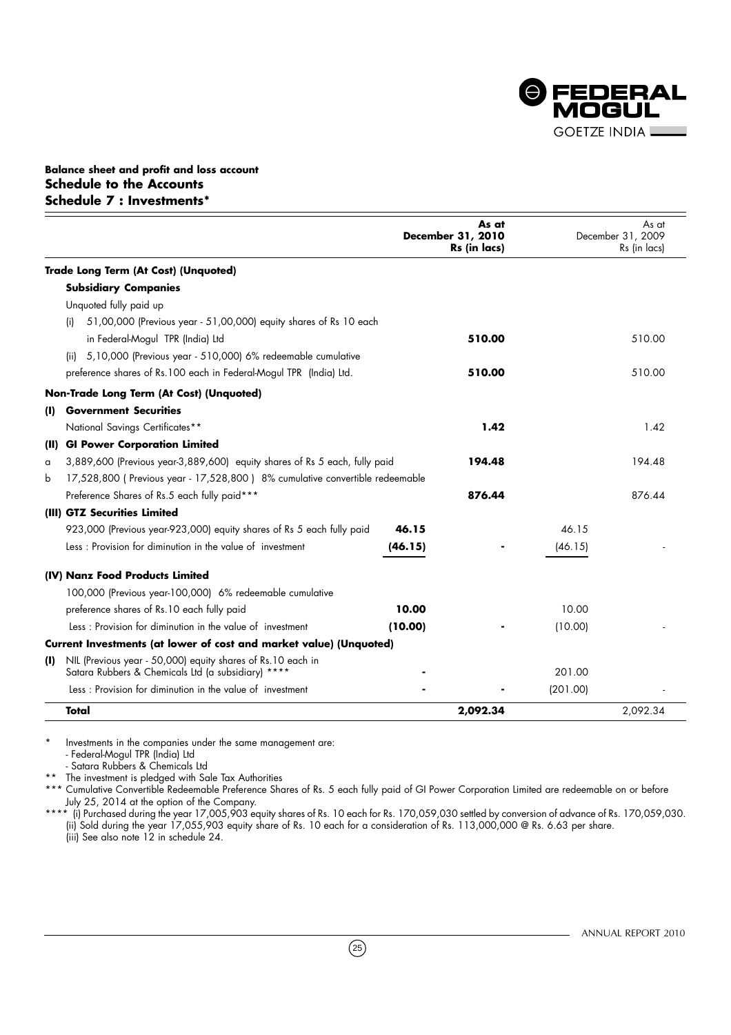**Balance sheet and profit and loss account**

## Schedule to the Accounts

## Schedule 7 : Investments*

| | | As at December 31, 2010 Rs (in lacs) | | As at December 31, 2009 Rs (in lacs) |
|---|---|---|---|---|
| **Trade Long Term (At Cost) (Unquoted)** | | | | |
| **Subsidiary Companies** | | | | |
| Unquoted fully paid up | | | | |
| (i) 51,00,000 (Previous year - 51,00,000) equity shares of Rs 10 each in Federal-Mogul TPR (India) Ltd | | **510.00** | | 510.00 |
| (ii) 5,10,000 (Previous year - 510,000) 6% redeemable cumulative preference shares of Rs.100 each in Federal-Mogul TPR (India) Ltd. | | **510.00** | | 510.00 |
| **Non-Trade Long Term (At Cost) (Unquoted)** | | | | |
| **(I) Government Securities** | | | | |
| National Savings Certificates** | | **1.42** | | 1.42 |
| **(II) GI Power Corporation Limited** | | | | |
| a 3,889,600 (Previous year-3,889,600) equity shares of Rs 5 each, fully paid | | **194.48** | | 194.48 |
| b 17,528,800 ( Previous year - 17,528,800 ) 8% cumulative convertible redeemable Preference Shares of Rs.5 each fully paid*** | | **876.44** | | 876.44 |
| **(III) GTZ Securities Limited** | | | | |
| 923,000 (Previous year-923,000) equity shares of Rs 5 each fully paid | **46.15** | | 46.15 | |
| Less : Provision for diminution in the value of investment | **(46.15)** | **-** | (46.15) | - |
| **(IV) Nanz Food Products Limited** | | | | |
| 100,000 (Previous year-100,000) 6% redeemable cumulative preference shares of Rs.10 each fully paid | **10.00** | | 10.00 | |
| Less : Provision for diminution in the value of investment | **(10.00)** | **-** | (10.00) | - |
| **Current Investments (at lower of cost and market value) (Unquoted)** | | | | |
| **(I)** NIL (Previous year - 50,000) equity shares of Rs.10 each in Satara Rubbers & Chemicals Ltd (a subsidiary) **** | **-** | | 201.00 | |
| Less : Provision for diminution in the value of investment | **-** | **-** | (201.00) | - |
| **Total** | | **2,092.34** | | 2,092.34 |

\* Investments in the companies under the same management are:
- Federal-Mogul TPR (India) Ltd
- Satara Rubbers & Chemicals Ltd

** The investment is pledged with Sale Tax Authorities

*** Cumulative Convertible Redeemable Preference Shares of Rs. 5 each fully paid of GI Power Corporation Limited are redeemable on or before July 25, 2014 at the option of the Company.

**** (i) Purchased during the year 17,005,903 equity shares of Rs. 10 each for Rs. 170,059,030 settled by conversion of advance of Rs. 170,059,030.
(ii) Sold during the year 17,055,903 equity share of Rs. 10 each for a consideration of Rs. 113,000,000 @ Rs. 6.63 per share.
(iii) See also note 12 in schedule 24.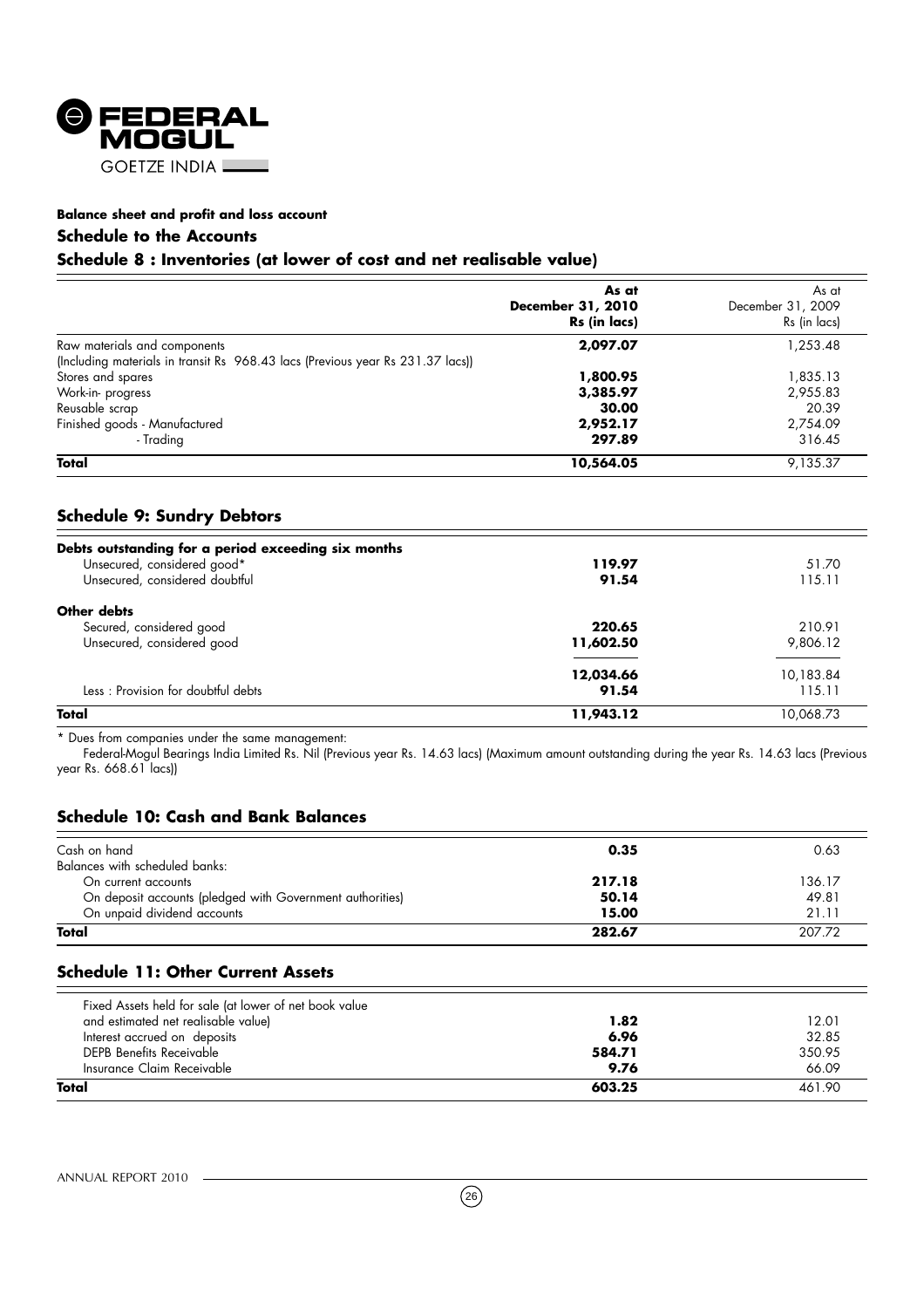**Balance sheet and profit and loss account**

## Schedule to the Accounts

### Schedule 8 : Inventories (at lower of cost and net realisable value)

| | **As at December 31, 2010 Rs (in lacs)** | As at December 31, 2009 Rs (in lacs) |
|---|---|---|
| Raw materials and components | **2,097.07** | 1,253.48 |
| (Including materials in transit Rs 968.43 lacs (Previous year Rs 231.37 lacs)) | | |
| Stores and spares | **1,800.95** | 1,835.13 |
| Work-in- progress | **3,385.97** | 2,955.83 |
| Reusable scrap | **30.00** | 20.39 |
| Finished goods - Manufactured | **2,952.17** | 2,754.09 |
| - Trading | **297.89** | 316.45 |
| **Total** | **10,564.05** | 9,135.37 |

### Schedule 9: Sundry Debtors

| | | |
|---|---|---|
| **Debts outstanding for a period exceeding six months** | | |
| Unsecured, considered good* | **119.97** | 51.70 |
| Unsecured, considered doubtful | **91.54** | 115.11 |
| **Other debts** | | |
| Secured, considered good | **220.65** | 210.91 |
| Unsecured, considered good | **11,602.50** | 9,806.12 |
| | **12,034.66** | 10,183.84 |
| Less : Provision for doubtful debts | **91.54** | 115.11 |
| **Total** | **11,943.12** | 10,068.73 |

\* Dues from companies under the same management:

Federal-Mogul Bearings India Limited Rs. Nil (Previous year Rs. 14.63 lacs) (Maximum amount outstanding during the year Rs. 14.63 lacs (Previous year Rs. 668.61 lacs))

### Schedule 10: Cash and Bank Balances

| | | |
|---|---|---|
| Cash on hand | **0.35** | 0.63 |
| Balances with scheduled banks: | | |
| On current accounts | **217.18** | 136.17 |
| On deposit accounts (pledged with Government authorities) | **50.14** | 49.81 |
| On unpaid dividend accounts | **15.00** | 21.11 |
| **Total** | **282.67** | 207.72 |

### Schedule 11: Other Current Assets

| | | |
|---|---|---|
| Fixed Assets held for sale (at lower of net book value and estimated net realisable value) | **1.82** | 12.01 |
| Interest accrued on deposits | **6.96** | 32.85 |
| DEPB Benefits Receivable | **584.71** | 350.95 |
| Insurance Claim Receivable | **9.76** | 66.09 |
| **Total** | **603.25** | 461.90 |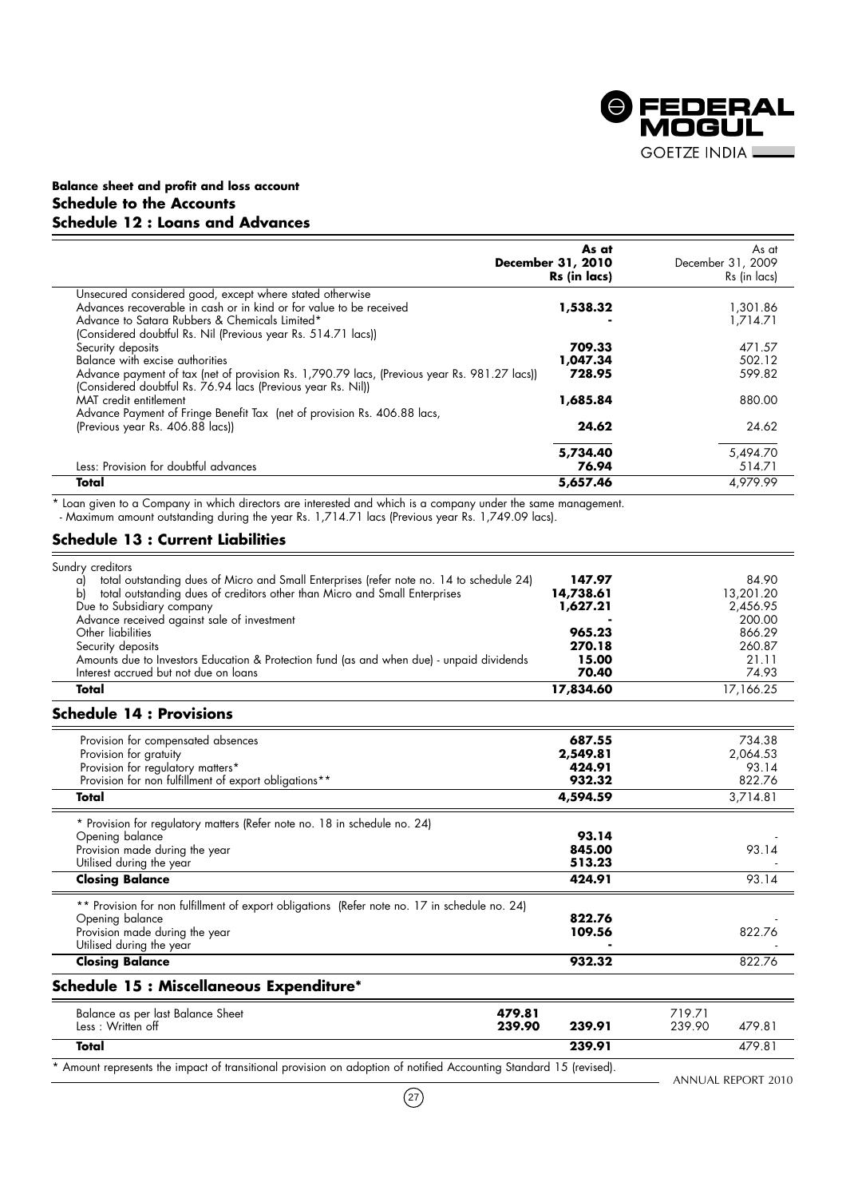**Balance sheet and profit and loss account**

## Schedule to the Accounts

## Schedule 12 : Loans and Advances

| | As at December 31, 2010 Rs (in lacs) | As at December 31, 2009 Rs (in lacs) |
|---|---|---|
| Unsecured considered good, except where stated otherwise | | |
| Advances recoverable in cash or in kind or for value to be received | **1,538.32** | 1,301.86 |
| Advance to Satara Rubbers & Chemicals Limited* | **-** | 1,714.71 |
| (Considered doubtful Rs. Nil (Previous year Rs. 514.71 lacs)) | | |
| Security deposits | **709.33** | 471.57 |
| Balance with excise authorities | **1,047.34** | 502.12 |
| Advance payment of tax (net of provision Rs. 1,790.79 lacs, (Previous year Rs. 981.27 lacs)) (Considered doubtful Rs. 76.94 lacs (Previous year Rs. Nil)) | **728.95** | 599.82 |
| MAT credit entitlement | **1,685.84** | 880.00 |
| Advance Payment of Fringe Benefit Tax (net of provision Rs. 406.88 lacs, (Previous year Rs. 406.88 lacs)) | **24.62** | 24.62 |
| | **5,734.40** | 5,494.70 |
| Less: Provision for doubtful advances | **76.94** | 514.71 |
| **Total** | **5,657.46** | 4,979.99 |

\* Loan given to a Company in which directors are interested and which is a company under the same management.
- Maximum amount outstanding during the year Rs. 1,714.71 lacs (Previous year Rs. 1,749.09 lacs).

## Schedule 13 : Current Liabilities

| | As at December 31, 2010 | As at December 31, 2009 |
|---|---|---|
| Sundry creditors | | |
| a) total outstanding dues of Micro and Small Enterprises (refer note no. 14 to schedule 24) | **147.97** | 84.90 |
| b) total outstanding dues of creditors other than Micro and Small Enterprises | **14,738.61** | 13,201.20 |
| Due to Subsidiary company | **1,627.21** | 2,456.95 |
| Advance received against sale of investment | **-** | 200.00 |
| Other liabilities | **965.23** | 866.29 |
| Security deposits | **270.18** | 260.87 |
| Amounts due to Investors Education & Protection fund (as and when due) - unpaid dividends | **15.00** | 21.11 |
| Interest accrued but not due on loans | **70.40** | 74.93 |
| **Total** | **17,834.60** | 17,166.25 |

## Schedule 14 : Provisions

| | As at December 31, 2010 | As at December 31, 2009 |
|---|---|---|
| Provision for compensated absences | **687.55** | 734.38 |
| Provision for gratuity | **2,549.81** | 2,064.53 |
| Provision for regulatory matters* | **424.91** | 93.14 |
| Provision for non fulfillment of export obligations** | **932.32** | 822.76 |
| **Total** | **4,594.59** | 3,714.81 |

| * Provision for regulatory matters (Refer note no. 18 in schedule no. 24) | | |
|---|---|---|
| Opening balance | **93.14** | - |
| Provision made during the year | **845.00** | 93.14 |
| Utilised during the year | **513.23** | - |
| **Closing Balance** | **424.91** | 93.14 |

| ** Provision for non fulfillment of export obligations (Refer note no. 17 in schedule no. 24) | | |
|---|---|---|
| Opening balance | **822.76** | - |
| Provision made during the year | **109.56** | 822.76 |
| Utilised during the year | **-** | - |
| **Closing Balance** | **932.32** | 822.76 |

## Schedule 15 : Miscellaneous Expenditure*

| | | As at December 31, 2010 | | As at December 31, 2009 |
|---|---|---|---|---|
| Balance as per last Balance Sheet | **479.81** | | 719.71 | |
| Less : Written off | **239.90** | **239.91** | 239.90 | 479.81 |
| **Total** | | **239.91** | | 479.81 |

\* Amount represents the impact of transitional provision on adoption of notified Accounting Standard 15 (revised).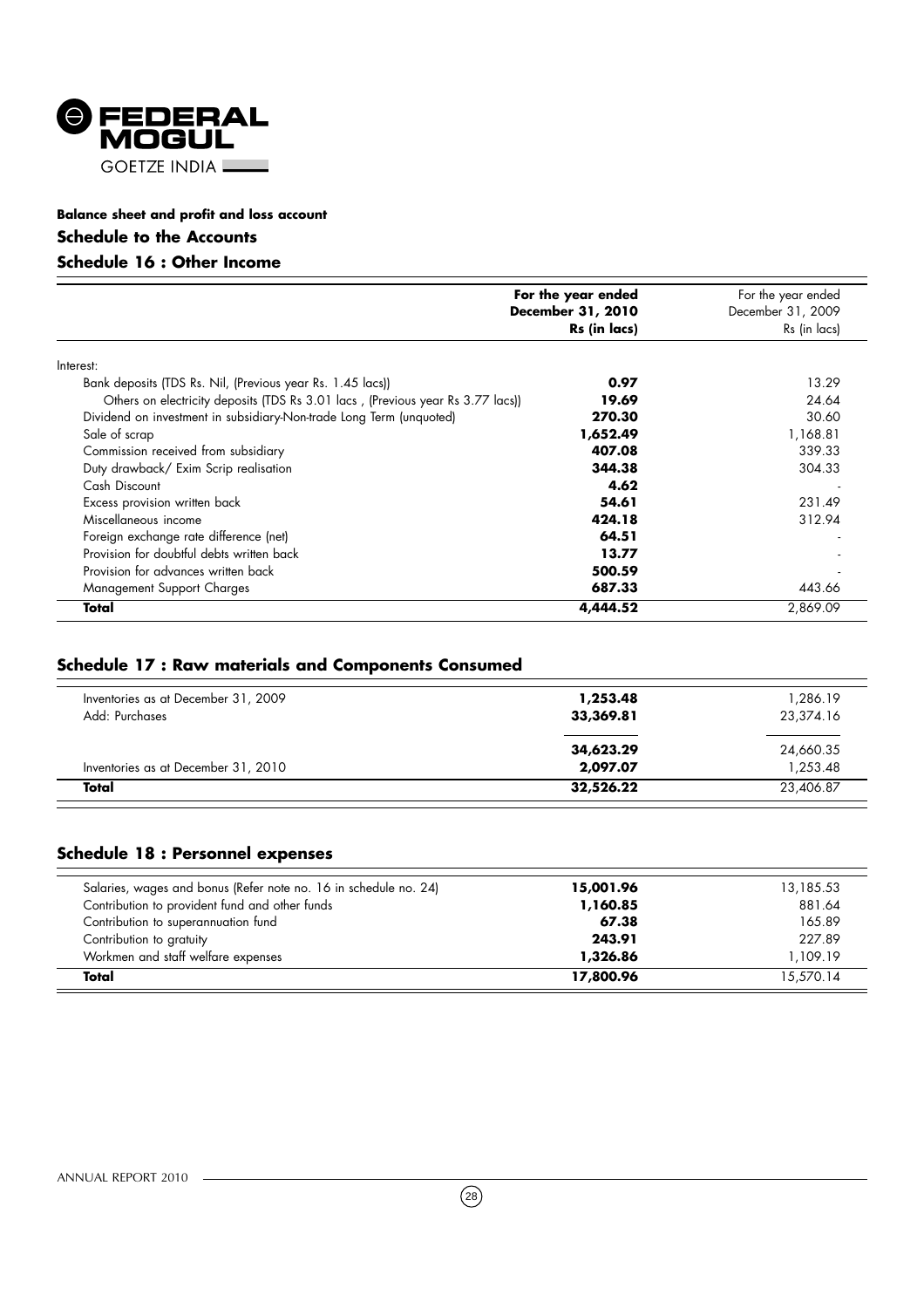FEDERAL MOGUL

GOETZE INDIA

**Balance sheet and profit and loss account**

## Schedule to the Accounts

## Schedule 16 : Other Income

| | **For the year ended December 31, 2010 Rs (in lacs)** | For the year ended December 31, 2009 Rs (in lacs) |
|---|---|---|
| Interest: | | |
| Bank deposits (TDS Rs. Nil, (Previous year Rs. 1.45 lacs)) | **0.97** | 13.29 |
| Others on electricity deposits (TDS Rs 3.01 lacs , (Previous year Rs 3.77 lacs)) | **19.69** | 24.64 |
| Dividend on investment in subsidiary-Non-trade Long Term (unquoted) | **270.30** | 30.60 |
| Sale of scrap | **1,652.49** | 1,168.81 |
| Commission received from subsidiary | **407.08** | 339.33 |
| Duty drawback/ Exim Scrip realisation | **344.38** | 304.33 |
| Cash Discount | **4.62** | - |
| Excess provision written back | **54.61** | 231.49 |
| Miscellaneous income | **424.18** | 312.94 |
| Foreign exchange rate difference (net) | **64.51** | - |
| Provision for doubtful debts written back | **13.77** | - |
| Provision for advances written back | **500.59** | - |
| Management Support Charges | **687.33** | 443.66 |
| **Total** | **4,444.52** | 2,869.09 |

## Schedule 17 : Raw materials and Components Consumed

| | | |
|---|---|---|
| Inventories as at December 31, 2009 | **1,253.48** | 1,286.19 |
| Add: Purchases | **33,369.81** | 23,374.16 |
| | **34,623.29** | 24,660.35 |
| Inventories as at December 31, 2010 | **2,097.07** | 1,253.48 |
| **Total** | **32,526.22** | 23,406.87 |

## Schedule 18 : Personnel expenses

| | | |
|---|---|---|
| Salaries, wages and bonus (Refer note no. 16 in schedule no. 24) | **15,001.96** | 13,185.53 |
| Contribution to provident fund and other funds | **1,160.85** | 881.64 |
| Contribution to superannuation fund | **67.38** | 165.89 |
| Contribution to gratuity | **243.91** | 227.89 |
| Workmen and staff welfare expenses | **1,326.86** | 1,109.19 |
| **Total** | **17,800.96** | 15,570.14 |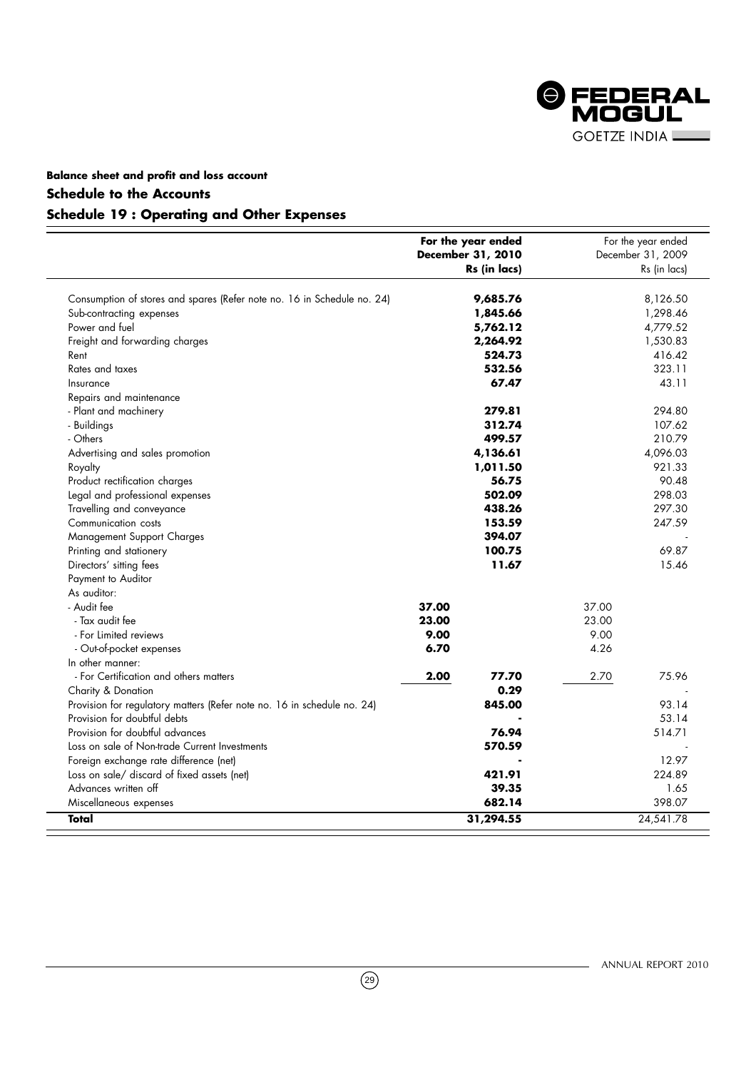## Balance sheet and profit and loss account

### Schedule to the Accounts

### Schedule 19 : Operating and Other Expenses

| | For the year ended December 31, 2010 Rs (in lacs) | | For the year ended December 31, 2009 Rs (in lacs) | |
|---|---|---|---|---|
| Consumption of stores and spares (Refer note no. 16 in Schedule no. 24) | | **9,685.76** | | 8,126.50 |
| Sub-contracting expenses | | **1,845.66** | | 1,298.46 |
| Power and fuel | | **5,762.12** | | 4,779.52 |
| Freight and forwarding charges | | **2,264.92** | | 1,530.83 |
| Rent | | **524.73** | | 416.42 |
| Rates and taxes | | **532.56** | | 323.11 |
| Insurance | | **67.47** | | 43.11 |
| Repairs and maintenance | | | | |
| - Plant and machinery | | **279.81** | | 294.80 |
| - Buildings | | **312.74** | | 107.62 |
| - Others | | **499.57** | | 210.79 |
| Advertising and sales promotion | | **4,136.61** | | 4,096.03 |
| Royalty | | **1,011.50** | | 921.33 |
| Product rectification charges | | **56.75** | | 90.48 |
| Legal and professional expenses | | **502.09** | | 298.03 |
| Travelling and conveyance | | **438.26** | | 297.30 |
| Communication costs | | **153.59** | | 247.59 |
| Management Support Charges | | **394.07** | | - |
| Printing and stationery | | **100.75** | | 69.87 |
| Directors' sitting fees | | **11.67** | | 15.46 |
| Payment to Auditor | | | | |
| As auditor: | | | | |
| - Audit fee | **37.00** | | 37.00 | |
| - Tax audit fee | **23.00** | | 23.00 | |
| - For Limited reviews | **9.00** | | 9.00 | |
| - Out-of-pocket expenses | **6.70** | | 4.26 | |
| In other manner: | | | | |
| - For Certification and others matters | **2.00** | **77.70** | 2.70 | 75.96 |
| Charity & Donation | | **0.29** | | - |
| Provision for regulatory matters (Refer note no. 16 in schedule no. 24) | | **845.00** | | 93.14 |
| Provision for doubtful debts | | **-** | | 53.14 |
| Provision for doubtful advances | | **76.94** | | 514.71 |
| Loss on sale of Non-trade Current Investments | | **570.59** | | - |
| Foreign exchange rate difference (net) | | **-** | | 12.97 |
| Loss on sale/ discard of fixed assets (net) | | **421.91** | | 224.89 |
| Advances written off | | **39.35** | | 1.65 |
| Miscellaneous expenses | | **682.14** | | 398.07 |
| **Total** | | **31,294.55** | | 24,541.78 |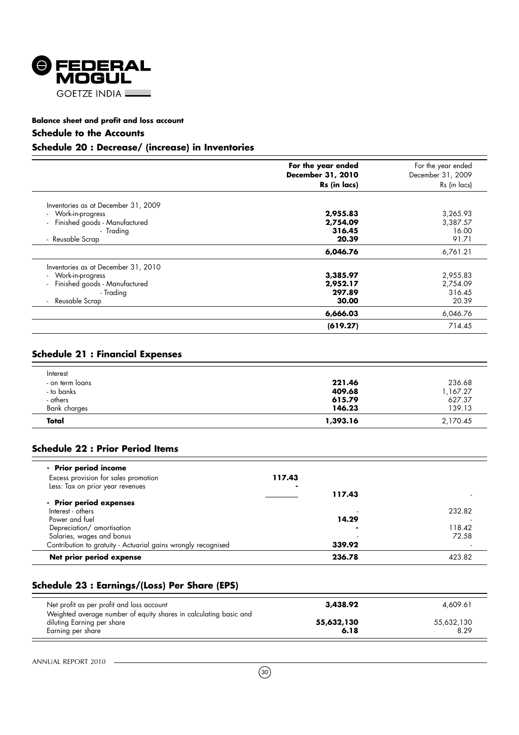# Balance sheet and profit and loss account

## Schedule to the Accounts

### Schedule 20 : Decrease/ (increase) in Inventories

| | For the year ended December 31, 2010 Rs (in lacs) | For the year ended December 31, 2009 Rs (in lacs) |
|---|---|---|
| Inventories as at December 31, 2009 | | |
| - Work-in-progress | **2,955.83** | 3,265.93 |
| - Finished goods - Manufactured | **2,754.09** | 3,387.57 |
| - Trading | **316.45** | 16.00 |
| - Reusable Scrap | **20.39** | 91.71 |
| | **6,046.76** | 6,761.21 |
| Inventories as at December 31, 2010 | | |
| - Work-in-progress | **3,385.97** | 2,955.83 |
| - Finished goods - Manufactured | **2,952.17** | 2,754.09 |
| - Trading | **297.89** | 316.45 |
| - Reusable Scrap | **30.00** | 20.39 |
| | **6,666.03** | 6,046.76 |
| | **(619.27)** | 714.45 |

### Schedule 21 : Financial Expenses

| | | |
|---|---|---|
| Interest | | |
| - on term loans | **221.46** | 236.68 |
| - to banks | **409.68** | 1,167.27 |
| - others | **615.79** | 627.37 |
| Bank charges | **146.23** | 139.13 |
| **Total** | **1,393.16** | 2,170.45 |

### Schedule 22 : Prior Period Items

| | | | |
|---|---|---|---|
| **- Prior period income** | | | |
| Excess provision for sales promotion | **117.43** | | |
| Less: Tax on prior year revenues | **-** | | |
| | | **117.43** | - |
| **- Prior period expenses** | | | |
| Interest - others | | - | 232.82 |
| Power and fuel | | **14.29** | - |
| Depreciation/ amortisation | | **-** | 118.42 |
| Salaries, wages and bonus | | - | 72.58 |
| Contribution to gratuity - Actuarial gains wrongly recognised | | **339.92** | - |
| **Net prior period expense** | | **236.78** | 423.82 |

### Schedule 23 : Earnings/(Loss) Per Share (EPS)

| | | |
|---|---|---|
| Net profit as per profit and loss account | **3,438.92** | 4,609.61 |
| Weighted average number of equity shares in calculating basic and diluting Earning per share | **55,632,130** | 55,632,130 |
| Earning per share | **6.18** | 8.29 |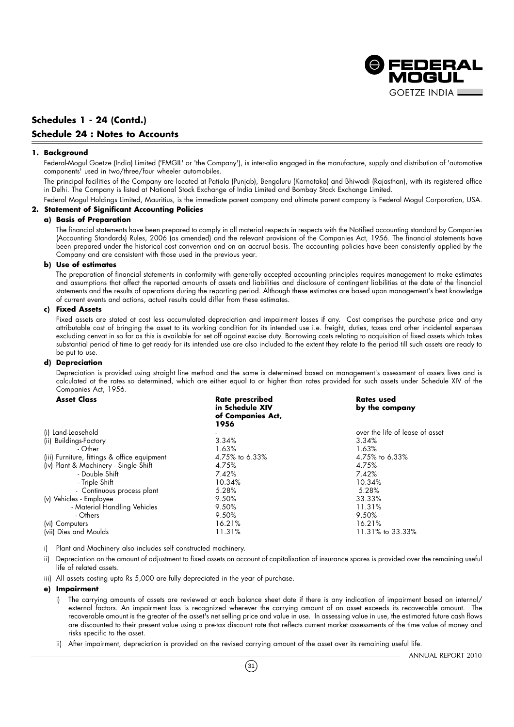## Schedules 1 - 24 (Contd.)

## Schedule 24 : Notes to Accounts

**1. Background**

Federal-Mogul Goetze (India) Limited ('FMGIL' or 'the Company'), is inter-alia engaged in the manufacture, supply and distribution of 'automotive components' used in two/three/four wheeler automobiles.

The principal facilities of the Company are located at Patiala (Punjab), Bengaluru (Karnataka) and Bhiwadi (Rajasthan), with its registered office in Delhi. The Company is listed at National Stock Exchange of India Limited and Bombay Stock Exchange Limited.

Federal Mogul Holdings Limited, Mauritius, is the immediate parent company and ultimate parent company is Federal Mogul Corporation, USA.

**2. Statement of Significant Accounting Policies**

**a) Basis of Preparation**

The financial statements have been prepared to comply in all material respects in respects with the Notified accounting standard by Companies (Accounting Standards) Rules, 2006 (as amended) and the relevant provisions of the Companies Act, 1956. The financial statements have been prepared under the historical cost convention and on an accrual basis. The accounting policies have been consistently applied by the Company and are consistent with those used in the previous year.

**b) Use of estimates**

The preparation of financial statements in conformity with generally accepted accounting principles requires management to make estimates and assumptions that affect the reported amounts of assets and liabilities and disclosure of contingent liabilities at the date of the financial statements and the results of operations during the reporting period. Although these estimates are based upon management's best knowledge of current events and actions, actual results could differ from these estimates.

**c) Fixed Assets**

Fixed assets are stated at cost less accumulated depreciation and impairment losses if any. Cost comprises the purchase price and any attributable cost of bringing the asset to its working condition for its intended use i.e. freight, duties, taxes and other incidental expenses excluding cenvat in so far as this is available for set off against excise duty. Borrowing costs relating to acquisition of fixed assets which takes substantial period of time to get ready for its intended use are also included to the extent they relate to the period till such assets are ready to be put to use.

**d) Depreciation**

Depreciation is provided using straight line method and the same is determined based on management's assessment of assets lives and is calculated at the rates so determined, which are either equal to or higher than rates provided for such assets under Schedule XIV of the Companies Act, 1956.

| Asset Class | Rate prescribed in Schedule XIV of Companies Act, 1956 | Rates used by the company |
|---|---|---|
| (i) Land-Leasehold | - | over the life of lease of asset |
| (ii) Buildings-Factory | 3.34% | 3.34% |
| - Other | 1.63% | 1.63% |
| (iii) Furniture, fittings & office equipment | 4.75% to 6.33% | 4.75% to 6.33% |
| (iv) Plant & Machinery - Single Shift | 4.75% | 4.75% |
| - Double Shift | 7.42% | 7.42% |
| - Triple Shift | 10.34% | 10.34% |
| - Continuous process plant | 5.28% | 5.28% |
| (v) Vehicles - Employee | 9.50% | 33.33% |
| - Material Handling Vehicles | 9.50% | 11.31% |
| - Others | 9.50% | 9.50% |
| (vi) Computers | 16.21% | 16.21% |
| (vii) Dies and Moulds | 11.31% | 11.31% to 33.33% |

i) Plant and Machinery also includes self constructed machinery.

ii) Depreciation on the amount of adjustment to fixed assets on account of capitalisation of insurance spares is provided over the remaining useful life of related assets.

iii) All assets costing upto Rs 5,000 are fully depreciated in the year of purchase.

**e) Impairment**

i) The carrying amounts of assets are reviewed at each balance sheet date if there is any indication of impairment based on internal/ external factors. An impairment loss is recognized wherever the carrying amount of an asset exceeds its recoverable amount. The recoverable amount is the greater of the asset's net selling price and value in use. In assessing value in use, the estimated future cash flows are discounted to their present value using a pre-tax discount rate that reflects current market assessments of the time value of money and risks specific to the asset.

ii) After impairment, depreciation is provided on the revised carrying amount of the asset over its remaining useful life.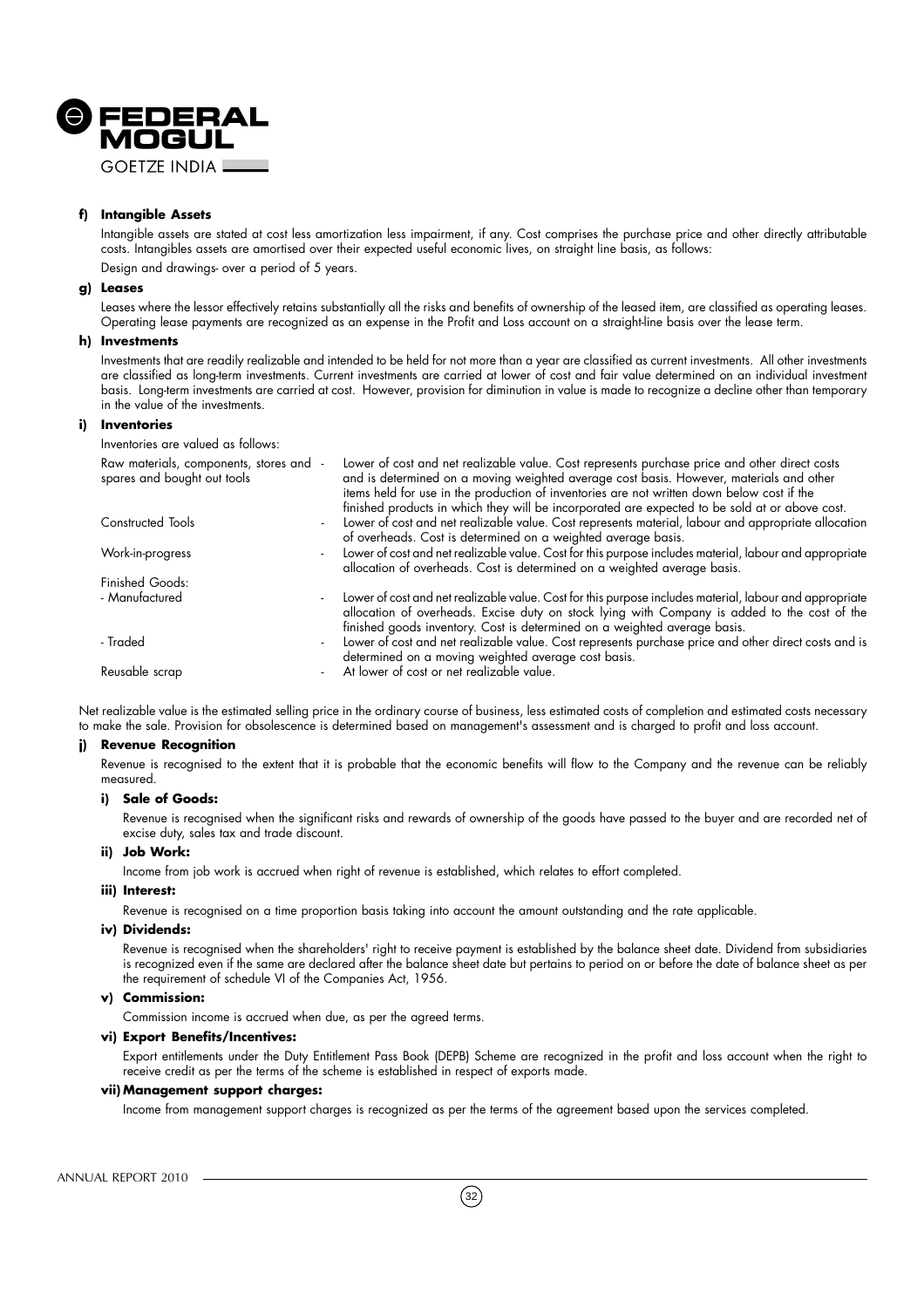**f) Intangible Assets**

Intangible assets are stated at cost less amortization less impairment, if any. Cost comprises the purchase price and other directly attributable costs. Intangibles assets are amortised over their expected useful economic lives, on straight line basis, as follows:

Design and drawings- over a period of 5 years.

**g) Leases**

Leases where the lessor effectively retains substantially all the risks and benefits of ownership of the leased item, are classified as operating leases. Operating lease payments are recognized as an expense in the Profit and Loss account on a straight-line basis over the lease term.

**h) Investments**

Investments that are readily realizable and intended to be held for not more than a year are classified as current investments. All other investments are classified as long-term investments. Current investments are carried at lower of cost and fair value determined on an individual investment basis. Long-term investments are carried at cost. However, provision for diminution in value is made to recognize a decline other than temporary in the value of the investments.

**i) Inventories**

Inventories are valued as follows:

| | |
|---|---|
| Raw materials, components, stores and spares and bought out tools | - Lower of cost and net realizable value. Cost represents purchase price and other direct costs and is determined on a moving weighted average cost basis. However, materials and other items held for use in the production of inventories are not written down below cost if the finished products in which they will be incorporated are expected to be sold at or above cost. |
| Constructed Tools | - Lower of cost and net realizable value. Cost represents material, labour and appropriate allocation of overheads. Cost is determined on a weighted average basis. |
| Work-in-progress | - Lower of cost and net realizable value. Cost for this purpose includes material, labour and appropriate allocation of overheads. Cost is determined on a weighted average basis. |
| Finished Goods: | |
| - Manufactured | - Lower of cost and net realizable value. Cost for this purpose includes material, labour and appropriate allocation of overheads. Excise duty on stock lying with Company is added to the cost of the finished goods inventory. Cost is determined on a weighted average basis. |
| - Traded | - Lower of cost and net realizable value. Cost represents purchase price and other direct costs and is determined on a moving weighted average cost basis. |
| Reusable scrap | - At lower of cost or net realizable value. |

Net realizable value is the estimated selling price in the ordinary course of business, less estimated costs of completion and estimated costs necessary to make the sale. Provision for obsolescence is determined based on management's assessment and is charged to profit and loss account.

**j) Revenue Recognition**

Revenue is recognised to the extent that it is probable that the economic benefits will flow to the Company and the revenue can be reliably measured.

**i) Sale of Goods:**

Revenue is recognised when the significant risks and rewards of ownership of the goods have passed to the buyer and are recorded net of excise duty, sales tax and trade discount.

**ii) Job Work:**

Income from job work is accrued when right of revenue is established, which relates to effort completed.

**iii) Interest:**

Revenue is recognised on a time proportion basis taking into account the amount outstanding and the rate applicable.

**iv) Dividends:**

Revenue is recognised when the shareholders' right to receive payment is established by the balance sheet date. Dividend from subsidiaries is recognized even if the same are declared after the balance sheet date but pertains to period on or before the date of balance sheet as per the requirement of schedule VI of the Companies Act, 1956.

**v) Commission:**

Commission income is accrued when due, as per the agreed terms.

**vi) Export Benefits/Incentives:**

Export entitlements under the Duty Entitlement Pass Book (DEPB) Scheme are recognized in the profit and loss account when the right to receive credit as per the terms of the scheme is established in respect of exports made.

**vii) Management support charges:**

Income from management support charges is recognized as per the terms of the agreement based upon the services completed.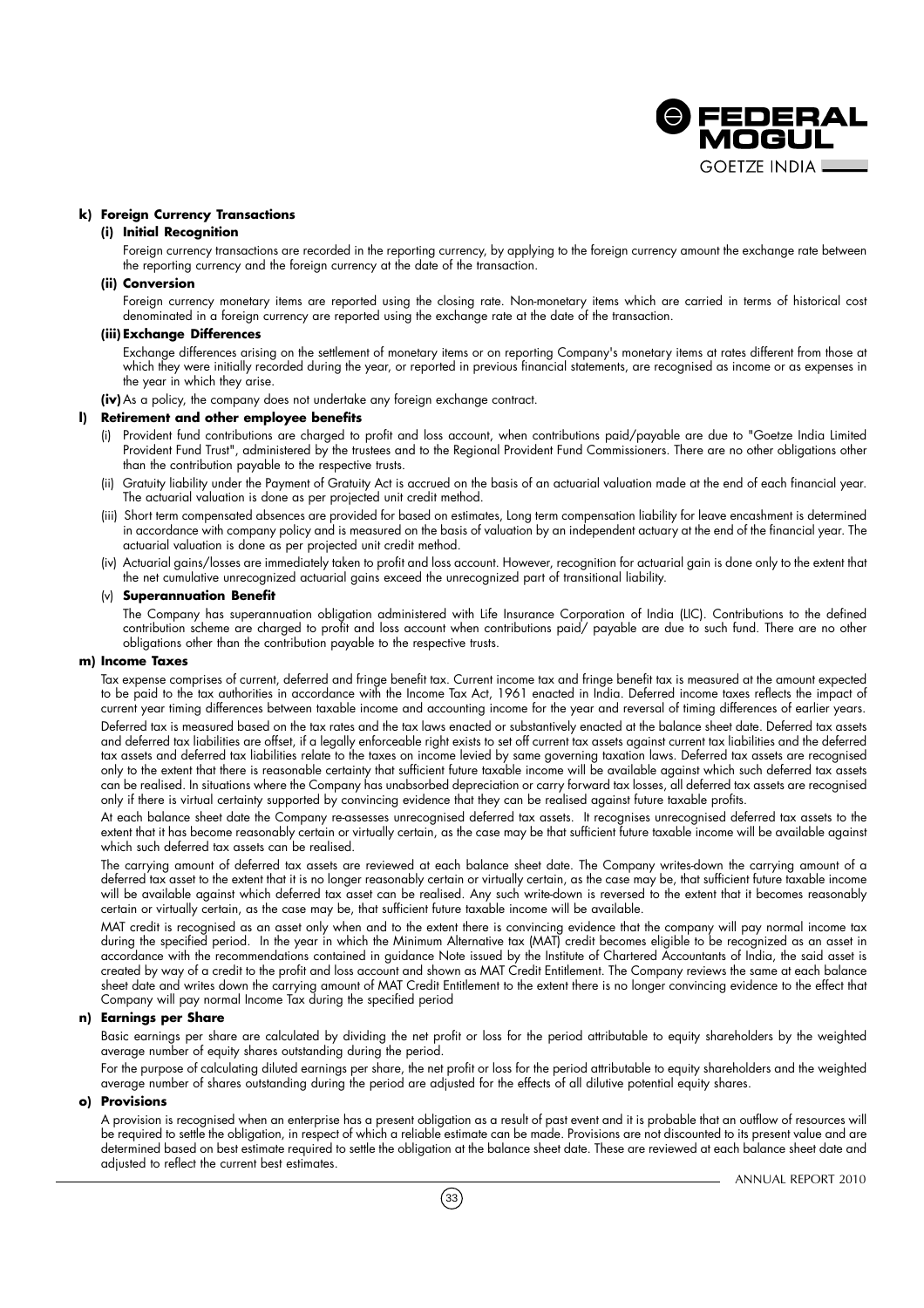**k) Foreign Currency Transactions**

**(i) Initial Recognition**

Foreign currency transactions are recorded in the reporting currency, by applying to the foreign currency amount the exchange rate between the reporting currency and the foreign currency at the date of the transaction.

**(ii) Conversion**

Foreign currency monetary items are reported using the closing rate. Non-monetary items which are carried in terms of historical cost denominated in a foreign currency are reported using the exchange rate at the date of the transaction.

**(iii) Exchange Differences**

Exchange differences arising on the settlement of monetary items or on reporting Company's monetary items at rates different from those at which they were initially recorded during the year, or reported in previous financial statements, are recognised as income or as expenses in the year in which they arise.

**(iv)** As a policy, the company does not undertake any foreign exchange contract.

**l) Retirement and other employee benefits**

(i) Provident fund contributions are charged to profit and loss account, when contributions paid/payable are due to "Goetze India Limited Provident Fund Trust", administered by the trustees and to the Regional Provident Fund Commissioners. There are no other obligations other than the contribution payable to the respective trusts.

(ii) Gratuity liability under the Payment of Gratuity Act is accrued on the basis of an actuarial valuation made at the end of each financial year. The actuarial valuation is done as per projected unit credit method.

(iii) Short term compensated absences are provided for based on estimates, Long term compensation liability for leave encashment is determined in accordance with company policy and is measured on the basis of valuation by an independent actuary at the end of the financial year. The actuarial valuation is done as per projected unit credit method.

(iv) Actuarial gains/losses are immediately taken to profit and loss account. However, recognition for actuarial gain is done only to the extent that the net cumulative unrecognized actuarial gains exceed the unrecognized part of transitional liability.

(v) **Superannuation Benefit**

The Company has superannuation obligation administered with Life Insurance Corporation of India (LIC). Contributions to the defined contribution scheme are charged to profit and loss account when contributions paid/ payable are due to such fund. There are no other obligations other than the contribution payable to the respective trusts.

**m) Income Taxes**

Tax expense comprises of current, deferred and fringe benefit tax. Current income tax and fringe benefit tax is measured at the amount expected to be paid to the tax authorities in accordance with the Income Tax Act, 1961 enacted in India. Deferred income taxes reflects the impact of current year timing differences between taxable income and accounting income for the year and reversal of timing differences of earlier years.

Deferred tax is measured based on the tax rates and the tax laws enacted or substantively enacted at the balance sheet date. Deferred tax assets and deferred tax liabilities are offset, if a legally enforceable right exists to set off current tax assets against current tax liabilities and the deferred tax assets and deferred tax liabilities relate to the taxes on income levied by same governing taxation laws. Deferred tax assets are recognised only to the extent that there is reasonable certainty that sufficient future taxable income will be available against which such deferred tax assets can be realised. In situations where the Company has unabsorbed depreciation or carry forward tax losses, all deferred tax assets are recognised only if there is virtual certainty supported by convincing evidence that they can be realised against future taxable profits.

At each balance sheet date the Company re-assesses unrecognised deferred tax assets. It recognises unrecognised deferred tax assets to the extent that it has become reasonably certain or virtually certain, as the case may be that sufficient future taxable income will be available against which such deferred tax assets can be realised.

The carrying amount of deferred tax assets are reviewed at each balance sheet date. The Company writes-down the carrying amount of a deferred tax asset to the extent that it is no longer reasonably certain or virtually certain, as the case may be, that sufficient future taxable income will be available against which deferred tax asset can be realised. Any such write-down is reversed to the extent that it becomes reasonably certain or virtually certain, as the case may be, that sufficient future taxable income will be available.

MAT credit is recognised as an asset only when and to the extent there is convincing evidence that the company will pay normal income tax during the specified period. In the year in which the Minimum Alternative tax (MAT) credit becomes eligible to be recognized as an asset in accordance with the recommendations contained in guidance Note issued by the Institute of Chartered Accountants of India, the said asset is created by way of a credit to the profit and loss account and shown as MAT Credit Entitlement. The Company reviews the same at each balance sheet date and writes down the carrying amount of MAT Credit Entitlement to the extent there is no longer convincing evidence to the effect that Company will pay normal Income Tax during the specified period

**n) Earnings per Share**

Basic earnings per share are calculated by dividing the net profit or loss for the period attributable to equity shareholders by the weighted average number of equity shares outstanding during the period.

For the purpose of calculating diluted earnings per share, the net profit or loss for the period attributable to equity shareholders and the weighted average number of shares outstanding during the period are adjusted for the effects of all dilutive potential equity shares.

**o) Provisions**

A provision is recognised when an enterprise has a present obligation as a result of past event and it is probable that an outflow of resources will be required to settle the obligation, in respect of which a reliable estimate can be made. Provisions are not discounted to its present value and are determined based on best estimate required to settle the obligation at the balance sheet date. These are reviewed at each balance sheet date and adjusted to reflect the current best estimates.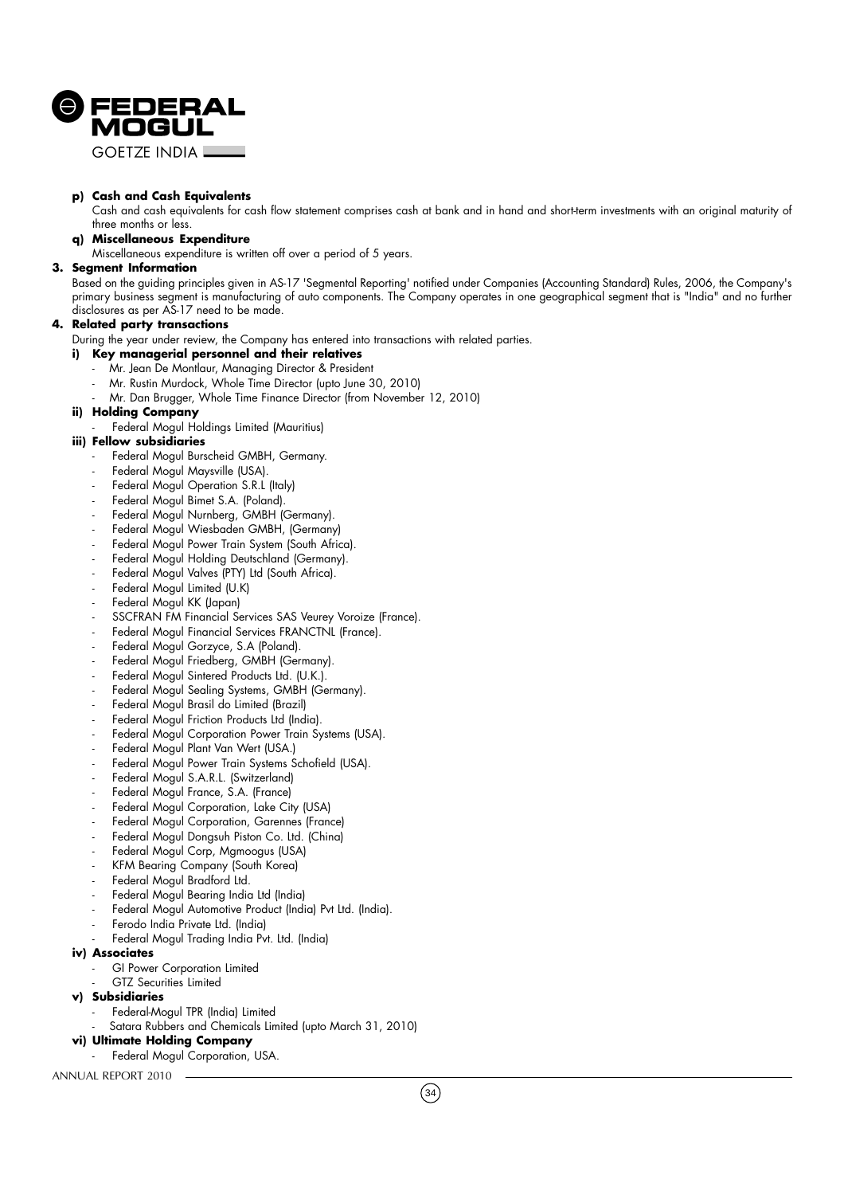**p) Cash and Cash Equivalents**

Cash and cash equivalents for cash flow statement comprises cash at bank and in hand and short-term investments with an original maturity of three months or less.

**q) Miscellaneous Expenditure**

Miscellaneous expenditure is written off over a period of 5 years.

**3. Segment Information**

Based on the guiding principles given in AS-17 'Segmental Reporting' notified under Companies (Accounting Standard) Rules, 2006, the Company's primary business segment is manufacturing of auto components. The Company operates in one geographical segment that is "India" and no further disclosures as per AS-17 need to be made.

**4. Related party transactions**

During the year under review, the Company has entered into transactions with related parties.

**i) Key managerial personnel and their relatives**

- Mr. Jean De Montlaur, Managing Director & President
- Mr. Rustin Murdock, Whole Time Director (upto June 30, 2010)
- Mr. Dan Brugger, Whole Time Finance Director (from November 12, 2010)

**ii) Holding Company**

- Federal Mogul Holdings Limited (Mauritius)

**iii) Fellow subsidiaries**

- Federal Mogul Burscheid GMBH, Germany.
- Federal Mogul Maysville (USA).
- Federal Mogul Operation S.R.L (Italy)
- Federal Mogul Bimet S.A. (Poland).
- Federal Mogul Nurnberg, GMBH (Germany).
- Federal Mogul Wiesbaden GMBH, (Germany)
- Federal Mogul Power Train System (South Africa).
- Federal Mogul Holding Deutschland (Germany).
- Federal Mogul Valves (PTY) Ltd (South Africa).
- Federal Mogul Limited (U.K)
- Federal Mogul KK (Japan)
- SSCFRAN FM Financial Services SAS Veurey Voroize (France).
- Federal Mogul Financial Services FRANCTNL (France).
- Federal Mogul Gorzyce, S.A (Poland).
- Federal Mogul Friedberg, GMBH (Germany).
- Federal Mogul Sintered Products Ltd. (U.K.).
- Federal Mogul Sealing Systems, GMBH (Germany).
- Federal Mogul Brasil do Limited (Brazil)
- Federal Mogul Friction Products Ltd (India).
- Federal Mogul Corporation Power Train Systems (USA).
- Federal Mogul Plant Van Wert (USA.)
- Federal Mogul Power Train Systems Schofield (USA).
- Federal Mogul S.A.R.L. (Switzerland)
- Federal Mogul France, S.A. (France)
- Federal Mogul Corporation, Lake City (USA)
- Federal Mogul Corporation, Garennes (France)
- Federal Mogul Dongsuh Piston Co. Ltd. (China)
- Federal Mogul Corp, Mgmoogus (USA)
- KFM Bearing Company (South Korea)
- Federal Mogul Bradford Ltd.
- Federal Mogul Bearing India Ltd (India)
- Federal Mogul Automotive Product (India) Pvt Ltd. (India).
- Ferodo India Private Ltd. (India)
- Federal Mogul Trading India Pvt. Ltd. (India)

**iv) Associates**

- GI Power Corporation Limited
- GTZ Securities Limited

**v) Subsidiaries**

- Federal-Mogul TPR (India) Limited
- Satara Rubbers and Chemicals Limited (upto March 31, 2010)

**vi) Ultimate Holding Company**

- Federal Mogul Corporation, USA.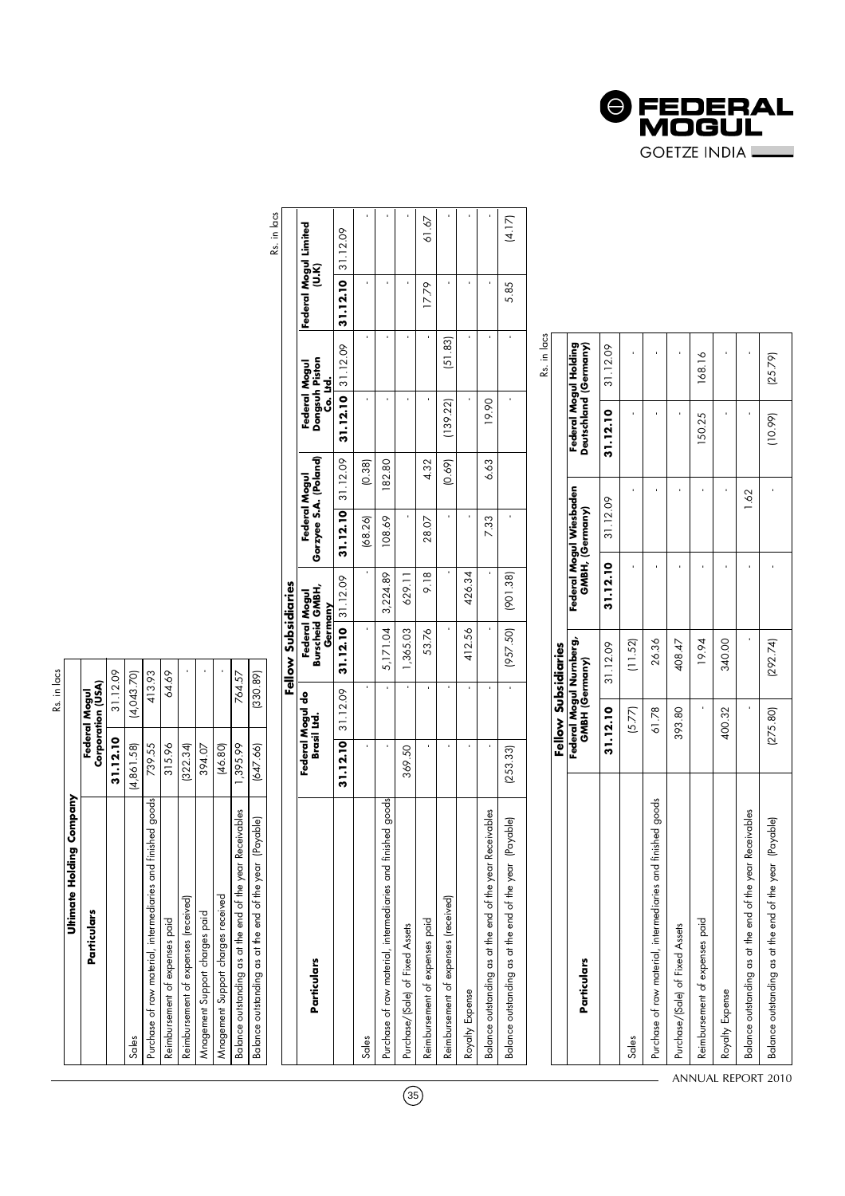Rs. in lacs

| Particulars | Ultimate Holding Company | |
|---|---|---|
| | Federal Mogul Corporation (USA) | |
| | 31.12.10 | 31.12.09 |
| Sales | (4,861.58) | (4,043.70) |
| Purchase of raw material, intermediaries and finished goods | 739.55 | 413.93 |
| Reimbursement of expenses paid | 315.96 | 64.69 |
| Reimbursement of expenses (received) | (322.34) | - |
| Mnagement Support charges paid | 394.07 | - |
| Mnagement Support charges received | (46.80) | - |
| Balance outstanding as at the end of the year Receivables | 1,395.99 | 764.57 |
| Balance outstanding as at the end of the year (Payable) | (647.66) | (330.89) |

Rs. in lacs

| Particulars | Fellow Subsidiaries | | | | | | | | | |
|---|---|---|---|---|---|---|---|---|---|---|
| | Federal Mogul do Brasil Ltd. | | Federal Mogul Burscheid GMBH, Germany | | Federal Mogul Gorzyee S.A. (Poland) | | Federal Mogul Dongsuh Piston Co. Ltd. | | Federal Mogul Limited (U.K) | |
| | 31.12.10 | 31.12.09 | 31.12.10 | 31.12.09 | 31.12.10 | 31.12.09 | 31.12.10 | 31.12.09 | 31.12.10 | 31.12.09 |
| Sales | - | - | - | - | (68.26) | (0.38) | - | - | - | - |
| Purchase of raw material, intermediaries and finished goods | - | - | 5,171.04 | 3,224.89 | 108.69 | 182.80 | - | - | - | - |
| Purchase/(Sale) of Fixed Assets | 369.50 | - | 1,365.03 | 629.11 | - | | - | - | - | - |
| Reimbursement of expenses paid | - | - | 53.76 | 9.18 | 28.07 | 4.32 | - | - | 17.79 | 61.67 |
| Reimbursement of expenses (received) | - | - | - | - | - | (0.69) | (139.22) | (51.83) | - | - |
| Royalty Expense | - | - | 412.56 | 426.34 | - | | - | - | - | - |
| Balance outstanding as at the end of the year Receivables | - | - | - | - | 7.33 | 6.63 | 19.90 | - | - | - |
| Balance outstanding as at the end of the year (Payable) | (253.33) | - | (957.50) | (901.38) | - | | - | - | 5.85 | (4.17) |

Rs. in lacs

| Particulars | Fellow Subsidiaries | | | | | |
|---|---|---|---|---|---|---|
| | Federal Mogul Nurnberg, GMBH (Germany) | | Federal Mogul Wiesbaden GMBH, (Germany) | | Federal Mogul Holding Deutschland (Germany) | |
| | 31.12.10 | 31.12.09 | 31.12.10 | 31.12.09 | 31.12.10 | 31.12.09 |
| Sales | (5.77) | (11.52) | - | - | - | - |
| Purchase of raw material, intermediaries and finished goods | 61.78 | 26.36 | - | - | - | - |
| Purchase/(Sale) of Fixed Assets | 393.80 | 408.47 | - | - | - | - |
| Reimbursement of expenses paid | - | 19.94 | - | - | 150.25 | 168.16 |
| Royalty Expense | 400.32 | 340.00 | - | - | - | - |
| Balance outstanding as at the end of the year Receivables | - | - | - | 1.62 | - | - |
| Balance outstanding as at the end of the year (Payable) | (275.80) | (292.74) | - | - | (10.99) | (25.79) |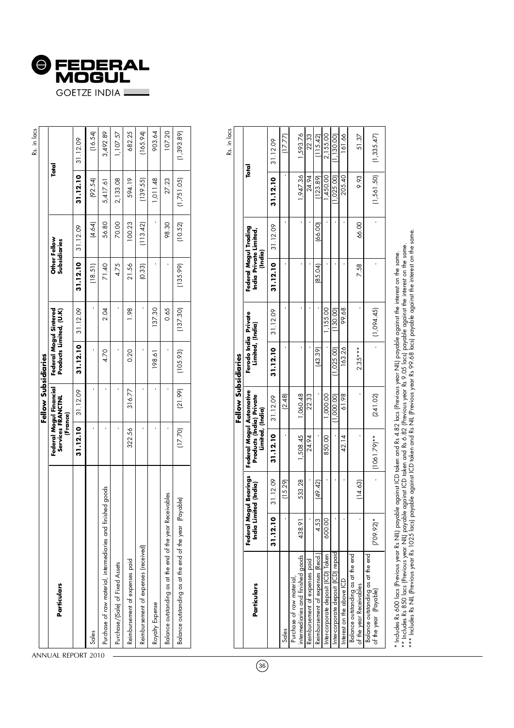Rs. in lacs

| Particulars | Fellow Subsidiaries | | | | | | Total | |
|---|---|---|---|---|---|---|---|---|
| | Federal Mogul Financial Services FRANCTNL (France) | | Federal Mogul Sintered Products Limited, (U.K) | | Other Fellow Subsidiaries | | | |
| | 31.12.10 | 31.12.09 | 31.12.10 | 31.12.09 | 31.12.10 | 31.12.09 | 31.12.10 | 31.12.09 |
| Sales | - | - | - | - | (18.51) | (4.64) | (92.54) | (16.54) |
| Purchase of raw material, intermediaries and finished goods | - | - | 4.70 | 2.04 | 71.40 | 56.80 | 5,417.61 | 3,492.89 |
| Purchase/(Sale) of Fixed Assets | - | - | - | - | 4.75 | 70.00 | 2,133.08 | 1,107.57 |
| Reimbursement of expenses paid | 322.56 | 316.77 | 0.20 | 1.98 | 21.56 | 100.23 | 594.19 | 682.25 |
| Reimbursement of expenses (received) | - | - | - | - | (0.33) | (113.42) | (139.55) | (165.94) |
| Royalty Expense | - | - | 198.61 | 137.30 | - | - | 1,011.48 | 903.64 |
| Balance outstanding as at the end of the year Receivables | - | - | - | 0.65 | - | 98.30 | 27.23 | 107.20 |
| Balance outstanding as at the end of the year (Payable) | (17.70) | (21.99) | (105.93) | (137.30) | (135.99) | (10.52) | (1,751.05) | (1,393.89) |

Rs. in lacs

| Particulars | Fellow Subsidiaries | | | | | | | | Total | |
|---|---|---|---|---|---|---|---|---|---|---|
| | Federal Mogul Bearings India Limited (India) | | Federal Mogul Automotive Products (India) Private Limited, (India) | | Ferodo India Private Limited, (India) | | Federal Mogul Trading India Private Limited, (India) | | | |
| | 31.12.10 | 31.12.09 | 31.12.10 | 31.12.09 | 31.12.10 | 31.12.09 | 31.12.10 | 31.12.09 | 31.12.10 | 31.12.09 |
| Sales | - | (15.29) | - | (2.48) | - | - | - | - | - | (17.77) |
| Purchase of raw material, intermediaries and finished goods | 438.91 | 533.28 | 1,508.45 | 1,060.48 | - | - | - | - | 1,947.36 | 1,593.76 |
| Reimbursement of expenses paid | - | - | 24.94 | 22.33 | - | - | - | - | 24.94 | 22.33 |
| Reimbursement of expenses (Recd.) | 4.53 | (49.42) | - | - | (43.39) | - | (85.04) | (66.00) | (123.89) | (115.42) |
| Inter-corporate deposit (ICD) Taken | 600.00 | - | 850.00 | 1,000.00 | - | 1,155.00 | - | - | 1,450.00 | 2,155.00 |
| Inter-corporate deposit (ICD) repaid | - | - | - | (1,000.00) | (1,025.00) | (130.00) | - | - | (1,025.00) | (1,130.00) |
| Interest on the above ICD | - | - | 42.14 | 61.98 | 163.26 | 99.68 | - | - | 205.40 | 161.66 |
| Balance outstanding as at the end of the year Receivables | - | (14.63) | - | - | 2.35*** | - | 7.58 | 66.00 | 9.93 | 51.37 |
| Balance outstanding as at the end of the year (Payable) | (709.92)* | - | (1061.79)** | (241.02) | - | (1,094.45) | - | - | (1,561.50) | (1,335.47) |

\* Includes Rs 600 lacs (Previous year Rs NIL) payable against ICD taken and Rs 4.82 lacs (Previous year NIL) payable against the interest on the same.

\*\* Includes Rs 850 lacs (Previous year NIL) payable against ICD taken and Rs 6.82 (Previous year Rs 9.05 lacs) payable against the interest on the same.

\*\*\* Includes Rs NIL (Previous year Rs 1025 lacs) payable against ICD taken and Rs NIL (Previous year Rs 99.68 lacs) payable against the interest on the same.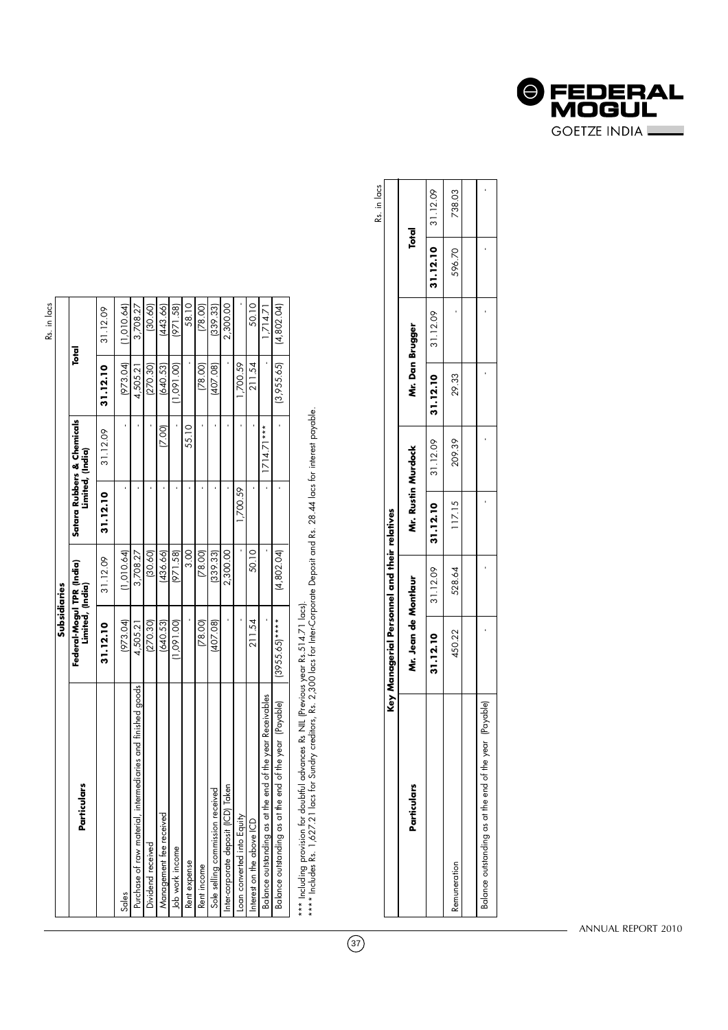Rs. in lacs

| Particulars | Subsidiaries | | | | | |
|---|---|---|---|---|---|---|
| | Federal-Mogul TPR (India) Limited, (India) | | Satara Rubbers & Chemicals Limited, (India) | | Total | |
| | 31.12.10 | 31.12.09 | 31.12.10 | 31.12.09 | 31.12.10 | 31.12.09 |
| Sales | (973.04) | (1,010.64) | - | - | (973.04) | (1,010.64) |
| Purchase of raw material, intermediaries and finished goods | 4,505.21 | 3,708.27 | - | - | 4,505.21 | 3,708.27 |
| Dividend received | (270.30) | (30.60) | - | - | (270.30) | (30.60) |
| Management fee received | (640.53) | (436.66) | - | (7.00) | (640.53) | (443.66) |
| Job work income | (1,091.00) | (971.58) | - | - | (1,091.00) | (971.58) |
| Rent expense | - | 3.00 | - | 55.10 | - | 58.10 |
| Rent income | (78.00) | (78.00) | - | - | (78.00) | (78.00) |
| Sole selling commission received | (407.08) | (339.33) | - | - | (407.08) | (339.33) |
| Inter-corporate deposit (ICD) Taken | - | 2,300.00 | - | - | - | 2,300.00 |
| Loan converted into Equity | - | - | 1,700.59 | - | 1,700.59 | - |
| Interest on the above ICD | 211.54 | 50.10 | - | - | 211.54 | 50.10 |
| Balance outstanding as at the end of the year Receivables | - | - | - | 1714.71*** | - | 1,714.71 |
| Balance outstanding as at the end of the year (Payable) | (3955.65)**** | (4,802.04) | - | - | (3,955.65) | (4,802.04) |

*** Including provision for doubtful advances Rs NIL (Previous year Rs.514.71 lacs).
**** Includes Rs. 1,627.21 lacs for Sundry creditors, Rs. 2,300 lacs for Inter-Corporate Deposit and Rs. 28.44 lacs for interest payable.

Rs. in lacs

| Particulars | Key Managerial Personnel and their relatives | | | | | | | |
|---|---|---|---|---|---|---|---|---|
| | Mr. Jean de Montlaur | | Mr. Rustin Murdock | | Mr. Dan Brugger | | Total | |
| | 31.12.10 | 31.12.09 | 31.12.10 | 31.12.09 | 31.12.10 | 31.12.09 | 31.12.10 | 31.12.09 |
| Remuneration | 450.22 | 528.64 | 117.15 | 209.39 | 29.33 | - | 596.70 | 738.03 |
| Balance outstanding as at the end of the year (Payable) | - | - | - | - | - | - | - | - |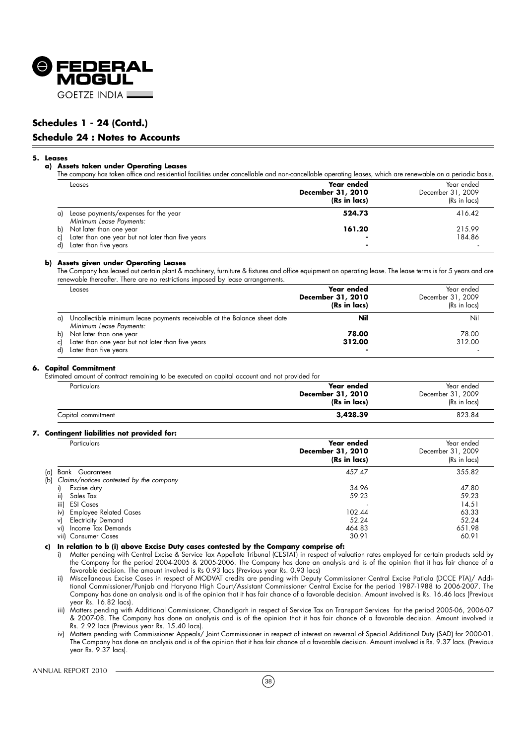## Schedules 1 - 24 (Contd.)

## Schedule 24 : Notes to Accounts

### 5. Leases

#### a) Assets taken under Operating Leases

The company has taken office and residential facilities under cancellable and non-cancellable operating leases, which are renewable on a periodic basis.

| Leases | **Year ended December 31, 2010 (Rs in lacs)** | Year ended December 31, 2009 (Rs in lacs) |
|---|---|---|
| a) Lease payments/expenses for the year | **524.73** | 416.42 |
| *Minimum Lease Payments:* | | |
| b) Not later than one year | **161.20** | 215.99 |
| c) Later than one year but not later than five years | **-** | 184.86 |
| d) Later than five years | **-** | - |

#### b) Assets given under Operating Leases

The Company has leased out certain plant & machinery, furniture & fixtures and office equipment on operating lease. The lease terms is for 5 years and are renewable thereafter. There are no restrictions imposed by lease arrangements.

| Leases | **Year ended December 31, 2010 (Rs in lacs)** | Year ended December 31, 2009 (Rs in lacs) |
|---|---|---|
| a) Uncollectible minimum lease payments receivable at the Balance sheet date | **Nil** | Nil |
| *Minimum Lease Payments:* | | |
| b) Not later than one year | **78.00** | 78.00 |
| c) Later than one year but not later than five years | **312.00** | 312.00 |
| d) Later than five years | **-** | - |

### 6. Capital Commitment

Estimated amount of contract remaining to be executed on capital account and not provided for

| Particulars | **Year ended December 31, 2010 (Rs in lacs)** | Year ended December 31, 2009 (Rs in lacs) |
|---|---|---|
| Capital commitment | **3,428.39** | 823.84 |

### 7. Contingent liabilities not provided for:

| Particulars | **Year ended December 31, 2010 (Rs in lacs)** | Year ended December 31, 2009 (Rs in lacs) |
|---|---|---|
| (a) Bank Guarantees | 457.47 | 355.82 |
| (b) *Claims/notices contested by the company* | | |
| i) Excise duty | 34.96 | 47.80 |
| ii) Sales Tax | 59.23 | 59.23 |
| iii) ESI Cases | - | 14.51 |
| iv) Employee Related Cases | 102.44 | 63.33 |
| v) Electricity Demand | 52.24 | 52.24 |
| vi) Income Tax Demands | 464.83 | 651.98 |
| vii) Consumer Cases | 30.91 | 60.91 |

#### c) In relation to b (i) above Excise Duty cases contested by the Company comprise of:

i) Matter pending with Central Excise & Service Tax Appellate Tribunal (CESTAT) in respect of valuation rates employed for certain products sold by the Company for the period 2004-2005 & 2005-2006. The Company has done an analysis and is of the opinion that it has fair chance of a favorable decision. The amount involved is Rs 0.93 lacs (Previous year Rs. 0.93 lacs)

ii) Miscellaneous Excise Cases in respect of MODVAT credits are pending with Deputy Commissioner Central Excise Patiala (DCCE PTA)/ Additional Commissioner/Punjab and Haryana High Court/Assistant Commissioner Central Excise for the period 1987-1988 to 2006-2007. The Company has done an analysis and is of the opinion that it has fair chance of a favorable decision. Amount involved is Rs. 16.46 lacs (Previous year Rs. 16.82 lacs).

iii) Matters pending with Additional Commissioner, Chandigarh in respect of Service Tax on Transport Services for the period 2005-06, 2006-07 & 2007-08. The Company has done an analysis and is of the opinion that it has fair chance of a favorable decision. Amount involved is Rs. 2.92 lacs (Previous year Rs. 15.40 lacs).

iv) Matters pending with Commissioner Appeals/ Joint Commissioner in respect of interest on reversal of Special Additional Duty (SAD) for 2000-01. The Company has done an analysis and is of the opinion that it has fair chance of a favorable decision. Amount involved is Rs. 9.37 lacs. (Previous year Rs. 9.37 lacs).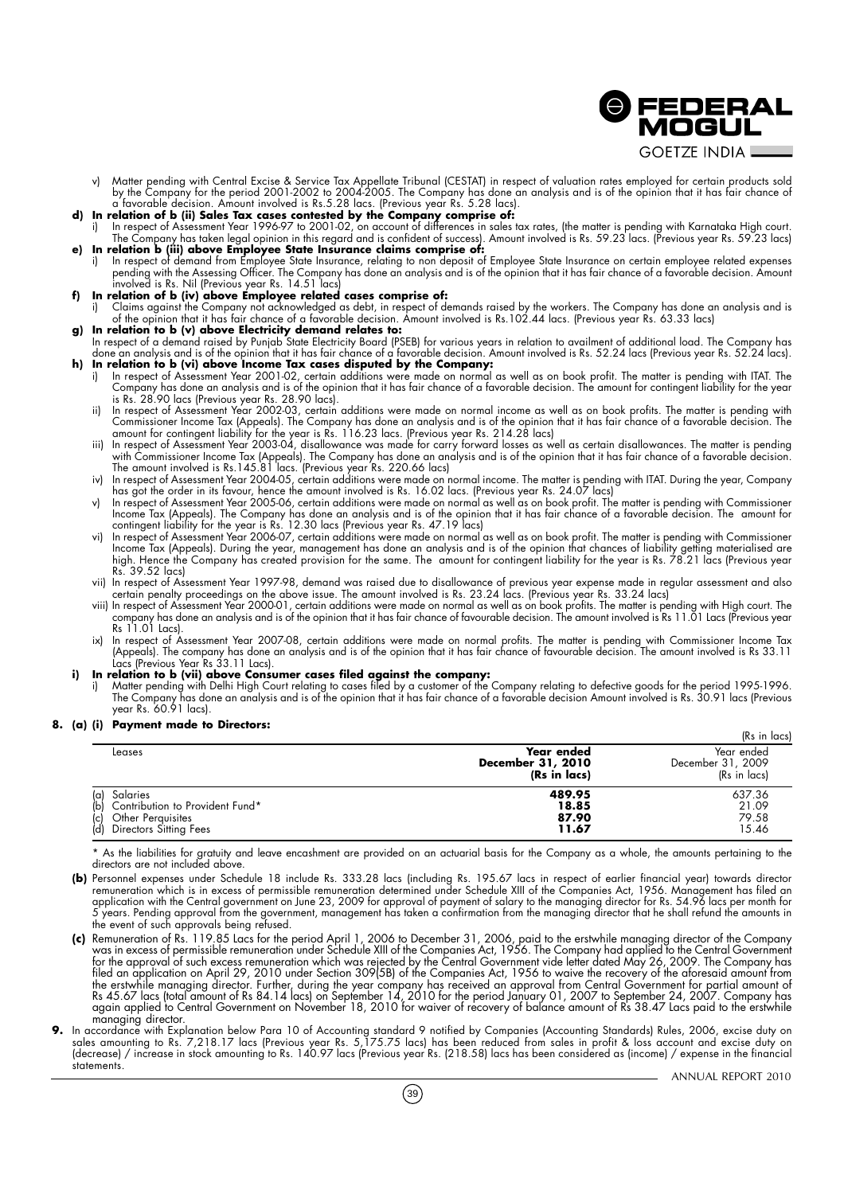v) Matter pending with Central Excise & Service Tax Appellate Tribunal (CESTAT) in respect of valuation rates employed for certain products sold by the Company for the period 2001-2002 to 2004-2005. The Company has done an analysis and is of the opinion that it has fair chance of a favorable decision. Amount involved is Rs.5.28 lacs. (Previous year Rs. 5.28 lacs).

**d) In relation of b (ii) Sales Tax cases contested by the Company comprise of:**

i) In respect of Assessment Year 1996-97 to 2001-02, on account of differences in sales tax rates, (the matter is pending with Karnataka High court. The Company has taken legal opinion in this regard and is confident of success). Amount involved is Rs. 59.23 lacs. (Previous year Rs. 59.23 lacs)

**e) In relation b (iii) above Employee State Insurance claims comprise of:**

i) In respect of demand from Employee State Insurance, relating to non deposit of Employee State Insurance on certain employee related expenses pending with the Assessing Officer. The Company has done an analysis and is of the opinion that it has fair chance of a favorable decision. Amount involved is Rs. Nil (Previous year Rs. 14.51 lacs)

**f) In relation of b (iv) above Employee related cases comprise of:**

i) Claims against the Company not acknowledged as debt, in respect of demands raised by the workers. The Company has done an analysis and is of the opinion that it has fair chance of a favorable decision. Amount involved is Rs.102.44 lacs. (Previous year Rs. 63.33 lacs)

**g) In relation to b (v) above Electricity demand relates to:**

In respect of a demand raised by Punjab State Electricity Board (PSEB) for various years in relation to availment of additional load. The Company has done an analysis and is of the opinion that it has fair chance of a favorable decision. Amount involved is Rs. 52.24 lacs (Previous year Rs. 52.24 lacs).

**h) In relation to b (vi) above Income Tax cases disputed by the Company:**

i) In respect of Assessment Year 2001-02, certain additions were made on normal as well as on book profit. The matter is pending with ITAT. The Company has done an analysis and is of the opinion that it has fair chance of a favorable decision. The amount for contingent liability for the year is Rs. 28.90 lacs (Previous year Rs. 28.90 lacs).

ii) In respect of Assessment Year 2002-03, certain additions were made on normal income as well as on book profits. The matter is pending with Commissioner Income Tax (Appeals). The Company has done an analysis and is of the opinion that it has fair chance of a favorable decision. The amount for contingent liability for the year is Rs. 116.23 lacs. (Previous year Rs. 214.28 lacs)

iii) In respect of Assessment Year 2003-04, disallowance was made for carry forward losses as well as certain disallowances. The matter is pending with Commissioner Income Tax (Appeals). The Company has done an analysis and is of the opinion that it has fair chance of a favorable decision. The amount involved is Rs.145.81 lacs. (Previous year Rs. 220.66 lacs)

iv) In respect of Assessment Year 2004-05, certain additions were made on normal income. The matter is pending with ITAT. During the year, Company has got the order in its favour, hence the amount involved is Rs. 16.02 lacs. (Previous year Rs. 24.07 lacs)

v) In respect of Assessment Year 2005-06, certain additions were made on normal as well as on book profit. The matter is pending with Commissioner Income Tax (Appeals). The Company has done an analysis and is of the opinion that it has fair chance of a favorable decision. The amount for contingent liability for the year is Rs. 12.30 lacs (Previous year Rs. 47.19 lacs)

vi) In respect of Assessment Year 2006-07, certain additions were made on normal as well as on book profit. The matter is pending with Commissioner Income Tax (Appeals). During the year, management has done an analysis and is of the opinion that chances of liability getting materialised are high. Hence the Company has created provision for the same. The amount for contingent liability for the year is Rs. 78.21 lacs (Previous year Rs. 39.52 lacs)

vii) In respect of Assessment Year 1997-98, demand was raised due to disallowance of previous year expense made in regular assessment and also certain penalty proceedings on the above issue. The amount involved is Rs. 23.24 lacs. (Previous year Rs. 33.24 lacs)

viii) In respect of Assessment Year 2000-01, certain additions were made on normal as well as on book profits. The matter is pending with High court. The company has done an analysis and is of the opinion that it has fair chance of favourable decision. The amount involved is Rs 11.01 Lacs (Previous year Rs 11.01 Lacs).

ix) In respect of Assessment Year 2007-08, certain additions were made on normal profits. The matter is pending with Commissioner Income Tax (Appeals). The company has done an analysis and is of the opinion that it has fair chance of favourable decision. The amount involved is Rs 33.11 Lacs (Previous Year Rs 33.11 Lacs).

**i) In relation to b (vii) above Consumer cases filed against the company:**

i) Matter pending with Delhi High Court relating to cases filed by a customer of the Company relating to defective goods for the period 1995-1996. The Company has done an analysis and is of the opinion that it has fair chance of a favorable decision Amount involved is Rs. 30.91 lacs (Previous year Rs. 60.91 lacs).

**8. (a) (i) Payment made to Directors:**

(Rs in lacs)

| Leases | **Year ended December 31, 2010 (Rs in lacs)** | Year ended December 31, 2009 (Rs in lacs) |
|---|---|---|
| (a) Salaries | **489.95** | 637.36 |
| (b) Contribution to Provident Fund* | **18.85** | 21.09 |
| (c) Other Perquisites | **87.90** | 79.58 |
| (d) Directors Sitting Fees | **11.67** | 15.46 |

\* As the liabilities for gratuity and leave encashment are provided on an actuarial basis for the Company as a whole, the amounts pertaining to the directors are not included above.

**(b)** Personnel expenses under Schedule 18 include Rs. 333.28 lacs (including Rs. 195.67 lacs in respect of earlier financial year) towards director remuneration which is in excess of permissible remuneration determined under Schedule XIII of the Companies Act, 1956. Management has filed an application with the Central government on June 23, 2009 for approval of payment of salary to the managing director for Rs. 54.96 lacs per month for 5 years. Pending approval from the government, management has taken a confirmation from the managing director that he shall refund the amounts in the event of such approvals being refused.

**(c)** Remuneration of Rs. 119.85 Lacs for the period April 1, 2006 to December 31, 2006, paid to the erstwhile managing director of the Company was in excess of permissible remuneration under Schedule XIII of the Companies Act, 1956. The Company had applied to the Central Government for the approval of such excess remuneration which was rejected by the Central Government vide letter dated May 26, 2009. The Company has filed an application on April 29, 2010 under Section 309(5B) of the Companies Act, 1956 to waive the recovery of the aforesaid amount from the erstwhile managing director. Further, during the year company has received an approval from Central Government for partial amount of Rs 45.67 lacs (total amount of Rs 84.14 lacs) on September 14, 2010 for the period January 01, 2007 to September 24, 2007. Company has again applied to Central Government on November 18, 2010 for waiver of recovery of balance amount of Rs 38.47 Lacs paid to the erstwhile managing director.

**9.** In accordance with Explanation below Para 10 of Accounting standard 9 notified by Companies (Accounting Standards) Rules, 2006, excise duty on sales amounting to Rs. 7,218.17 lacs (Previous year Rs. 5,175.75 lacs) has been reduced from sales in profit & loss account and excise duty on (decrease) / increase in stock amounting to Rs. 140.97 lacs (Previous year Rs. (218.58) lacs has been considered as (income) / expense in the financial statements.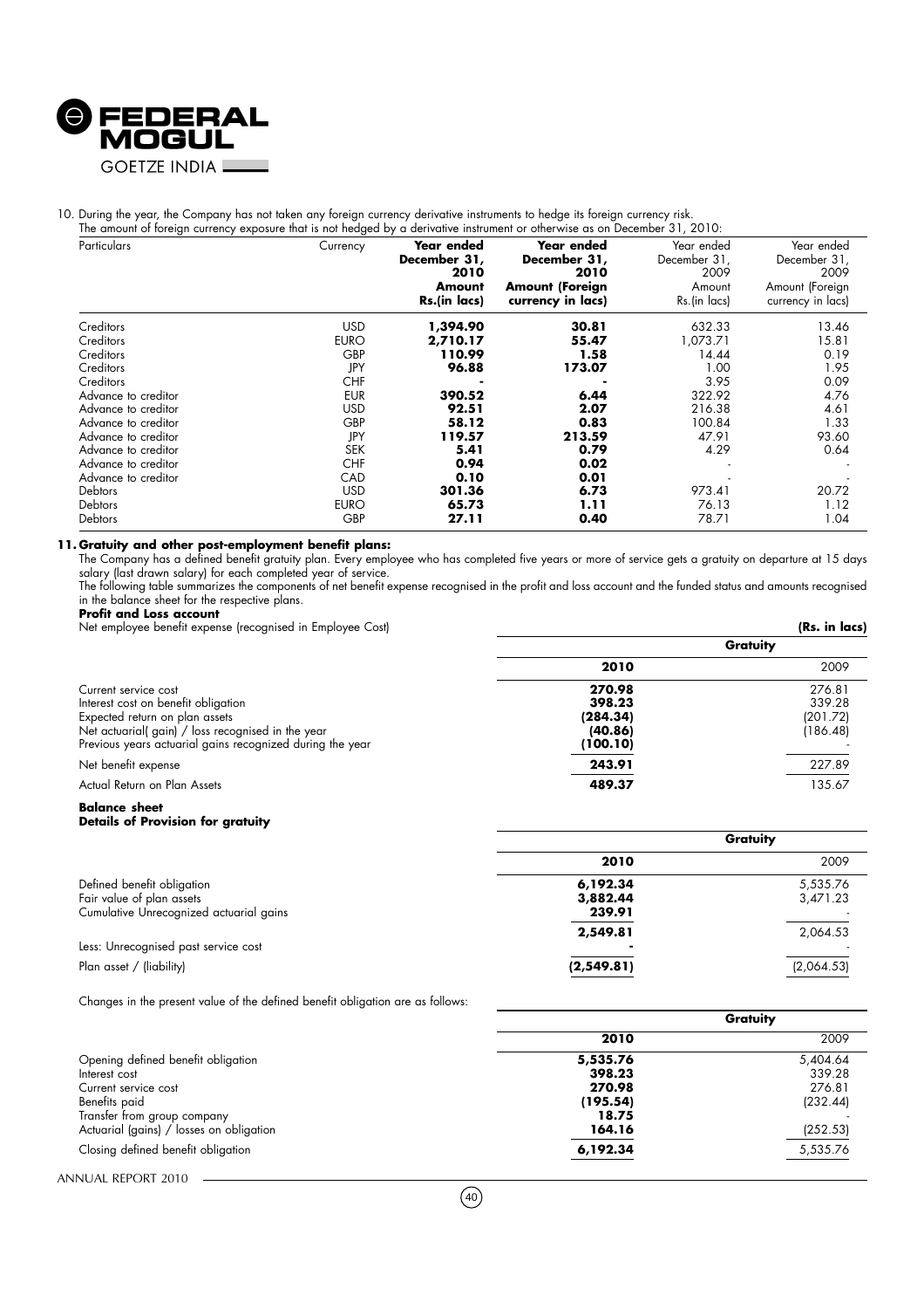10. During the year, the Company has not taken any foreign currency derivative instruments to hedge its foreign currency risk.
The amount of foreign currency exposure that is not hedged by a derivative instrument or otherwise as on December 31, 2010:

| Particulars | Currency | **Year ended December 31, 2010 Amount Rs.(in lacs)** | **Year ended December 31, 2010 Amount (Foreign currency in lacs)** | Year ended December 31, 2009 Amount Rs.(in lacs) | Year ended December 31, 2009 Amount (Foreign currency in lacs) |
|---|---|---|---|---|---|
| Creditors | USD | **1,394.90** | **30.81** | 632.33 | 13.46 |
| Creditors | EURO | **2,710.17** | **55.47** | 1,073.71 | 15.81 |
| Creditors | GBP | **110.99** | **1.58** | 14.44 | 0.19 |
| Creditors | JPY | **96.88** | **173.07** | 1.00 | 1.95 |
| Creditors | CHF | **-** | **-** | 3.95 | 0.09 |
| Advance to creditor | EUR | **390.52** | **6.44** | 322.92 | 4.76 |
| Advance to creditor | USD | **92.51** | **2.07** | 216.38 | 4.61 |
| Advance to creditor | GBP | **58.12** | **0.83** | 100.84 | 1.33 |
| Advance to creditor | JPY | **119.57** | **213.59** | 47.91 | 93.60 |
| Advance to creditor | SEK | **5.41** | **0.79** | 4.29 | 0.64 |
| Advance to creditor | CHF | **0.94** | **0.02** | - | - |
| Advance to creditor | CAD | **0.10** | **0.01** | - | - |
| Debtors | USD | **301.36** | **6.73** | 973.41 | 20.72 |
| Debtors | EURO | **65.73** | **1.11** | 76.13 | 1.12 |
| Debtors | GBP | **27.11** | **0.40** | 78.71 | 1.04 |

**11. Gratuity and other post-employment benefit plans:**

The Company has a defined benefit gratuity plan. Every employee who has completed five years or more of service gets a gratuity on departure at 15 days salary (last drawn salary) for each completed year of service.

The following table summarizes the components of net benefit expense recognised in the profit and loss account and the funded status and amounts recognised in the balance sheet for the respective plans.

**Profit and Loss account**

Net employee benefit expense (recognised in Employee Cost) **(Rs. in lacs)**

| | **Gratuity** | |
|---|---|---|
| | **2010** | 2009 |
| Current service cost | **270.98** | 276.81 |
| Interest cost on benefit obligation | **398.23** | 339.28 |
| Expected return on plan assets | **(284.34)** | (201.72) |
| Net actuarial( gain) / loss recognised in the year | **(40.86)** | (186.48) |
| Previous years actuarial gains recognized during the year | **(100.10)** | - |
| Net benefit expense | **243.91** | 227.89 |
| Actual Return on Plan Assets | **489.37** | 135.67 |

**Balance sheet**
**Details of Provision for gratuity**

| | **Gratuity** | |
|---|---|---|
| | **2010** | 2009 |
| Defined benefit obligation | **6,192.34** | 5,535.76 |
| Fair value of plan assets | **3,882.44** | 3,471.23 |
| Cumulative Unrecognized actuarial gains | **239.91** | - |
| | **2,549.81** | 2,064.53 |
| Less: Unrecognised past service cost | **-** | - |
| Plan asset / (liability) | **(2,549.81)** | (2,064.53) |

Changes in the present value of the defined benefit obligation are as follows:

| | **Gratuity** | |
|---|---|---|
| | **2010** | 2009 |
| Opening defined benefit obligation | **5,535.76** | 5,404.64 |
| Interest cost | **398.23** | 339.28 |
| Current service cost | **270.98** | 276.81 |
| Benefits paid | **(195.54)** | (232.44) |
| Transfer from group company | **18.75** | - |
| Actuarial (gains) / losses on obligation | **164.16** | (252.53) |
| Closing defined benefit obligation | **6,192.34** | 5,535.76 |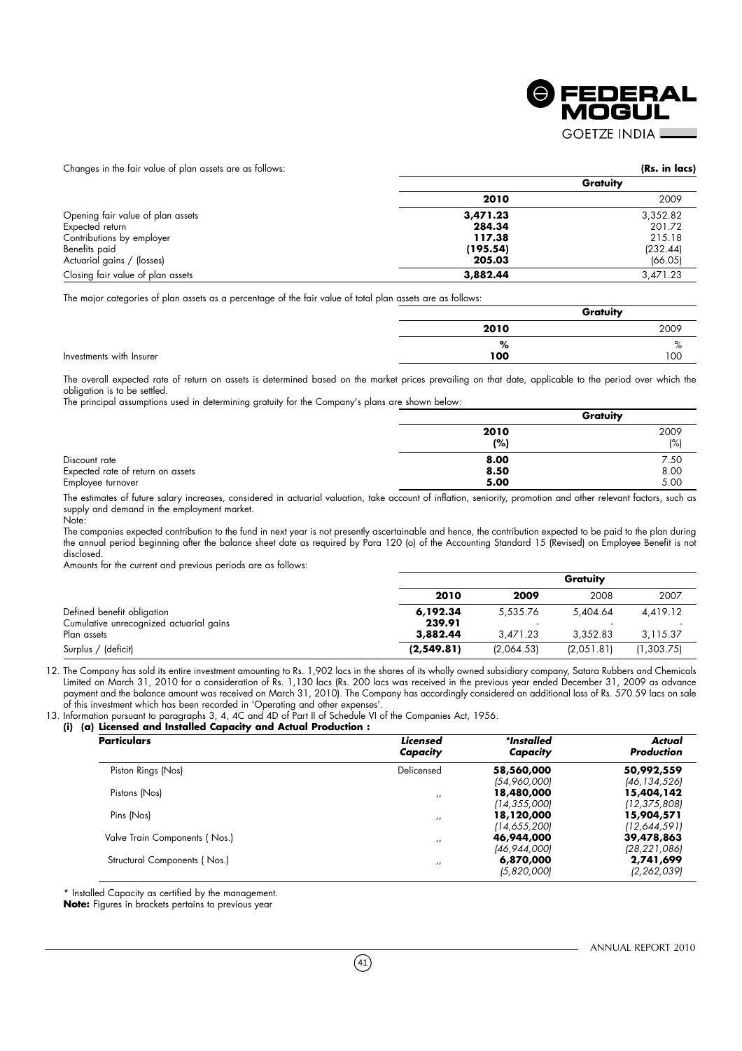Changes in the fair value of plan assets are as follows:

**(Rs. in lacs)**

| | Gratuity | |
|---|---|---|
| | **2010** | 2009 |
| Opening fair value of plan assets | **3,471.23** | 3,352.82 |
| Expected return | **284.34** | 201.72 |
| Contributions by employer | **117.38** | 215.18 |
| Benefits paid | **(195.54)** | (232.44) |
| Actuarial gains / (losses) | **205.03** | (66.05) |
| Closing fair value of plan assets | **3,882.44** | 3,471.23 |

The major categories of plan assets as a percentage of the fair value of total plan assets are as follows:

| | Gratuity | |
|---|---|---|
| | **2010** | 2009 |
| | **%** | % |
| Investments with Insurer | **100** | 100 |

The overall expected rate of return on assets is determined based on the market prices prevailing on that date, applicable to the period over which the obligation is to be settled.

The principal assumptions used in determining gratuity for the Company's plans are shown below:

| | Gratuity | |
|---|---|---|
| | **2010 (%)** | 2009 (%) |
| Discount rate | **8.00** | 7.50 |
| Expected rate of return on assets | **8.50** | 8.00 |
| Employee turnover | **5.00** | 5.00 |

The estimates of future salary increases, considered in actuarial valuation, take account of inflation, seniority, promotion and other relevant factors, such as supply and demand in the employment market.

Note:

The companies expected contribution to the fund in next year is not presently ascertainable and hence, the contribution expected to be paid to the plan during the annual period beginning after the balance sheet date as required by Para 120 (o) of the Accounting Standard 15 (Revised) on Employee Benefit is not disclosed.

Amounts for the current and previous periods are as follows:

| | Gratuity | | | |
|---|---|---|---|---|
| | **2010** | **2009** | 2008 | 2007 |
| Defined benefit obligation | **6,192.34** | 5,535.76 | 5,404.64 | 4,419.12 |
| Cumulative unrecognized actuarial gains | **239.91** | - | - | - |
| Plan assets | **3,882.44** | 3,471.23 | 3,352.83 | 3,115.37 |
| Surplus / (deficit) | **(2,549.81)** | (2,064.53) | (2,051.81) | (1,303.75) |

12. The Company has sold its entire investment amounting to Rs. 1,902 lacs in the shares of its wholly owned subsidiary company, Satara Rubbers and Chemicals Limited on March 31, 2010 for a consideration of Rs. 1,130 lacs (Rs. 200 lacs was received in the previous year ended December 31, 2009 as advance payment and the balance amount was received on March 31, 2010). The Company has accordingly considered an additional loss of Rs. 570.59 lacs on sale of this investment which has been recorded in 'Operating and other expenses'.

13. Information pursuant to paragraphs 3, 4, 4C and 4D of Part II of Schedule VI of the Companies Act, 1956.

**(i) (a) Licensed and Installed Capacity and Actual Production :**

| **Particulars** | ***Licensed Capacity*** | ***\*Installed Capacity*** | ***Actual Production*** |
|---|---|---|---|
| Piston Rings (Nos) | Delicensed | **58,560,000** *(54,960,000)* | **50,992,559** *(46,134,526)* |
| Pistons (Nos) | ,, | **18,480,000** *(14,355,000)* | **15,404,142** *(12,375,808)* |
| Pins (Nos) | ,, | **18,120,000** *(14,655,200)* | **15,904,571** *(12,644,591)* |
| Valve Train Components ( Nos.) | ,, | **46,944,000** *(46,944,000)* | **39,478,863** *(28,221,086)* |
| Structural Components ( Nos.) | ,, | **6,870,000** *(5,820,000)* | **2,741,699** *(2,262,039)* |

\* Installed Capacity as certified by the management.

**Note:** Figures in brackets pertains to previous year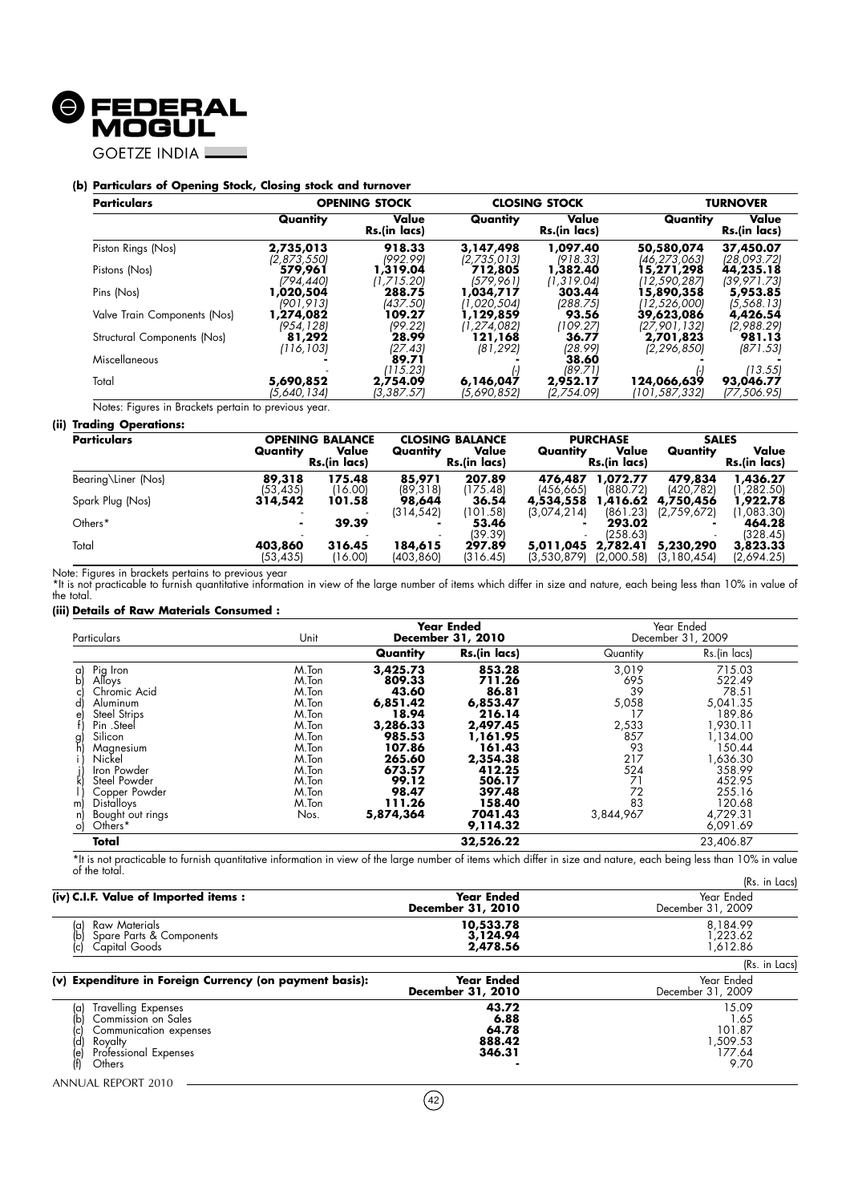**(b) Particulars of Opening Stock, Closing stock and turnover**

| Particulars | OPENING STOCK | | CLOSING STOCK | | TURNOVER | |
|---|---|---|---|---|---|---|
| | Quantity | Value Rs.(in lacs) | Quantity | Value Rs.(in lacs) | Quantity | Value Rs.(in lacs) |
| Piston Rings (Nos) | **2,735,013** | **918.33** | **3,147,498** | **1,097.40** | **50,580,074** | **37,450.07** |
| | *(2,873,550)* | *(992.99)* | *(2,735,013)* | *(918.33)* | *(46,273,063)* | *(28,093.72)* |
| Pistons (Nos) | **579,961** | **1,319.04** | **712,805** | **1,382.40** | **15,271,298** | **44,235.18** |
| | *(794,440)* | *(1,715.20)* | *(579,961)* | *(1,319.04)* | *(12,590,287)* | *(39,971.73)* |
| Pins (Nos) | **1,020,504** | **288.75** | **1,034,717** | **303.44** | **15,890,358** | **5,953.85** |
| | *(901,913)* | *(437.50)* | *(1,020,504)* | *(288.75)* | *(12,526,000)* | *(5,568.13)* |
| Valve Train Components (Nos) | **1,274,082** | **109.27** | **1,129,859** | **93.56** | **39,623,086** | **4,426.54** |
| | *(954,128)* | *(99.22)* | *(1,274,082)* | *(109.27)* | *(27,901,132)* | *(2,988.29)* |
| Structural Components (Nos) | **81,292** | **28.99** | **121,168** | **36.77** | **2,701,823** | **981.13** |
| | *(116,103)* | *(27.43)* | *(81,292)* | *(28.99)* | *(2,296,850)* | *(871.53)* |
| Miscellaneous | **-** | **89.71** | **-** | **38.60** | **-** | **-** |
| | - | *(115.23)* | *(-)* | *(89.71)* | *(-)* | *(13.55)* |
| Total | **5,690,852** | **2,754.09** | **6,146,047** | **2,952.17** | **124,066,639** | **93,046.77** |
| | *(5,640,134)* | *(3,387.57)* | *(5,690,852)* | *(2,754.09)* | *(101,587,332)* | *(77,506.95)* |

Notes: Figures in Brackets pertain to previous year.

**(ii) Trading Operations:**

| Particulars | OPENING BALANCE | | CLOSING BALANCE | | PURCHASE | | SALES | |
|---|---|---|---|---|---|---|---|---|
| | Quantity | Value Rs.(in lacs) | Quantity | Value Rs.(in lacs) | Quantity | Value Rs.(in lacs) | Quantity | Value Rs.(in lacs) |
| Bearing\Liner (Nos) | **89,318** | **175.48** | **85,971** | **207.89** | **476,487** | **1,072.77** | **479,834** | **1,436.27** |
| | (53,435) | (16.00) | (89,318) | (175.48) | (456,665) | (880.72) | (420,782) | (1,282.50) |
| Spark Plug (Nos) | **314,542** | **101.58** | **98,644** | **36.54** | **4,534,558** | **1,416.62** | **4,750,456** | **1,922.78** |
| | - | - | (314,542) | (101.58) | (3,074,214) | (861.23) | (2,759,672) | (1,083.30) |
| Others* | **-** | **39.39** | **-** | **53.46** | **-** | **293.02** | **-** | **464.28** |
| | - | - | - | (39.39) | - | (258.63) | - | (328.45) |
| Total | **403,860** | **316.45** | **184,615** | **297.89** | **5,011,045** | **2,782.41** | **5,230,290** | **3,823.33** |
| | (53,435) | (16.00) | (403,860) | (316.45) | (3,530,879) | (2,000.58) | (3,180,454) | (2,694.25) |

Note: Figures in brackets pertains to previous year

*It is not practicable to furnish quantitative information in view of the large number of items which differ in size and nature, each being less than 10% in value of the total.

**(iii) Details of Raw Materials Consumed :**

| Particulars | Unit | Year Ended December 31, 2010 | | Year Ended December 31, 2009 | |
|---|---|---|---|---|---|
| | | Quantity | Rs.(in lacs) | Quantity | Rs.(in lacs) |
| a) Pig Iron | M.Ton | **3,425.73** | **853.28** | 3,019 | 715.03 |
| b) Alloys | M.Ton | **809.33** | **711.26** | 695 | 522.49 |
| c) Chromic Acid | M.Ton | **43.60** | **86.81** | 39 | 78.51 |
| d) Aluminum | M.Ton | **6,851.42** | **6,853.47** | 5,058 | 5,041.35 |
| e) Steel Strips | M.Ton | **18.94** | **216.14** | 17 | 189.86 |
| f) Pin .Steel | M.Ton | **3,286.33** | **2,497.45** | 2,533 | 1,930.11 |
| g) Silicon | M.Ton | **985.53** | **1,161.95** | 857 | 1,134.00 |
| h) Magnesium | M.Ton | **107.86** | **161.43** | 93 | 150.44 |
| i) Nickel | M.Ton | **265.60** | **2,354.38** | 217 | 1,636.30 |
| j) Iron Powder | M.Ton | **673.57** | **412.25** | 524 | 358.99 |
| k) Steel Powder | M.Ton | **99.12** | **506.17** | 71 | 452.95 |
| l) Copper Powder | M.Ton | **98.47** | **397.48** | 72 | 255.16 |
| m) Distalloys | M.Ton | **111.26** | **158.40** | 83 | 120.68 |
| n) Bought out rings | Nos. | **5,874,364** | **7041.43** | 3,844,967 | 4,729.31 |
| o) Others* | | | **9,114.32** | | 6,091.69 |
| **Total** | | | **32,526.22** | | 23,406.87 |

*It is not practicable to furnish quantitative information in view of the large number of items which differ in size and nature, each being less than 10% in value of the total.

(Rs. in Lacs)

| (iv) C.I.F. Value of Imported items : | Year Ended December 31, 2010 | Year Ended December 31, 2009 |
|---|---|---|
| (a) Raw Materials | **10,533.78** | 8,184.99 |
| (b) Spare Parts & Components | **3,124.94** | 1,223.62 |
| (c) Capital Goods | **2,478.56** | 1,612.86 |

(Rs. in Lacs)

| (v) Expenditure in Foreign Currency (on payment basis): | Year Ended December 31, 2010 | Year Ended December 31, 2009 |
|---|---|---|
| (a) Travelling Expenses | **43.72** | 15.09 |
| (b) Commission on Sales | **6.88** | 1.65 |
| (c) Communication expenses | **64.78** | 101.87 |
| (d) Royalty | **888.42** | 1,509.53 |
| (e) Professional Expenses | **346.31** | 177.64 |
| (f) Others | **-** | 9.70 |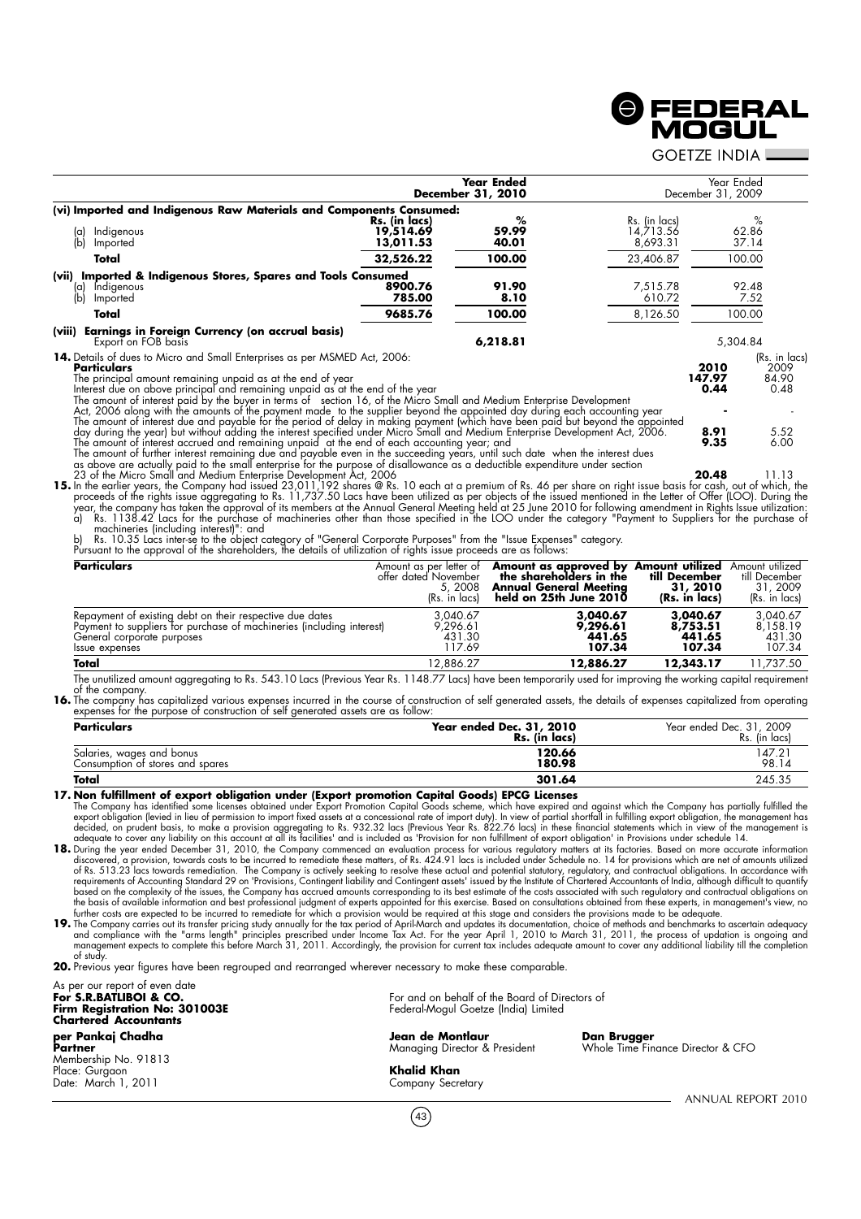| | Year Ended December 31, 2010 | | Year Ended December 31, 2009 | |
|---|---|---|---|---|
| **(vi) Imported and Indigenous Raw Materials and Components Consumed:** | | | | |
| | **Rs. (in lacs)** | **%** | Rs. (in lacs) | % |
| (a) Indigenous | **19,514.69** | **59.99** | 14,713.56 | 62.86 |
| (b) Imported | **13,011.53** | **40.01** | 8,693.31 | 37.14 |
| **Total** | **32,526.22** | **100.00** | 23,406.87 | 100.00 |
| **(vii) Imported & Indigenous Stores, Spares and Tools Consumed** | | | | |
| (a) Indigenous | **8900.76** | **91.90** | 7,515.78 | 92.48 |
| (b) Imported | **785.00** | **8.10** | 610.72 | 7.52 |
| **Total** | **9685.76** | **100.00** | 8,126.50 | 100.00 |
| **(viii) Earnings in Foreign Currency (on accrual basis)** | | | | |
| Export on FOB basis | | **6,218.81** | | 5,304.84 |

**14.** Details of dues to Micro and Small Enterprises as per MSMED Act, 2006:

(Rs. in lacs)

| **Particulars** | **2010** | 2009 |
|---|---|---|
| The principal amount remaining unpaid as at the end of year | **147.97** | 84.90 |
| Interest due on above principal and remaining unpaid as at the end of the year | **0.44** | 0.48 |
| The amount of interest paid by the buyer in terms of section 16, of the Micro Small and Medium Enterprise Development Act, 2006 along with the amounts of the payment made to the supplier beyond the appointed day during each accounting year | **-** | - |
| The amount of interest due and payable for the period of delay in making payment (which have been paid but beyond the appointed day during the year) but without adding the interest specified under Micro Small and Medium Enterprise Development Act, 2006. | **8.91** | 5.52 |
| The amount of interest accrued and remaining unpaid at the end of each accounting year; and | **9.35** | 6.00 |
| The amount of further interest remaining due and payable even in the succeeding years, until such date when the interest dues as above are actually paid to the small enterprise for the purpose of disallowance as a deductible expenditure under section 23 of the Micro Small and Medium Enterprise Development Act, 2006 | **20.48** | 11.13 |

**15.** In the earlier years, the Company had issued 23,011,192 shares @ Rs. 10 each at a premium of Rs. 46 per share on right issue basis for cash, out of which, the proceeds of the rights issue aggregating to Rs. 11,737.50 Lacs have been utilized as per objects of the issued mentioned in the Letter of Offer (LOO). During the year, the company has taken the approval of its members at the Annual General Meeting held at 25 June 2010 for following amendment in Rights Issue utilization:

a) Rs. 1138.42 Lacs for the purchase of machineries other than those specified in the LOO under the category "Payment to Suppliers for the purchase of machineries (including interest)": and

b) Rs. 10.35 Lacs inter-se to the object category of "General Corporate Purposes" from the "Issue Expenses" category.

Pursuant to the approval of the shareholders, the details of utilization of rights issue proceeds are as follows:

| **Particulars** | Amount as per letter of offer dated November 5, 2008 (Rs. in lacs) | **Amount as approved by the shareholders in the Annual General Meeting held on 25th June 2010** | **Amount utilized till December 31, 2010 (Rs. in lacs)** | Amount utilized till December 31, 2009 (Rs. in lacs) |
|---|---|---|---|---|
| Repayment of existing debt on their respective due dates | 3,040.67 | **3,040.67** | **3,040.67** | 3,040.67 |
| Payment to suppliers for purchase of machineries (including interest) | 9,296.61 | **9,296.61** | **8,753.51** | 8,158.19 |
| General corporate purposes | 431.30 | **441.65** | **441.65** | 431.30 |
| Issue expenses | 117.69 | **107.34** | **107.34** | 107.34 |
| **Total** | 12,886.27 | **12,886.27** | **12,343.17** | 11,737.50 |

The unutilized amount aggregating to Rs. 543.10 Lacs (Previous Year Rs. 1148.77 Lacs) have been temporarily used for improving the working capital requirement of the company.

**16.** The company has capitalized various expenses incurred in the course of construction of self generated assets, the details of expenses capitalized from operating expenses for the purpose of construction of self generated assets are as follow:

| **Particulars** | **Year ended Dec. 31, 2010 Rs. (in lacs)** | Year ended Dec. 31, 2009 Rs. (in lacs) |
|---|---|---|
| Salaries, wages and bonus | **120.66** | 147.21 |
| Consumption of stores and spares | **180.98** | 98.14 |
| **Total** | **301.64** | 245.35 |

**17. Non fulfillment of export obligation under (Export promotion Capital Goods) EPCG Licenses**

The Company has identified some licenses obtained under Export Promotion Capital Goods scheme, which have expired and against which the Company has partially fulfilled the export obligation (levied in lieu of permission to import fixed assets at a concessional rate of import duty). In view of partial shortfall in fulfilling export obligation, the management has decided, on prudent basis, to make a provision aggregating to Rs. 932.32 lacs (Previous Year Rs. 822.76 lacs) in these financial statements which in view of the management is adequate to cover any liability on this account at all its facilities' and is included as 'Provision for non fulfillment of export obligation' in Provisions under schedule 14.

**18.** During the year ended December 31, 2010, the Company commenced an evaluation process for various regulatory matters at its factories. Based on more accurate information discovered, a provision, towards costs to be incurred to remediate these matters, of Rs. 424.91 lacs is included under Schedule no. 14 for provisions which are net of amounts utilized of Rs. 513.23 lacs towards remediation. The Company is actively seeking to resolve these actual and potential statutory, regulatory, and contractual obligations. In accordance with requirements of Accounting Standard 29 on 'Provisions, Contingent liability and Contingent assets' issued by the Institute of Chartered Accountants of India, although difficult to quantify based on the complexity of the issues, the Company has accrued amounts corresponding to its best estimate of the costs associated with such regulatory and contractual obligations on the basis of available information and best professional judgment of experts appointed for this exercise. Based on consultations obtained from these experts, in management's view, no further costs are expected to be incurred to remediate for which a provision would be required at this stage and considers the provisions made to be adequate.

**19.** The Company carries out its transfer pricing study annually for the tax period of April-March and updates its documentation, choice of methods and benchmarks to ascertain adequacy and compliance with the "arms length" principles prescribed under Income Tax Act. For the year April 1, 2010 to March 31, 2011, the process of updation is ongoing and management expects to complete this before March 31, 2011. Accordingly, the provision for current tax includes adequate amount to cover any additional liability till the completion of study.

**20.** Previous year figures have been regrouped and rearranged wherever necessary to make these comparable.

As per our report of even date
**For S.R.BATLIBOI & CO.**
**Firm Registration No: 301003E**
**Chartered Accountants**

**per Pankaj Chadha**
**Partner**
Membership No. 91813
Place: Gurgaon
Date: March 1, 2011

For and on behalf of the Board of Directors of
Federal-Mogul Goetze (India) Limited

**Jean de Montlaur**
Managing Director & President

**Dan Brugger**
Whole Time Finance Director & CFO

**Khalid Khan**
Company Secretary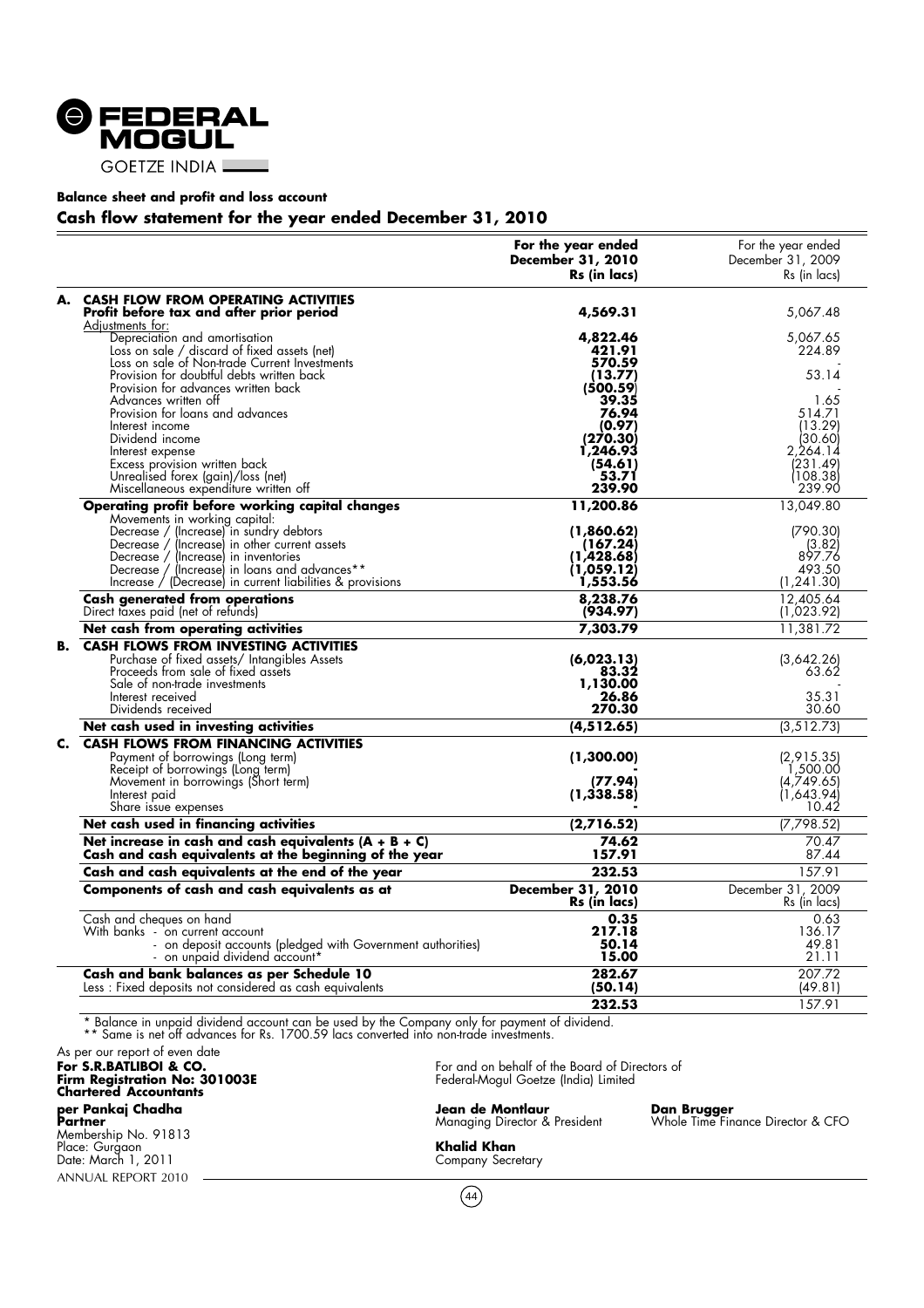**FEDERAL MOGUL**
GOETZE INDIA

**Balance sheet and profit and loss account**

## Cash flow statement for the year ended December 31, 2010

| | | For the year ended December 31, 2010 Rs (in lacs) | For the year ended December 31, 2009 Rs (in lacs) |
|---|---|---|---|
| **A.** | **CASH FLOW FROM OPERATING ACTIVITIES** | | |
| | **Profit before tax and after prior period** | **4,569.31** | 5,067.48 |
| | Adjustments for: | | |
| | Depreciation and amortisation | **4,822.46** | 5,067.65 |
| | Loss on sale / discard of fixed assets (net) | **421.91** | 224.89 |
| | Loss on sale of Non-trade Current Investments | **570.59** | - |
| | Provision for doubtful debts written back | **(13.77)** | 53.14 |
| | Provision for advances written back | **(500.59)** | - |
| | Advances written off | **39.35** | 1.65 |
| | Provision for loans and advances | **76.94** | 514.71 |
| | Interest income | **(0.97)** | (13.29) |
| | Dividend income | **(270.30)** | (30.60) |
| | Interest expense | **1,246.93** | 2,264.14 |
| | Excess provision written back | **(54.61)** | (231.49) |
| | Unrealised forex (gain)/loss (net) | **53.71** | (108.38) |
| | Miscellaneous expenditure written off | **239.90** | 239.90 |
| | **Operating profit before working capital changes** | **11,200.86** | 13,049.80 |
| | Movements in working capital: | | |
| | Decrease / (Increase) in sundry debtors | **(1,860.62)** | (790.30) |
| | Decrease / (Increase) in other current assets | **(167.24)** | (3.82) |
| | Decrease / (Increase) in inventories | **(1,428.68)** | 897.76 |
| | Decrease / (Increase) in loans and advances** | **(1,059.12)** | 493.50 |
| | Increase / (Decrease) in current liabilities & provisions | **1,553.56** | (1,241.30) |
| | **Cash generated from operations** | **8,238.76** | 12,405.64 |
| | Direct taxes paid (net of refunds) | **(934.97)** | (1,023.92) |
| | **Net cash from operating activities** | **7,303.79** | 11,381.72 |
| **B.** | **CASH FLOWS FROM INVESTING ACTIVITIES** | | |
| | Purchase of fixed assets/ Intangibles Assets | **(6,023.13)** | (3,642.26) |
| | Proceeds from sale of fixed assets | **83.32** | 63.62 |
| | Sale of non-trade investments | **1,130.00** | - |
| | Interest received | **26.86** | 35.31 |
| | Dividends received | **270.30** | 30.60 |
| | **Net cash used in investing activities** | **(4,512.65)** | (3,512.73) |
| **C.** | **CASH FLOWS FROM FINANCING ACTIVITIES** | | |
| | Payment of borrowings (Long term) | **(1,300.00)** | (2,915.35) |
| | Receipt of borrowings (Long term) | **-** | 1,500.00 |
| | Movement in borrowings (Short term) | **(77.94)** | (4,749.65) |
| | Interest paid | **(1,338.58)** | (1,643.94) |
| | Share issue expenses | **-** | 10.42 |
| | **Net cash used in financing activities** | **(2,716.52)** | (7,798.52) |
| | **Net increase in cash and cash equivalents (A + B + C)** | **74.62** | 70.47 |
| | **Cash and cash equivalents at the beginning of the year** | **157.91** | 87.44 |
| | **Cash and cash equivalents at the end of the year** | **232.53** | 157.91 |
| | **Components of cash and cash equivalents as at** | **December 31, 2010 Rs (in lacs)** | December 31, 2009 Rs (in lacs) |
| | Cash and cheques on hand | **0.35** | 0.63 |
| | With banks - on current account | **217.18** | 136.17 |
| | - on deposit accounts (pledged with Government authorities) | **50.14** | 49.81 |
| | - on unpaid dividend account* | **15.00** | 21.11 |
| | **Cash and bank balances as per Schedule 10** | **282.67** | 207.72 |
| | Less : Fixed deposits not considered as cash equivalents | **(50.14)** | (49.81) |
| | | **232.53** | 157.91 |

\* Balance in unpaid dividend account can be used by the Company only for payment of dividend.
\*\* Same is net off advances for Rs. 1700.59 lacs converted into non-trade investments.

As per our report of even date
**For S.R.BATLIBOI & CO.**
**Firm Registration No: 301003E**
**Chartered Accountants**

**per Pankaj Chadha**
**Partner**
Membership No. 91813
Place: Gurgaon
Date: March 1, 2011

For and on behalf of the Board of Directors of
Federal-Mogul Goetze (India) Limited

**Jean de Montlaur**
Managing Director & President

**Dan Brugger**
Whole Time Finance Director & CFO

**Khalid Khan**
Company Secretary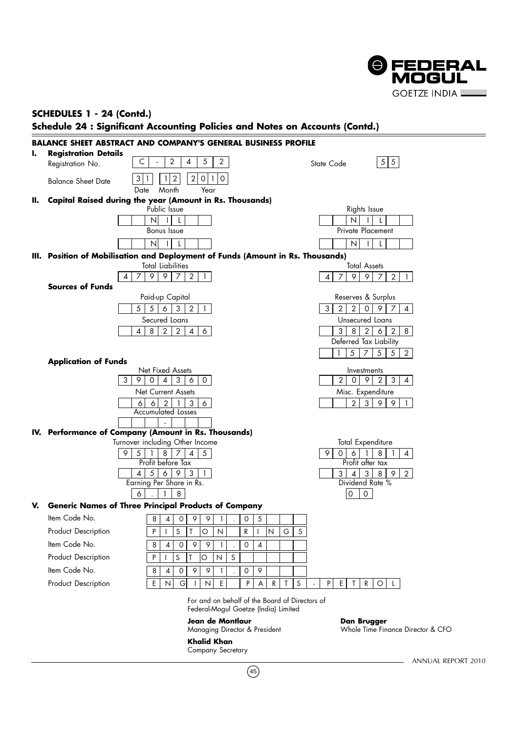## SCHEDULES 1 - 24 (Contd.)

### Schedule 24 : Significant Accounting Policies and Notes on Accounts (Contd.)

**BALANCE SHEET ABSTRACT AND COMPANY'S GENERAL BUSINESS PROFILE**

**I. Registration Details**

| | | | |
|---|---|---|---|
| Registration No. | C - 2 4 5 2 | State Code | 55 |
| Balance Sheet Date | 31 12 2010 (Date Month Year) | | |

**II. Capital Raised during the year (Amount in Rs. Thousands)**

| Public Issue | Rights Issue |
|---|---|
| NIL | NIL |
| **Bonus Issue** | **Private Placement** |
| NIL | NIL |

**III. Position of Mobilisation and Deployment of Funds (Amount in Rs. Thousands)**

| Total Liabilities | Total Assets |
|---|---|
| 4799721 | 4799721 |

**Sources of Funds**

| Paid-up Capital | Reserves & Surplus |
|---|---|
| 556321 | 3220974 |
| **Secured Loans** | **Unsecured Loans** |
| 482246 | 382628 |
| | **Deferred Tax Liability** |
| | 157552 |

**Application of Funds**

| Net Fixed Assets | Investments |
|---|---|
| 3904360 | 209234 |
| **Net Current Assets** | **Misc. Expenditure** |
| 662136 | 23991 |
| **Accumulated Losses** | |
| - | |

**IV. Performance of Company (Amount in Rs. Thousands)**

| Turnover including Other Income | Total Expenditure |
|---|---|
| 9518745 | 9061814 |
| **Profit before Tax** | **Profit after tax** |
| 456931 | 343892 |
| **Earning Per Share in Rs.** | **Dividend Rate %** |
| 6.18 | 00 |

**V. Generic Names of Three Principal Products of Company**

| | |
|---|---|
| Item Code No. | 840991.05 |
| Product Description | PISTON RINGS |
| Item Code No. | 840991.04 |
| Product Description | PISTONS |
| Item Code No. | 840991.09 |
| Product Description | ENGINE PARTS - PETROL |

For and on behalf of the Board of Directors of
Federal-Mogul Goetze (India) Limited

**Jean de Montlaur**
Managing Director & President

**Dan Brugger**
Whole Time Finance Director & CFO

**Khalid Khan**
Company Secretary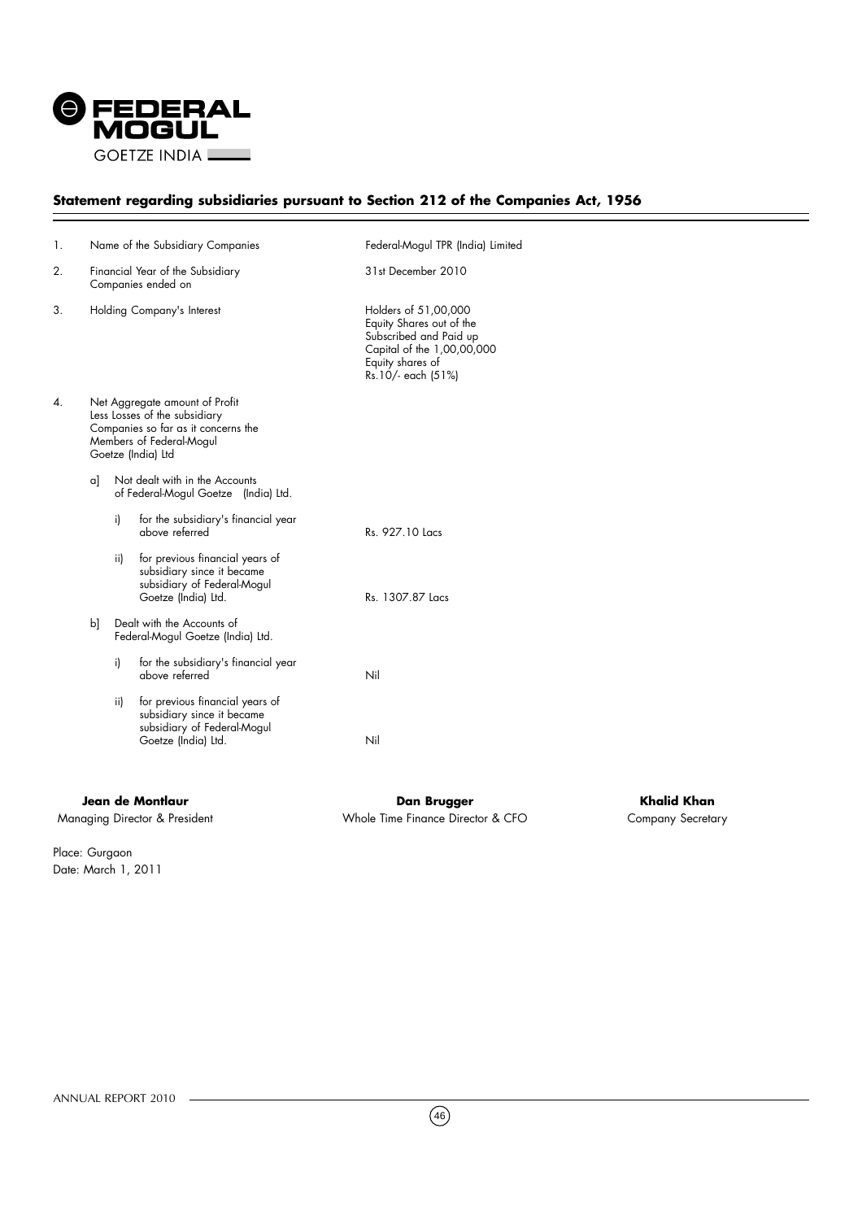## Statement regarding subsidiaries pursuant to Section 212 of the Companies Act, 1956

| | | | |
|---|---|---|---|
| 1. | Name of the Subsidiary Companies | | Federal-Mogul TPR (India) Limited |
| 2. | Financial Year of the Subsidiary Companies ended on | | 31st December 2010 |
| 3. | Holding Company's Interest | | Holders of 51,00,000 Equity Shares out of the Subscribed and Paid up Capital of the 1,00,00,000 Equity shares of Rs.10/- each (51%) |
| 4. | Net Aggregate amount of Profit Less Losses of the subsidiary Companies so far as it concerns the Members of Federal-Mogul Goetze (India) Ltd | | |
| | a] Not dealt with in the Accounts of Federal-Mogul Goetze (India) Ltd. | | |
| | | i) for the subsidiary's financial year above referred | Rs. 927.10 Lacs |
| | | ii) for previous financial years of subsidiary since it became subsidiary of Federal-Mogul Goetze (India) Ltd. | Rs. 1307.87 Lacs |
| | b] Dealt with the Accounts of Federal-Mogul Goetze (India) Ltd. | | |
| | | i) for the subsidiary's financial year above referred | Nil |
| | | ii) for previous financial years of subsidiary since it became subsidiary of Federal-Mogul Goetze (India) Ltd. | Nil |

| **Jean de Montlaur** | **Dan Brugger** | **Khalid Khan** |
|---|---|---|
| Managing Director & President | Whole Time Finance Director & CFO | Company Secretary |

Place: Gurgaon
Date: March 1, 2011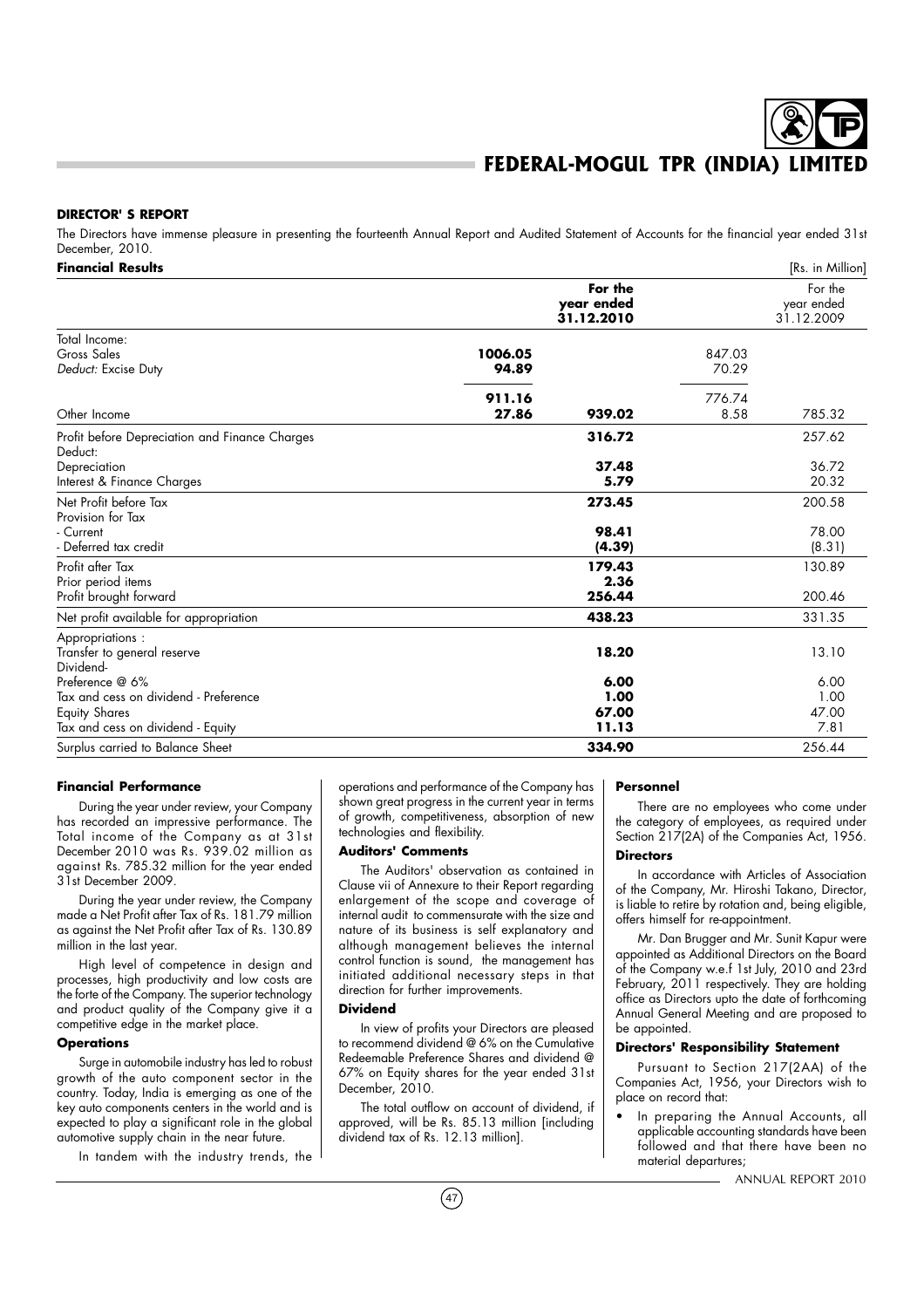## DIRECTOR' S REPORT

The Directors have immense pleasure in presenting the fourteenth Annual Report and Audited Statement of Accounts for the financial year ended 31st December, 2010.

**Financial Results** [Rs. in Million]

| | | For the year ended 31.12.2010 | | For the year ended 31.12.2009 |
|---|---|---|---|---|
| Total Income: | | | | |
| Gross Sales | **1006.05** | | 847.03 | |
| *Deduct:* Excise Duty | **94.89** | | 70.29 | |
| | **911.16** | | 776.74 | |
| Other Income | **27.86** | **939.02** | 8.58 | 785.32 |
| Profit before Depreciation and Finance Charges | | **316.72** | | 257.62 |
| Deduct: | | | | |
| Depreciation | | **37.48** | | 36.72 |
| Interest & Finance Charges | | **5.79** | | 20.32 |
| Net Profit before Tax | | **273.45** | | 200.58 |
| Provision for Tax | | | | |
| - Current | | **98.41** | | 78.00 |
| - Deferred tax credit | | **(4.39)** | | (8.31) |
| Profit after Tax | | **179.43** | | 130.89 |
| Prior period items | | **2.36** | | |
| Profit brought forward | | **256.44** | | 200.46 |
| Net profit available for appropriation | | **438.23** | | 331.35 |
| Appropriations : | | | | |
| Transfer to general reserve | | **18.20** | | 13.10 |
| Dividend- | | | | |
| Preference @ 6% | | **6.00** | | 6.00 |
| Tax and cess on dividend - Preference | | **1.00** | | 1.00 |
| Equity Shares | | **67.00** | | 47.00 |
| Tax and cess on dividend - Equity | | **11.13** | | 7.81 |
| Surplus carried to Balance Sheet | | **334.90** | | 256.44 |

**Financial Performance**

During the year under review, your Company has recorded an impressive performance. The Total income of the Company as at 31st December 2010 was Rs. 939.02 million as against Rs. 785.32 million for the year ended 31st December 2009.

During the year under review, the Company made a Net Profit after Tax of Rs. 181.79 million as against the Net Profit after Tax of Rs. 130.89 million in the last year.

High level of competence in design and processes, high productivity and low costs are the forte of the Company. The superior technology and product quality of the Company give it a competitive edge in the market place.

**Operations**

Surge in automobile industry has led to robust growth of the auto component sector in the country. Today, India is emerging as one of the key auto components centers in the world and is expected to play a significant role in the global automotive supply chain in the near future.

In tandem with the industry trends, the operations and performance of the Company has shown great progress in the current year in terms of growth, competitiveness, absorption of new technologies and flexibility.

**Auditors' Comments**

The Auditors' observation as contained in Clause vii of Annexure to their Report regarding enlargement of the scope and coverage of internal audit to commensurate with the size and nature of its business is self explanatory and although management believes the internal control function is sound, the management has initiated additional necessary steps in that direction for further improvements.

**Dividend**

In view of profits your Directors are pleased to recommend dividend @ 6% on the Cumulative Redeemable Preference Shares and dividend @ 67% on Equity shares for the year ended 31st December, 2010.

The total outflow on account of dividend, if approved, will be Rs. 85.13 million [including dividend tax of Rs. 12.13 million].

**Personnel**

There are no employees who come under the category of employees, as required under Section 217(2A) of the Companies Act, 1956.

**Directors**

In accordance with Articles of Association of the Company, Mr. Hiroshi Takano, Director, is liable to retire by rotation and, being eligible, offers himself for re-appointment.

Mr. Dan Brugger and Mr. Sunit Kapur were appointed as Additional Directors on the Board of the Company w.e.f 1st July, 2010 and 23rd February, 2011 respectively. They are holding office as Directors upto the date of forthcoming Annual General Meeting and are proposed to be appointed.

**Directors' Responsibility Statement**

Pursuant to Section 217(2AA) of the Companies Act, 1956, your Directors wish to place on record that:

- In preparing the Annual Accounts, all applicable accounting standards have been followed and that there have been no material departures;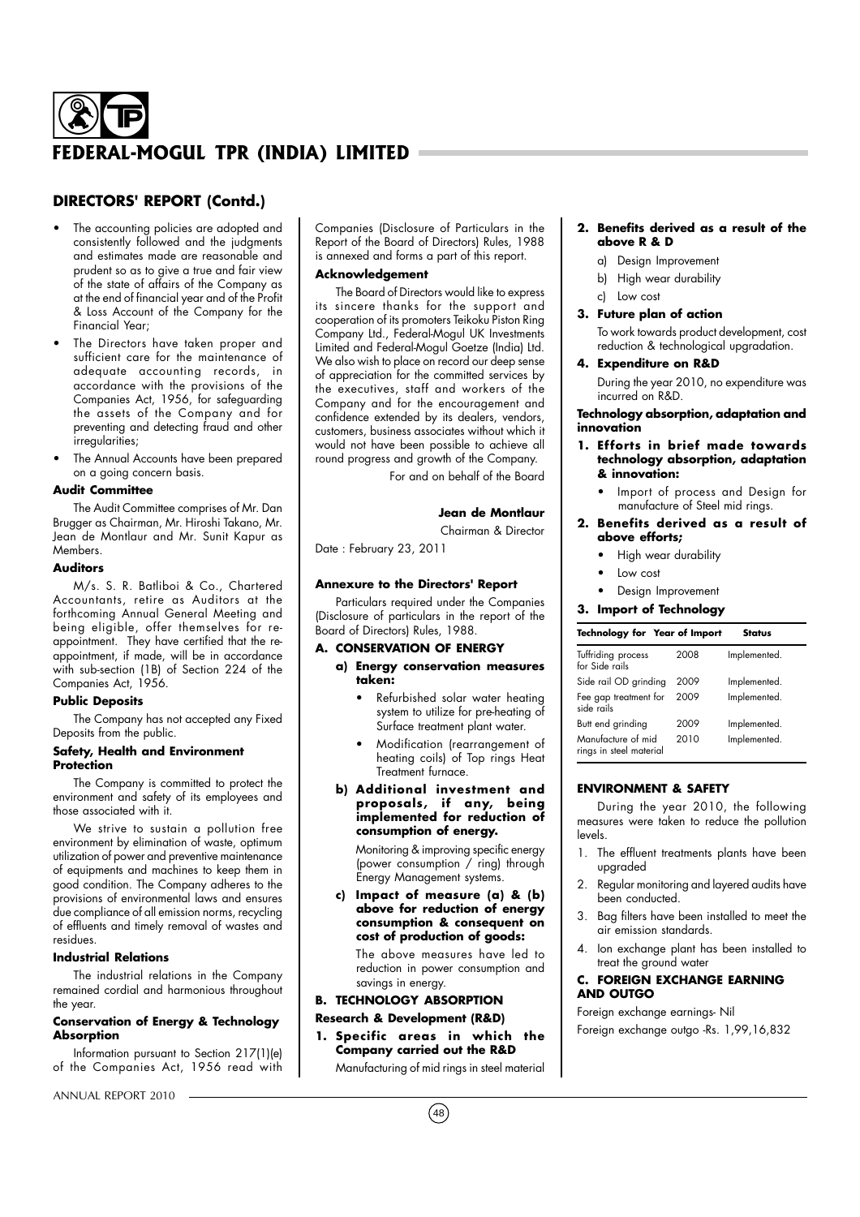## DIRECTORS' REPORT (Contd.)

- The accounting policies are adopted and consistently followed and the judgments and estimates made are reasonable and prudent so as to give a true and fair view of the state of affairs of the Company as at the end of financial year and of the Profit & Loss Account of the Company for the Financial Year;
- The Directors have taken proper and sufficient care for the maintenance of adequate accounting records, in accordance with the provisions of the Companies Act, 1956, for safeguarding the assets of the Company and for preventing and detecting fraud and other irregularities;
- The Annual Accounts have been prepared on a going concern basis.

### Audit Committee

The Audit Committee comprises of Mr. Dan Brugger as Chairman, Mr. Hiroshi Takano, Mr. Jean de Montlaur and Mr. Sunit Kapur as Members.

### Auditors

M/s. S. R. Batliboi & Co., Chartered Accountants, retire as Auditors at the forthcoming Annual General Meeting and being eligible, offer themselves for re-appointment. They have certified that the re-appointment, if made, will be in accordance with sub-section (1B) of Section 224 of the Companies Act, 1956.

### Public Deposits

The Company has not accepted any Fixed Deposits from the public.

### Safety, Health and Environment Protection

The Company is committed to protect the environment and safety of its employees and those associated with it.

We strive to sustain a pollution free environment by elimination of waste, optimum utilization of power and preventive maintenance of equipments and machines to keep them in good condition. The Company adheres to the provisions of environmental laws and ensures due compliance of all emission norms, recycling of effluents and timely removal of wastes and residues.

### Industrial Relations

The industrial relations in the Company remained cordial and harmonious throughout the year.

### Conservation of Energy & Technology Absorption

Information pursuant to Section 217(1)(e) of the Companies Act, 1956 read with Companies (Disclosure of Particulars in the Report of the Board of Directors) Rules, 1988 is annexed and forms a part of this report.

### Acknowledgement

The Board of Directors would like to express its sincere thanks for the support and cooperation of its promoters Teikoku Piston Ring Company Ltd., Federal-Mogul UK Investments Limited and Federal-Mogul Goetze (India) Ltd. We also wish to place on record our deep sense of appreciation for the committed services by the executives, staff and workers of the Company and for the encouragement and confidence extended by its dealers, vendors, customers, business associates without which it would not have been possible to achieve all round progress and growth of the Company.

For and on behalf of the Board

**Jean de Montlaur**
Chairman & Director

Date : February 23, 2011

### Annexure to the Directors' Report

Particulars required under the Companies (Disclosure of particulars in the report of the Board of Directors) Rules, 1988.

#### A. CONSERVATION OF ENERGY

**a) Energy conservation measures taken:**

- Refurbished solar water heating system to utilize for pre-heating of Surface treatment plant water.
- Modification (rearrangement of heating coils) of Top rings Heat Treatment furnace.

**b) Additional investment and proposals, if any, being implemented for reduction of consumption of energy.**

Monitoring & improving specific energy (power consumption / ring) through Energy Management systems.

**c) Impact of measure (a) & (b) above for reduction of energy consumption & consequent on cost of production of goods:**

The above measures have led to reduction in power consumption and savings in energy.

#### B. TECHNOLOGY ABSORPTION

**Research & Development (R&D)**

**1. Specific areas in which the Company carried out the R&D**

Manufacturing of mid rings in steel material

**2. Benefits derived as a result of the above R & D**

a) Design Improvement
b) High wear durability
c) Low cost

**3. Future plan of action**

To work towards product development, cost reduction & technological upgradation.

**4. Expenditure on R&D**

During the year 2010, no expenditure was incurred on R&D.

**Technology absorption, adaptation and innovation**

**1. Efforts in brief made towards technology absorption, adaptation & innovation:**

- Import of process and Design for manufacture of Steel mid rings.

**2. Benefits derived as a result of above efforts;**

- High wear durability
- Low cost
- Design Improvement

**3. Import of Technology**

| Technology for | Year of Import | Status |
|---|---|---|
| Tuffriding process for Side rails | 2008 | Implemented. |
| Side rail OD grinding | 2009 | Implemented. |
| Fee gap treatment for side rails | 2009 | Implemented. |
| Butt end grinding | 2009 | Implemented. |
| Manufacture of mid rings in steel material | 2010 | Implemented. |

### ENVIRONMENT & SAFETY

During the year 2010, the following measures were taken to reduce the pollution levels.

1. The effluent treatments plants have been upgraded
2. Regular monitoring and layered audits have been conducted.
3. Bag filters have been installed to meet the air emission standards.
4. Ion exchange plant has been installed to treat the ground water

#### C. FOREIGN EXCHANGE EARNING AND OUTGO

Foreign exchange earnings- Nil

Foreign exchange outgo -Rs. 1,99,16,832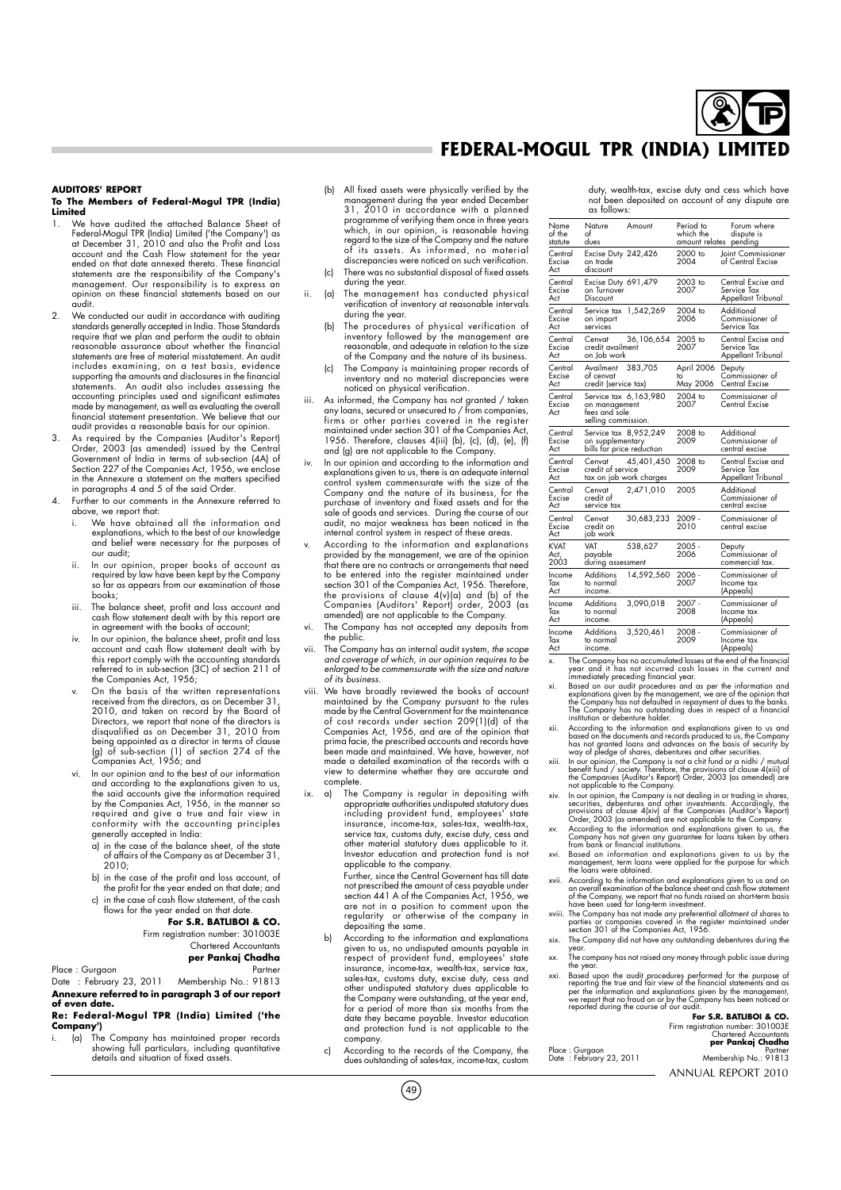## AUDITORS' REPORT

**To The Members of Federal-Mogul TPR (India) Limited**

1. We have audited the attached Balance Sheet of Federal-Mogul TPR (India) Limited ('the Company') as at December 31, 2010 and also the Profit and Loss account and the Cash Flow statement for the year ended on that date annexed thereto. These financial statements are the responsibility of the Company's management. Our responsibility is to express an opinion on these financial statements based on our audit.
2. We conducted our audit in accordance with auditing standards generally accepted in India. Those Standards require that we plan and perform the audit to obtain reasonable assurance about whether the financial statements are free of material misstatement. An audit includes examining, on a test basis, evidence supporting the amounts and disclosures in the financial statements. An audit also includes assessing the accounting principles used and significant estimates made by management, as well as evaluating the overall financial statement presentation. We believe that our audit provides a reasonable basis for our opinion.
3. As required by the Companies (Auditor's Report) Order, 2003 (as amended) issued by the Central Government of India in terms of sub-section (4A) of Section 227 of the Companies Act, 1956, we enclose in the Annexure a statement on the matters specified in paragraphs 4 and 5 of the said Order.
4. Further to our comments in the Annexure referred to above, we report that:
   i. We have obtained all the information and explanations, which to the best of our knowledge and belief were necessary for the purposes of our audit;
   ii. In our opinion, proper books of account as required by law have been kept by the Company so far as appears from our examination of those books;
   iii. The balance sheet, profit and loss account and cash flow statement dealt with by this report are in agreement with the books of account;
   iv. In our opinion, the balance sheet, profit and loss account and cash flow statement dealt with by this report comply with the accounting standards referred to in sub-section (3C) of section 211 of the Companies Act, 1956;
   v. On the basis of the written representations received from the directors, as on December 31, 2010, and taken on record by the Board of Directors, we report that none of the directors is disqualified as on December 31, 2010 from being appointed as a director in terms of clause (g) of sub-section (1) of section 274 of the Companies Act, 1956; and
   vi. In our opinion and to the best of our information and according to the explanations given to us, the said accounts give the information required by the Companies Act, 1956, in the manner so required and give a true and fair view in conformity with the accounting principles generally accepted in India:
      a) in the case of the balance sheet, of the state of affairs of the Company as at December 31, 2010;
      b) in the case of the profit and loss account, of the profit for the year ended on that date; and
      c) in the case of cash flow statement, of the cash flows for the year ended on that date.

**For S.R. BATLIBOI & CO.**
Firm registration number: 301003E
Chartered Accountants
**per Pankaj Chadha**
Partner
Membership No.: 91813

Place : Gurgaon
Date : February 23, 2011

**Annexure referred to in paragraph 3 of our report of even date.**

**Re: Federal-Mogul TPR (India) Limited ('the Company')**

i. (a) The Company has maintained proper records showing full particulars, including quantitative details and situation of fixed assets.
   (b) All fixed assets were physically verified by the management during the year ended December 31, 2010 in accordance with a planned programme of verifying them once in three years which, in our opinion, is reasonable having regard to the size of the Company and the nature of its assets. As informed, no material discrepancies were noticed on such verification.
   (c) There was no substantial disposal of fixed assets during the year.
ii. (a) The management has conducted physical verification of inventory at reasonable intervals during the year.
   (b) The procedures of physical verification of inventory followed by the management are reasonable, and adequate in relation to the size of the Company and the nature of its business.
   (c) The Company is maintaining proper records of inventory and no material discrepancies were noticed on physical verification.
iii. As informed, the Company has not granted / taken any loans, secured or unsecured to / from companies, firms or other parties covered in the register maintained under section 301 of the Companies Act, 1956. Therefore, clauses 4(iii) (b), (c), (d), (e), (f) and (g) are not applicable to the Company.
iv. In our opinion and according to the information and explanations given to us, there is an adequate internal control system commensurate with the size of the Company and the nature of its business, for the purchase of inventory and fixed assets and for the sale of goods and services. During the course of our audit, no major weakness has been noticed in the internal control system in respect of these areas.
v. According to the information and explanations provided by the management, we are of the opinion that there are no contracts or arrangements that need to be entered into the register maintained under section 301 of the Companies Act, 1956. Therefore, the provisions of clause 4(v)(a) and (b) of the Companies (Auditors' Report) order, 2003 (as amended) are not applicable to the Company.
vi. The Company has not accepted any deposits from the public.
vii. The Company has an internal audit system, *the scope and coverage of which, in our opinion requires to be enlarged to be commensurate with the size and nature of its business.*
viii. We have broadly reviewed the books of account maintained by the Company pursuant to the rules made by the Central Government for the maintenance of cost records under section 209(1)(d) of the Companies Act, 1956, and are of the opinion that prima facie, the prescribed accounts and records have been made and maintained. We have, however, not made a detailed examination of the records with a view to determine whether they are accurate and complete.
ix. a) The Company is regular in depositing with appropriate authorities undisputed statutory dues including provident fund, employees' state insurance, income-tax, sales-tax, wealth-tax, service tax, customs duty, excise duty, cess and other material statutory dues applicable to it. Investor education and protection fund is not applicable to the company.

   Further, since the Central Governent has till date not prescribed the amount of cess payable under section 441 A of the Companies Act, 1956, we are not in a position to comment upon the regularity or otherwise of the company in depositing the same.

   b) According to the information and explanations given to us, no undisputed amounts payable in respect of provident fund, employees' state insurance, income-tax, wealth-tax, service tax, sales-tax, customs duty, excise duty, cess and other undisputed statutory dues applicable to the Company were outstanding, at the year end, for a period of more than six months from the date they became payable. Investor education and protection fund is not applicable to the company.

   c) According to the records of the Company, the dues outstanding of sales-tax, income-tax, custom duty, wealth-tax, excise duty and cess which have not been deposited on account of any dispute are as follows:

| Name of the statute | Nature of dues | Amount | Period to which the amount relates | Forum where dispute is pending |
|---|---|---|---|---|
| Central Excise Act | Excise Duty on trade discount | 242,426 | 2000 to 2004 | Joint Commissioner of Central Excise |
| Central Excise Act | Excise Duty on Turnover Discount | 691,479 | 2003 to 2007 | Central Excise and Service Tax Appellant Tribunal |
| Central Excise Act | Service tax on import services | 1,542,269 | 2004 to 2006 | Additional Commissioner of Service Tax |
| Central Excise Act | Cenvat credit availment on Job work | 36,106,654 | 2005 to 2007 | Central Excise and Service Tax Appellant Tribunal |
| Central Excise Act | Availment of cenvat credit (service tax) | 383,705 | April 2006 to May 2006 | Deputy Commissioner of Central Excise |
| Central Excise Act | Service tax on management fees and sole selling commission. | 6,163,980 | 2004 to 2007 | Commissioner of Central Excise |
| Central Excise Act | Service tax on supplementary bills for price reduction | 8,952,249 | 2008 to 2009 | Additional Commissioner of central excise |
| Central Excise Act | Cenvat credit of service tax on job work charges | 45,401,450 | 2008 to 2009 | Central Excise and Service Tax Appellant Tribunal |
| Central Excise Act | Cenvat credit of service tax | 2,471,010 | 2005 | Additional Commissioner of central excise |
| Central Excise Act | Cenvat credit on job work | 30,683,233 | 2009 - 2010 | Commissioner of central excise |
| KVAT Act, 2003 | VAT payable during assessment | 538,627 | 2005 - 2006 | Deputy Commissioner of commercial tax. |
| Income Tax Act | Additions to normal income. | 14,592,560 | 2006 - 2007 | Commissioner of Income tax (Appeals) |
| Income Tax Act | Additions to normal income. | 3,090,018 | 2007 - 2008 | Commissioner of Income tax (Appeals) |
| Income Tax Act | Additions to normal income. | 3,520,461 | 2008 - 2009 | Commissioner of Income tax (Appeals) |

x. The Company has no accumulated losses at the end of the financial year and it has not incurred cash losses in the current and immediately preceding financial year.
xi. Based on our audit procedures and as per the information and explanations given by the management, we are of the opinion that the Company has not defaulted in repayment of dues to the banks. The Company has no outstanding dues in respect of a financial institution or debenture holder.
xii. According to the information and explanations given to us and based on the documents and records produced to us, the Company has not granted loans and advances on the basis of security by way of pledge of shares, debentures and other securities.
xiii. In our opinion, the Company is not a chit fund or a nidhi / mutual benefit fund / society. Therefore, the provisions of clause 4(xiii) of the Companies (Auditor's Report) Order, 2003 (as amended) are not applicable to the Company.
xiv. In our opinion, the Company is not dealing in or trading in shares, securities, debentures and other investments. Accordingly, the provisions of clause 4(xiv) of the Companies (Auditor's Report) Order, 2003 (as amended) are not applicable to the Company.
xv. According to the information and explanations given to us, the Company has not given any guarantee for loans taken by others from bank or financial institutions.
xvi. Based on information and explanations given to us by the management, term loans were applied for the purpose for which the loans were obtained.
xvii. According to the information and explanations given to us and on an overall examination of the balance sheet and cash flow statement of the Company, we report that no funds raised on short-term basis have been used for long-term investment.
xviii. The Company has not made any preferential allotment of shares to parties or companies covered in the register maintained under section 301 of the Companies Act, 1956.
xix. The Company did not have any outstanding debentures during the year.
xx. The company has not raised any money through public issue during the year.
xxi. Based upon the audit procedures performed for the purpose of reporting the true and fair view of the financial statements and as per the information and explanations given by the management, we report that no fraud on or by the Company has been noticed or reported during the course of our audit.

**For S.R. BATLIBOI & CO.**
Firm registration number: 301003E
Chartered Accountants
**per Pankaj Chadha**
Partner
Membership No.: 91813

Place : Gurgaon
Date : February 23, 2011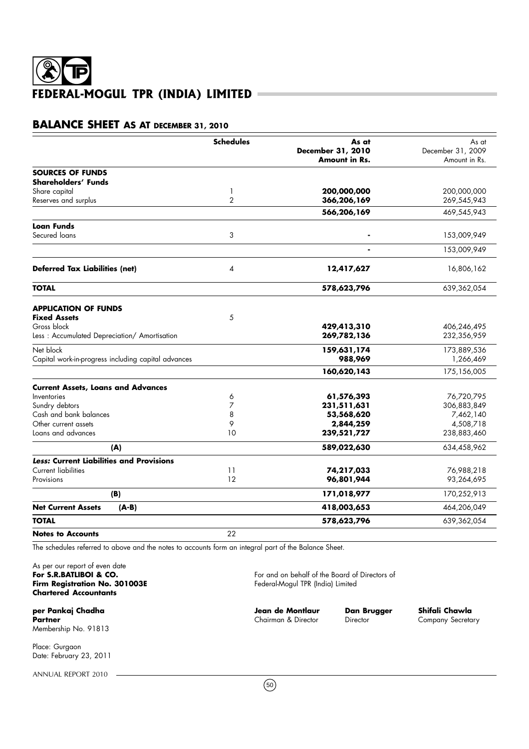# FEDERAL-MOGUL TPR (INDIA) LIMITED

## BALANCE SHEET AS AT DECEMBER 31, 2010

| | Schedules | As at December 31, 2010 Amount in Rs. | As at December 31, 2009 Amount in Rs. |
|---|---|---|---|
| **SOURCES OF FUNDS** | | | |
| **Shareholders' Funds** | | | |
| Share capital | 1 | **200,000,000** | 200,000,000 |
| Reserves and surplus | 2 | **366,206,169** | 269,545,943 |
| | | **566,206,169** | 469,545,943 |
| **Loan Funds** | | | |
| Secured loans | 3 | **-** | 153,009,949 |
| | | **-** | 153,009,949 |
| **Deferred Tax Liabilities (net)** | 4 | **12,417,627** | 16,806,162 |
| **TOTAL** | | **578,623,796** | 639,362,054 |
| **APPLICATION OF FUNDS** | | | |
| **Fixed Assets** | 5 | | |
| Gross block | | **429,413,310** | 406,246,495 |
| Less : Accumulated Depreciation/ Amortisation | | **269,782,136** | 232,356,959 |
| Net block | | **159,631,174** | 173,889,536 |
| Capital work-in-progress including capital advances | | **988,969** | 1,266,469 |
| | | **160,620,143** | 175,156,005 |
| **Current Assets, Loans and Advances** | | | |
| Inventories | 6 | **61,576,393** | 76,720,795 |
| Sundry debtors | 7 | **231,511,631** | 306,883,849 |
| Cash and bank balances | 8 | **53,568,620** | 7,462,140 |
| Other current assets | 9 | **2,844,259** | 4,508,718 |
| Loans and advances | 10 | **239,521,727** | 238,883,460 |
| **(A)** | | **589,022,630** | 634,458,962 |
| ***Less:* Current Liabilities and Provisions** | | | |
| Current liabilities | 11 | **74,217,033** | 76,988,218 |
| Provisions | 12 | **96,801,944** | 93,264,695 |
| **(B)** | | **171,018,977** | 170,252,913 |
| **Net Current Assets (A-B)** | | **418,003,653** | 464,206,049 |
| **TOTAL** | | **578,623,796** | 639,362,054 |
| **Notes to Accounts** | 22 | | |

The schedules referred to above and the notes to accounts form an integral part of the Balance Sheet.

As per our report of even date
**For S.R.BATLIBOI & CO.**
**Firm Registration No. 301003E**
**Chartered Accountants**

**per Pankaj Chadha**
**Partner**
Membership No. 91813

Place: Gurgaon
Date: February 23, 2011

For and on behalf of the Board of Directors of
Federal-Mogul TPR (India) Limited

| **Jean de Montlaur** | **Dan Brugger** | **Shifali Chawla** |
|---|---|---|
| Chairman & Director | Director | Company Secretary |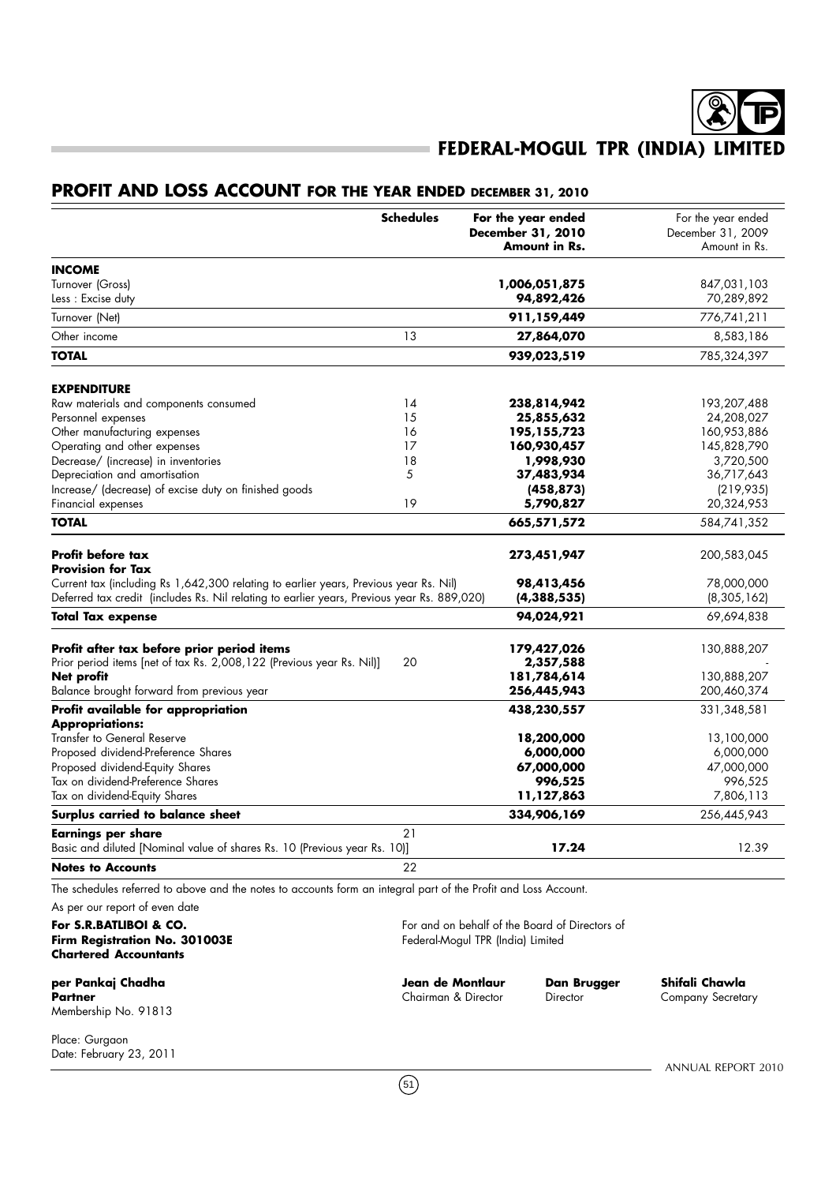# PROFIT AND LOSS ACCOUNT FOR THE YEAR ENDED DECEMBER 31, 2010

| | Schedules | For the year ended December 31, 2010 Amount in Rs. | For the year ended December 31, 2009 Amount in Rs. |
|---|---|---|---|
| **INCOME** | | | |
| Turnover (Gross) | | **1,006,051,875** | 847,031,103 |
| Less : Excise duty | | **94,892,426** | 70,289,892 |
| Turnover (Net) | | **911,159,449** | 776,741,211 |
| Other income | 13 | **27,864,070** | 8,583,186 |
| **TOTAL** | | **939,023,519** | 785,324,397 |
| **EXPENDITURE** | | | |
| Raw materials and components consumed | 14 | **238,814,942** | 193,207,488 |
| Personnel expenses | 15 | **25,855,632** | 24,208,027 |
| Other manufacturing expenses | 16 | **195,155,723** | 160,953,886 |
| Operating and other expenses | 17 | **160,930,457** | 145,828,790 |
| Decrease/ (increase) in inventories | 18 | **1,998,930** | 3,720,500 |
| Depreciation and amortisation | 5 | **37,483,934** | 36,717,643 |
| Increase/ (decrease) of excise duty on finished goods | | **(458,873)** | (219,935) |
| Financial expenses | 19 | **5,790,827** | 20,324,953 |
| **TOTAL** | | **665,571,572** | 584,741,352 |
| **Profit before tax** | | **273,451,947** | 200,583,045 |
| **Provision for Tax** | | | |
| Current tax (including Rs 1,642,300 relating to earlier years, Previous year Rs. Nil) | | **98,413,456** | 78,000,000 |
| Deferred tax credit (includes Rs. Nil relating to earlier years, Previous year Rs. 889,020) | | **(4,388,535)** | (8,305,162) |
| **Total Tax expense** | | **94,024,921** | 69,694,838 |
| **Profit after tax before prior period items** | | **179,427,026** | 130,888,207 |
| Prior period items [net of tax Rs. 2,008,122 (Previous year Rs. Nil)] | 20 | **2,357,588** | - |
| **Net profit** | | **181,784,614** | 130,888,207 |
| Balance brought forward from previous year | | **256,445,943** | 200,460,374 |
| **Profit available for appropriation** | | **438,230,557** | 331,348,581 |
| **Appropriations:** | | | |
| Transfer to General Reserve | | **18,200,000** | 13,100,000 |
| Proposed dividend-Preference Shares | | **6,000,000** | 6,000,000 |
| Proposed dividend-Equity Shares | | **67,000,000** | 47,000,000 |
| Tax on dividend-Preference Shares | | **996,525** | 996,525 |
| Tax on dividend-Equity Shares | | **11,127,863** | 7,806,113 |
| **Surplus carried to balance sheet** | | **334,906,169** | 256,445,943 |
| **Earnings per share** | 21 | | |
| Basic and diluted [Nominal value of shares Rs. 10 (Previous year Rs. 10)] | | **17.24** | 12.39 |
| **Notes to Accounts** | 22 | | |

The schedules referred to above and the notes to accounts form an integral part of the Profit and Loss Account.

As per our report of even date

**For S.R.BATLIBOI & CO.**
**Firm Registration No. 301003E**
**Chartered Accountants**

**per Pankaj Chadha**
**Partner**
Membership No. 91813

Place: Gurgaon
Date: February 23, 2011

For and on behalf of the Board of Directors of
Federal-Mogul TPR (India) Limited

**Jean de Montlaur**
Chairman & Director

**Dan Brugger**
Director

**Shifali Chawla**
Company Secretary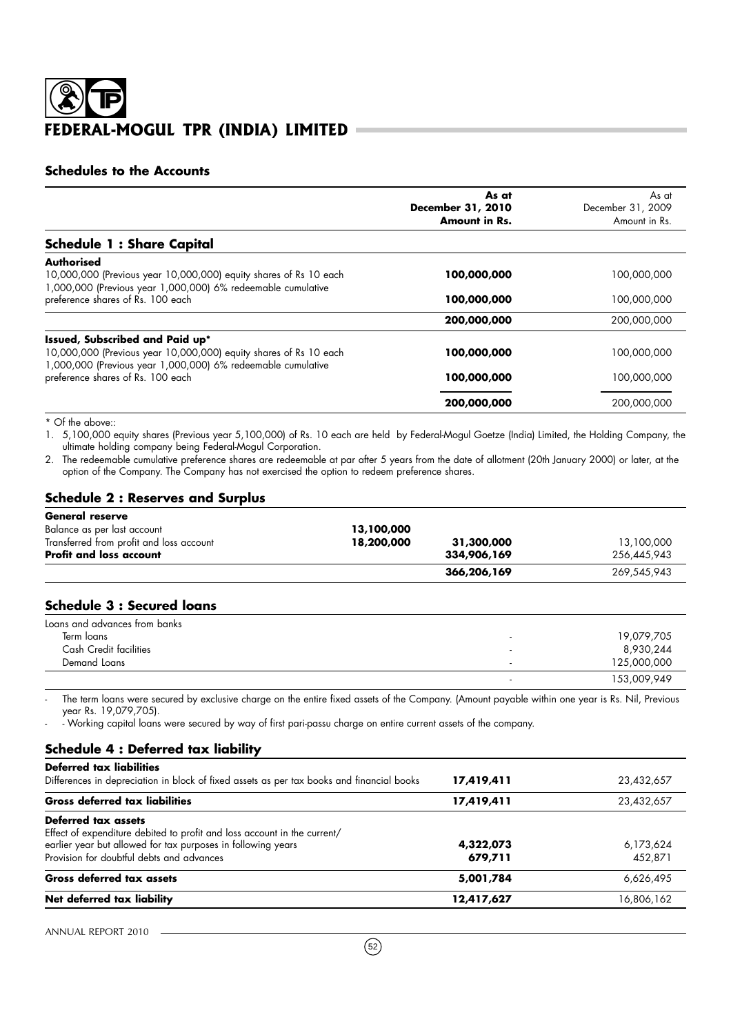## Schedules to the Accounts

| | | As at December 31, 2010 Amount in Rs. | As at December 31, 2009 Amount in Rs. |
|---|---|---|---|
| **Schedule 1 : Share Capital** | | | |
| **Authorised** | | | |
| 10,000,000 (Previous year 10,000,000) equity shares of Rs 10 each | | **100,000,000** | 100,000,000 |
| 1,000,000 (Previous year 1,000,000) 6% redeemable cumulative preference shares of Rs. 100 each | | **100,000,000** | 100,000,000 |
| | | **200,000,000** | 200,000,000 |
| **Issued, Subscribed and Paid up*** | | | |
| 10,000,000 (Previous year 10,000,000) equity shares of Rs 10 each | | **100,000,000** | 100,000,000 |
| 1,000,000 (Previous year 1,000,000) 6% redeemable cumulative preference shares of Rs. 100 each | | **100,000,000** | 100,000,000 |
| | | **200,000,000** | 200,000,000 |

\* Of the above::

1. 5,100,000 equity shares (Previous year 5,100,000) of Rs. 10 each are held by Federal-Mogul Goetze (India) Limited, the Holding Company, the ultimate holding company being Federal-Mogul Corporation.
2. The redeemable cumulative preference shares are redeemable at par after 5 years from the date of allotment (20th January 2000) or later, at the option of the Company. The Company has not exercised the option to redeem preference shares.

### Schedule 2 : Reserves and Surplus

| | | | |
|---|---|---|---|
| **General reserve** | | | |
| Balance as per last account | **13,100,000** | | |
| Transferred from profit and loss account | **18,200,000** | **31,300,000** | 13,100,000 |
| **Profit and loss account** | | **334,906,169** | 256,445,943 |
| | | **366,206,169** | 269,545,943 |

### Schedule 3 : Secured loans

| | | |
|---|---|---|
| Loans and advances from banks | | |
| Term loans | - | 19,079,705 |
| Cash Credit facilities | - | 8,930,244 |
| Demand Loans | - | 125,000,000 |
| | - | 153,009,949 |

- The term loans were secured by exclusive charge on the entire fixed assets of the Company. (Amount payable within one year is Rs. Nil, Previous year Rs. 19,079,705).
- - Working capital loans were secured by way of first pari-passu charge on entire current assets of the company.

### Schedule 4 : Deferred tax liability

| | | |
|---|---|---|
| **Deferred tax liabilities** | | |
| Differences in depreciation in block of fixed assets as per tax books and financial books | **17,419,411** | 23,432,657 |
| **Gross deferred tax liabilities** | **17,419,411** | 23,432,657 |
| **Deferred tax assets** | | |
| Effect of expenditure debited to profit and loss account in the current/ earlier year but allowed for tax purposes in following years | **4,322,073** | 6,173,624 |
| Provision for doubtful debts and advances | **679,711** | 452,871 |
| **Gross deferred tax assets** | **5,001,784** | 6,626,495 |
| **Net deferred tax liability** | **12,417,627** | 16,806,162 |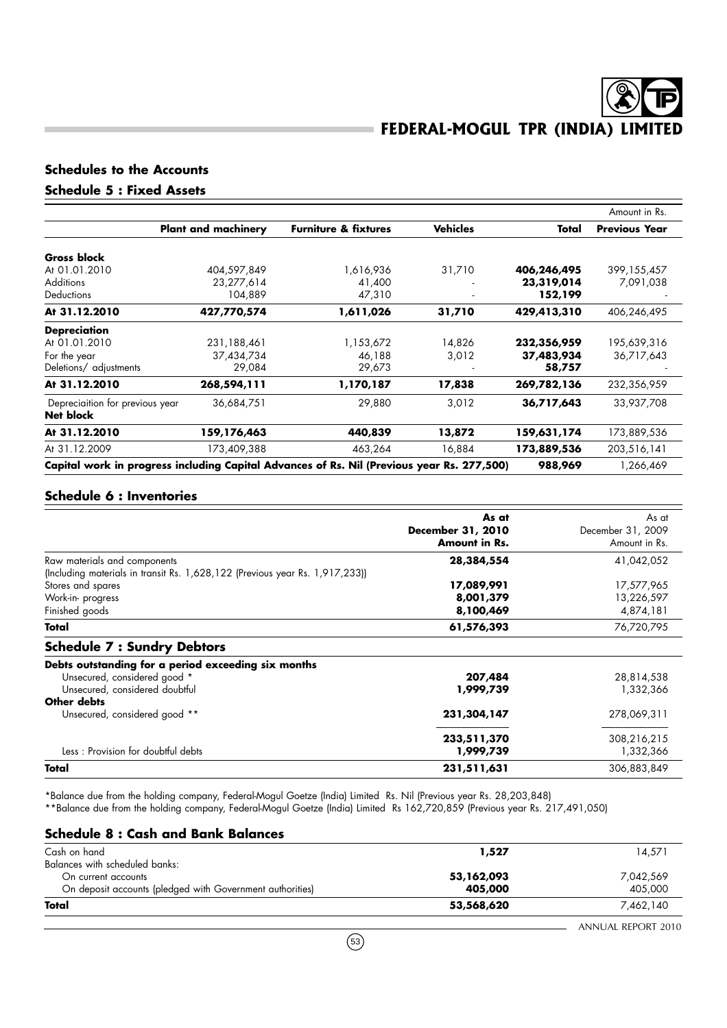## Schedules to the Accounts

### Schedule 5 : Fixed Assets

Amount in Rs.

| | Plant and machinery | Furniture & fixtures | Vehicles | Total | Previous Year |
|---|---|---|---|---|---|
| **Gross block** | | | | | |
| At 01.01.2010 | 404,597,849 | 1,616,936 | 31,710 | **406,246,495** | 399,155,457 |
| Additions | 23,277,614 | 41,400 | - | **23,319,014** | 7,091,038 |
| Deductions | 104,889 | 47,310 | - | **152,199** | - |
| **At 31.12.2010** | **427,770,574** | **1,611,026** | **31,710** | **429,413,310** | 406,246,495 |
| **Depreciation** | | | | | |
| At 01.01.2010 | 231,188,461 | 1,153,672 | 14,826 | **232,356,959** | 195,639,316 |
| For the year | 37,434,734 | 46,188 | 3,012 | **37,483,934** | 36,717,643 |
| Deletions/ adjustments | 29,084 | 29,673 | - | **58,757** | - |
| **At 31.12.2010** | **268,594,111** | **1,170,187** | **17,838** | **269,782,136** | 232,356,959 |
| Depreciaition for previous year | 36,684,751 | 29,880 | 3,012 | **36,717,643** | 33,937,708 |
| **Net block** | | | | | |
| **At 31.12.2010** | **159,176,463** | **440,839** | **13,872** | **159,631,174** | 173,889,536 |
| At 31.12.2009 | 173,409,388 | 463,264 | 16,884 | **173,889,536** | 203,516,141 |
| **Capital work in progress including Capital Advances of Rs. Nil (Previous year Rs. 277,500)** | | | | **988,969** | 1,266,469 |

### Schedule 6 : Inventories

| | As at December 31, 2010 Amount in Rs. | As at December 31, 2009 Amount in Rs. |
|---|---|---|
| Raw materials and components (Including materials in transit Rs. 1,628,122 (Previous year Rs. 1,917,233)) | **28,384,554** | 41,042,052 |
| Stores and spares | **17,089,991** | 17,577,965 |
| Work-in- progress | **8,001,379** | 13,226,597 |
| Finished goods | **8,100,469** | 4,874,181 |
| **Total** | **61,576,393** | 76,720,795 |

### Schedule 7 : Sundry Debtors

| | | |
|---|---|---|
| **Debts outstanding for a period exceeding six months** | | |
| Unsecured, considered good * | **207,484** | 28,814,538 |
| Unsecured, considered doubtful | **1,999,739** | 1,332,366 |
| **Other debts** | | |
| Unsecured, considered good ** | **231,304,147** | 278,069,311 |
| | **233,511,370** | 308,216,215 |
| Less : Provision for doubtful debts | **1,999,739** | 1,332,366 |
| **Total** | **231,511,631** | 306,883,849 |

*Balance due from the holding company, Federal-Mogul Goetze (India) Limited Rs. Nil (Previous year Rs. 28,203,848)

**Balance due from the holding company, Federal-Mogul Goetze (India) Limited Rs 162,720,859 (Previous year Rs. 217,491,050)

### Schedule 8 : Cash and Bank Balances

| | | |
|---|---|---|
| Cash on hand | **1,527** | 14,571 |
| Balances with scheduled banks: | | |
| On current accounts | **53,162,093** | 7,042,569 |
| On deposit accounts (pledged with Government authorities) | **405,000** | 405,000 |
| **Total** | **53,568,620** | 7,462,140 |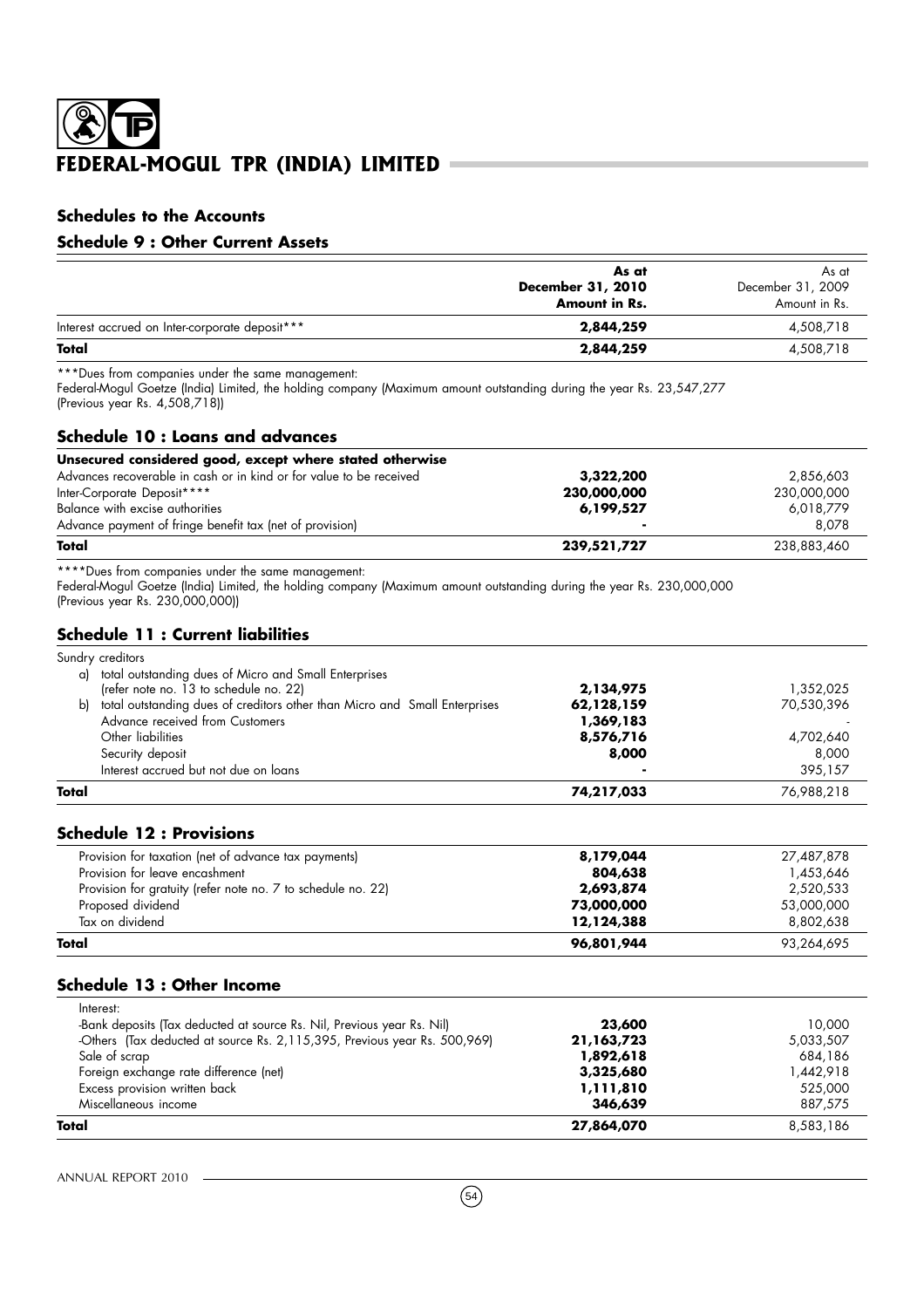## Schedules to the Accounts

### Schedule 9 : Other Current Assets

| | **As at December 31, 2010 Amount in Rs.** | As at December 31, 2009 Amount in Rs. |
|---|---|---|
| Interest accrued on Inter-corporate deposit*** | **2,844,259** | 4,508,718 |
| **Total** | **2,844,259** | 4,508,718 |

***Dues from companies under the same management:
Federal-Mogul Goetze (India) Limited, the holding company (Maximum amount outstanding during the year Rs. 23,547,277 (Previous year Rs. 4,508,718))

### Schedule 10 : Loans and advances

| **Unsecured considered good, except where stated otherwise** | | |
|---|---|---|
| Advances recoverable in cash or in kind or for value to be received | **3,322,200** | 2,856,603 |
| Inter-Corporate Deposit**** | **230,000,000** | 230,000,000 |
| Balance with excise authorities | **6,199,527** | 6,018,779 |
| Advance payment of fringe benefit tax (net of provision) | **-** | 8,078 |
| **Total** | **239,521,727** | 238,883,460 |

****Dues from companies under the same management:
Federal-Mogul Goetze (India) Limited, the holding company (Maximum amount outstanding during the year Rs. 230,000,000 (Previous year Rs. 230,000,000))

### Schedule 11 : Current liabilities

| Sundry creditors | | |
|---|---|---|
| a) total outstanding dues of Micro and Small Enterprises (refer note no. 13 to schedule no. 22) | **2,134,975** | 1,352,025 |
| b) total outstanding dues of creditors other than Micro and Small Enterprises | **62,128,159** | 70,530,396 |
| Advance received from Customers | **1,369,183** | - |
| Other liabilities | **8,576,716** | 4,702,640 |
| Security deposit | **8,000** | 8,000 |
| Interest accrued but not due on loans | **-** | 395,157 |
| **Total** | **74,217,033** | 76,988,218 |

### Schedule 12 : Provisions

| | | |
|---|---|---|
| Provision for taxation (net of advance tax payments) | **8,179,044** | 27,487,878 |
| Provision for leave encashment | **804,638** | 1,453,646 |
| Provision for gratuity (refer note no. 7 to schedule no. 22) | **2,693,874** | 2,520,533 |
| Proposed dividend | **73,000,000** | 53,000,000 |
| Tax on dividend | **12,124,388** | 8,802,638 |
| **Total** | **96,801,944** | 93,264,695 |

### Schedule 13 : Other Income

| Interest: | | |
|---|---|---|
| -Bank deposits (Tax deducted at source Rs. Nil, Previous year Rs. Nil) | **23,600** | 10,000 |
| -Others (Tax deducted at source Rs. 2,115,395, Previous year Rs. 500,969) | **21,163,723** | 5,033,507 |
| Sale of scrap | **1,892,618** | 684,186 |
| Foreign exchange rate difference (net) | **3,325,680** | 1,442,918 |
| Excess provision written back | **1,111,810** | 525,000 |
| Miscellaneous income | **346,639** | 887,575 |
| **Total** | **27,864,070** | 8,583,186 |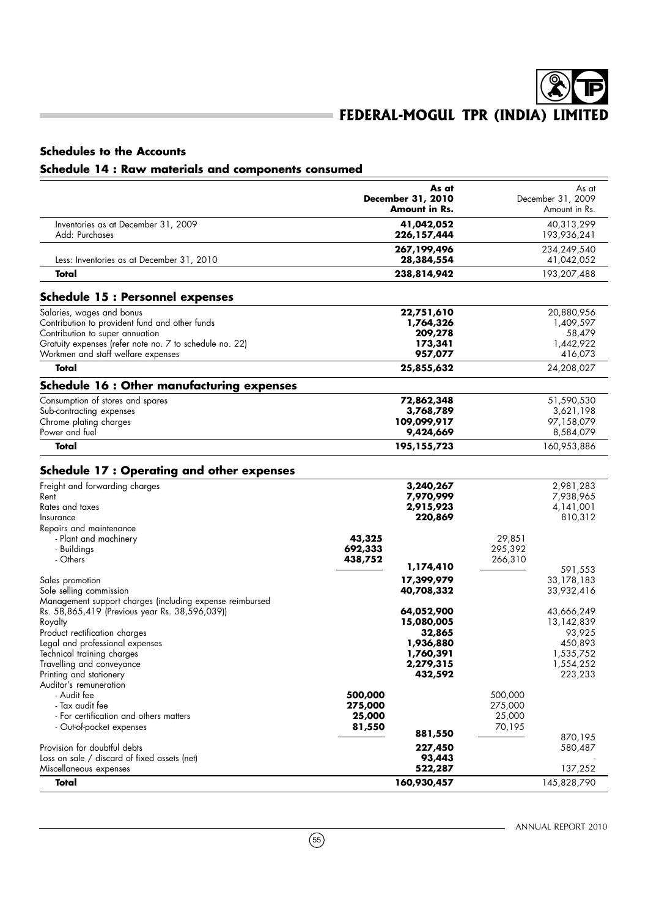## Schedules to the Accounts

### Schedule 14 : Raw materials and components consumed

| | | As at December 31, 2010 Amount in Rs. | | As at December 31, 2009 Amount in Rs. |
|---|---|---|---|---|
| Inventories as at December 31, 2009 | | **41,042,052** | | 40,313,299 |
| Add: Purchases | | **226,157,444** | | 193,936,241 |
| | | **267,199,496** | | 234,249,540 |
| Less: Inventories as at December 31, 2010 | | **28,384,554** | | 41,042,052 |
| **Total** | | **238,814,942** | | 193,207,488 |

### Schedule 15 : Personnel expenses

| | | | | |
|---|---|---|---|---|
| Salaries, wages and bonus | | **22,751,610** | | 20,880,956 |
| Contribution to provident fund and other funds | | **1,764,326** | | 1,409,597 |
| Contribution to super annuation | | **209,278** | | 58,479 |
| Gratuity expenses (refer note no. 7 to schedule no. 22) | | **173,341** | | 1,442,922 |
| Workmen and staff welfare expenses | | **957,077** | | 416,073 |
| **Total** | | **25,855,632** | | 24,208,027 |

### Schedule 16 : Other manufacturing expenses

| | | | | |
|---|---|---|---|---|
| Consumption of stores and spares | | **72,862,348** | | 51,590,530 |
| Sub-contracting expenses | | **3,768,789** | | 3,621,198 |
| Chrome plating charges | | **109,099,917** | | 97,158,079 |
| Power and fuel | | **9,424,669** | | 8,584,079 |
| **Total** | | **195,155,723** | | 160,953,886 |

### Schedule 17 : Operating and other expenses

| | | | | |
|---|---|---|---|---|
| Freight and forwarding charges | | **3,240,267** | | 2,981,283 |
| Rent | | **7,970,999** | | 7,938,965 |
| Rates and taxes | | **2,915,923** | | 4,141,001 |
| Insurance | | **220,869** | | 810,312 |
| Repairs and maintenance | | | | |
| - Plant and machinery | **43,325** | | 29,851 | |
| - Buildings | **692,333** | | 295,392 | |
| - Others | **438,752** | **1,174,410** | 266,310 | 591,553 |
| Sales promotion | | **17,399,979** | | 33,178,183 |
| Sole selling commission | | **40,708,332** | | 33,932,416 |
| Management support charges (including expense reimbursed Rs. 58,865,419 (Previous year Rs. 38,596,039)) | | **64,052,900** | | 43,666,249 |
| Royalty | | **15,080,005** | | 13,142,839 |
| Product rectification charges | | **32,865** | | 93,925 |
| Legal and professional expenses | | **1,936,880** | | 450,893 |
| Technical training charges | | **1,760,391** | | 1,535,752 |
| Travelling and conveyance | | **2,279,315** | | 1,554,252 |
| Printing and stationery | | **432,592** | | 223,233 |
| Auditor's remuneration | | | | |
| - Audit fee | **500,000** | | 500,000 | |
| - Tax audit fee | **275,000** | | 275,000 | |
| - For certification and others matters | **25,000** | | 25,000 | |
| - Out-of-pocket expenses | **81,550** | **881,550** | 70,195 | 870,195 |
| Provision for doubtful debts | | **227,450** | | 580,487 |
| Loss on sale / discard of fixed assets (net) | | **93,443** | | - |
| Miscellaneous expenses | | **522,287** | | 137,252 |
| **Total** | | **160,930,457** | | 145,828,790 |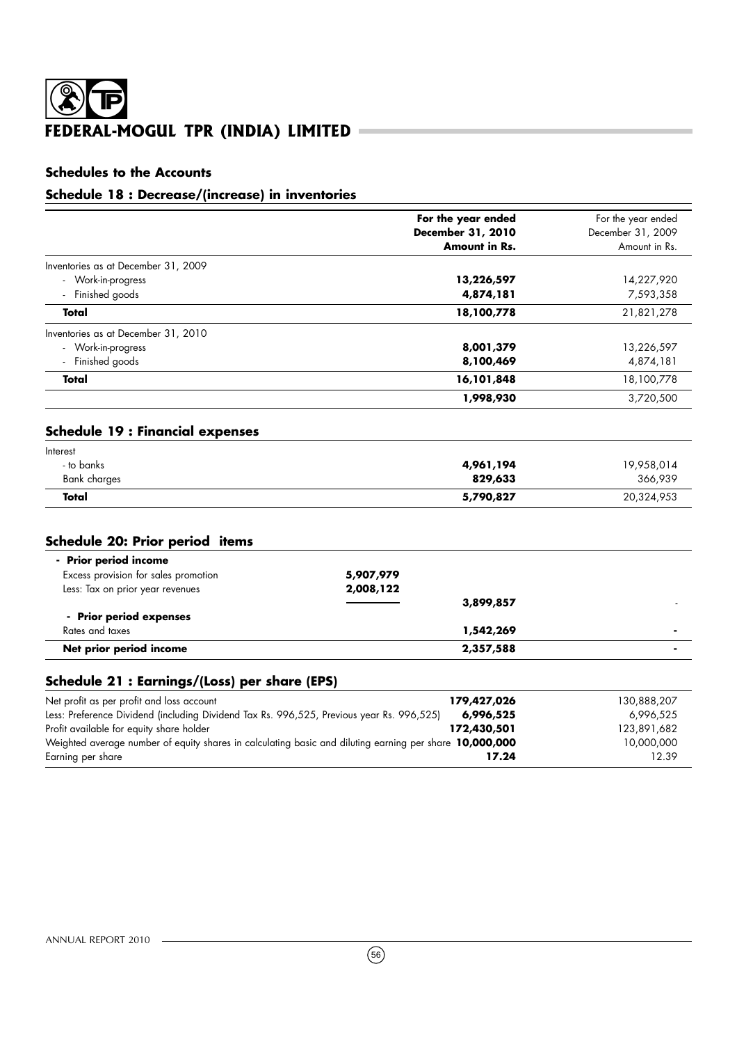## Schedules to the Accounts

### Schedule 18 : Decrease/(increase) in inventories

| | For the year ended December 31, 2010 Amount in Rs. | For the year ended December 31, 2009 Amount in Rs. |
|---|---|---|
| Inventories as at December 31, 2009 | | |
| - Work-in-progress | **13,226,597** | 14,227,920 |
| - Finished goods | **4,874,181** | 7,593,358 |
| **Total** | **18,100,778** | 21,821,278 |
| Inventories as at December 31, 2010 | | |
| - Work-in-progress | **8,001,379** | 13,226,597 |
| - Finished goods | **8,100,469** | 4,874,181 |
| **Total** | **16,101,848** | 18,100,778 |
| | **1,998,930** | 3,720,500 |

### Schedule 19 : Financial expenses

| | | |
|---|---|---|
| Interest | | |
| - to banks | **4,961,194** | 19,958,014 |
| Bank charges | **829,633** | 366,939 |
| **Total** | **5,790,827** | 20,324,953 |

### Schedule 20: Prior period items

| | | | |
|---|---|---|---|
| **- Prior period income** | | | |
| Excess provision for sales promotion | **5,907,979** | | |
| Less: Tax on prior year revenues | **2,008,122** | | |
| | | **3,899,857** | - |
| **- Prior period expenses** | | | |
| Rates and taxes | | **1,542,269** | - |
| **Net prior period income** | | **2,357,588** | - |

### Schedule 21 : Earnings/(Loss) per share (EPS)

| | | |
|---|---|---|
| Net profit as per profit and loss account | **179,427,026** | 130,888,207 |
| Less: Preference Dividend (including Dividend Tax Rs. 996,525, Previous year Rs. 996,525) | **6,996,525** | 6,996,525 |
| Profit available for equity share holder | **172,430,501** | 123,891,682 |
| Weighted average number of equity shares in calculating basic and diluting earning per share | **10,000,000** | 10,000,000 |
| Earning per share | **17.24** | 12.39 |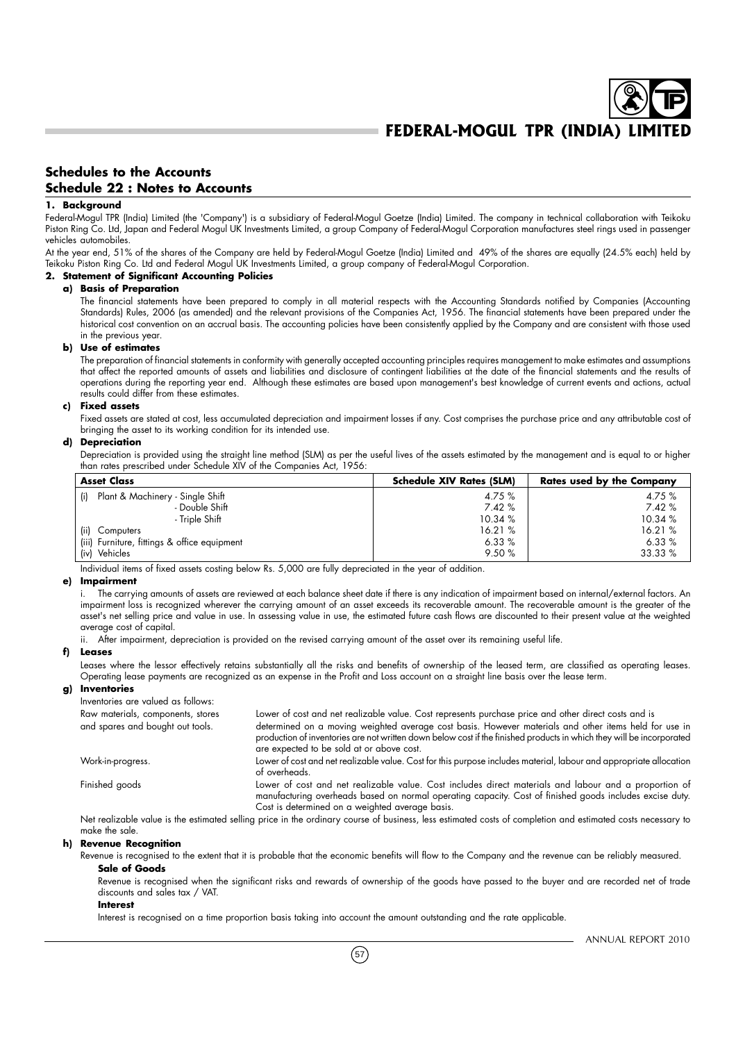## Schedules to the Accounts

## Schedule 22 : Notes to Accounts

### 1. Background

Federal-Mogul TPR (India) Limited (the 'Company') is a subsidiary of Federal-Mogul Goetze (India) Limited. The company in technical collaboration with Teikoku Piston Ring Co. Ltd, Japan and Federal Mogul UK Investments Limited, a group Company of Federal-Mogul Corporation manufactures steel rings used in passenger vehicles automobiles.

At the year end, 51% of the shares of the Company are held by Federal-Mogul Goetze (India) Limited and 49% of the shares are equally (24.5% each) held by Teikoku Piston Ring Co. Ltd and Federal Mogul UK Investments Limited, a group company of Federal-Mogul Corporation.

### 2. Statement of Significant Accounting Policies

#### a) Basis of Preparation

The financial statements have been prepared to comply in all material respects with the Accounting Standards notified by Companies (Accounting Standards) Rules, 2006 (as amended) and the relevant provisions of the Companies Act, 1956. The financial statements have been prepared under the historical cost convention on an accrual basis. The accounting policies have been consistently applied by the Company and are consistent with those used in the previous year.

#### b) Use of estimates

The preparation of financial statements in conformity with generally accepted accounting principles requires management to make estimates and assumptions that affect the reported amounts of assets and liabilities and disclosure of contingent liabilities at the date of the financial statements and the results of operations during the reporting year end. Although these estimates are based upon management's best knowledge of current events and actions, actual results could differ from these estimates.

#### c) Fixed assets

Fixed assets are stated at cost, less accumulated depreciation and impairment losses if any. Cost comprises the purchase price and any attributable cost of bringing the asset to its working condition for its intended use.

#### d) Depreciation

Depreciation is provided using the straight line method (SLM) as per the useful lives of the assets estimated by the management and is equal to or higher than rates prescribed under Schedule XIV of the Companies Act, 1956:

| Asset Class | Schedule XIV Rates (SLM) | Rates used by the Company |
|---|---|---|
| (i) Plant & Machinery - Single Shift | 4.75 % | 4.75 % |
| - Double Shift | 7.42 % | 7.42 % |
| - Triple Shift | 10.34 % | 10.34 % |
| (ii) Computers | 16.21 % | 16.21 % |
| (iii) Furniture, fittings & office equipment | 6.33 % | 6.33 % |
| (iv) Vehicles | 9.50 % | 33.33 % |

Individual items of fixed assets costing below Rs. 5,000 are fully depreciated in the year of addition.

#### e) Impairment

i. The carrying amounts of assets are reviewed at each balance sheet date if there is any indication of impairment based on internal/external factors. An impairment loss is recognized wherever the carrying amount of an asset exceeds its recoverable amount. The recoverable amount is the greater of the asset's net selling price and value in use. In assessing value in use, the estimated future cash flows are discounted to their present value at the weighted average cost of capital.

ii. After impairment, depreciation is provided on the revised carrying amount of the asset over its remaining useful life.

#### f) Leases

Leases where the lessor effectively retains substantially all the risks and benefits of ownership of the leased term, are classified as operating leases. Operating lease payments are recognized as an expense in the Profit and Loss account on a straight line basis over the lease term.

#### g) Inventories

Inventories are valued as follows:

| | |
|---|---|
| Raw materials, components, stores and spares and bought out tools. | Lower of cost and net realizable value. Cost represents purchase price and other direct costs and is determined on a moving weighted average cost basis. However materials and other items held for use in production of inventories are not written down below cost if the finished products in which they will be incorporated are expected to be sold at or above cost. |
| Work-in-progress. | Lower of cost and net realizable value. Cost for this purpose includes material, labour and appropriate allocation of overheads. |
| Finished goods | Lower of cost and net realizable value. Cost includes direct materials and labour and a proportion of manufacturing overheads based on normal operating capacity. Cost of finished goods includes excise duty. Cost is determined on a weighted average basis. |

Net realizable value is the estimated selling price in the ordinary course of business, less estimated costs of completion and estimated costs necessary to make the sale.

#### h) Revenue Recognition

Revenue is recognised to the extent that it is probable that the economic benefits will flow to the Company and the revenue can be reliably measured.

**Sale of Goods**

Revenue is recognised when the significant risks and rewards of ownership of the goods have passed to the buyer and are recorded net of trade discounts and sales tax / VAT.

**Interest**

Interest is recognised on a time proportion basis taking into account the amount outstanding and the rate applicable.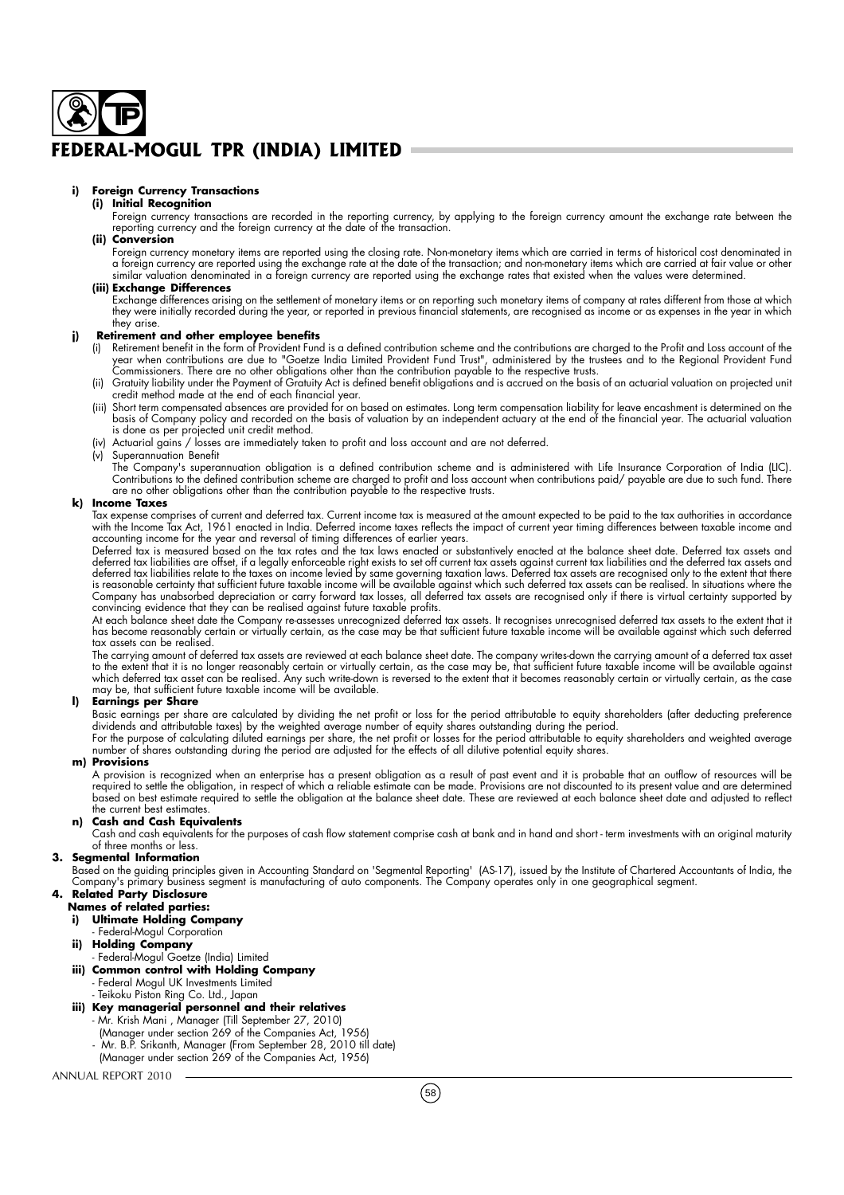**i) Foreign Currency Transactions**

**(i) Initial Recognition**

Foreign currency transactions are recorded in the reporting currency, by applying to the foreign currency amount the exchange rate between the reporting currency and the foreign currency at the date of the transaction.

**(ii) Conversion**

Foreign currency monetary items are reported using the closing rate. Non-monetary items which are carried in terms of historical cost denominated in a foreign currency are reported using the exchange rate at the date of the transaction; and non-monetary items which are carried at fair value or other similar valuation denominated in a foreign currency are reported using the exchange rates that existed when the values were determined.

**(iii) Exchange Differences**

Exchange differences arising on the settlement of monetary items or on reporting such monetary items of company at rates different from those at which they were initially recorded during the year, or reported in previous financial statements, are recognised as income or as expenses in the year in which they arise.

**j) Retirement and other employee benefits**

(i) Retirement benefit in the form of Provident Fund is a defined contribution scheme and the contributions are charged to the Profit and Loss account of the year when contributions are due to "Goetze India Limited Provident Fund Trust", administered by the trustees and to the Regional Provident Fund Commissioners. There are no other obligations other than the contribution payable to the respective trusts.

(ii) Gratuity liability under the Payment of Gratuity Act is defined benefit obligations and is accrued on the basis of an actuarial valuation on projected unit credit method made at the end of each financial year.

(iii) Short term compensated absences are provided for on based on estimates. Long term compensation liability for leave encashment is determined on the basis of Company policy and recorded on the basis of valuation by an independent actuary at the end of the financial year. The actuarial valuation is done as per projected unit credit method.

(iv) Actuarial gains / losses are immediately taken to profit and loss account and are not deferred.

(v) Superannuation Benefit

The Company's superannuation obligation is a defined contribution scheme and is administered with Life Insurance Corporation of India (LIC). Contributions to the defined contribution scheme are charged to profit and loss account when contributions paid/ payable are due to such fund. There are no other obligations other than the contribution payable to the respective trusts.

**k) Income Taxes**

Tax expense comprises of current and deferred tax. Current income tax is measured at the amount expected to be paid to the tax authorities in accordance with the Income Tax Act, 1961 enacted in India. Deferred income taxes reflects the impact of current year timing differences between taxable income and accounting income for the year and reversal of timing differences of earlier years.

Deferred tax is measured based on the tax rates and the tax laws enacted or substantively enacted at the balance sheet date. Deferred tax assets and deferred tax liabilities are offset, if a legally enforceable right exists to set off current tax assets against current tax liabilities and the deferred tax assets and deferred tax liabilities relate to the taxes on income levied by same governing taxation laws. Deferred tax assets are recognised only to the extent that there is reasonable certainty that sufficient future taxable income will be available against which such deferred tax assets can be realised. In situations where the Company has unabsorbed depreciation or carry forward tax losses, all deferred tax assets are recognised only if there is virtual certainty supported by convincing evidence that they can be realised against future taxable profits.

At each balance sheet date the Company re-assesses unrecognized deferred tax assets. It recognises unrecognised deferred tax assets to the extent that it has become reasonably certain or virtually certain, as the case may be that sufficient future taxable income will be available against which such deferred tax assets can be realised.

The carrying amount of deferred tax assets are reviewed at each balance sheet date. The company writes-down the carrying amount of a deferred tax asset to the extent that it is no longer reasonably certain or virtually certain, as the case may be, that sufficient future taxable income will be available against which deferred tax asset can be realised. Any such write-down is reversed to the extent that it becomes reasonably certain or virtually certain, as the case may be, that sufficient future taxable income will be available.

**l) Earnings per Share**

Basic earnings per share are calculated by dividing the net profit or loss for the period attributable to equity shareholders (after deducting preference dividends and attributable taxes) by the weighted average number of equity shares outstanding during the period.

For the purpose of calculating diluted earnings per share, the net profit or losses for the period attributable to equity shareholders and weighted average number of shares outstanding during the period are adjusted for the effects of all dilutive potential equity shares.

**m) Provisions**

A provision is recognized when an enterprise has a present obligation as a result of past event and it is probable that an outflow of resources will be required to settle the obligation, in respect of which a reliable estimate can be made. Provisions are not discounted to its present value and are determined based on best estimate required to settle the obligation at the balance sheet date. These are reviewed at each balance sheet date and adjusted to reflect the current best estimates.

**n) Cash and Cash Equivalents**

Cash and cash equivalents for the purposes of cash flow statement comprise cash at bank and in hand and short - term investments with an original maturity of three months or less.

**3. Segmental Information**

Based on the guiding principles given in Accounting Standard on 'Segmental Reporting' (AS-17), issued by the Institute of Chartered Accountants of India, the Company's primary business segment is manufacturing of auto components. The Company operates only in one geographical segment.

**4. Related Party Disclosure**

**Names of related parties:**

**i) Ultimate Holding Company**

- Federal-Mogul Corporation

**ii) Holding Company**

- Federal-Mogul Goetze (India) Limited

**iii) Common control with Holding Company**

- Federal Mogul UK Investments Limited
- Teikoku Piston Ring Co. Ltd., Japan

**iii) Key managerial personnel and their relatives**

- Mr. Krish Mani , Manager (Till September 27, 2010)
  (Manager under section 269 of the Companies Act, 1956)
- Mr. B.P. Srikanth, Manager (From September 28, 2010 till date)
  (Manager under section 269 of the Companies Act, 1956)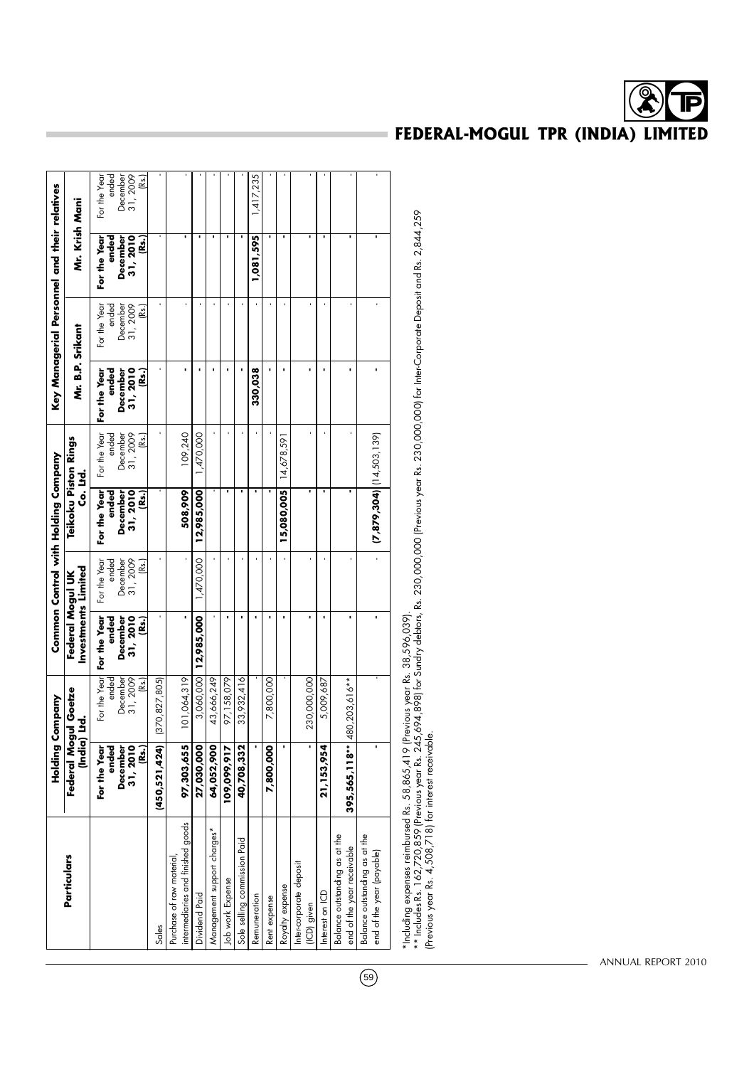| Particulars | Holding Company | | Common Control with Holding Company | | | | Key Managerial Personnel and their relatives | | | |
|---|---|---|---|---|---|---|---|---|---|---|
| | Federal Mogul Goetze (India) Ltd. | | Federal Mogul UK Investments Limited | | Teikoku Piston Rings Co. Ltd. | | Mr. B.P. Srikant | | Mr. Krish Mani | |
| | **For the Year ended December 31, 2010 (Rs.)** | For the Year ended December 31, 2009 (Rs.) | **For the Year ended December 31, 2010 (Rs.)** | For the Year ended December 31, 2009 (Rs.) | **For the Year ended December 31, 2010 (Rs.)** | For the Year ended December 31, 2009 (Rs.) | **For the Year ended December 31, 2010 (Rs.)** | For the Year ended December 31, 2009 (Rs.) | **For the Year ended December 31, 2010 (Rs.)** | For the Year ended December 31, 2009 (Rs.) |
| Sales | **(450,521,424)** | (370,827,805) | - | - | - | - | - | - | - | - |
| Purchase of raw material, intermediaries and finished goods | **97,303,655** | 101,064,319 | - | - | **508,909** | 109,240 | - | - | - | - |
| Dividend Paid | **27,030,000** | 3,060,000 | **12,985,000** | 1,470,000 | **12,985,000** | 1,470,000 | - | - | - | - |
| Management support charges* | **64,052,900** | 43,666,249 | - | - | - | - | - | - | - | - |
| Job work Expense | **109,099,917** | 97,158,079 | - | - | - | - | - | - | - | - |
| Sole selling commission Paid | **40,708,332** | 33,932,416 | - | - | - | - | - | - | - | - |
| Remuneration | - | - | - | - | - | - | **330,038** | - | **1,081,595** | 1,417,235 |
| Rent expense | **7,800,000** | 7,800,000 | - | - | - | - | - | - | - | - |
| Royalty expense | - | - | - | - | **15,080,005** | 14,678,591 | - | - | - | - |
| Inter-corporate deposit (ICD) given | - | 230,000,000 | - | - | - | - | - | - | - | - |
| Interest on ICD | **21,153,954** | 5,009,687 | - | - | - | - | - | - | - | - |
| Balance outstanding as at the end of the year receivable | **395,565,118**** | 480,203,616** | - | - | - | - | - | - | - | - |
| Balance outstanding as at the end of the year (payable) | - | - | - | - | **(7,879,304)** | (14,503,139) | - | - | - | - |

*Including expenses reimbursed Rs. 58,865,419 (Previous year Rs. 38,596,039).

** Includes Rs. 162,720,859 (Previous year Rs. 245,694,898) for Sundry debtors, Rs. 230,000,000 (Previous year Rs. 230,000,000) for Inter-Corporate Deposit and Rs. 2,844,259 (Previous year Rs. 4,508,718) for interest receivable.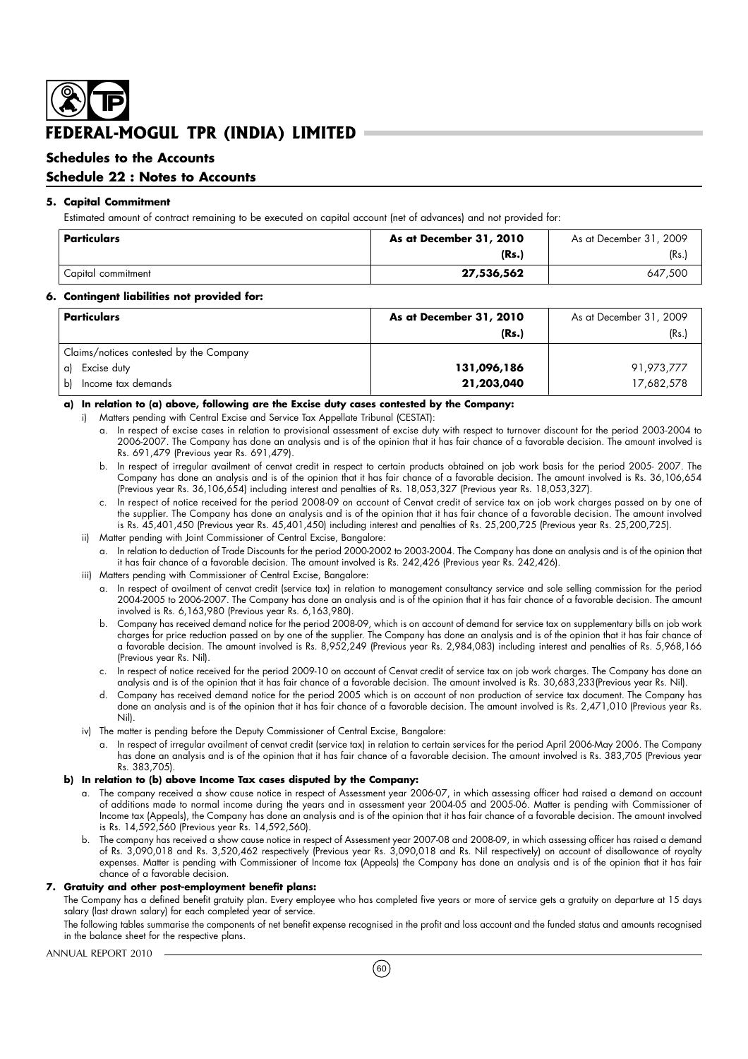# FEDERAL-MOGUL TPR (INDIA) LIMITED

## Schedules to the Accounts

## Schedule 22 : Notes to Accounts

**5. Capital Commitment**

Estimated amount of contract remaining to be executed on capital account (net of advances) and not provided for:

| **Particulars** | **As at December 31, 2010 (Rs.)** | As at December 31, 2009 (Rs.) |
|---|---|---|
| Capital commitment | **27,536,562** | 647,500 |

**6. Contingent liabilities not provided for:**

| **Particulars** | **As at December 31, 2010 (Rs.)** | As at December 31, 2009 (Rs.) |
|---|---|---|
| Claims/notices contested by the Company | | |
| a) Excise duty | **131,096,186** | 91,973,777 |
| b) Income tax demands | **21,203,040** | 17,682,578 |

**a) In relation to (a) above, following are the Excise duty cases contested by the Company:**

i) Matters pending with Central Excise and Service Tax Appellate Tribunal (CESTAT):

a. In respect of excise cases in relation to provisional assessment of excise duty with respect to turnover discount for the period 2003-2004 to 2006-2007. The Company has done an analysis and is of the opinion that it has fair chance of a favorable decision. The amount involved is Rs. 691,479 (Previous year Rs. 691,479).

b. In respect of irregular availment of cenvat credit in respect to certain products obtained on job work basis for the period 2005- 2007. The Company has done an analysis and is of the opinion that it has fair chance of a favorable decision. The amount involved is Rs. 36,106,654 (Previous year Rs. 36,106,654) including interest and penalties of Rs. 18,053,327 (Previous year Rs. 18,053,327).

c. In respect of notice received for the period 2008-09 on account of Cenvat credit of service tax on job work charges passed on by one of the supplier. The Company has done an analysis and is of the opinion that it has fair chance of a favorable decision. The amount involved is Rs. 45,401,450 (Previous year Rs. 45,401,450) including interest and penalties of Rs. 25,200,725 (Previous year Rs. 25,200,725).

ii) Matter pending with Joint Commissioner of Central Excise, Bangalore:

a. In relation to deduction of Trade Discounts for the period 2000-2002 to 2003-2004. The Company has done an analysis and is of the opinion that it has fair chance of a favorable decision. The amount involved is Rs. 242,426 (Previous year Rs. 242,426).

iii) Matters pending with Commissioner of Central Excise, Bangalore:

a. In respect of availment of cenvat credit (service tax) in relation to management consultancy service and sole selling commission for the period 2004-2005 to 2006-2007. The Company has done an analysis and is of the opinion that it has fair chance of a favorable decision. The amount involved is Rs. 6,163,980 (Previous year Rs. 6,163,980).

b. Company has received demand notice for the period 2008-09, which is on account of demand for service tax on supplementary bills on job work charges for price reduction passed on by one of the supplier. The Company has done an analysis and is of the opinion that it has fair chance of a favorable decision. The amount involved is Rs. 8,952,249 (Previous year Rs. 2,984,083) including interest and penalties of Rs. 5,968,166 (Previous year Rs. Nil).

c. In respect of notice received for the period 2009-10 on account of Cenvat credit of service tax on job work charges. The Company has done an analysis and is of the opinion that it has fair chance of a favorable decision. The amount involved is Rs. 30,683,233(Previous year Rs. Nil).

d. Company has received demand notice for the period 2005 which is on account of non production of service tax document. The Company has done an analysis and is of the opinion that it has fair chance of a favorable decision. The amount involved is Rs. 2,471,010 (Previous year Rs. Nil).

iv) The matter is pending before the Deputy Commissioner of Central Excise, Bangalore:

a. In respect of irregular availment of cenvat credit (service tax) in relation to certain services for the period April 2006-May 2006. The Company has done an analysis and is of the opinion that it has fair chance of a favorable decision. The amount involved is Rs. 383,705 (Previous year Rs. 383,705).

**b) In relation to (b) above Income Tax cases disputed by the Company:**

a. The company received a show cause notice in respect of Assessment year 2006-07, in which assessing officer had raised a demand on account of additions made to normal income during the years and in assessment year 2004-05 and 2005-06. Matter is pending with Commissioner of Income tax (Appeals), the Company has done an analysis and is of the opinion that it has fair chance of a favorable decision. The amount involved is Rs. 14,592,560 (Previous year Rs. 14,592,560).

b. The company has received a show cause notice in respect of Assessment year 2007-08 and 2008-09, in which assessing officer has raised a demand of Rs. 3,090,018 and Rs. 3,520,462 respectively (Previous year Rs. 3,090,018 and Rs. Nil respectively) on account of disallowance of royalty expenses. Matter is pending with Commissioner of Income tax (Appeals) the Company has done an analysis and is of the opinion that it has fair chance of a favorable decision.

**7. Gratuity and other post-employment benefit plans:**

The Company has a defined benefit gratuity plan. Every employee who has completed five years or more of service gets a gratuity on departure at 15 days salary (last drawn salary) for each completed year of service.

The following tables summarise the components of net benefit expense recognised in the profit and loss account and the funded status and amounts recognised in the balance sheet for the respective plans.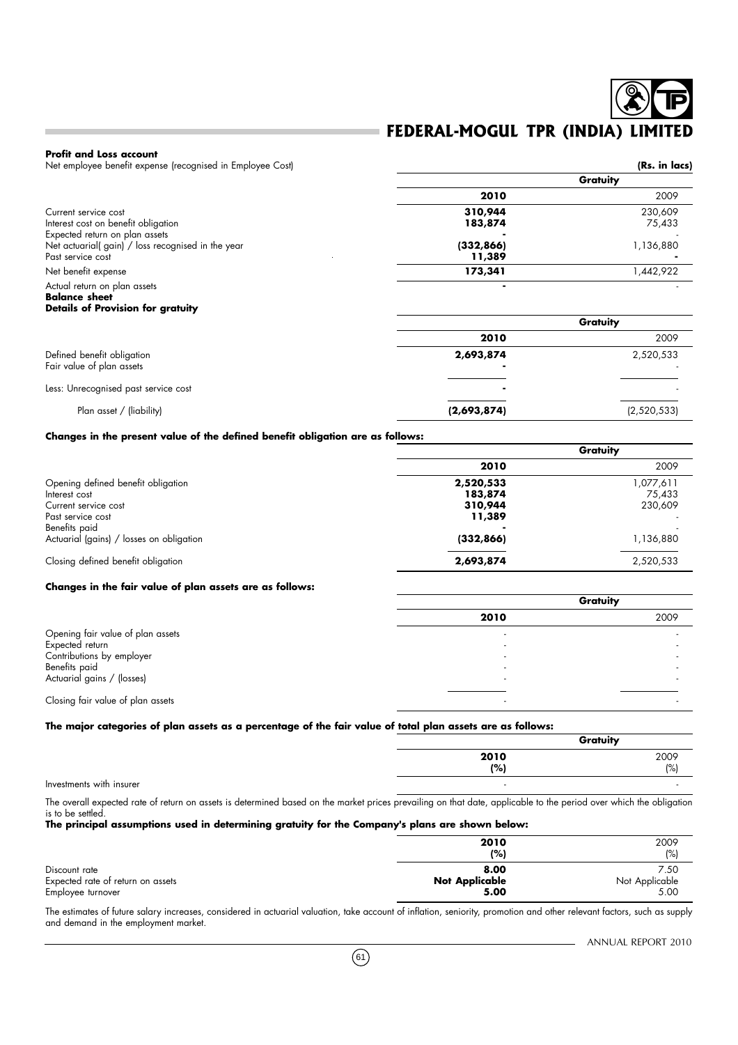**Profit and Loss account**

Net employee benefit expense (recognised in Employee Cost)

**(Rs. in lacs)**

| | **Gratuity** | |
|---|---|---|
| | **2010** | 2009 |
| Current service cost | **310,944** | 230,609 |
| Interest cost on benefit obligation | **183,874** | 75,433 |
| Expected return on plan assets | **-** | - |
| Net actuarial( gain) / loss recognised in the year | **(332,866)** | 1,136,880 |
| Past service cost | **11,389** | **-** |
| Net benefit expense | **173,341** | 1,442,922 |
| Actual return on plan assets | **-** | - |

**Balance sheet**

**Details of Provision for gratuity**

| | **Gratuity** | |
|---|---|---|
| | **2010** | 2009 |
| Defined benefit obligation | **2,693,874** | 2,520,533 |
| Fair value of plan assets | **-** | - |
| Less: Unrecognised past service cost | **-** | - |
| Plan asset / (liability) | **(2,693,874)** | (2,520,533) |

**Changes in the present value of the defined benefit obligation are as follows:**

| | **Gratuity** | |
|---|---|---|
| | **2010** | 2009 |
| Opening defined benefit obligation | **2,520,533** | 1,077,611 |
| Interest cost | **183,874** | 75,433 |
| Current service cost | **310,944** | 230,609 |
| Past service cost | **11,389** | - |
| Benefits paid | **-** | - |
| Actuarial (gains) / losses on obligation | **(332,866)** | 1,136,880 |
| Closing defined benefit obligation | **2,693,874** | 2,520,533 |

**Changes in the fair value of plan assets are as follows:**

| | **Gratuity** | |
|---|---|---|
| | **2010** | 2009 |
| Opening fair value of plan assets | - | - |
| Expected return | - | - |
| Contributions by employer | - | - |
| Benefits paid | - | - |
| Actuarial gains / (losses) | - | - |
| Closing fair value of plan assets | - | - |

**The major categories of plan assets as a percentage of the fair value of total plan assets are as follows:**

| | **Gratuity** | |
|---|---|---|
| | **2010 (%)** | 2009 (%) |
| Investments with insurer | - | - |

The overall expected rate of return on assets is determined based on the market prices prevailing on that date, applicable to the period over which the obligation is to be settled.

**The principal assumptions used in determining gratuity for the Company's plans are shown below:**

| | **2010 (%)** | 2009 (%) |
|---|---|---|
| Discount rate | **8.00** | 7.50 |
| Expected rate of return on assets | **Not Applicable** | Not Applicable |
| Employee turnover | **5.00** | 5.00 |

The estimates of future salary increases, considered in actuarial valuation, take account of inflation, seniority, promotion and other relevant factors, such as supply and demand in the employment market.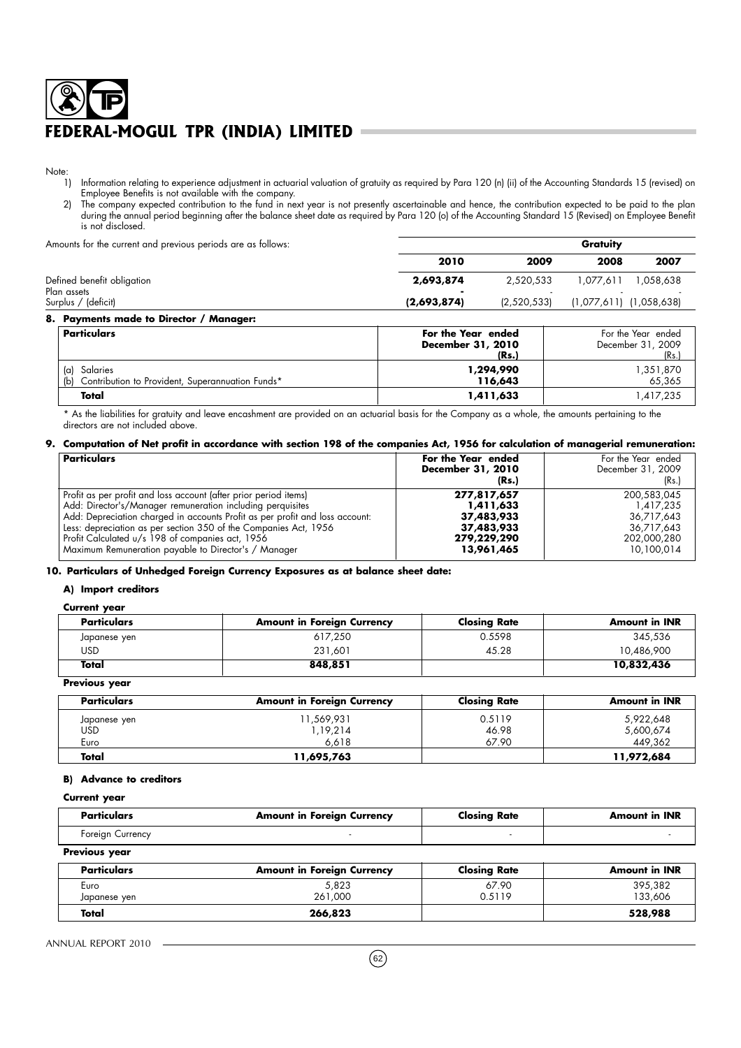Note:

1) Information relating to experience adjustment in actuarial valuation of gratuity as required by Para 120 (n) (ii) of the Accounting Standards 15 (revised) on Employee Benefits is not available with the company.
2) The company expected contribution to the fund in next year is not presently ascertainable and hence, the contribution expected to be paid to the plan during the annual period beginning after the balance sheet date as required by Para 120 (o) of the Accounting Standard 15 (Revised) on Employee Benefit is not disclosed.

| Amounts for the current and previous periods are as follows: | Gratuity | | | |
|---|---|---|---|---|
| | **2010** | **2009** | **2008** | **2007** |
| Defined benefit obligation | **2,693,874** | 2,520,533 | 1,077,611 | 1,058,638 |
| Plan assets | **-** | - | - | - |
| Surplus / (deficit) | **(2,693,874)** | (2,520,533) | (1,077,611) | (1,058,638) |

## 8. Payments made to Director / Manager:

| Particulars | For the Year ended December 31, 2010 (Rs.) | For the Year ended December 31, 2009 (Rs.) |
|---|---|---|
| (a) Salaries | **1,294,990** | 1,351,870 |
| (b) Contribution to Provident, Superannuation Funds* | **116,643** | 65,365 |
| **Total** | **1,411,633** | 1,417,235 |

* As the liabilities for gratuity and leave encashment are provided on an actuarial basis for the Company as a whole, the amounts pertaining to the directors are not included above.

## 9. Computation of Net profit in accordance with section 198 of the companies Act, 1956 for calculation of managerial remuneration:

| Particulars | For the Year ended December 31, 2010 (Rs.) | For the Year ended December 31, 2009 (Rs.) |
|---|---|---|
| Profit as per profit and loss account (after prior period items) | **277,817,657** | 200,583,045 |
| Add: Director's/Manager remuneration including perquisites | **1,411,633** | 1,417,235 |
| Add: Depreciation charged in accounts Profit as per profit and loss account: | **37,483,933** | 36,717,643 |
| Less: depreciation as per section 350 of the Companies Act, 1956 | **37,483,933** | 36,717,643 |
| Profit Calculated u/s 198 of companies act, 1956 | **279,229,290** | 202,000,280 |
| Maximum Remuneration payable to Director's / Manager | **13,961,465** | 10,100,014 |

## 10. Particulars of Unhedged Foreign Currency Exposures as at balance sheet date:

### A) Import creditors

**Current year**

| Particulars | Amount in Foreign Currency | Closing Rate | Amount in INR |
|---|---|---|---|
| Japanese yen | 617,250 | 0.5598 | 345,536 |
| USD | 231,601 | 45.28 | 10,486,900 |
| **Total** | **848,851** | | **10,832,436** |

**Previous year**

| Particulars | Amount in Foreign Currency | Closing Rate | Amount in INR |
|---|---|---|---|
| Japanese yen | 11,569,931 | 0.5119 | 5,922,648 |
| USD | 1,19,214 | 46.98 | 5,600,674 |
| Euro | 6,618 | 67.90 | 449,362 |
| **Total** | **11,695,763** | | **11,972,684** |

### B) Advance to creditors

**Current year**

| Particulars | Amount in Foreign Currency | Closing Rate | Amount in INR |
|---|---|---|---|
| Foreign Currency | - | - | - |

**Previous year**

| Particulars | Amount in Foreign Currency | Closing Rate | Amount in INR |
|---|---|---|---|
| Euro | 5,823 | 67.90 | 395,382 |
| Japanese yen | 261,000 | 0.5119 | 133,606 |
| **Total** | **266,823** | | **528,988** |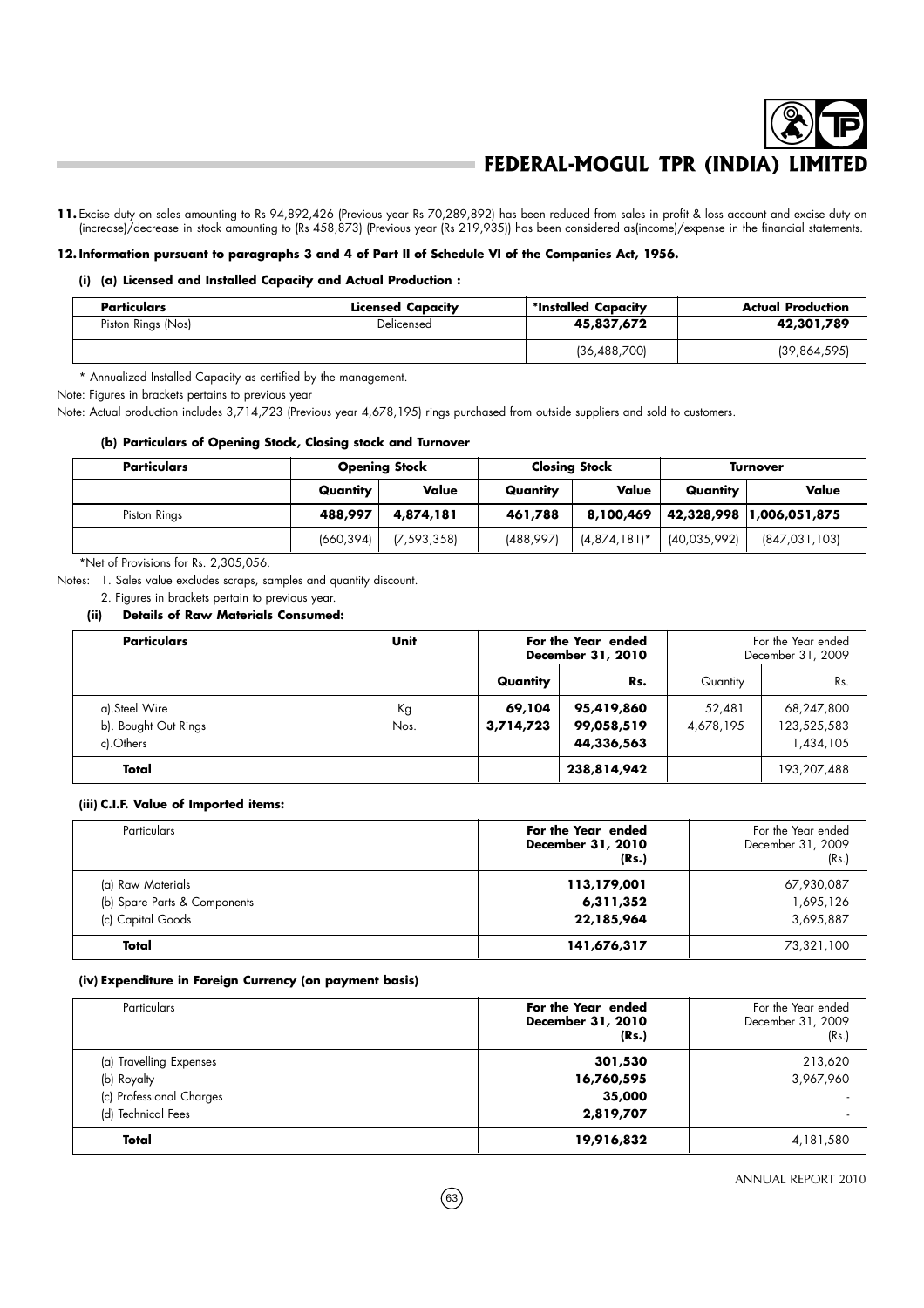**11.** Excise duty on sales amounting to Rs 94,892,426 (Previous year Rs 70,289,892) has been reduced from sales in profit & loss account and excise duty on (increase)/decrease in stock amounting to (Rs 458,873) (Previous year (Rs 219,935)) has been considered as(income)/expense in the financial statements.

**12. Information pursuant to paragraphs 3 and 4 of Part II of Schedule VI of the Companies Act, 1956.**

**(i) (a) Licensed and Installed Capacity and Actual Production :**

| Particulars | Licensed Capacity | *Installed Capacity | Actual Production |
|---|---|---|---|
| Piston Rings (Nos) | Delicensed | **45,837,672** | **42,301,789** |
| | | (36,488,700) | (39,864,595) |

\* Annualized Installed Capacity as certified by the management.

Note: Figures in brackets pertains to previous year

Note: Actual production includes 3,714,723 (Previous year 4,678,195) rings purchased from outside suppliers and sold to customers.

**(b) Particulars of Opening Stock, Closing stock and Turnover**

| Particulars | Opening Stock | | Closing Stock | | Turnover | |
|---|---|---|---|---|---|---|
| | Quantity | Value | Quantity | Value | Quantity | Value |
| Piston Rings | **488,997** | **4,874,181** | **461,788** | **8,100,469** | **42,328,998** | **1,006,051,875** |
| | (660,394) | (7,593,358) | (488,997) | (4,874,181)* | (40,035,992) | (847,031,103) |

\*Net of Provisions for Rs. 2,305,056.

Notes: 1. Sales value excludes scraps, samples and quantity discount.

2. Figures in brackets pertain to previous year.

**(ii) Details of Raw Materials Consumed:**

| Particulars | Unit | For the Year ended December 31, 2010 | | For the Year ended December 31, 2009 | |
|---|---|---|---|---|---|
| | | Quantity | Rs. | Quantity | Rs. |
| a).Steel Wire | Kg | **69,104** | **95,419,860** | 52,481 | 68,247,800 |
| b). Bought Out Rings | Nos. | **3,714,723** | **99,058,519** | 4,678,195 | 123,525,583 |
| c).Others | | | **44,336,563** | | 1,434,105 |
| **Total** | | | **238,814,942** | | 193,207,488 |

**(iii) C.I.F. Value of Imported items:**

| Particulars | For the Year ended December 31, 2010 (Rs.) | For the Year ended December 31, 2009 (Rs.) |
|---|---|---|
| (a) Raw Materials | **113,179,001** | 67,930,087 |
| (b) Spare Parts & Components | **6,311,352** | 1,695,126 |
| (c) Capital Goods | **22,185,964** | 3,695,887 |
| **Total** | **141,676,317** | 73,321,100 |

**(iv) Expenditure in Foreign Currency (on payment basis)**

| Particulars | For the Year ended December 31, 2010 (Rs.) | For the Year ended December 31, 2009 (Rs.) |
|---|---|---|
| (a) Travelling Expenses | **301,530** | 213,620 |
| (b) Royalty | **16,760,595** | 3,967,960 |
| (c) Professional Charges | **35,000** | - |
| (d) Technical Fees | **2,819,707** | - |
| **Total** | **19,916,832** | 4,181,580 |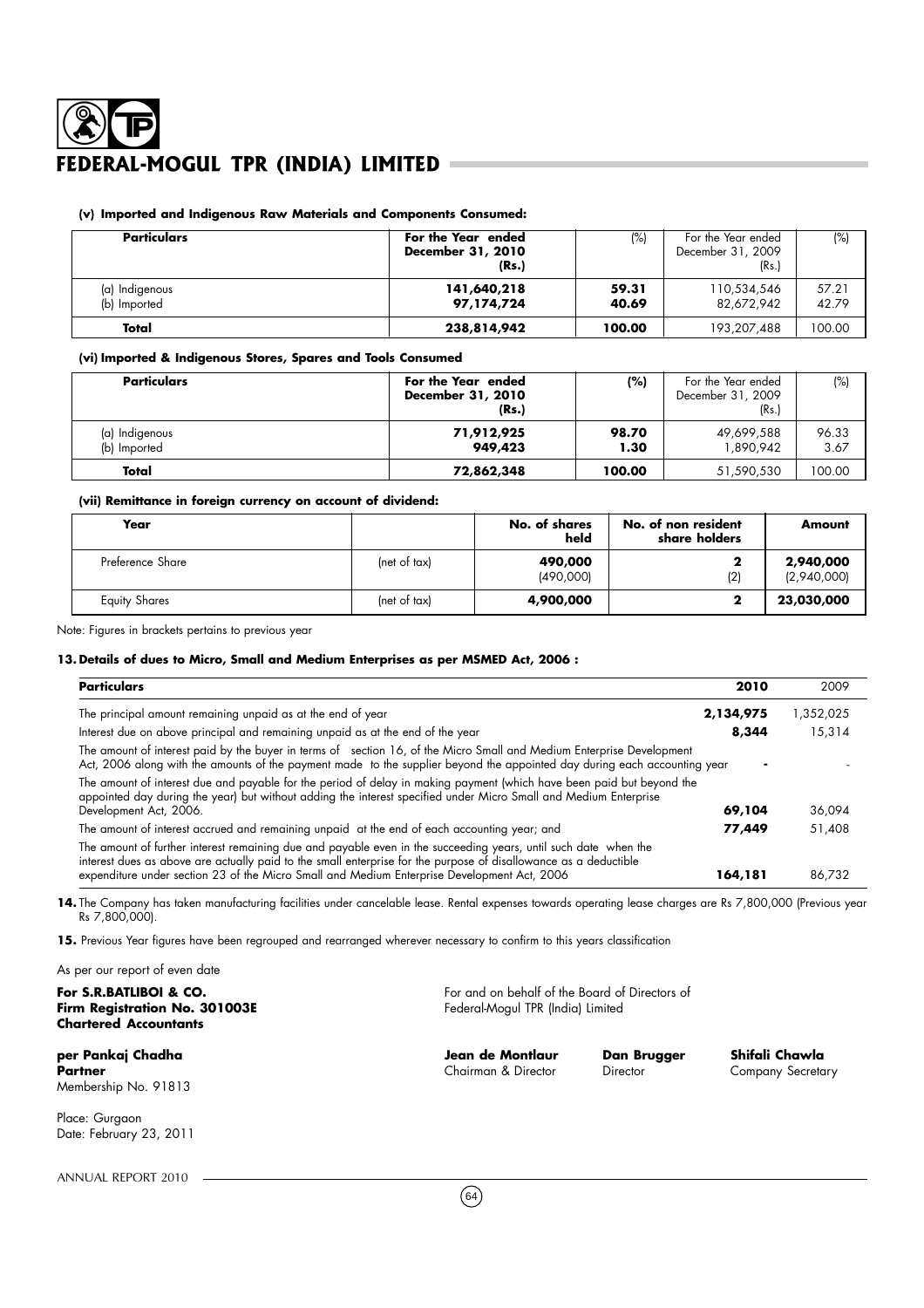#### (v) Imported and Indigenous Raw Materials and Components Consumed:

| Particulars | For the Year ended December 31, 2010 (Rs.) | (%) | For the Year ended December 31, 2009 (Rs.) | (%) |
|---|---|---|---|---|
| (a) Indigenous | **141,640,218** | **59.31** | 110,534,546 | 57.21 |
| (b) Imported | **97,174,724** | **40.69** | 82,672,942 | 42.79 |
| **Total** | **238,814,942** | **100.00** | 193,207,488 | 100.00 |

#### (vi) Imported & Indigenous Stores, Spares and Tools Consumed

| Particulars | For the Year ended December 31, 2010 (Rs.) | (%) | For the Year ended December 31, 2009 (Rs.) | (%) |
|---|---|---|---|---|
| (a) Indigenous | **71,912,925** | **98.70** | 49,699,588 | 96.33 |
| (b) Imported | **949,423** | **1.30** | 1,890,942 | 3.67 |
| **Total** | **72,862,348** | **100.00** | 51,590,530 | 100.00 |

#### (vii) Remittance in foreign currency on account of dividend:

| Year | | No. of shares held | No. of non resident share holders | Amount |
|---|---|---|---|---|
| Preference Share | (net of tax) | **490,000** (490,000) | **2** (2) | **2,940,000** (2,940,000) |
| Equity Shares | (net of tax) | **4,900,000** | **2** | **23,030,000** |

Note: Figures in brackets pertains to previous year

#### 13. Details of dues to Micro, Small and Medium Enterprises as per MSMED Act, 2006 :

| Particulars | 2010 | 2009 |
|---|---|---|
| The principal amount remaining unpaid as at the end of year | **2,134,975** | 1,352,025 |
| Interest due on above principal and remaining unpaid as at the end of the year | **8,344** | 15,314 |
| The amount of interest paid by the buyer in terms of section 16, of the Micro Small and Medium Enterprise Development Act, 2006 along with the amounts of the payment made to the supplier beyond the appointed day during each accounting year | **-** | - |
| The amount of interest due and payable for the period of delay in making payment (which have been paid but beyond the appointed day during the year) but without adding the interest specified under Micro Small and Medium Enterprise Development Act, 2006. | **69,104** | 36,094 |
| The amount of interest accrued and remaining unpaid at the end of each accounting year; and | **77,449** | 51,408 |
| The amount of further interest remaining due and payable even in the succeeding years, until such date when the interest dues as above are actually paid to the small enterprise for the purpose of disallowance as a deductible expenditure under section 23 of the Micro Small and Medium Enterprise Development Act, 2006 | **164,181** | 86,732 |

**14.** The Company has taken manufacturing facilities under cancelable lease. Rental expenses towards operating lease charges are Rs 7,800,000 (Previous year Rs 7,800,000).

**15.** Previous Year figures have been regrouped and rearranged wherever necessary to confirm to this years classification

As per our report of even date

**For S.R.BATLIBOI & CO.**
**Firm Registration No. 301003E**
**Chartered Accountants**

**per Pankaj Chadha**
**Partner**
Membership No. 91813

Place: Gurgaon
Date: February 23, 2011

For and on behalf of the Board of Directors of
Federal-Mogul TPR (India) Limited

**Jean de Montlaur** — Chairman & Director
**Dan Brugger** — Director
**Shifali Chawla** — Company Secretary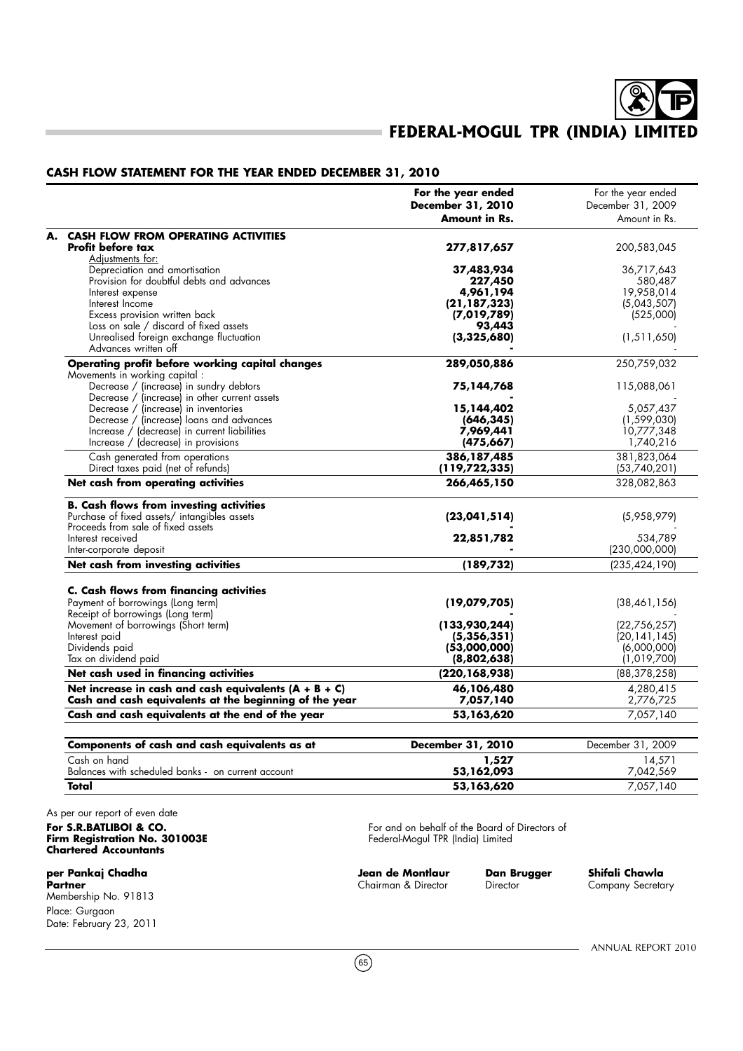# FEDERAL-MOGUL TPR (INDIA) LIMITED

## CASH FLOW STATEMENT FOR THE YEAR ENDED DECEMBER 31, 2010

| | For the year ended December 31, 2010 Amount in Rs. | For the year ended December 31, 2009 Amount in Rs. |
|---|---|---|
| **A. CASH FLOW FROM OPERATING ACTIVITIES** | | |
| **Profit before tax** | **277,817,657** | 200,583,045 |
| Adjustments for: | | |
| Depreciation and amortisation | **37,483,934** | 36,717,643 |
| Provision for doubtful debts and advances | **227,450** | 580,487 |
| Interest expense | **4,961,194** | 19,958,014 |
| Interest Income | **(21,187,323)** | (5,043,507) |
| Excess provision written back | **(7,019,789)** | (525,000) |
| Loss on sale / discard of fixed assets | **93,443** | - |
| Unrealised foreign exchange fluctuation | **(3,325,680)** | (1,511,650) |
| Advances written off | **-** | - |
| **Operating profit before working capital changes** | **289,050,886** | 250,759,032 |
| Movements in working capital : | | |
| Decrease / (increase) in sundry debtors | **75,144,768** | 115,088,061 |
| Decrease / (increase) in other current assets | **-** | - |
| Decrease / (increase) in inventories | **15,144,402** | 5,057,437 |
| Decrease / (increase) loans and advances | **(646,345)** | (1,599,030) |
| Increase / (decrease) in current liabilities | **7,969,441** | 10,777,348 |
| Increase / (decrease) in provisions | **(475,667)** | 1,740,216 |
| Cash generated from operations | **386,187,485** | 381,823,064 |
| Direct taxes paid (net of refunds) | **(119,722,335)** | (53,740,201) |
| **Net cash from operating activities** | **266,465,150** | 328,082,863 |
| **B. Cash flows from investing activities** | | |
| Purchase of fixed assets/ intangibles assets | **(23,041,514)** | (5,958,979) |
| Proceeds from sale of fixed assets | **-** | - |
| Interest received | **22,851,782** | 534,789 |
| Inter-corporate deposit | **-** | (230,000,000) |
| **Net cash from investing activities** | **(189,732)** | (235,424,190) |
| **C. Cash flows from financing activities** | | |
| Payment of borrowings (Long term) | **(19,079,705)** | (38,461,156) |
| Receipt of borrowings (Long term) | **-** | - |
| Movement of borrowings (Short term) | **(133,930,244)** | (22,756,257) |
| Interest paid | **(5,356,351)** | (20,141,145) |
| Dividends paid | **(53,000,000)** | (6,000,000) |
| Tax on dividend paid | **(8,802,638)** | (1,019,700) |
| **Net cash used in financing activities** | **(220,168,938)** | (88,378,258) |
| **Net increase in cash and cash equivalents (A + B + C)** | **46,106,480** | 4,280,415 |
| **Cash and cash equivalents at the beginning of the year** | **7,057,140** | 2,776,725 |
| **Cash and cash equivalents at the end of the year** | **53,163,620** | 7,057,140 |

| Components of cash and cash equivalents as at | December 31, 2010 | December 31, 2009 |
|---|---|---|
| Cash on hand | **1,527** | 14,571 |
| Balances with scheduled banks - on current account | **53,162,093** | 7,042,569 |
| **Total** | **53,163,620** | 7,057,140 |

As per our report of even date

**For S.R.BATLIBOI & CO.**
**Firm Registration No. 301003E**
**Chartered Accountants**

**per Pankaj Chadha**
**Partner**
Membership No. 91813
Place: Gurgaon
Date: February 23, 2011

For and on behalf of the Board of Directors of
Federal-Mogul TPR (India) Limited

**Jean de Montlaur**
Chairman & Director

**Dan Brugger**
Director

**Shifali Chawla**
Company Secretary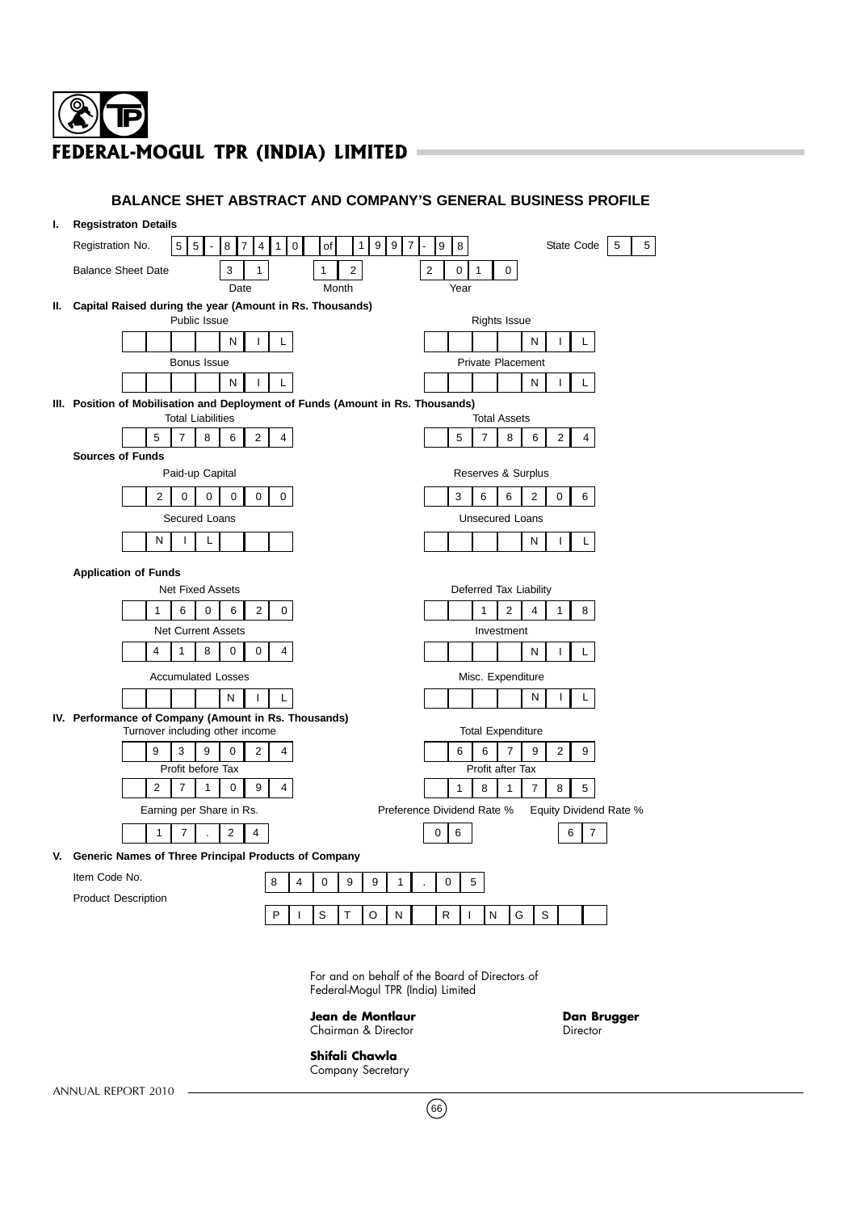# FEDERAL-MOGUL TPR (INDIA) LIMITED

## BALANCE SHET ABSTRACT AND COMPANY'S GENERAL BUSINESS PROFILE

**I. Regsistraton Details**

| | | | |
|---|---|---|---|
| Registration No. | 55-87410 of 1997-98 | State Code | 55 |
| Balance Sheet Date | 31 (Date) 12 (Month) 2010 (Year) | | |

**II. Capital Raised during the year (Amount in Rs. Thousands)**

| Public Issue | Rights Issue |
|---|---|
| NIL | NIL |
| **Bonus Issue** | **Private Placement** |
| NIL | NIL |

**III. Position of Mobilisation and Deployment of Funds (Amount in Rs. Thousands)**

| Total Liabilities | Total Assets |
|---|---|
| 578624 | 578624 |

**Sources of Funds**

| Paid-up Capital | Reserves & Surplus |
|---|---|
| 200000 | 366206 |
| **Secured Loans** | **Unsecured Loans** |
| NIL | NIL |

**Application of Funds**

| Net Fixed Assets | Deferred Tax Liability |
|---|---|
| 160620 | 12418 |
| **Net Current Assets** | **Investment** |
| 418004 | NIL |
| **Accumulated Losses** | **Misc. Expenditure** |
| NIL | NIL |

**IV. Performance of Company (Amount in Rs. Thousands)**

| Turnover including other income | Total Expenditure |
|---|---|
| 939024 | 667929 |
| **Profit before Tax** | **Profit after Tax** |
| 271094 | 181785 |

| Earning per Share in Rs. | Preference Dividend Rate % | Equity Dividend Rate % |
|---|---|---|
| 17.24 | 06 | 67 |

**V. Generic Names of Three Principal Products of Company**

| | |
|---|---|
| Item Code No. | 840991.05 |
| Product Description | PISTON RINGS |

For and on behalf of the Board of Directors of
Federal-Mogul TPR (India) Limited

**Jean de Montlaur**
Chairman & Director

**Dan Brugger**
Director

**Shifali Chawla**
Company Secretary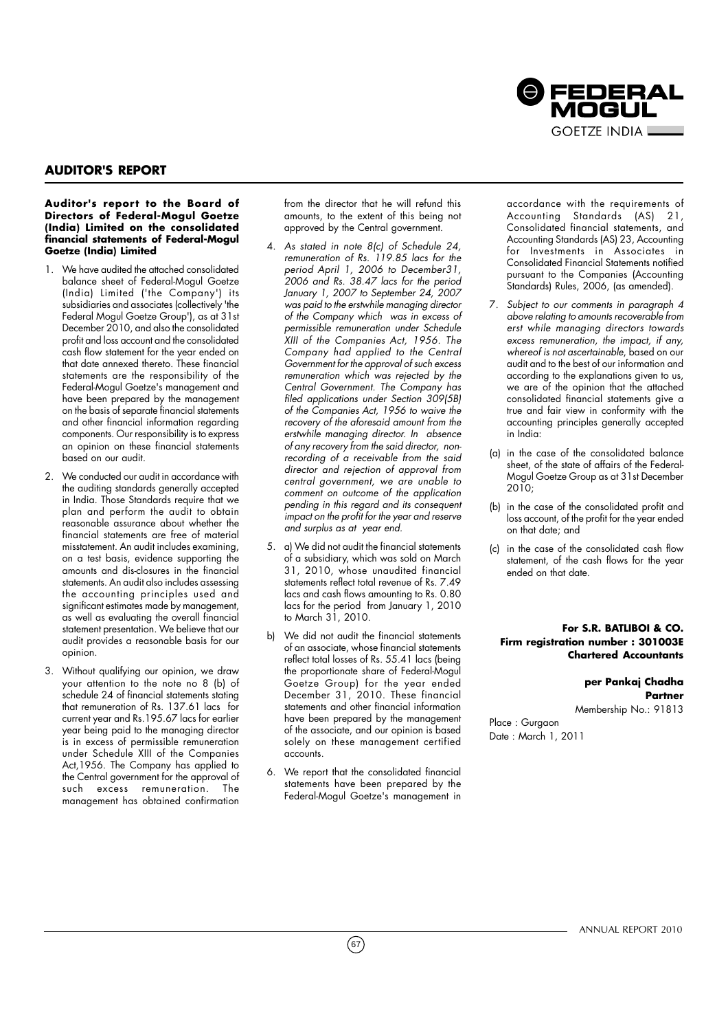## AUDITOR'S REPORT

**Auditor's report to the Board of Directors of Federal-Mogul Goetze (India) Limited on the consolidated financial statements of Federal-Mogul Goetze (India) Limited**

1. We have audited the attached consolidated balance sheet of Federal-Mogul Goetze (India) Limited ('the Company') its subsidiaries and associates (collectively 'the Federal Mogul Goetze Group'), as at 31st December 2010, and also the consolidated profit and loss account and the consolidated cash flow statement for the year ended on that date annexed thereto. These financial statements are the responsibility of the Federal-Mogul Goetze's management and have been prepared by the management on the basis of separate financial statements and other financial information regarding components. Our responsibility is to express an opinion on these financial statements based on our audit.

2. We conducted our audit in accordance with the auditing standards generally accepted in India. Those Standards require that we plan and perform the audit to obtain reasonable assurance about whether the financial statements are free of material misstatement. An audit includes examining, on a test basis, evidence supporting the amounts and dis-closures in the financial statements. An audit also includes assessing the accounting principles used and significant estimates made by management, as well as evaluating the overall financial statement presentation. We believe that our audit provides a reasonable basis for our opinion.

3. Without qualifying our opinion, we draw your attention to the note no 8 (b) of schedule 24 of financial statements stating that remuneration of Rs. 137.61 lacs for current year and Rs.195.67 lacs for earlier year being paid to the managing director is in excess of permissible remuneration under Schedule XIII of the Companies Act,1956. The Company has applied to the Central government for the approval of such excess remuneration. The management has obtained confirmation from the director that he will refund this amounts, to the extent of this being not approved by the Central government.

4. *As stated in note 8(c) of Schedule 24, remuneration of Rs. 119.85 lacs for the period April 1, 2006 to December31, 2006 and Rs. 38.47 lacs for the period January 1, 2007 to September 24, 2007 was paid to the erstwhile managing director of the Company which was in excess of permissible remuneration under Schedule XIII of the Companies Act, 1956. The Company had applied to the Central Government for the approval of such excess remuneration which was rejected by the Central Government. The Company has filed applications under Section 309(5B) of the Companies Act, 1956 to waive the recovery of the aforesaid amount from the erstwhile managing director. In absence of any recovery from the said director, non-recording of a receivable from the said director and rejection of approval from central government, we are unable to comment on outcome of the application pending in this regard and its consequent impact on the profit for the year and reserve and surplus as at year end.*

5. a) We did not audit the financial statements of a subsidiary, which was sold on March 31, 2010, whose unaudited financial statements reflect total revenue of Rs. 7.49 lacs and cash flows amounting to Rs. 0.80 lacs for the period from January 1, 2010 to March 31, 2010.

   b) We did not audit the financial statements of an associate, whose financial statements reflect total losses of Rs. 55.41 lacs (being the proportionate share of Federal-Mogul Goetze Group) for the year ended December 31, 2010. These financial statements and other financial information have been prepared by the management of the associate, and our opinion is based solely on these management certified accounts.

6. We report that the consolidated financial statements have been prepared by the Federal-Mogul Goetze's management in accordance with the requirements of Accounting Standards (AS) 21, Consolidated financial statements, and Accounting Standards (AS) 23, Accounting for Investments in Associates in Consolidated Financial Statements notified pursuant to the Companies (Accounting Standards) Rules, 2006, (as amended).

7. *Subject to our comments in paragraph 4 above relating to amounts recoverable from erst while managing directors towards excess remuneration, the impact, if any, whereof is not ascertainable*, based on our audit and to the best of our information and according to the explanations given to us, we are of the opinion that the attached consolidated financial statements give a true and fair view in conformity with the accounting principles generally accepted in India:

(a) in the case of the consolidated balance sheet, of the state of affairs of the Federal-Mogul Goetze Group as at 31st December 2010;

(b) in the case of the consolidated profit and loss account, of the profit for the year ended on that date; and

(c) in the case of the consolidated cash flow statement, of the cash flows for the year ended on that date.

**For S.R. BATLIBOI & CO.**
**Firm registration number : 301003E**
**Chartered Accountants**

**per Pankaj Chadha**
**Partner**
Membership No.: 91813

Place : Gurgaon
Date : March 1, 2011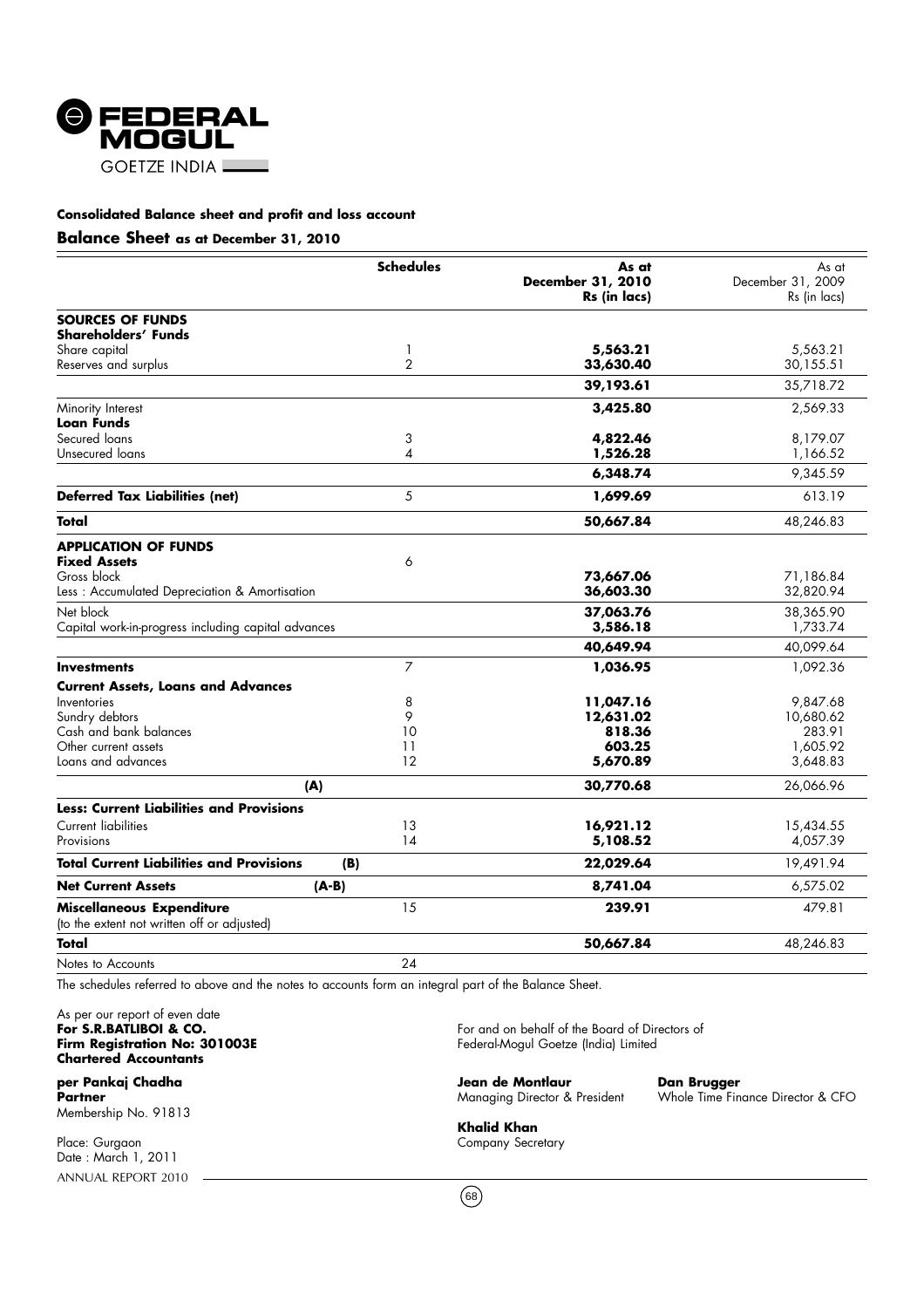**FEDERAL MOGUL**
GOETZE INDIA

**Consolidated Balance sheet and profit and loss account**

## Balance Sheet as at December 31, 2010

| | Schedules | As at December 31, 2010 Rs (in lacs) | As at December 31, 2009 Rs (in lacs) |
|---|---|---|---|
| **SOURCES OF FUNDS** | | | |
| **Shareholders' Funds** | | | |
| Share capital | 1 | **5,563.21** | 5,563.21 |
| Reserves and surplus | 2 | **33,630.40** | 30,155.51 |
| | | **39,193.61** | 35,718.72 |
| Minority Interest | | **3,425.80** | 2,569.33 |
| **Loan Funds** | | | |
| Secured loans | 3 | **4,822.46** | 8,179.07 |
| Unsecured loans | 4 | **1,526.28** | 1,166.52 |
| | | **6,348.74** | 9,345.59 |
| **Deferred Tax Liabilities (net)** | 5 | **1,699.69** | 613.19 |
| **Total** | | **50,667.84** | 48,246.83 |
| **APPLICATION OF FUNDS** | | | |
| **Fixed Assets** | 6 | | |
| Gross block | | **73,667.06** | 71,186.84 |
| Less : Accumulated Depreciation & Amortisation | | **36,603.30** | 32,820.94 |
| Net block | | **37,063.76** | 38,365.90 |
| Capital work-in-progress including capital advances | | **3,586.18** | 1,733.74 |
| | | **40,649.94** | 40,099.64 |
| **Investments** | 7 | **1,036.95** | 1,092.36 |
| **Current Assets, Loans and Advances** | | | |
| Inventories | 8 | **11,047.16** | 9,847.68 |
| Sundry debtors | 9 | **12,631.02** | 10,680.62 |
| Cash and bank balances | 10 | **818.36** | 283.91 |
| Other current assets | 11 | **603.25** | 1,605.92 |
| Loans and advances | 12 | **5,670.89** | 3,648.83 |
| (A) | | **30,770.68** | 26,066.96 |
| **Less: Current Liabilities and Provisions** | | | |
| Current liabilities | 13 | **16,921.12** | 15,434.55 |
| Provisions | 14 | **5,108.52** | 4,057.39 |
| **Total Current Liabilities and Provisions** (B) | | **22,029.64** | 19,491.94 |
| **Net Current Assets** (A-B) | | **8,741.04** | 6,575.02 |
| **Miscellaneous Expenditure** (to the extent not written off or adjusted) | 15 | **239.91** | 479.81 |
| **Total** | | **50,667.84** | 48,246.83 |
| Notes to Accounts | 24 | | |

The schedules referred to above and the notes to accounts form an integral part of the Balance Sheet.

As per our report of even date
**For S.R.BATLIBOI & CO.**
**Firm Registration No: 301003E**
**Chartered Accountants**

**per Pankaj Chadha**
**Partner**
Membership No. 91813

Place: Gurgaon
Date : March 1, 2011

For and on behalf of the Board of Directors of
Federal-Mogul Goetze (India) Limited

**Jean de Montlaur**
Managing Director & President

**Dan Brugger**
Whole Time Finance Director & CFO

**Khalid Khan**
Company Secretary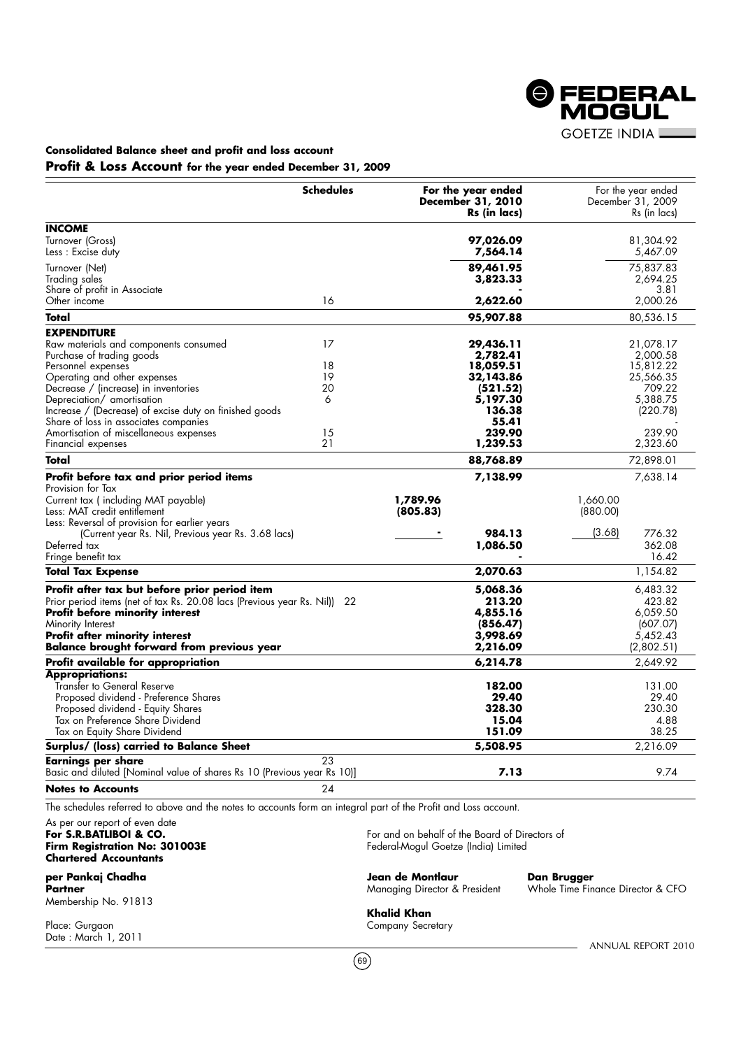## Consolidated Balance sheet and profit and loss account

### Profit & Loss Account for the year ended December 31, 2009

| | Schedules | | For the year ended December 31, 2010 Rs (in lacs) | | For the year ended December 31, 2009 Rs (in lacs) |
|---|---|---|---|---|---|
| **INCOME** | | | | | |
| Turnover (Gross) | | | **97,026.09** | | 81,304.92 |
| Less : Excise duty | | | **7,564.14** | | 5,467.09 |
| Turnover (Net) | | | **89,461.95** | | 75,837.83 |
| Trading sales | | | **3,823.33** | | 2,694.25 |
| Share of profit in Associate | | | **-** | | 3.81 |
| Other income | 16 | | **2,622.60** | | 2,000.26 |
| **Total** | | | **95,907.88** | | 80,536.15 |
| **EXPENDITURE** | | | | | |
| Raw materials and components consumed | 17 | | **29,436.11** | | 21,078.17 |
| Purchase of trading goods | | | **2,782.41** | | 2,000.58 |
| Personnel expenses | 18 | | **18,059.51** | | 15,812.22 |
| Operating and other expenses | 19 | | **32,143.86** | | 25,566.35 |
| Decrease / (increase) in inventories | 20 | | **(521.52)** | | 709.22 |
| Depreciation/ amortisation | 6 | | **5,197.30** | | 5,388.75 |
| Increase / (Decrease) of excise duty on finished goods | | | **136.38** | | (220.78) |
| Share of loss in associates companies | | | **55.41** | | - |
| Amortisation of miscellaneous expenses | 15 | | **239.90** | | 239.90 |
| Financial expenses | 21 | | **1,239.53** | | 2,323.60 |
| **Total** | | | **88,768.89** | | 72,898.01 |
| **Profit before tax and prior period items** | | | **7,138.99** | | 7,638.14 |
| Provision for Tax | | | | | |
| Current tax ( including MAT payable) | | **1,789.96** | | 1,660.00 | |
| Less: MAT credit entitlement | | **(805.83)** | | (880.00) | |
| Less: Reversal of provision for earlier years (Current year Rs. Nil, Previous year Rs. 3.68 lacs) | | **-** | **984.13** | (3.68) | 776.32 |
| Deferred tax | | | **1,086.50** | | 362.08 |
| Fringe benefit tax | | | **-** | | 16.42 |
| **Total Tax Expense** | | | **2,070.63** | | 1,154.82 |
| **Profit after tax but before prior period item** | | | **5,068.36** | | 6,483.32 |
| Prior period items (net of tax Rs. 20.08 lacs (Previous year Rs. Nil)) | 22 | | **213.20** | | 423.82 |
| **Profit before minority interest** | | | **4,855.16** | | 6,059.50 |
| Minority Interest | | | **(856.47)** | | (607.07) |
| **Profit after minority interest** | | | **3,998.69** | | 5,452.43 |
| **Balance brought forward from previous year** | | | **2,216.09** | | (2,802.51) |
| **Profit available for appropriation** | | | **6,214.78** | | 2,649.92 |
| **Appropriations:** | | | | | |
| Transfer to General Reserve | | | **182.00** | | 131.00 |
| Proposed dividend - Preference Shares | | | **29.40** | | 29.40 |
| Proposed dividend - Equity Shares | | | **328.30** | | 230.30 |
| Tax on Preference Share Dividend | | | **15.04** | | 4.88 |
| Tax on Equity Share Dividend | | | **151.09** | | 38.25 |
| **Surplus/ (loss) carried to Balance Sheet** | | | **5,508.95** | | 2,216.09 |
| **Earnings per share** | 23 | | | | |
| Basic and diluted [Nominal value of shares Rs 10 (Previous year Rs 10)] | | | **7.13** | | 9.74 |
| **Notes to Accounts** | 24 | | | | |

The schedules referred to above and the notes to accounts form an integral part of the Profit and Loss account.

As per our report of even date
**For S.R.BATLIBOI & CO.**
**Firm Registration No: 301003E**
**Chartered Accountants**

**per Pankaj Chadha**
**Partner**
Membership No. 91813

Place: Gurgaon
Date : March 1, 2011

For and on behalf of the Board of Directors of
Federal-Mogul Goetze (India) Limited

**Jean de Montlaur**
Managing Director & President

**Dan Brugger**
Whole Time Finance Director & CFO

**Khalid Khan**
Company Secretary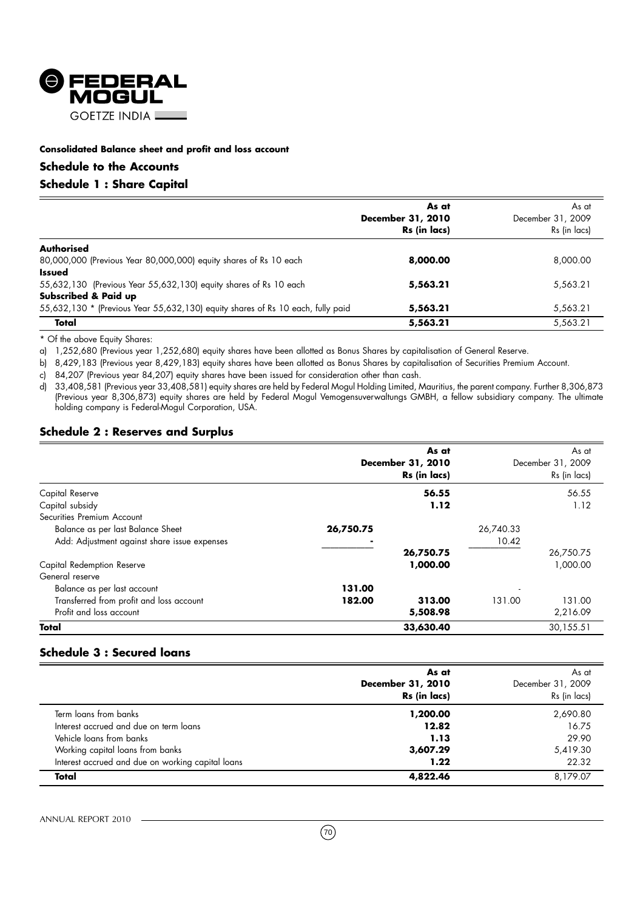**Consolidated Balance sheet and profit and loss account**

## Schedule to the Accounts

### Schedule 1 : Share Capital

| | **As at December 31, 2010 Rs (in lacs)** | As at December 31, 2009 Rs (in lacs) |
|---|---|---|
| **Authorised** | | |
| 80,000,000 (Previous Year 80,000,000) equity shares of Rs 10 each | **8,000.00** | 8,000.00 |
| **Issued** | | |
| 55,632,130 (Previous Year 55,632,130) equity shares of Rs 10 each | **5,563.21** | 5,563.21 |
| **Subscribed & Paid up** | | |
| 55,632,130 * (Previous Year 55,632,130) equity shares of Rs 10 each, fully paid | **5,563.21** | 5,563.21 |
| **Total** | **5,563.21** | 5,563.21 |

* Of the above Equity Shares:

a) 1,252,680 (Previous year 1,252,680) equity shares have been allotted as Bonus Shares by capitalisation of General Reserve.

b) 8,429,183 (Previous year 8,429,183) equity shares have been allotted as Bonus Shares by capitalisation of Securities Premium Account.

c) 84,207 (Previous year 84,207) equity shares have been issued for consideration other than cash.

d) 33,408,581 (Previous year 33,408,581) equity shares are held by Federal Mogul Holding Limited, Mauritius, the parent company. Further 8,306,873 (Previous year 8,306,873) equity shares are held by Federal Mogul Vemogensuverwaltungs GMBH, a fellow subsidiary company. The ultimate holding company is Federal-Mogul Corporation, USA.

### Schedule 2 : Reserves and Surplus

| | | **As at December 31, 2010 Rs (in lacs)** | | As at December 31, 2009 Rs (in lacs) |
|---|---|---|---|---|
| Capital Reserve | | **56.55** | | 56.55 |
| Capital subsidy | | **1.12** | | 1.12 |
| Securities Premium Account | | | | |
| Balance as per last Balance Sheet | **26,750.75** | | 26,740.33 | |
| Add: Adjustment against share issue expenses | **-** | | 10.42 | |
| | | **26,750.75** | | 26,750.75 |
| Capital Redemption Reserve | | **1,000.00** | | 1,000.00 |
| General reserve | | | | |
| Balance as per last account | **131.00** | | - | |
| Transferred from profit and loss account | **182.00** | **313.00** | 131.00 | 131.00 |
| Profit and loss account | | **5,508.98** | | 2,216.09 |
| **Total** | | **33,630.40** | | 30,155.51 |

### Schedule 3 : Secured loans

| | **As at December 31, 2010 Rs (in lacs)** | As at December 31, 2009 Rs (in lacs) |
|---|---|---|
| Term loans from banks | **1,200.00** | 2,690.80 |
| Interest accrued and due on term loans | **12.82** | 16.75 |
| Vehicle loans from banks | **1.13** | 29.90 |
| Working capital loans from banks | **3,607.29** | 5,419.30 |
| Interest accrued and due on working capital loans | **1.22** | 22.32 |
| **Total** | **4,822.46** | 8,179.07 |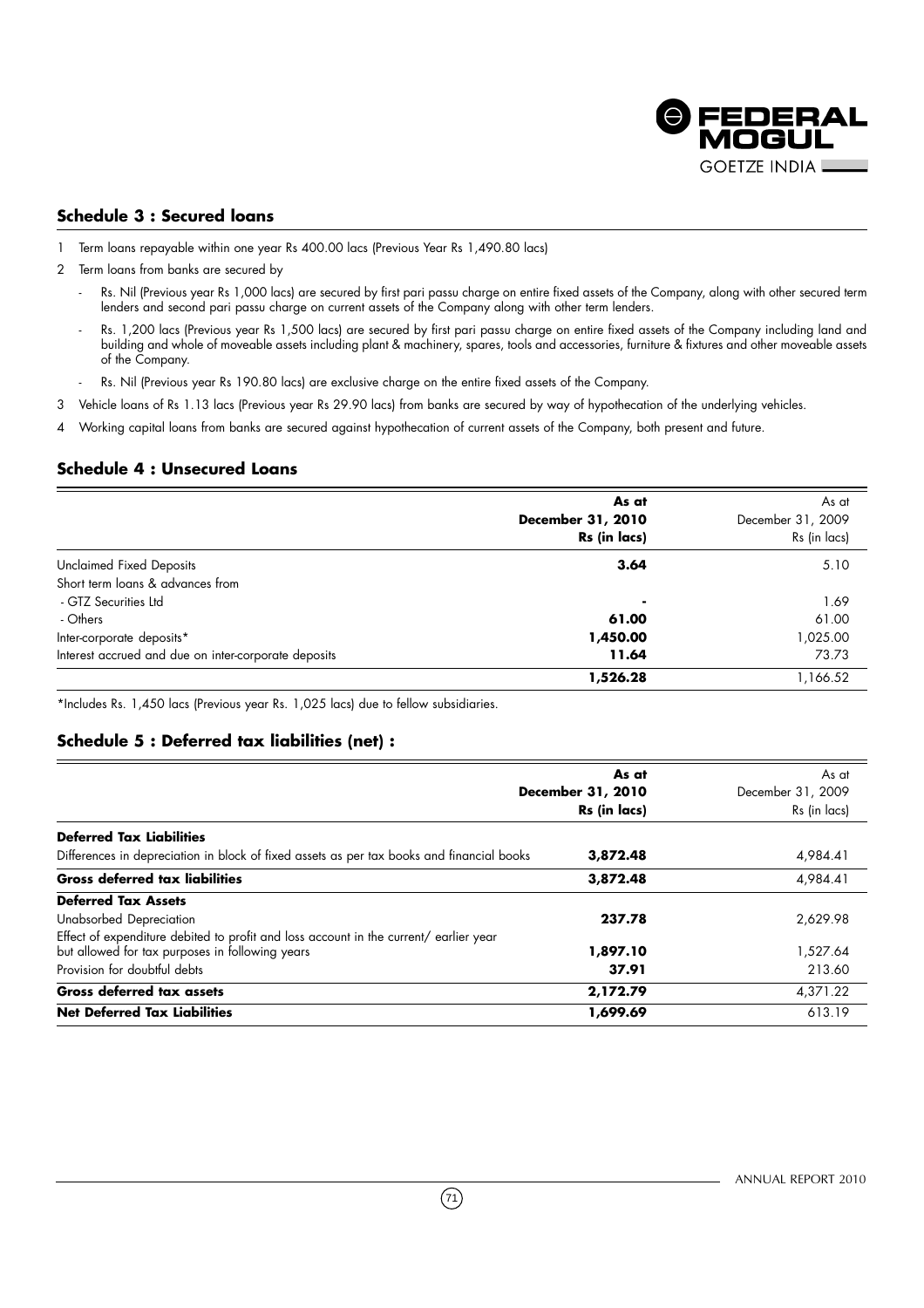## Schedule 3 : Secured loans

1 Term loans repayable within one year Rs 400.00 lacs (Previous Year Rs 1,490.80 lacs)

2 Term loans from banks are secured by

- Rs. Nil (Previous year Rs 1,000 lacs) are secured by first pari passu charge on entire fixed assets of the Company, along with other secured term lenders and second pari passu charge on current assets of the Company along with other term lenders.
- Rs. 1,200 lacs (Previous year Rs 1,500 lacs) are secured by first pari passu charge on entire fixed assets of the Company including land and building and whole of moveable assets including plant & machinery, spares, tools and accessories, furniture & fixtures and other moveable assets of the Company.
- Rs. Nil (Previous year Rs 190.80 lacs) are exclusive charge on the entire fixed assets of the Company.

3 Vehicle loans of Rs 1.13 lacs (Previous year Rs 29.90 lacs) from banks are secured by way of hypothecation of the underlying vehicles.

4 Working capital loans from banks are secured against hypothecation of current assets of the Company, both present and future.

## Schedule 4 : Unsecured Loans

| | **As at December 31, 2010 Rs (in lacs)** | As at December 31, 2009 Rs (in lacs) |
|---|---|---|
| Unclaimed Fixed Deposits | **3.64** | 5.10 |
| Short term loans & advances from | | |
| - GTZ Securities Ltd | **-** | 1.69 |
| - Others | **61.00** | 61.00 |
| Inter-corporate deposits* | **1,450.00** | 1,025.00 |
| Interest accrued and due on inter-corporate deposits | **11.64** | 73.73 |
| | **1,526.28** | 1,166.52 |

*Includes Rs. 1,450 lacs (Previous year Rs. 1,025 lacs) due to fellow subsidiaries.

## Schedule 5 : Deferred tax liabilities (net) :

| | **As at December 31, 2010 Rs (in lacs)** | As at December 31, 2009 Rs (in lacs) |
|---|---|---|
| **Deferred Tax Liabilities** | | |
| Differences in depreciation in block of fixed assets as per tax books and financial books | **3,872.48** | 4,984.41 |
| **Gross deferred tax liabilities** | **3,872.48** | 4,984.41 |
| **Deferred Tax Assets** | | |
| Unabsorbed Depreciation | **237.78** | 2,629.98 |
| Effect of expenditure debited to profit and loss account in the current/ earlier year but allowed for tax purposes in following years | **1,897.10** | 1,527.64 |
| Provision for doubtful debts | **37.91** | 213.60 |
| **Gross deferred tax assets** | **2,172.79** | 4,371.22 |
| **Net Deferred Tax Liabilities** | **1,699.69** | 613.19 |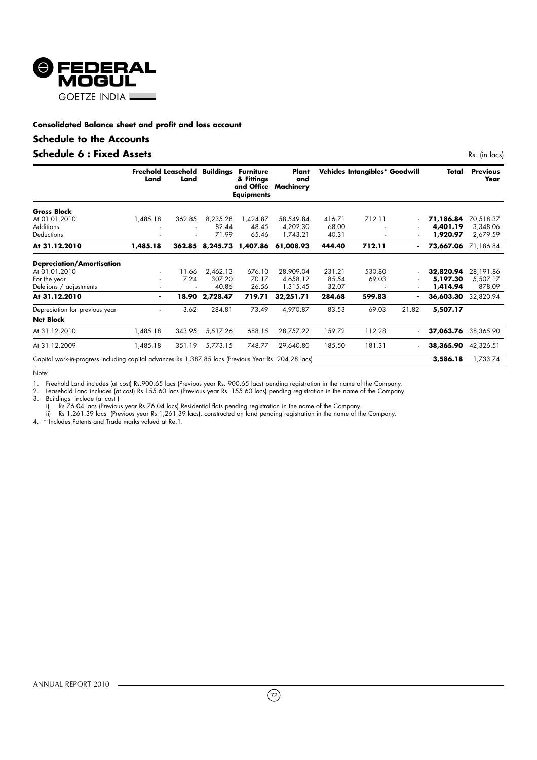**Consolidated Balance sheet and profit and loss account**

## Schedule to the Accounts

## Schedule 6 : Fixed Assets

Rs. (in lacs)

| | Freehold Land | Leasehold Land | Buildings | Furniture & Fittings and Office Equipments | Plant and Machinery | Vehicles | Intangibles* | Goodwill | Total | Previous Year |
|---|---|---|---|---|---|---|---|---|---|---|
| **Gross Block** | | | | | | | | | | |
| At 01.01.2010 | 1,485.18 | 362.85 | 8,235.28 | 1,424.87 | 58,549.84 | 416.71 | 712.11 | - | **71,186.84** | 70,518.37 |
| Additions | - | - | 82.44 | 48.45 | 4,202.30 | 68.00 | - | - | **4,401.19** | 3,348.06 |
| Deductions | - | - | 71.99 | 65.46 | 1,743.21 | 40.31 | - | - | **1,920.97** | 2,679.59 |
| **At 31.12.2010** | **1,485.18** | **362.85** | **8,245.73** | **1,407.86** | **61,008.93** | **444.40** | **712.11** | **-** | **73,667.06** | 71,186.84 |
| **Depreciation/Amortisation** | | | | | | | | | | |
| At 01.01.2010 | - | 11.66 | 2,462.13 | 676.10 | 28,909.04 | 231.21 | 530.80 | - | **32,820.94** | 28,191.86 |
| For the year | - | 7.24 | 307.20 | 70.17 | 4,658.12 | 85.54 | 69.03 | - | **5,197.30** | 5,507.17 |
| Deletions / adjustments | - | - | 40.86 | 26.56 | 1,315.45 | 32.07 | - | - | **1,414.94** | 878.09 |
| **At 31.12.2010** | **-** | **18.90** | **2,728.47** | **719.71** | **32,251.71** | **284.68** | **599.83** | **-** | **36,603.30** | 32,820.94 |
| Depreciation for previous year | - | 3.62 | 284.81 | 73.49 | 4,970.87 | 83.53 | 69.03 | 21.82 | **5,507.17** | |
| **Net Block** | | | | | | | | | | |
| At 31.12.2010 | 1,485.18 | 343.95 | 5,517.26 | 688.15 | 28,757.22 | 159.72 | 112.28 | - | **37,063.76** | 38,365.90 |
| At 31.12.2009 | 1,485.18 | 351.19 | 5,773.15 | 748.77 | 29,640.80 | 185.50 | 181.31 | - | **38,365.90** | 42,326.51 |
| Capital work-in-progress including capital advances Rs 1,387.85 lacs (Previous Year Rs 204.28 lacs) | | | | | | | | | **3,586.18** | 1,733.74 |

Note:

1. Freehold Land includes (at cost) Rs.900.65 lacs (Previous year Rs. 900.65 lacs) pending registration in the name of the Company.
2. Leasehold Land includes (at cost) Rs.155.60 lacs (Previous year Rs. 155.60 lacs) pending registration in the name of the Company.
3. Buildings include (at cost )
   i) Rs 76.04 lacs (Previous year Rs 76.04 lacs) Residential flats pending registration in the name of the Company.
   ii) Rs 1,261.39 lacs (Previous year Rs 1,261.39 lacs), constructed on land pending registration in the name of the Company.
4. * Includes Patents and Trade marks valued at Re.1.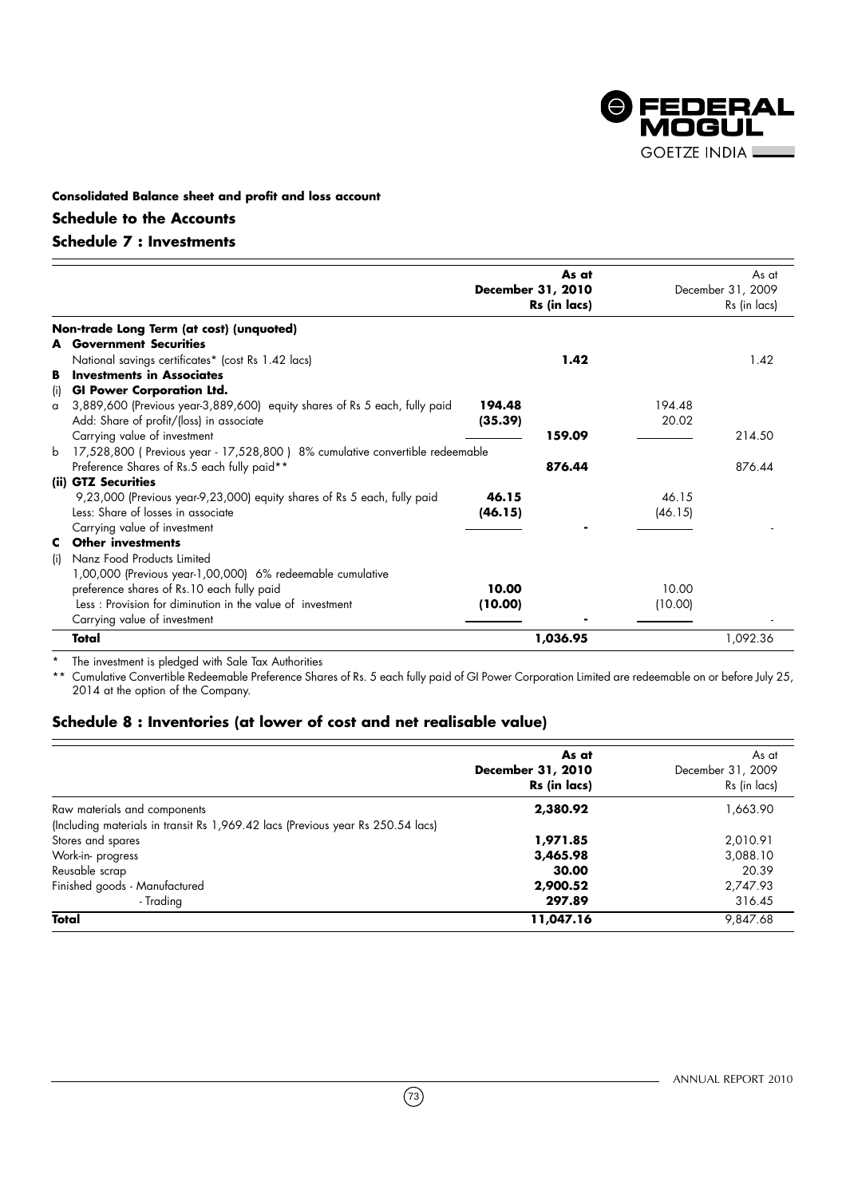**Consolidated Balance sheet and profit and loss account**

## Schedule to the Accounts

## Schedule 7 : Investments

| | | | As at December 31, 2010 Rs (in lacs) | | As at December 31, 2009 Rs (in lacs) |
|---|---|---|---|---|---|
| | **Non-trade Long Term (at cost) (unquoted)** | | | | |
| **A** | **Government Securities** | | | | |
| | National savings certificates* (cost Rs 1.42 lacs) | | **1.42** | | 1.42 |
| **B** | **Investments in Associates** | | | | |
| (i) | **GI Power Corporation Ltd.** | | | | |
| a | 3,889,600 (Previous year-3,889,600) equity shares of Rs 5 each, fully paid | **194.48** | | 194.48 | |
| | Add: Share of profit/(loss) in associate | **(35.39)** | | 20.02 | |
| | Carrying value of investment | | **159.09** | | 214.50 |
| b | 17,528,800 ( Previous year - 17,528,800 ) 8% cumulative convertible redeemable Preference Shares of Rs.5 each fully paid** | | **876.44** | | 876.44 |
| (ii) | **GTZ Securities** | | | | |
| | 9,23,000 (Previous year-9,23,000) equity shares of Rs 5 each, fully paid | **46.15** | | 46.15 | |
| | Less: Share of losses in associate | **(46.15)** | | (46.15) | |
| | Carrying value of investment | | **-** | | - |
| **C** | **Other investments** | | | | |
| (i) | Nanz Food Products Limited | | | | |
| | 1,00,000 (Previous year-1,00,000) 6% redeemable cumulative preference shares of Rs.10 each fully paid | **10.00** | | 10.00 | |
| | Less : Provision for diminution in the value of investment | **(10.00)** | | (10.00) | |
| | Carrying value of investment | | **-** | | - |
| | **Total** | | **1,036.95** | | 1,092.36 |

\* The investment is pledged with Sale Tax Authorities

\*\* Cumulative Convertible Redeemable Preference Shares of Rs. 5 each fully paid of GI Power Corporation Limited are redeemable on or before July 25, 2014 at the option of the Company.

## Schedule 8 : Inventories (at lower of cost and net realisable value)

| | As at December 31, 2010 Rs (in lacs) | As at December 31, 2009 Rs (in lacs) |
|---|---|---|
| Raw materials and components (Including materials in transit Rs 1,969.42 lacs (Previous year Rs 250.54 lacs) | **2,380.92** | 1,663.90 |
| Stores and spares | **1,971.85** | 2,010.91 |
| Work-in- progress | **3,465.98** | 3,088.10 |
| Reusable scrap | **30.00** | 20.39 |
| Finished goods - Manufactured | **2,900.52** | 2,747.93 |
| - Trading | **297.89** | 316.45 |
| **Total** | **11,047.16** | 9,847.68 |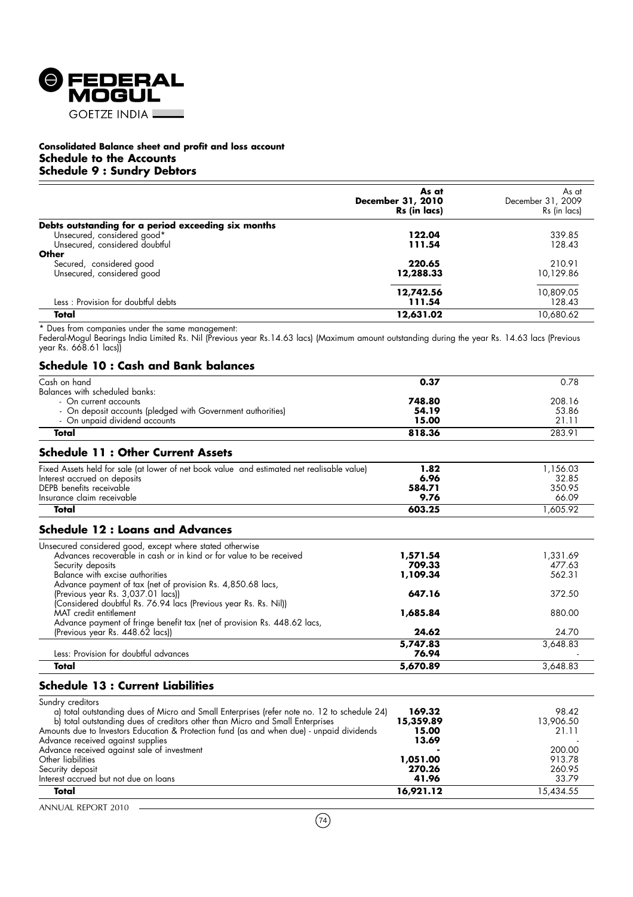**Consolidated Balance sheet and profit and loss account**

**Schedule to the Accounts**

## Schedule 9 : Sundry Debtors

| | As at December 31, 2010 Rs (in lacs) | As at December 31, 2009 Rs (in lacs) |
|---|---|---|
| **Debts outstanding for a period exceeding six months** | | |
| Unsecured, considered good* | **122.04** | 339.85 |
| Unsecured, considered doubtful | **111.54** | 128.43 |
| **Other** | | |
| Secured, considered good | **220.65** | 210.91 |
| Unsecured, considered good | **12,288.33** | 10,129.86 |
| | **12,742.56** | 10,809.05 |
| Less : Provision for doubtful debts | **111.54** | 128.43 |
| **Total** | **12,631.02** | 10,680.62 |

* Dues from companies under the same management:
Federal-Mogul Bearings India Limited Rs. Nil (Previous year Rs.14.63 lacs) (Maximum amount outstanding during the year Rs. 14.63 lacs (Previous year Rs. 668.61 lacs))

## Schedule 10 : Cash and Bank balances

| | | |
|---|---|---|
| Cash on hand | **0.37** | 0.78 |
| Balances with scheduled banks: | | |
| - On current accounts | **748.80** | 208.16 |
| - On deposit accounts (pledged with Government authorities) | **54.19** | 53.86 |
| - On unpaid dividend accounts | **15.00** | 21.11 |
| **Total** | **818.36** | 283.91 |

## Schedule 11 : Other Current Assets

| | | |
|---|---|---|
| Fixed Assets held for sale (at lower of net book value and estimated net realisable value) | **1.82** | 1,156.03 |
| Interest accrued on deposits | **6.96** | 32.85 |
| DEPB benefits receivable | **584.71** | 350.95 |
| Insurance claim receivable | **9.76** | 66.09 |
| **Total** | **603.25** | 1,605.92 |

## Schedule 12 : Loans and Advances

| | | |
|---|---|---|
| Unsecured considered good, except where stated otherwise | | |
| Advances recoverable in cash or in kind or for value to be received | **1,571.54** | 1,331.69 |
| Security deposits | **709.33** | 477.63 |
| Balance with excise authorities | **1,109.34** | 562.31 |
| Advance payment of tax (net of provision Rs. 4,850.68 lacs, (Previous year Rs. 3,037.01 lacs)) (Considered doubtful Rs. 76.94 lacs (Previous year Rs. Rs. Nil)) | **647.16** | 372.50 |
| MAT credit entitlement | **1,685.84** | 880.00 |
| Advance payment of fringe benefit tax (net of provision Rs. 448.62 lacs, (Previous year Rs. 448.62 lacs)) | **24.62** | 24.70 |
| | **5,747.83** | 3,648.83 |
| Less: Provision for doubtful advances | **76.94** | - |
| **Total** | **5,670.89** | 3,648.83 |

## Schedule 13 : Current Liabilities

| | | |
|---|---|---|
| Sundry creditors | | |
| a) total outstanding dues of Micro and Small Enterprises (refer note no. 12 to schedule 24) | **169.32** | 98.42 |
| b) total outstanding dues of creditors other than Micro and Small Enterprises | **15,359.89** | 13,906.50 |
| Amounts due to Investors Education & Protection fund (as and when due) - unpaid dividends | **15.00** | 21.11 |
| Advance received against supplies | **13.69** | - |
| Advance received against sale of investment | **-** | 200.00 |
| Other liabilities | **1,051.00** | 913.78 |
| Security deposit | **270.26** | 260.95 |
| Interest accrued but not due on loans | **41.96** | 33.79 |
| **Total** | **16,921.12** | 15,434.55 |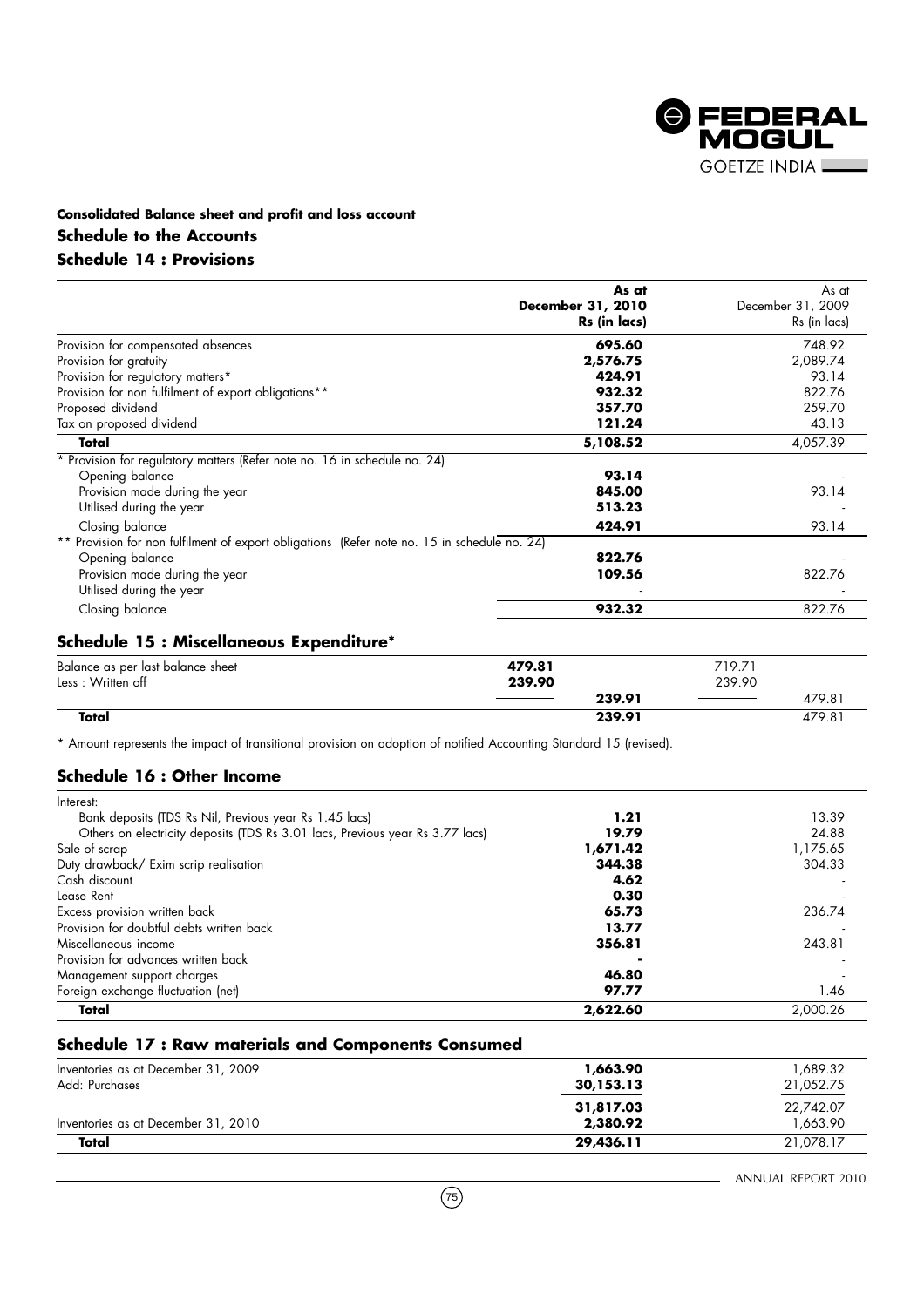**Consolidated Balance sheet and profit and loss account**

## Schedule to the Accounts

## Schedule 14 : Provisions

| | As at December 31, 2010 Rs (in lacs) | As at December 31, 2009 Rs (in lacs) |
|---|---|---|
| Provision for compensated absences | **695.60** | 748.92 |
| Provision for gratuity | **2,576.75** | 2,089.74 |
| Provision for regulatory matters* | **424.91** | 93.14 |
| Provision for non fulfilment of export obligations** | **932.32** | 822.76 |
| Proposed dividend | **357.70** | 259.70 |
| Tax on proposed dividend | **121.24** | 43.13 |
| **Total** | **5,108.52** | 4,057.39 |
| * Provision for regulatory matters (Refer note no. 16 in schedule no. 24) | | |
| Opening balance | **93.14** | - |
| Provision made during the year | **845.00** | 93.14 |
| Utilised during the year | **513.23** | - |
| Closing balance | **424.91** | 93.14 |
| ** Provision for non fulfilment of export obligations (Refer note no. 15 in schedule no. 24) | | |
| Opening balance | **822.76** | - |
| Provision made during the year | **109.56** | 822.76 |
| Utilised during the year | - | - |
| Closing balance | **932.32** | 822.76 |

## Schedule 15 : Miscellaneous Expenditure*

| | | As at December 31, 2010 | | As at December 31, 2009 |
|---|---|---|---|---|
| Balance as per last balance sheet | **479.81** | | 719.71 | |
| Less : Written off | **239.90** | | 239.90 | |
| | | **239.91** | | 479.81 |
| **Total** | | **239.91** | | 479.81 |

* Amount represents the impact of transitional provision on adoption of notified Accounting Standard 15 (revised).

## Schedule 16 : Other Income

| | As at December 31, 2010 | As at December 31, 2009 |
|---|---|---|
| Interest: | | |
| Bank deposits (TDS Rs Nil, Previous year Rs 1.45 lacs) | **1.21** | 13.39 |
| Others on electricity deposits (TDS Rs 3.01 lacs, Previous year Rs 3.77 lacs) | **19.79** | 24.88 |
| Sale of scrap | **1,671.42** | 1,175.65 |
| Duty drawback/ Exim scrip realisation | **344.38** | 304.33 |
| Cash discount | **4.62** | - |
| Lease Rent | **0.30** | - |
| Excess provision written back | **65.73** | 236.74 |
| Provision for doubtful debts written back | **13.77** | - |
| Miscellaneous income | **356.81** | 243.81 |
| Provision for advances written back | **-** | - |
| Management support charges | **46.80** | - |
| Foreign exchange fluctuation (net) | **97.77** | 1.46 |
| **Total** | **2,622.60** | 2,000.26 |

## Schedule 17 : Raw materials and Components Consumed

| | As at December 31, 2010 | As at December 31, 2009 |
|---|---|---|
| Inventories as at December 31, 2009 | **1,663.90** | 1,689.32 |
| Add: Purchases | **30,153.13** | 21,052.75 |
| | **31,817.03** | 22,742.07 |
| Inventories as at December 31, 2010 | **2,380.92** | 1,663.90 |
| **Total** | **29,436.11** | 21,078.17 |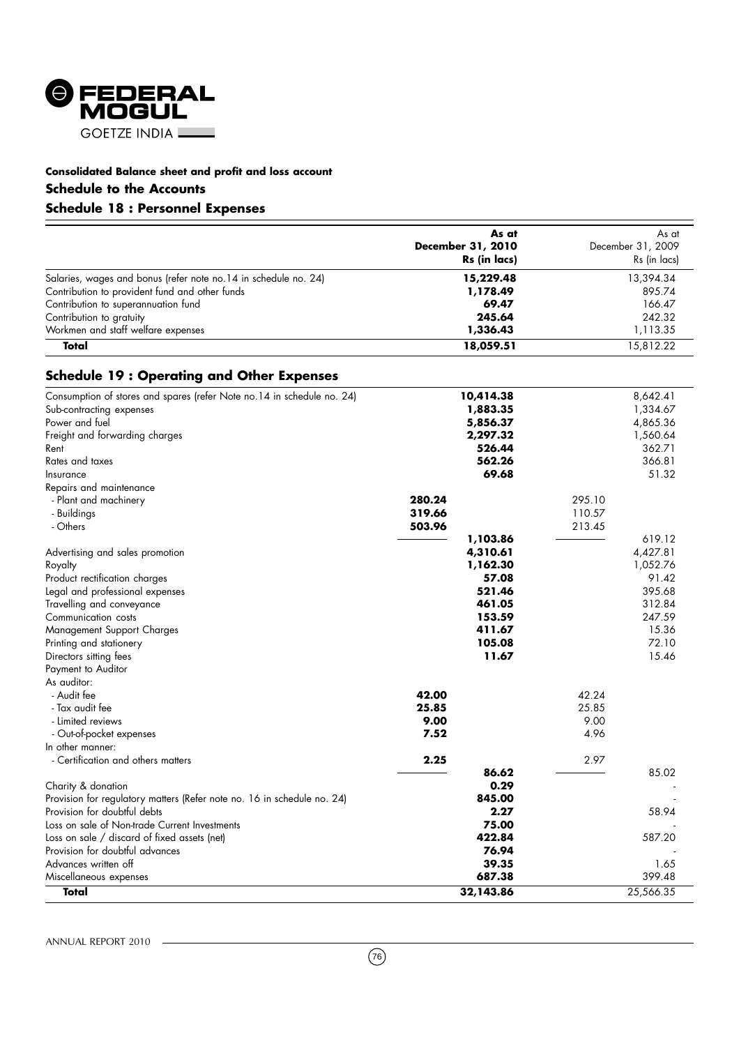**Consolidated Balance sheet and profit and loss account**

## Schedule to the Accounts

## Schedule 18 : Personnel Expenses

| | **As at December 31, 2010 Rs (in lacs)** | As at December 31, 2009 Rs (in lacs) |
|---|---|---|
| Salaries, wages and bonus (refer note no.14 in schedule no. 24) | **15,229.48** | 13,394.34 |
| Contribution to provident fund and other funds | **1,178.49** | 895.74 |
| Contribution to superannuation fund | **69.47** | 166.47 |
| Contribution to gratuity | **245.64** | 242.32 |
| Workmen and staff welfare expenses | **1,336.43** | 1,113.35 |
| **Total** | **18,059.51** | 15,812.22 |

## Schedule 19 : Operating and Other Expenses

| | | | | |
|---|---|---|---|---|
| Consumption of stores and spares (refer Note no.14 in schedule no. 24) | | **10,414.38** | | 8,642.41 |
| Sub-contracting expenses | | **1,883.35** | | 1,334.67 |
| Power and fuel | | **5,856.37** | | 4,865.36 |
| Freight and forwarding charges | | **2,297.32** | | 1,560.64 |
| Rent | | **526.44** | | 362.71 |
| Rates and taxes | | **562.26** | | 366.81 |
| Insurance | | **69.68** | | 51.32 |
| Repairs and maintenance | | | | |
| - Plant and machinery | **280.24** | | 295.10 | |
| - Buildings | **319.66** | | 110.57 | |
| - Others | **503.96** | | 213.45 | |
| | | **1,103.86** | | 619.12 |
| Advertising and sales promotion | | **4,310.61** | | 4,427.81 |
| Royalty | | **1,162.30** | | 1,052.76 |
| Product rectification charges | | **57.08** | | 91.42 |
| Legal and professional expenses | | **521.46** | | 395.68 |
| Travelling and conveyance | | **461.05** | | 312.84 |
| Communication costs | | **153.59** | | 247.59 |
| Management Support Charges | | **411.67** | | 15.36 |
| Printing and stationery | | **105.08** | | 72.10 |
| Directors sitting fees | | **11.67** | | 15.46 |
| Payment to Auditor | | | | |
| As auditor: | | | | |
| - Audit fee | **42.00** | | 42.24 | |
| - Tax audit fee | **25.85** | | 25.85 | |
| - Limited reviews | **9.00** | | 9.00 | |
| - Out-of-pocket expenses | **7.52** | | 4.96 | |
| In other manner: | | | | |
| - Certification and others matters | **2.25** | | 2.97 | |
| | | **86.62** | | 85.02 |
| Charity & donation | | **0.29** | | - |
| Provision for regulatory matters (Refer note no. 16 in schedule no. 24) | | **845.00** | | - |
| Provision for doubtful debts | | **2.27** | | 58.94 |
| Loss on sale of Non-trade Current Investments | | **75.00** | | - |
| Loss on sale / discard of fixed assets (net) | | **422.84** | | 587.20 |
| Provision for doubtful advances | | **76.94** | | - |
| Advances written off | | **39.35** | | 1.65 |
| Miscellaneous expenses | | **687.38** | | 399.48 |
| **Total** | | **32,143.86** | | 25,566.35 |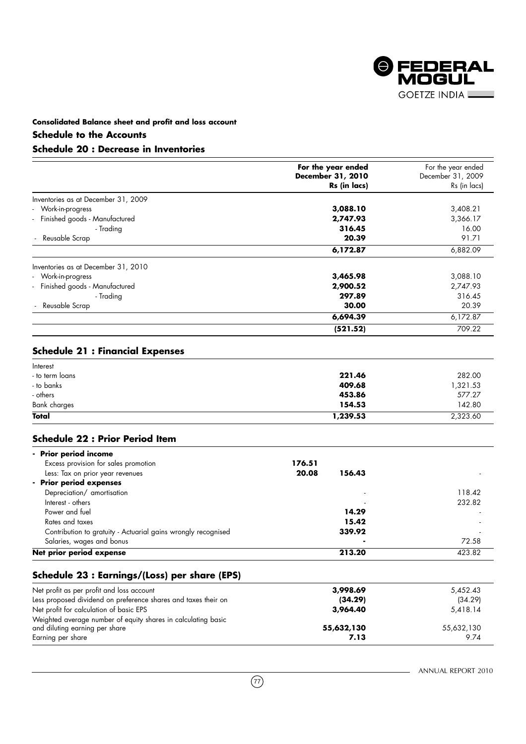**Consolidated Balance sheet and profit and loss account**

### Schedule to the Accounts

### Schedule 20 : Decrease in Inventories

| | **For the year ended December 31, 2010 Rs (in lacs)** | For the year ended December 31, 2009 Rs (in lacs) |
|---|---|---|
| Inventories as at December 31, 2009 | | |
| - Work-in-progress | **3,088.10** | 3,408.21 |
| - Finished goods - Manufactured | **2,747.93** | 3,366.17 |
| - Trading | **316.45** | 16.00 |
| - Reusable Scrap | **20.39** | 91.71 |
| | **6,172.87** | 6,882.09 |
| Inventories as at December 31, 2010 | | |
| - Work-in-progress | **3,465.98** | 3,088.10 |
| - Finished goods - Manufactured | **2,900.52** | 2,747.93 |
| - Trading | **297.89** | 316.45 |
| - Reusable Scrap | **30.00** | 20.39 |
| | **6,694.39** | 6,172.87 |
| | **(521.52)** | 709.22 |

### Schedule 21 : Financial Expenses

| | | |
|---|---|---|
| Interest | | |
| - to term loans | **221.46** | 282.00 |
| - to banks | **409.68** | 1,321.53 |
| - others | **453.86** | 577.27 |
| Bank charges | **154.53** | 142.80 |
| **Total** | **1,239.53** | 2,323.60 |

### Schedule 22 : Prior Period Item

| | | | |
|---|---|---|---|
| **- Prior period income** | | | |
| Excess provision for sales promotion | **176.51** | | |
| Less: Tax on prior year revenues | **20.08** | **156.43** | - |
| **- Prior period expenses** | | | |
| Depreciation/ amortisation | | - | 118.42 |
| Interest - others | | - | 232.82 |
| Power and fuel | | **14.29** | - |
| Rates and taxes | | **15.42** | - |
| Contribution to gratuity - Actuarial gains wrongly recognised | | **339.92** | - |
| Salaries, wages and bonus | | **-** | 72.58 |
| **Net prior period expense** | | **213.20** | 423.82 |

### Schedule 23 : Earnings/(Loss) per share (EPS)

| | | |
|---|---|---|
| Net profit as per profit and loss account | **3,998.69** | 5,452.43 |
| Less proposed dividend on preference shares and taxes their on | **(34.29)** | (34.29) |
| Net profit for calculation of basic EPS | **3,964.40** | 5,418.14 |
| Weighted average number of equity shares in calculating basic and diluting earning per share | **55,632,130** | 55,632,130 |
| Earning per share | **7.13** | 9.74 |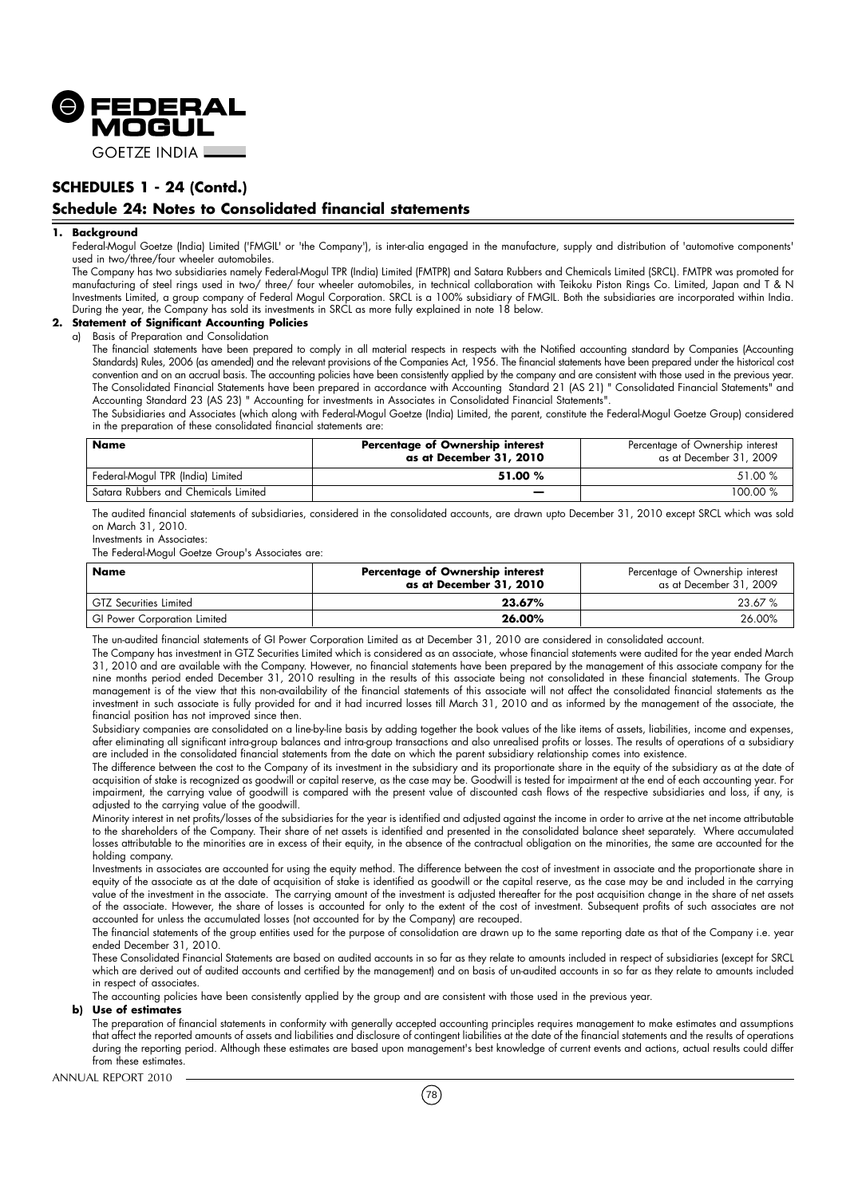## SCHEDULES 1 - 24 (Contd.)

## Schedule 24: Notes to Consolidated financial statements

**1. Background**

Federal-Mogul Goetze (India) Limited ('FMGIL' or 'the Company'), is inter-alia engaged in the manufacture, supply and distribution of 'automotive components' used in two/three/four wheeler automobiles.

The Company has two subsidiaries namely Federal-Mogul TPR (India) Limited (FMTPR) and Satara Rubbers and Chemicals Limited (SRCL). FMTPR was promoted for manufacturing of steel rings used in two/ three/ four wheeler automobiles, in technical collaboration with Teikoku Piston Rings Co. Limited, Japan and T & N Investments Limited, a group company of Federal Mogul Corporation. SRCL is a 100% subsidiary of FMGIL. Both the subsidiaries are incorporated within India. During the year, the Company has sold its investments in SRCL as more fully explained in note 18 below.

**2. Statement of Significant Accounting Policies**

a) Basis of Preparation and Consolidation

The financial statements have been prepared to comply in all material respects in respects with the Notified accounting standard by Companies (Accounting Standards) Rules, 2006 (as amended) and the relevant provisions of the Companies Act, 1956. The financial statements have been prepared under the historical cost convention and on an accrual basis. The accounting policies have been consistently applied by the company and are consistent with those used in the previous year. The Consolidated Financial Statements have been prepared in accordance with Accounting Standard 21 (AS 21) " Consolidated Financial Statements" and Accounting Standard 23 (AS 23) " Accounting for investments in Associates in Consolidated Financial Statements".

The Subsidiaries and Associates (which along with Federal-Mogul Goetze (India) Limited, the parent, constitute the Federal-Mogul Goetze Group) considered in the preparation of these consolidated financial statements are:

| Name | Percentage of Ownership interest as at December 31, 2010 | Percentage of Ownership interest as at December 31, 2009 |
|---|---|---|
| Federal-Mogul TPR (India) Limited | 51.00 % | 51.00 % |
| Satara Rubbers and Chemicals Limited | — | 100.00 % |

The audited financial statements of subsidiaries, considered in the consolidated accounts, are drawn upto December 31, 2010 except SRCL which was sold on March 31, 2010.

Investments in Associates:

The Federal-Mogul Goetze Group's Associates are:

| Name | Percentage of Ownership interest as at December 31, 2010 | Percentage of Ownership interest as at December 31, 2009 |
|---|---|---|
| GTZ Securities Limited | 23.67% | 23.67 % |
| GI Power Corporation Limited | 26.00% | 26.00% |

The un-audited financial statements of GI Power Corporation Limited as at December 31, 2010 are considered in consolidated account.

The Company has investment in GTZ Securities Limited which is considered as an associate, whose financial statements were audited for the year ended March 31, 2010 and are available with the Company. However, no financial statements have been prepared by the management of this associate company for the nine months period ended December 31, 2010 resulting in the results of this associate being not consolidated in these financial statements. The Group management is of the view that this non-availability of the financial statements of this associate will not affect the consolidated financial statements as the investment in such associate is fully provided for and it had incurred losses till March 31, 2010 and as informed by the management of the associate, the financial position has not improved since then.

Subsidiary companies are consolidated on a line-by-line basis by adding together the book values of the like items of assets, liabilities, income and expenses, after eliminating all significant intra-group balances and intra-group transactions and also unrealised profits or losses. The results of operations of a subsidiary are included in the consolidated financial statements from the date on which the parent subsidiary relationship comes into existence.

The difference between the cost to the Company of its investment in the subsidiary and its proportionate share in the equity of the subsidiary as at the date of acquisition of stake is recognized as goodwill or capital reserve, as the case may be. Goodwill is tested for impairment at the end of each accounting year. For impairment, the carrying value of goodwill is compared with the present value of discounted cash flows of the respective subsidiaries and loss, if any, is adjusted to the carrying value of the goodwill.

Minority interest in net profits/losses of the subsidiaries for the year is identified and adjusted against the income in order to arrive at the net income attributable to the shareholders of the Company. Their share of net assets is identified and presented in the consolidated balance sheet separately. Where accumulated losses attributable to the minorities are in excess of their equity, in the absence of the contractual obligation on the minorities, the same are accounted for the holding company.

Investments in associates are accounted for using the equity method. The difference between the cost of investment in associate and the proportionate share in equity of the associate as at the date of acquisition of stake is identified as goodwill or the capital reserve, as the case may be and included in the carrying value of the investment in the associate. The carrying amount of the investment is adjusted thereafter for the post acquisition change in the share of net assets of the associate. However, the share of losses is accounted for only to the extent of the cost of investment. Subsequent profits of such associates are not accounted for unless the accumulated losses (not accounted for by the Company) are recouped.

The financial statements of the group entities used for the purpose of consolidation are drawn up to the same reporting date as that of the Company i.e. year ended December 31, 2010.

These Consolidated Financial Statements are based on audited accounts in so far as they relate to amounts included in respect of subsidiaries (except for SRCL which are derived out of audited accounts and certified by the management) and on basis of un-audited accounts in so far as they relate to amounts included in respect of associates.

The accounting policies have been consistently applied by the group and are consistent with those used in the previous year.

**b) Use of estimates**

The preparation of financial statements in conformity with generally accepted accounting principles requires management to make estimates and assumptions that affect the reported amounts of assets and liabilities and disclosure of contingent liabilities at the date of the financial statements and the results of operations during the reporting period. Although these estimates are based upon management's best knowledge of current events and actions, actual results could differ from these estimates.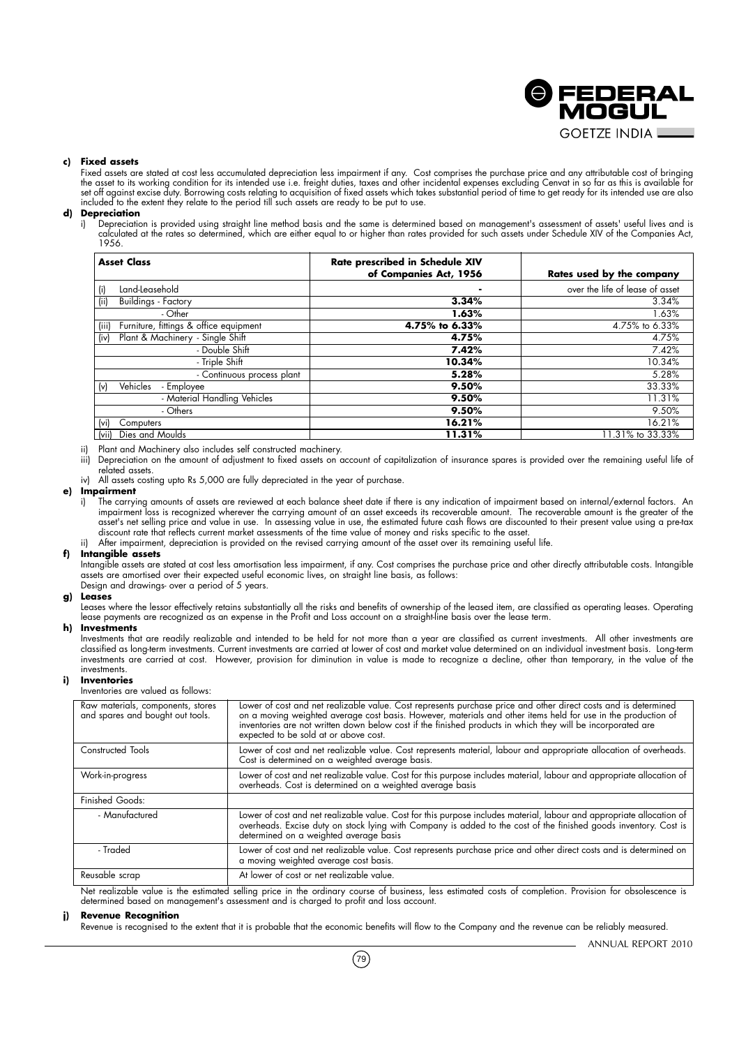**c) Fixed assets**

Fixed assets are stated at cost less accumulated depreciation less impairment if any. Cost comprises the purchase price and any attributable cost of bringing the asset to its working condition for its intended use i.e. freight duties, taxes and other incidental expenses excluding Cenvat in so far as this is available for set off against excise duty. Borrowing costs relating to acquisition of fixed assets which takes substantial period of time to get ready for its intended use are also included to the extent they relate to the period till such assets are ready to be put to use.

**d) Depreciation**

i) Depreciation is provided using straight line method basis and the same is determined based on management's assessment of assets' useful lives and is calculated at the rates so determined, which are either equal to or higher than rates provided for such assets under Schedule XIV of the Companies Act, 1956.

| Asset Class | Rate prescribed in Schedule XIV of Companies Act, 1956 | Rates used by the company |
|---|---|---|
| (i) Land-Leasehold | - | over the life of lease of asset |
| (ii) Buildings - Factory | **3.34%** | 3.34% |
| - Other | **1.63%** | 1.63% |
| (iii) Furniture, fittings & office equipment | **4.75% to 6.33%** | 4.75% to 6.33% |
| (iv) Plant & Machinery - Single Shift | **4.75%** | 4.75% |
| - Double Shift | **7.42%** | 7.42% |
| - Triple Shift | **10.34%** | 10.34% |
| - Continuous process plant | **5.28%** | 5.28% |
| (v) Vehicles - Employee | **9.50%** | 33.33% |
| - Material Handling Vehicles | **9.50%** | 11.31% |
| - Others | **9.50%** | 9.50% |
| (vi) Computers | **16.21%** | 16.21% |
| (vii) Dies and Moulds | **11.31%** | 11.31% to 33.33% |

ii) Plant and Machinery also includes self constructed machinery.

iii) Depreciation on the amount of adjustment to fixed assets on account of capitalization of insurance spares is provided over the remaining useful life of related assets.

iv) All assets costing upto Rs 5,000 are fully depreciated in the year of purchase.

**e) Impairment**

i) The carrying amounts of assets are reviewed at each balance sheet date if there is any indication of impairment based on internal/external factors. An impairment loss is recognized wherever the carrying amount of an asset exceeds its recoverable amount. The recoverable amount is the greater of the asset's net selling price and value in use. In assessing value in use, the estimated future cash flows are discounted to their present value using a pre-tax discount rate that reflects current market assessments of the time value of money and risks specific to the asset.

ii) After impairment, depreciation is provided on the revised carrying amount of the asset over its remaining useful life.

**f) Intangible assets**

Intangible assets are stated at cost less amortisation less impairment, if any. Cost comprises the purchase price and other directly attributable costs. Intangible assets are amortised over their expected useful economic lives, on straight line basis, as follows:

Design and drawings- over a period of 5 years.

**g) Leases**

Leases where the lessor effectively retains substantially all the risks and benefits of ownership of the leased item, are classified as operating leases. Operating lease payments are recognized as an expense in the Profit and Loss account on a straight-line basis over the lease term.

**h) Investments**

Investments that are readily realizable and intended to be held for not more than a year are classified as current investments. All other investments are classified as long-term investments. Current investments are carried at lower of cost and market value determined on an individual investment basis. Long-term investments are carried at cost. However, provision for diminution in value is made to recognize a decline, other than temporary, in the value of the investments.

**i) Inventories**

Inventories are valued as follows:

| | |
|---|---|
| Raw materials, components, stores and spares and bought out tools. | Lower of cost and net realizable value. Cost represents purchase price and other direct costs and is determined on a moving weighted average cost basis. However, materials and other items held for use in the production of inventories are not written down below cost if the finished products in which they will be incorporated are expected to be sold at or above cost. |
| Constructed Tools | Lower of cost and net realizable value. Cost represents material, labour and appropriate allocation of overheads. Cost is determined on a weighted average basis. |
| Work-in-progress | Lower of cost and net realizable value. Cost for this purpose includes material, labour and appropriate allocation of overheads. Cost is determined on a weighted average basis |
| Finished Goods: | |
| - Manufactured | Lower of cost and net realizable value. Cost for this purpose includes material, labour and appropriate allocation of overheads. Excise duty on stock lying with Company is added to the cost of the finished goods inventory. Cost is determined on a weighted average basis |
| - Traded | Lower of cost and net realizable value. Cost represents purchase price and other direct costs and is determined on a moving weighted average cost basis. |
| Reusable scrap | At lower of cost or net realizable value. |

Net realizable value is the estimated selling price in the ordinary course of business, less estimated costs of completion. Provision for obsolescence is determined based on management's assessment and is charged to profit and loss account.

**j) Revenue Recognition**

Revenue is recognised to the extent that it is probable that the economic benefits will flow to the Company and the revenue can be reliably measured.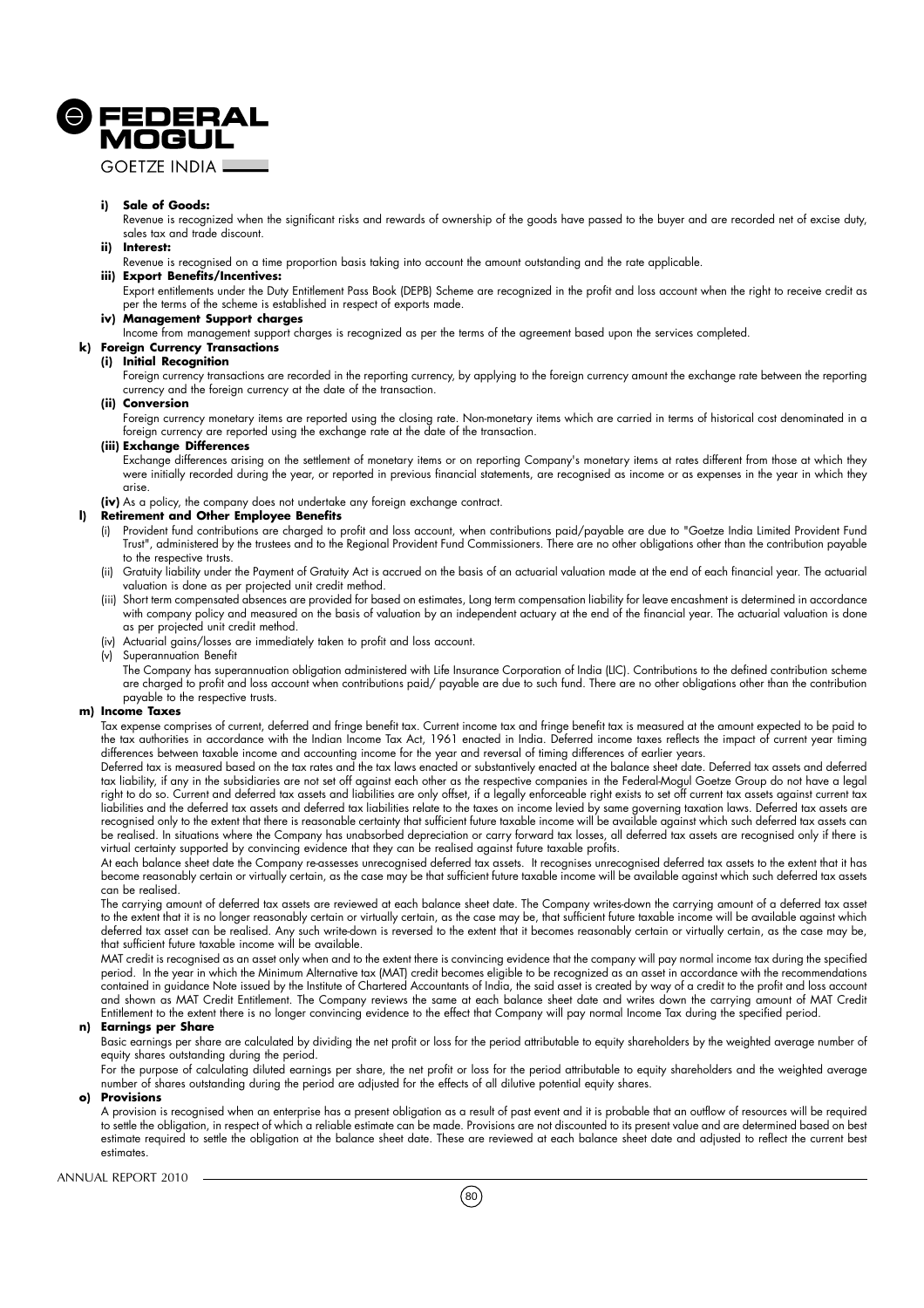i) **Sale of Goods:**

Revenue is recognized when the significant risks and rewards of ownership of the goods have passed to the buyer and are recorded net of excise duty, sales tax and trade discount.

ii) **Interest:**

Revenue is recognised on a time proportion basis taking into account the amount outstanding and the rate applicable.

iii) **Export Benefits/Incentives:**

Export entitlements under the Duty Entitlement Pass Book (DEPB) Scheme are recognized in the profit and loss account when the right to receive credit as per the terms of the scheme is established in respect of exports made.

iv) **Management Support charges**

Income from management support charges is recognized as per the terms of the agreement based upon the services completed.

**k) Foreign Currency Transactions**

**(i) Initial Recognition**

Foreign currency transactions are recorded in the reporting currency, by applying to the foreign currency amount the exchange rate between the reporting currency and the foreign currency at the date of the transaction.

**(ii) Conversion**

Foreign currency monetary items are reported using the closing rate. Non-monetary items which are carried in terms of historical cost denominated in a foreign currency are reported using the exchange rate at the date of the transaction.

**(iii) Exchange Differences**

Exchange differences arising on the settlement of monetary items or on reporting Company's monetary items at rates different from those at which they were initially recorded during the year, or reported in previous financial statements, are recognised as income or as expenses in the year in which they arise.

**(iv)** As a policy, the company does not undertake any foreign exchange contract.

**l) Retirement and Other Employee Benefits**

(i) Provident fund contributions are charged to profit and loss account, when contributions paid/payable are due to "Goetze India Limited Provident Fund Trust", administered by the trustees and to the Regional Provident Fund Commissioners. There are no other obligations other than the contribution payable to the respective trusts.

(ii) Gratuity liability under the Payment of Gratuity Act is accrued on the basis of an actuarial valuation made at the end of each financial year. The actuarial valuation is done as per projected unit credit method.

(iii) Short term compensated absences are provided for based on estimates, Long term compensation liability for leave encashment is determined in accordance with company policy and measured on the basis of valuation by an independent actuary at the end of the financial year. The actuarial valuation is done as per projected unit credit method.

(iv) Actuarial gains/losses are immediately taken to profit and loss account.

(v) Superannuation Benefit

The Company has superannuation obligation administered with Life Insurance Corporation of India (LIC). Contributions to the defined contribution scheme are charged to profit and loss account when contributions paid/ payable are due to such fund. There are no other obligations other than the contribution payable to the respective trusts.

**m) Income Taxes**

Tax expense comprises of current, deferred and fringe benefit tax. Current income tax and fringe benefit tax is measured at the amount expected to be paid to the tax authorities in accordance with the Indian Income Tax Act, 1961 enacted in India. Deferred income taxes reflects the impact of current year timing differences between taxable income and accounting income for the year and reversal of timing differences of earlier years.

Deferred tax is measured based on the tax rates and the tax laws enacted or substantively enacted at the balance sheet date. Deferred tax assets and deferred tax liability, if any in the subsidiaries are not set off against each other as the respective companies in the Federal-Mogul Goetze Group do not have a legal right to do so. Current and deferred tax assets and liabilities are only offset, if a legally enforceable right exists to set off current tax assets against current tax liabilities and the deferred tax assets and deferred tax liabilities relate to the taxes on income levied by same governing taxation laws. Deferred tax assets are recognised only to the extent that there is reasonable certainty that sufficient future taxable income will be available against which such deferred tax assets can be realised. In situations where the Company has unabsorbed depreciation or carry forward tax losses, all deferred tax assets are recognised only if there is virtual certainty supported by convincing evidence that they can be realised against future taxable profits.

At each balance sheet date the Company re-assesses unrecognised deferred tax assets. It recognises unrecognised deferred tax assets to the extent that it has become reasonably certain or virtually certain, as the case may be that sufficient future taxable income will be available against which such deferred tax assets can be realised.

The carrying amount of deferred tax assets are reviewed at each balance sheet date. The Company writes-down the carrying amount of a deferred tax asset to the extent that it is no longer reasonably certain or virtually certain, as the case may be, that sufficient future taxable income will be available against which deferred tax asset can be realised. Any such write-down is reversed to the extent that it becomes reasonably certain or virtually certain, as the case may be, that sufficient future taxable income will be available.

MAT credit is recognised as an asset only when and to the extent there is convincing evidence that the company will pay normal income tax during the specified period. In the year in which the Minimum Alternative tax (MAT) credit becomes eligible to be recognized as an asset in accordance with the recommendations contained in guidance Note issued by the Institute of Chartered Accountants of India, the said asset is created by way of a credit to the profit and loss account and shown as MAT Credit Entitlement. The Company reviews the same at each balance sheet date and writes down the carrying amount of MAT Credit Entitlement to the extent there is no longer convincing evidence to the effect that Company will pay normal Income Tax during the specified period.

**n) Earnings per Share**

Basic earnings per share are calculated by dividing the net profit or loss for the period attributable to equity shareholders by the weighted average number of equity shares outstanding during the period.

For the purpose of calculating diluted earnings per share, the net profit or loss for the period attributable to equity shareholders and the weighted average number of shares outstanding during the period are adjusted for the effects of all dilutive potential equity shares.

**o) Provisions**

A provision is recognised when an enterprise has a present obligation as a result of past event and it is probable that an outflow of resources will be required to settle the obligation, in respect of which a reliable estimate can be made. Provisions are not discounted to its present value and are determined based on best estimate required to settle the obligation at the balance sheet date. These are reviewed at each balance sheet date and adjusted to reflect the current best estimates.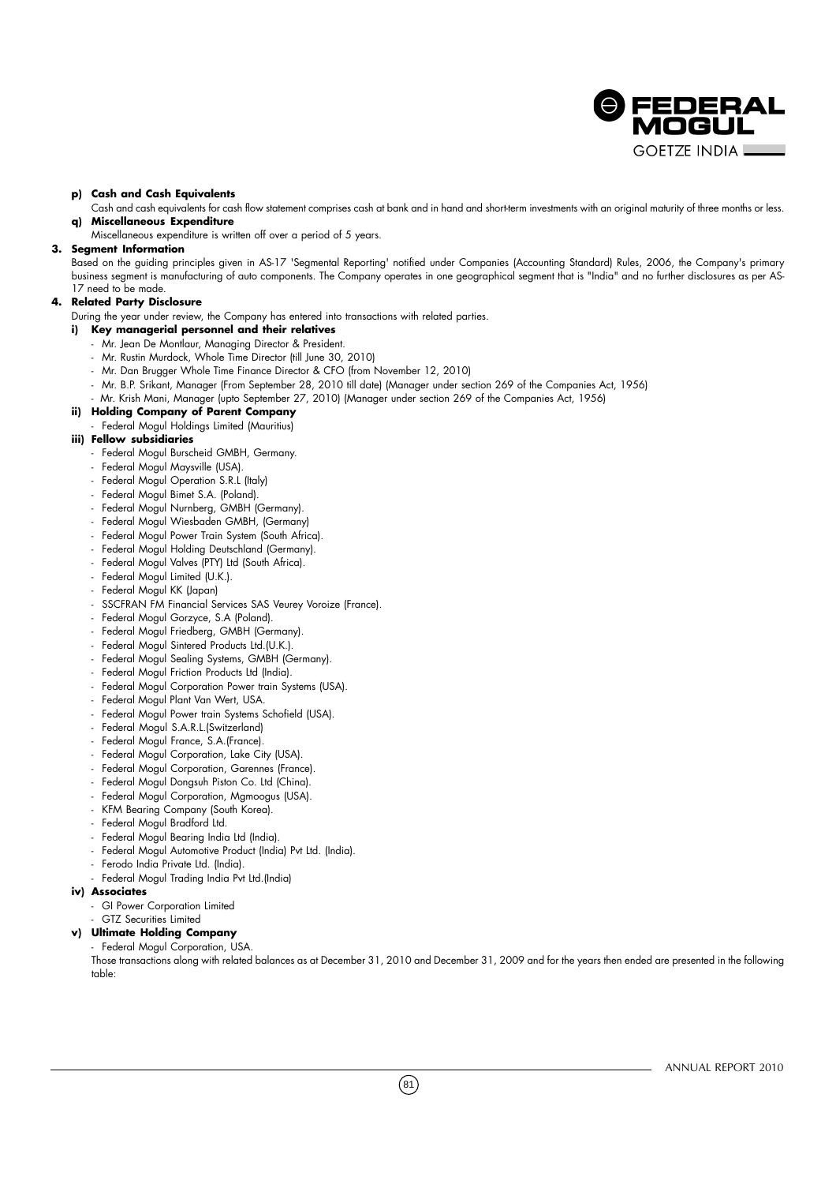**p) Cash and Cash Equivalents**

Cash and cash equivalents for cash flow statement comprises cash at bank and in hand and short-term investments with an original maturity of three months or less.

**q) Miscellaneous Expenditure**

Miscellaneous expenditure is written off over a period of 5 years.

**3. Segment Information**

Based on the guiding principles given in AS-17 'Segmental Reporting' notified under Companies (Accounting Standard) Rules, 2006, the Company's primary business segment is manufacturing of auto components. The Company operates in one geographical segment that is "India" and no further disclosures as per AS-17 need to be made.

**4. Related Party Disclosure**

During the year under review, the Company has entered into transactions with related parties.

**i) Key managerial personnel and their relatives**

- Mr. Jean De Montlaur, Managing Director & President.
- Mr. Rustin Murdock, Whole Time Director (till June 30, 2010)
- Mr. Dan Brugger Whole Time Finance Director & CFO (from November 12, 2010)
- Mr. B.P. Srikant, Manager (From September 28, 2010 till date) (Manager under section 269 of the Companies Act, 1956)
- Mr. Krish Mani, Manager (upto September 27, 2010) (Manager under section 269 of the Companies Act, 1956)

**ii) Holding Company of Parent Company**

- Federal Mogul Holdings Limited (Mauritius)

**iii) Fellow subsidiaries**

- Federal Mogul Burscheid GMBH, Germany.
- Federal Mogul Maysville (USA).
- Federal Mogul Operation S.R.L (Italy)
- Federal Mogul Bimet S.A. (Poland).
- Federal Mogul Nurnberg, GMBH (Germany).
- Federal Mogul Wiesbaden GMBH, (Germany)
- Federal Mogul Power Train System (South Africa).
- Federal Mogul Holding Deutschland (Germany).
- Federal Mogul Valves (PTY) Ltd (South Africa).
- Federal Mogul Limited (U.K.).
- Federal Mogul KK (Japan)
- SSCFRAN FM Financial Services SAS Veurey Voroize (France).
- Federal Mogul Gorzyce, S.A (Poland).
- Federal Mogul Friedberg, GMBH (Germany).
- Federal Mogul Sintered Products Ltd.(U.K.).
- Federal Mogul Sealing Systems, GMBH (Germany).
- Federal Mogul Friction Products Ltd (India).
- Federal Mogul Corporation Power train Systems (USA).
- Federal Mogul Plant Van Wert, USA.
- Federal Mogul Power train Systems Schofield (USA).
- Federal Mogul S.A.R.L.(Switzerland)
- Federal Mogul France, S.A.(France).
- Federal Mogul Corporation, Lake City (USA).
- Federal Mogul Corporation, Garennes (France).
- Federal Mogul Dongsuh Piston Co. Ltd (China).
- Federal Mogul Corporation, Mgmoogus (USA).
- KFM Bearing Company (South Korea).
- Federal Mogul Bradford Ltd.
- Federal Mogul Bearing India Ltd (India).
- Federal Mogul Automotive Product (India) Pvt Ltd. (India).
- Ferodo India Private Ltd. (India).
- Federal Mogul Trading India Pvt Ltd.(India)

**iv) Associates**

- GI Power Corporation Limited
- GTZ Securities Limited

**v) Ultimate Holding Company**

- Federal Mogul Corporation, USA.

Those transactions along with related balances as at December 31, 2010 and December 31, 2009 and for the years then ended are presented in the following table: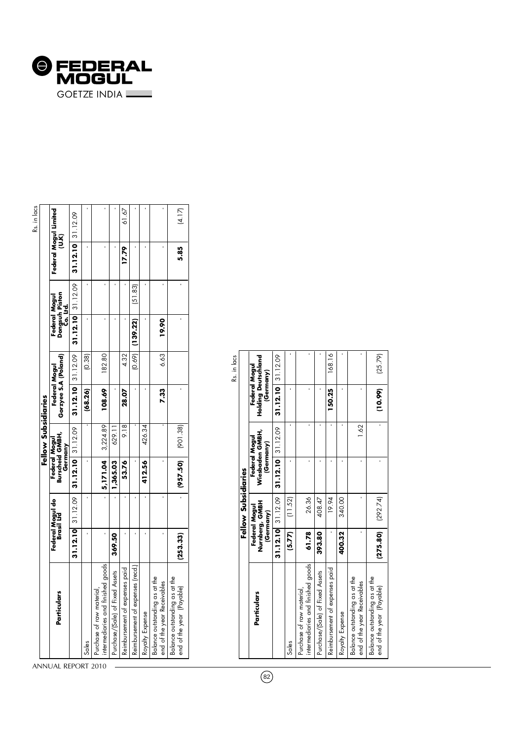Rs. in lacs

| Particulars | Fellow Subsidiaries | | | | | | | | | |
|---|---|---|---|---|---|---|---|---|---|---|
| | Federal Mogul do Brasil Ltd | | Federal Mogul Burscheid GMBH, Germany | | Federal Mogul Gorzyee S.A (Poland) | | Federal Mogul Dongsuh Piston Co. Ltd. | | Federal Mogul Limited (U.K) | |
| | **31.12.10** | 31.12.09 | **31.12.10** | 31.12.09 | **31.12.10** | 31.12.09 | **31.12.10** | 31.12.09 | **31.12.10** | 31.12.09 |
| Sales | - | - | - | - | **(68.26)** | (0.38) | - | - | - | - |
| Purchase of raw material, intermediaries and finished goods | - | - | **5,171.04** | 3,224.89 | **108.69** | 182.80 | - | - | - | - |
| Purchase/(Sale) of Fixed Assets | **369.50** | - | **1,365.03** | 629.11 | - | - | - | - | - | - |
| Reimbursement of expenses paid | - | - | **53.76** | 9.18 | **28.07** | 4.32 | - | - | **17.79** | 61.67 |
| Reimbursement of expenses (recd.) | - | - | - | - | - | (0.69) | **(139.22)** | (51.83) | - | - |
| Royalty Expense | - | - | **412.56** | 426.34 | - | - | - | - | - | - |
| Balance outstanding as at the end of the year Receivables | - | - | - | - | **7.33** | 6.63 | **19.90** | - | - | - |
| Balance outstanding as at the end of the year (Payable) | **(253.33)** | - | **(957.50)** | (901.38) | - | | - | - | **5.85** | (4.17) |

Rs. in lacs

| Particulars | Fellow Subsidiaries | | | | | |
|---|---|---|---|---|---|---|
| | Federal Mogul Nurnberg, GMBH (Germany) | | Federal Mogul Wiesbaden GMBH, (Germany) | | Federal Mogul Holding Deutschland (Germany) | |
| | **31.12.10** | 31.12.09 | **31.12.10** | 31.12.09 | **31.12.10** | 31.12.09 |
| Sales | **(5.77)** | (11.52) | - | - | - | - |
| Purchase of raw material, intermediaries and finished goods | **61.78** | 26.36 | - | - | - | - |
| Purchase/(Sale) of Fixed Assets | **393.80** | 408.47 | - | - | - | - |
| Reimbursement of expenses paid | - | 19.94 | - | - | **150.25** | 168.16 |
| Royalty Expense | **400.32** | 340.00 | - | - | - | - |
| Balance outstanding as at the end of the year Receivables | - | - | - | 1.62 | - | - |
| Balance outstanding as at the end of the year (Payable) | **(275.80)** | (292.74) | - | - | **(10.99)** | (25.79) |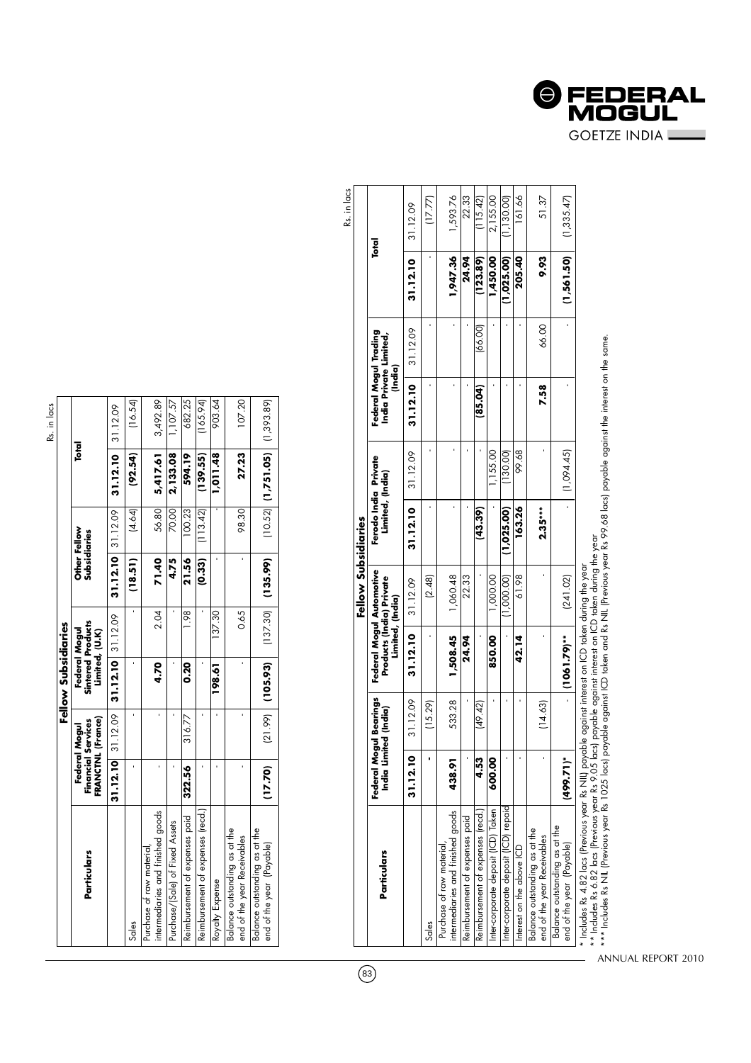Rs. in lacs

| Particulars | Fellow Subsidiaries | | | | | | | |
|---|---|---|---|---|---|---|---|---|
| | Federal Mogul Financial Services FRANCTNL (France) | | Federal Mogul Sintered Products Limited, (U.K) | | Other Fellow Subsidiaries | | Total | |
| | **31.12.10** | 31.12.09 | **31.12.10** | 31.12.09 | **31.12.10** | 31.12.09 | **31.12.10** | 31.12.09 |
| Sales | - | - | - | - | **(18.51)** | (4.64) | **(92.54)** | (16.54) |
| Purchase of raw material, intermediaries and finished goods | - | - | **4.70** | 2.04 | **71.40** | 56.80 | **5,417.61** | 3,492.89 |
| Purchase/(Sale) of Fixed Assets | - | - | - | - | **4.75** | 70.00 | **2,133.08** | 1,107.57 |
| Reimbursement of expenses paid | **322.56** | 316.77 | **0.20** | 1.98 | **21.56** | 100.23 | **594.19** | 682.25 |
| Reimbursement of expenses (recd.) | - | - | - | - | **(0.33)** | (113.42) | **(139.55)** | (165.94) |
| Royalty Expense | - | - | **198.61** | 137.30 | - | - | **1,011.48** | 903.64 |
| Balance outstanding as at the end of the year Receivables | - | - | - | 0.65 | - | 98.30 | **27.23** | 107.20 |
| Balance outstanding as at the end of the year (Payable) | **(17.70)** | (21.99) | **(105.93)** | (137.30) | **(135.99)** | (10.52) | **(1,751.05)** | (1,393.89) |

Rs. in lacs

| Particulars | Fellow Subsidiaries | | | | | | | | | |
|---|---|---|---|---|---|---|---|---|---|---|
| | Federal Mogul Bearings India Limited (India) | | Federal Mogul Automotive Products (India) Private Limited, (India) | | Ferodo India Private Limited, (India) | | Federal Mogul Trading India Private Limited, (India) | | Total | |
| | **31.12.10** | 31.12.09 | **31.12.10** | 31.12.09 | **31.12.10** | 31.12.09 | **31.12.10** | 31.12.09 | **31.12.10** | 31.12.09 |
| Sales | - | (15.29) | - | (2.48) | - | - | - | - | - | (17.77) |
| Purchase of raw material, intermediaries and finished goods | **438.91** | 533.28 | **1,508.45** | 1,060.48 | - | - | - | - | **1,947.36** | 1,593.76 |
| Reimbursement of expenses paid | - | - | **24.94** | 22.33 | - | - | - | - | **24.94** | 22.33 |
| Reimbursement of expenses (recd.) | **4.53** | (49.42) | - | - | **(43.39)** | - | **(85.04)** | (66.00) | **(123.89)** | (115.42) |
| Inter-corporate deposit (ICD) Taken | **600.00** | - | **850.00** | 1,000.00 | - | 1,155.00 | - | - | **1,450.00** | 2,155.00 |
| Inter-corporate deposit (ICD) repaid | - | - | - | (1,000.00) | **(1,025.00)** | (130.00) | - | - | **(1,025.00)** | (1,130.00) |
| Interest on the above ICD | - | - | **42.14** | 61.98 | **163.26** | 99.68 | - | - | **205.40** | 161.66 |
| Balance outstanding as at the end of the year Receivables | - | (14.63) | - | - | **2.35*** | - | **7.58** | 66.00 | **9.93** | 51.37 |
| Balance outstanding as at the end of the year (Payable) | **(499.71)*** | - | **(1061.79)**** | (241.02) | - | (1,094.45) | - | - | **(1,561.50)** | (1,335.47) |

\* Includes Rs 4.82 lacs (Previous year Rs NIL) payable against interest on ICD taken during the year

\*\* Includes Rs 6.82 lacs (Previous year Rs 9.05 lacs) payable against interest on ICD taken during the year

\*\*\* Includes Rs NIL (Previous year Rs 1025 lacs) payable against ICD taken and Rs NIL (Previous year Rs 99.68 lacs) payable against the interest on the same.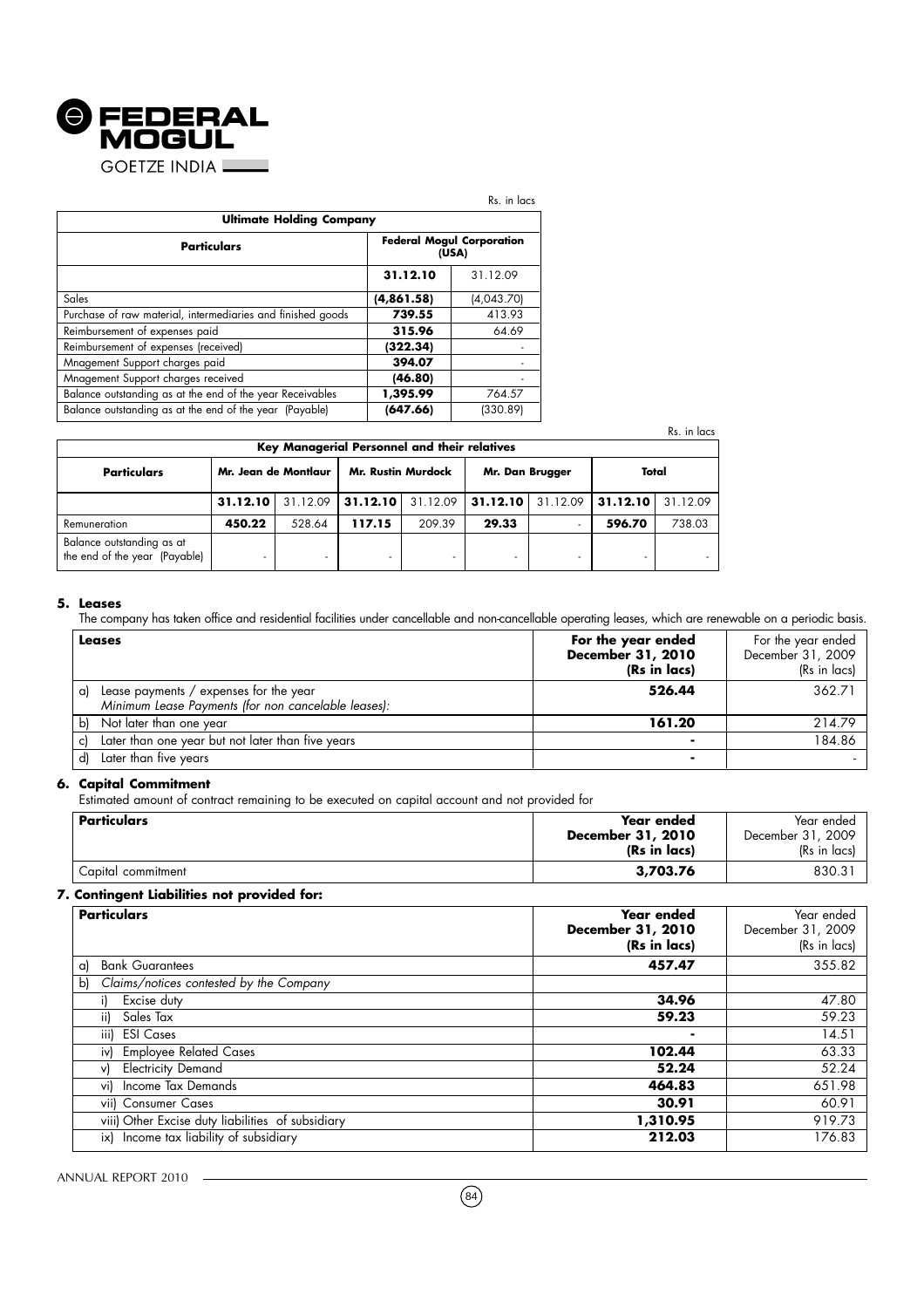Rs. in lacs

| **Ultimate Holding Company** | | |
|---|---|---|
| **Particulars** | **Federal Mogul Corporation (USA)** | |
| | **31.12.10** | 31.12.09 |
| Sales | **(4,861.58)** | (4,043.70) |
| Purchase of raw material, intermediaries and finished goods | **739.55** | 413.93 |
| Reimbursement of expenses paid | **315.96** | 64.69 |
| Reimbursement of expenses (received) | **(322.34)** | - |
| Mnagement Support charges paid | **394.07** | - |
| Mnagement Support charges received | **(46.80)** | - |
| Balance outstanding as at the end of the year Receivables | **1,395.99** | 764.57 |
| Balance outstanding as at the end of the year (Payable) | **(647.66)** | (330.89) |

Rs. in lacs

| **Key Managerial Personnel and their relatives** | | | | | | | | |
|---|---|---|---|---|---|---|---|---|
| **Particulars** | **Mr. Jean de Montlaur** | | **Mr. Rustin Murdock** | | **Mr. Dan Brugger** | | **Total** | |
| | **31.12.10** | 31.12.09 | **31.12.10** | 31.12.09 | **31.12.10** | 31.12.09 | **31.12.10** | 31.12.09 |
| Remuneration | **450.22** | 528.64 | **117.15** | 209.39 | **29.33** | - | **596.70** | 738.03 |
| Balance outstanding as at the end of the year (Payable) | - | - | - | - | - | - | - | - |

## 5. Leases

The company has taken office and residential facilities under cancellable and non-cancellable operating leases, which are renewable on a periodic basis.

| **Leases** | **For the year ended December 31, 2010 (Rs in lacs)** | For the year ended December 31, 2009 (Rs in lacs) |
|---|---|---|
| a) Lease payments / expenses for the year<br>*Minimum Lease Payments (for non cancelable leases):* | **526.44** | 362.71 |
| b) Not later than one year | **161.20** | 214.79 |
| c) Later than one year but not later than five years | **-** | 184.86 |
| d) Later than five years | **-** | - |

## 6. Capital Commitment

Estimated amount of contract remaining to be executed on capital account and not provided for

| **Particulars** | **Year ended December 31, 2010 (Rs in lacs)** | Year ended December 31, 2009 (Rs in lacs) |
|---|---|---|
| Capital commitment | **3,703.76** | 830.31 |

## 7. Contingent Liabilities not provided for:

| **Particulars** | **Year ended December 31, 2010 (Rs in lacs)** | Year ended December 31, 2009 (Rs in lacs) |
|---|---|---|
| a) Bank Guarantees | **457.47** | 355.82 |
| b) *Claims/notices contested by the Company* | | |
| i) Excise duty | **34.96** | 47.80 |
| ii) Sales Tax | **59.23** | 59.23 |
| iii) ESI Cases | **-** | 14.51 |
| iv) Employee Related Cases | **102.44** | 63.33 |
| v) Electricity Demand | **52.24** | 52.24 |
| vi) Income Tax Demands | **464.83** | 651.98 |
| vii) Consumer Cases | **30.91** | 60.91 |
| viii) Other Excise duty liabilities of subsidiary | **1,310.95** | 919.73 |
| ix) Income tax liability of subsidiary | **212.03** | 176.83 |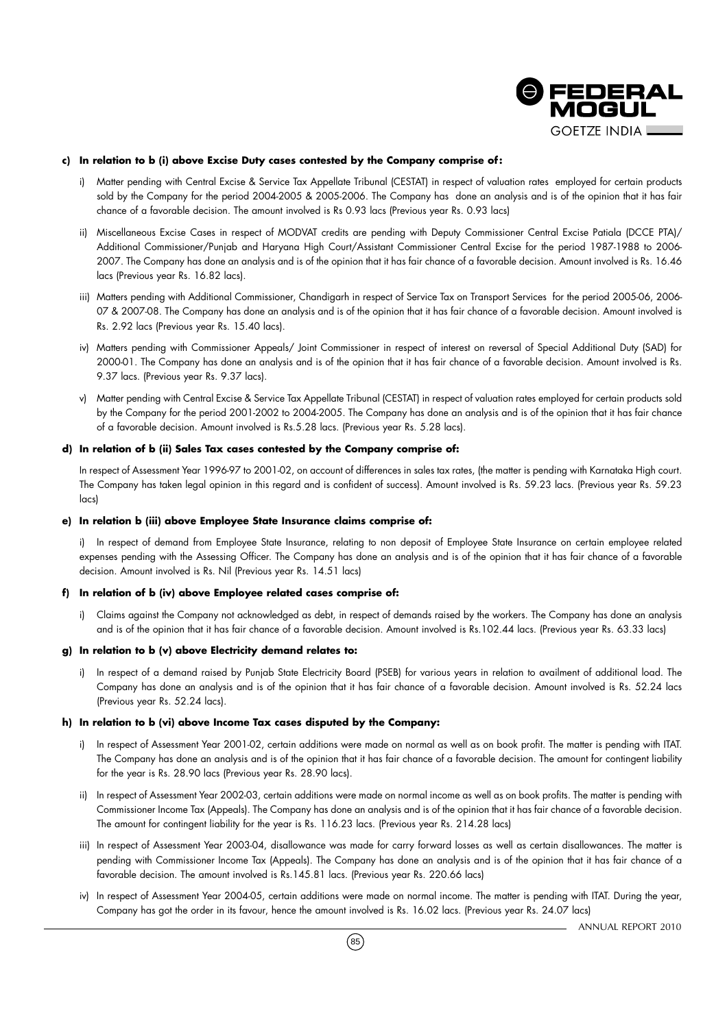**c) In relation to b (i) above Excise Duty cases contested by the Company comprise of:**

i) Matter pending with Central Excise & Service Tax Appellate Tribunal (CESTAT) in respect of valuation rates employed for certain products sold by the Company for the period 2004-2005 & 2005-2006. The Company has done an analysis and is of the opinion that it has fair chance of a favorable decision. The amount involved is Rs 0.93 lacs (Previous year Rs. 0.93 lacs)

ii) Miscellaneous Excise Cases in respect of MODVAT credits are pending with Deputy Commissioner Central Excise Patiala (DCCE PTA)/ Additional Commissioner/Punjab and Haryana High Court/Assistant Commissioner Central Excise for the period 1987-1988 to 2006-2007. The Company has done an analysis and is of the opinion that it has fair chance of a favorable decision. Amount involved is Rs. 16.46 lacs (Previous year Rs. 16.82 lacs).

iii) Matters pending with Additional Commissioner, Chandigarh in respect of Service Tax on Transport Services for the period 2005-06, 2006-07 & 2007-08. The Company has done an analysis and is of the opinion that it has fair chance of a favorable decision. Amount involved is Rs. 2.92 lacs (Previous year Rs. 15.40 lacs).

iv) Matters pending with Commissioner Appeals/ Joint Commissioner in respect of interest on reversal of Special Additional Duty (SAD) for 2000-01. The Company has done an analysis and is of the opinion that it has fair chance of a favorable decision. Amount involved is Rs. 9.37 lacs. (Previous year Rs. 9.37 lacs).

v) Matter pending with Central Excise & Service Tax Appellate Tribunal (CESTAT) in respect of valuation rates employed for certain products sold by the Company for the period 2001-2002 to 2004-2005. The Company has done an analysis and is of the opinion that it has fair chance of a favorable decision. Amount involved is Rs.5.28 lacs. (Previous year Rs. 5.28 lacs).

**d) In relation of b (ii) Sales Tax cases contested by the Company comprise of:**

In respect of Assessment Year 1996-97 to 2001-02, on account of differences in sales tax rates, (the matter is pending with Karnataka High court. The Company has taken legal opinion in this regard and is confident of success). Amount involved is Rs. 59.23 lacs. (Previous year Rs. 59.23 lacs)

**e) In relation b (iii) above Employee State Insurance claims comprise of:**

i) In respect of demand from Employee State Insurance, relating to non deposit of Employee State Insurance on certain employee related expenses pending with the Assessing Officer. The Company has done an analysis and is of the opinion that it has fair chance of a favorable decision. Amount involved is Rs. Nil (Previous year Rs. 14.51 lacs)

**f) In relation of b (iv) above Employee related cases comprise of:**

i) Claims against the Company not acknowledged as debt, in respect of demands raised by the workers. The Company has done an analysis and is of the opinion that it has fair chance of a favorable decision. Amount involved is Rs.102.44 lacs. (Previous year Rs. 63.33 lacs)

**g) In relation to b (v) above Electricity demand relates to:**

i) In respect of a demand raised by Punjab State Electricity Board (PSEB) for various years in relation to availment of additional load. The Company has done an analysis and is of the opinion that it has fair chance of a favorable decision. Amount involved is Rs. 52.24 lacs (Previous year Rs. 52.24 lacs).

**h) In relation to b (vi) above Income Tax cases disputed by the Company:**

i) In respect of Assessment Year 2001-02, certain additions were made on normal as well as on book profit. The matter is pending with ITAT. The Company has done an analysis and is of the opinion that it has fair chance of a favorable decision. The amount for contingent liability for the year is Rs. 28.90 lacs (Previous year Rs. 28.90 lacs).

ii) In respect of Assessment Year 2002-03, certain additions were made on normal income as well as on book profits. The matter is pending with Commissioner Income Tax (Appeals). The Company has done an analysis and is of the opinion that it has fair chance of a favorable decision. The amount for contingent liability for the year is Rs. 116.23 lacs. (Previous year Rs. 214.28 lacs)

iii) In respect of Assessment Year 2003-04, disallowance was made for carry forward losses as well as certain disallowances. The matter is pending with Commissioner Income Tax (Appeals). The Company has done an analysis and is of the opinion that it has fair chance of a favorable decision. The amount involved is Rs.145.81 lacs. (Previous year Rs. 220.66 lacs)

iv) In respect of Assessment Year 2004-05, certain additions were made on normal income. The matter is pending with ITAT. During the year, Company has got the order in its favour, hence the amount involved is Rs. 16.02 lacs. (Previous year Rs. 24.07 lacs)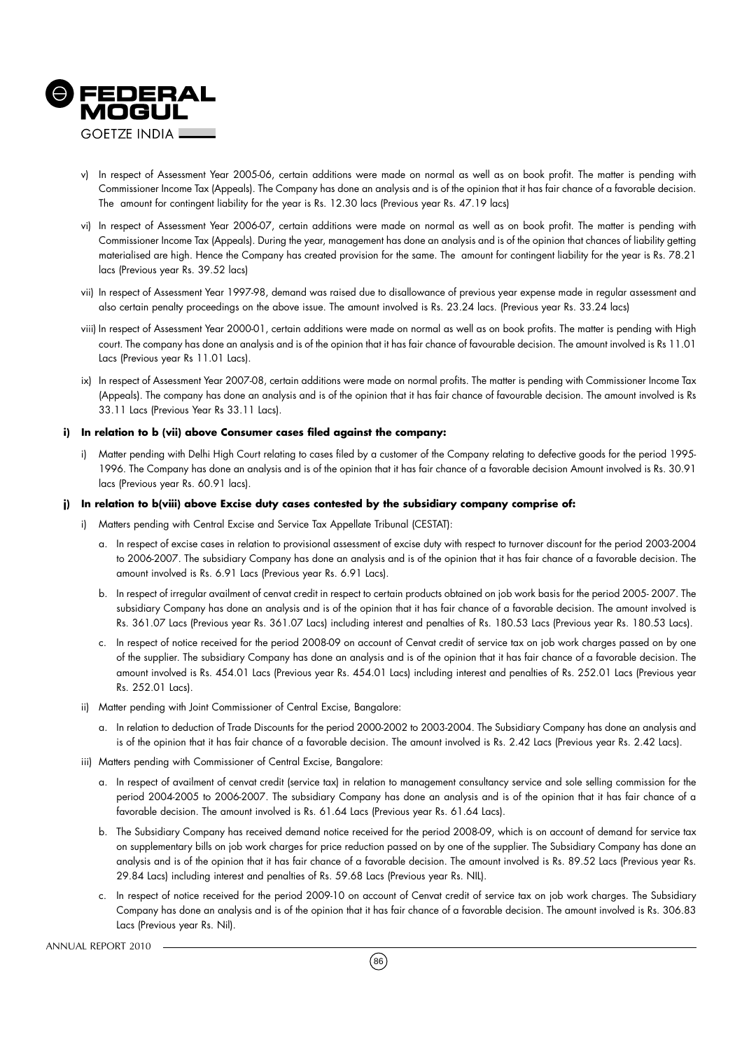- v) In respect of Assessment Year 2005-06, certain additions were made on normal as well as on book profit. The matter is pending with Commissioner Income Tax (Appeals). The Company has done an analysis and is of the opinion that it has fair chance of a favorable decision. The amount for contingent liability for the year is Rs. 12.30 lacs (Previous year Rs. 47.19 lacs)
- vi) In respect of Assessment Year 2006-07, certain additions were made on normal as well as on book profit. The matter is pending with Commissioner Income Tax (Appeals). During the year, management has done an analysis and is of the opinion that chances of liability getting materialised are high. Hence the Company has created provision for the same. The amount for contingent liability for the year is Rs. 78.21 lacs (Previous year Rs. 39.52 lacs)
- vii) In respect of Assessment Year 1997-98, demand was raised due to disallowance of previous year expense made in regular assessment and also certain penalty proceedings on the above issue. The amount involved is Rs. 23.24 lacs. (Previous year Rs. 33.24 lacs)
- viii) In respect of Assessment Year 2000-01, certain additions were made on normal as well as on book profits. The matter is pending with High court. The company has done an analysis and is of the opinion that it has fair chance of favourable decision. The amount involved is Rs 11.01 Lacs (Previous year Rs 11.01 Lacs).
- ix) In respect of Assessment Year 2007-08, certain additions were made on normal profits. The matter is pending with Commissioner Income Tax (Appeals). The company has done an analysis and is of the opinion that it has fair chance of favourable decision. The amount involved is Rs 33.11 Lacs (Previous Year Rs 33.11 Lacs).

**i) In relation to b (vii) above Consumer cases filed against the company:**

- i) Matter pending with Delhi High Court relating to cases filed by a customer of the Company relating to defective goods for the period 1995-1996. The Company has done an analysis and is of the opinion that it has fair chance of a favorable decision Amount involved is Rs. 30.91 lacs (Previous year Rs. 60.91 lacs).

**j) In relation to b(viii) above Excise duty cases contested by the subsidiary company comprise of:**

- i) Matters pending with Central Excise and Service Tax Appellate Tribunal (CESTAT):
  - a. In respect of excise cases in relation to provisional assessment of excise duty with respect to turnover discount for the period 2003-2004 to 2006-2007. The subsidiary Company has done an analysis and is of the opinion that it has fair chance of a favorable decision. The amount involved is Rs. 6.91 Lacs (Previous year Rs. 6.91 Lacs).
  - b. In respect of irregular availment of cenvat credit in respect to certain products obtained on job work basis for the period 2005- 2007. The subsidiary Company has done an analysis and is of the opinion that it has fair chance of a favorable decision. The amount involved is Rs. 361.07 Lacs (Previous year Rs. 361.07 Lacs) including interest and penalties of Rs. 180.53 Lacs (Previous year Rs. 180.53 Lacs).
  - c. In respect of notice received for the period 2008-09 on account of Cenvat credit of service tax on job work charges passed on by one of the supplier. The subsidiary Company has done an analysis and is of the opinion that it has fair chance of a favorable decision. The amount involved is Rs. 454.01 Lacs (Previous year Rs. 454.01 Lacs) including interest and penalties of Rs. 252.01 Lacs (Previous year Rs. 252.01 Lacs).
- ii) Matter pending with Joint Commissioner of Central Excise, Bangalore:
  - a. In relation to deduction of Trade Discounts for the period 2000-2002 to 2003-2004. The Subsidiary Company has done an analysis and is of the opinion that it has fair chance of a favorable decision. The amount involved is Rs. 2.42 Lacs (Previous year Rs. 2.42 Lacs).
- iii) Matters pending with Commissioner of Central Excise, Bangalore:
  - a. In respect of availment of cenvat credit (service tax) in relation to management consultancy service and sole selling commission for the period 2004-2005 to 2006-2007. The subsidiary Company has done an analysis and is of the opinion that it has fair chance of a favorable decision. The amount involved is Rs. 61.64 Lacs (Previous year Rs. 61.64 Lacs).
  - b. The Subsidiary Company has received demand notice received for the period 2008-09, which is on account of demand for service tax on supplementary bills on job work charges for price reduction passed on by one of the supplier. The Subsidiary Company has done an analysis and is of the opinion that it has fair chance of a favorable decision. The amount involved is Rs. 89.52 Lacs (Previous year Rs. 29.84 Lacs) including interest and penalties of Rs. 59.68 Lacs (Previous year Rs. NIL).
  - c. In respect of notice received for the period 2009-10 on account of Cenvat credit of service tax on job work charges. The Subsidiary Company has done an analysis and is of the opinion that it has fair chance of a favorable decision. The amount involved is Rs. 306.83 Lacs (Previous year Rs. Nil).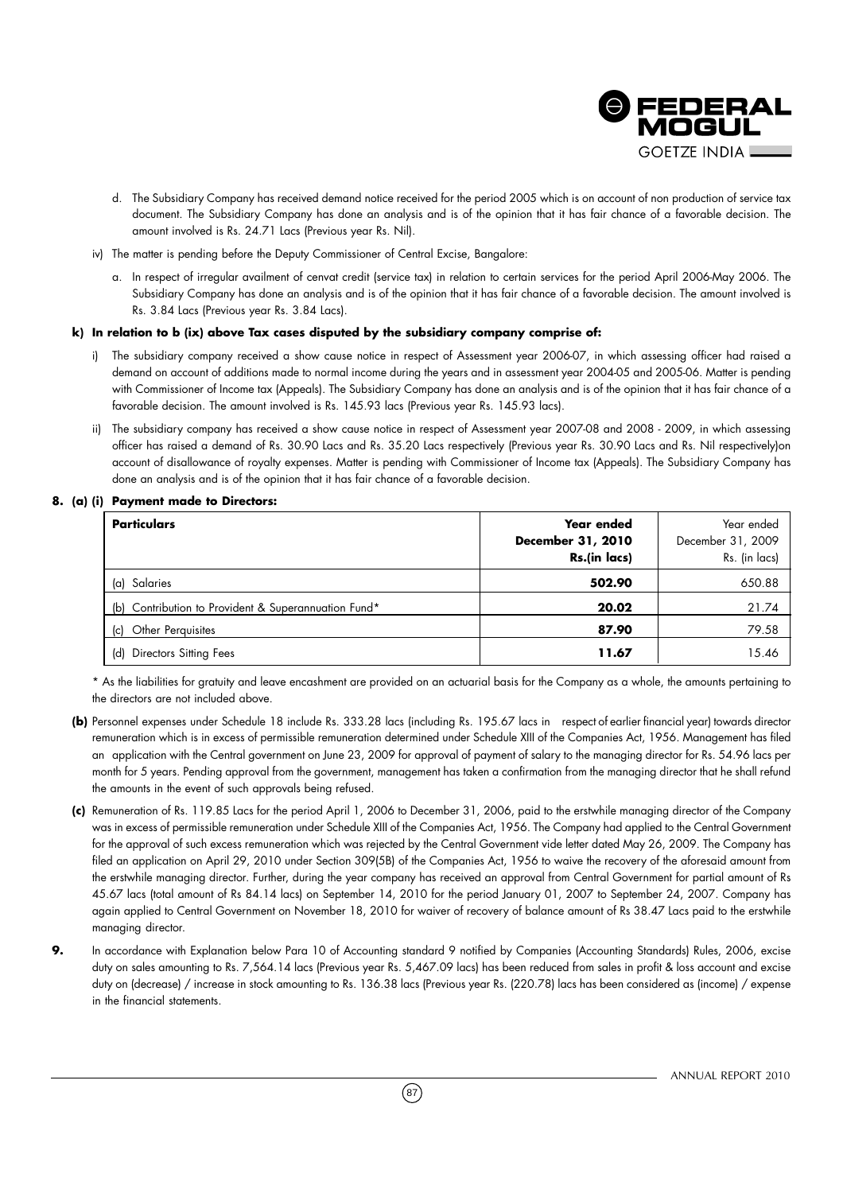d. The Subsidiary Company has received demand notice received for the period 2005 which is on account of non production of service tax document. The Subsidiary Company has done an analysis and is of the opinion that it has fair chance of a favorable decision. The amount involved is Rs. 24.71 Lacs (Previous year Rs. Nil).

iv) The matter is pending before the Deputy Commissioner of Central Excise, Bangalore:

a. In respect of irregular availment of cenvat credit (service tax) in relation to certain services for the period April 2006-May 2006. The Subsidiary Company has done an analysis and is of the opinion that it has fair chance of a favorable decision. The amount involved is Rs. 3.84 Lacs (Previous year Rs. 3.84 Lacs).

**k) In relation to b (ix) above Tax cases disputed by the subsidiary company comprise of:**

i) The subsidiary company received a show cause notice in respect of Assessment year 2006-07, in which assessing officer had raised a demand on account of additions made to normal income during the years and in assessment year 2004-05 and 2005-06. Matter is pending with Commissioner of Income tax (Appeals). The Subsidiary Company has done an analysis and is of the opinion that it has fair chance of a favorable decision. The amount involved is Rs. 145.93 lacs (Previous year Rs. 145.93 lacs).

ii) The subsidiary company has received a show cause notice in respect of Assessment year 2007-08 and 2008 - 2009, in which assessing officer has raised a demand of Rs. 30.90 Lacs and Rs. 35.20 Lacs respectively (Previous year Rs. 30.90 Lacs and Rs. Nil respectively)on account of disallowance of royalty expenses. Matter is pending with Commissioner of Income tax (Appeals). The Subsidiary Company has done an analysis and is of the opinion that it has fair chance of a favorable decision.

**8. (a) (i) Payment made to Directors:**

| **Particulars** | **Year ended December 31, 2010 Rs.(in lacs)** | Year ended December 31, 2009 Rs. (in lacs) |
|---|---|---|
| (a) Salaries | **502.90** | 650.88 |
| (b) Contribution to Provident & Superannuation Fund* | **20.02** | 21.74 |
| (c) Other Perquisites | **87.90** | 79.58 |
| (d) Directors Sitting Fees | **11.67** | 15.46 |

\* As the liabilities for gratuity and leave encashment are provided on an actuarial basis for the Company as a whole, the amounts pertaining to the directors are not included above.

**(b)** Personnel expenses under Schedule 18 include Rs. 333.28 lacs (including Rs. 195.67 lacs in respect of earlier financial year) towards director remuneration which is in excess of permissible remuneration determined under Schedule XIII of the Companies Act, 1956. Management has filed an application with the Central government on June 23, 2009 for approval of payment of salary to the managing director for Rs. 54.96 lacs per month for 5 years. Pending approval from the government, management has taken a confirmation from the managing director that he shall refund the amounts in the event of such approvals being refused.

**(c)** Remuneration of Rs. 119.85 Lacs for the period April 1, 2006 to December 31, 2006, paid to the erstwhile managing director of the Company was in excess of permissible remuneration under Schedule XIII of the Companies Act, 1956. The Company had applied to the Central Government for the approval of such excess remuneration which was rejected by the Central Government vide letter dated May 26, 2009. The Company has filed an application on April 29, 2010 under Section 309(5B) of the Companies Act, 1956 to waive the recovery of the aforesaid amount from the erstwhile managing director. Further, during the year company has received an approval from Central Government for partial amount of Rs 45.67 lacs (total amount of Rs 84.14 lacs) on September 14, 2010 for the period January 01, 2007 to September 24, 2007. Company has again applied to Central Government on November 18, 2010 for waiver of recovery of balance amount of Rs 38.47 Lacs paid to the erstwhile managing director.

**9.** In accordance with Explanation below Para 10 of Accounting standard 9 notified by Companies (Accounting Standards) Rules, 2006, excise duty on sales amounting to Rs. 7,564.14 lacs (Previous year Rs. 5,467.09 lacs) has been reduced from sales in profit & loss account and excise duty on (decrease) / increase in stock amounting to Rs. 136.38 lacs (Previous year Rs. (220.78) lacs has been considered as (income) / expense in the financial statements.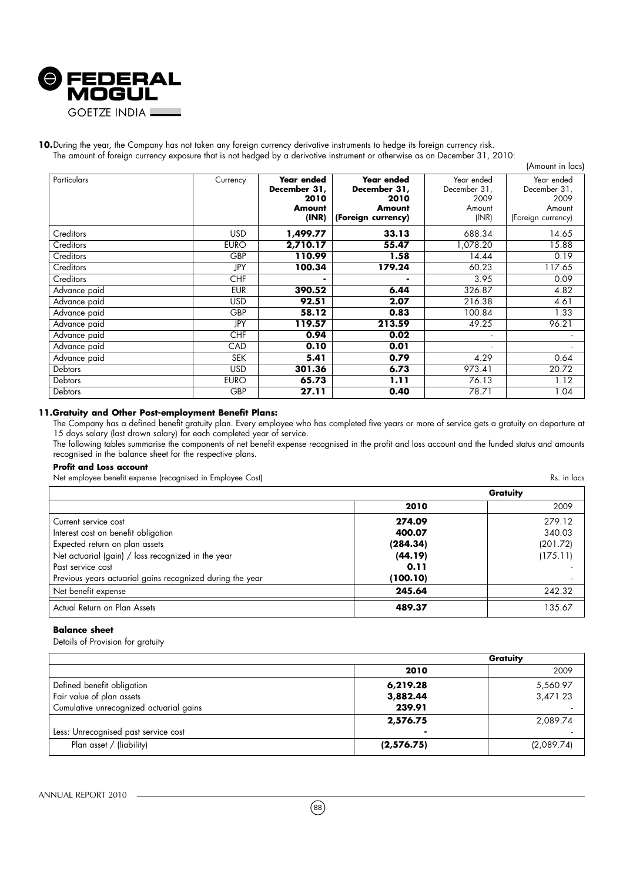**10.** During the year, the Company has not taken any foreign currency derivative instruments to hedge its foreign currency risk.
The amount of foreign currency exposure that is not hedged by a derivative instrument or otherwise as on December 31, 2010:

(Amount in lacs)

| Particulars | Currency | **Year ended December 31, 2010 Amount (INR)** | **Year ended December 31, 2010 Amount (Foreign currency)** | Year ended December 31, 2009 Amount (INR) | Year ended December 31, 2009 Amount (Foreign currency) |
|---|---|---|---|---|---|
| Creditors | USD | **1,499.77** | **33.13** | 688.34 | 14.65 |
| Creditors | EURO | **2,710.17** | **55.47** | 1,078.20 | 15.88 |
| Creditors | GBP | **110.99** | **1.58** | 14.44 | 0.19 |
| Creditors | JPY | **100.34** | **179.24** | 60.23 | 117.65 |
| Creditors | CHF | **-** | **-** | 3.95 | 0.09 |
| Advance paid | EUR | **390.52** | **6.44** | 326.87 | 4.82 |
| Advance paid | USD | **92.51** | **2.07** | 216.38 | 4.61 |
| Advance paid | GBP | **58.12** | **0.83** | 100.84 | 1.33 |
| Advance paid | JPY | **119.57** | **213.59** | 49.25 | 96.21 |
| Advance paid | CHF | **0.94** | **0.02** | - | - |
| Advance paid | CAD | **0.10** | **0.01** | - | - |
| Advance paid | SEK | **5.41** | **0.79** | 4.29 | 0.64 |
| Debtors | USD | **301.36** | **6.73** | 973.41 | 20.72 |
| Debtors | EURO | **65.73** | **1.11** | 76.13 | 1.12 |
| Debtors | GBP | **27.11** | **0.40** | 78.71 | 1.04 |

**11. Gratuity and Other Post-employment Benefit Plans:**

The Company has a defined benefit gratuity plan. Every employee who has completed five years or more of service gets a gratuity on departure at 15 days salary (last drawn salary) for each completed year of service.

The following tables summarise the components of net benefit expense recognised in the profit and loss account and the funded status and amounts recognised in the balance sheet for the respective plans.

**Profit and Loss account**

Net employee benefit expense (recognised in Employee Cost) Rs. in lacs

| | **Gratuity** | |
|---|---|---|
| | **2010** | 2009 |
| Current service cost | **274.09** | 279.12 |
| Interest cost on benefit obligation | **400.07** | 340.03 |
| Expected return on plan assets | **(284.34)** | (201.72) |
| Net actuarial (gain) / loss recognized in the year | **(44.19)** | (175.11) |
| Past service cost | **0.11** | - |
| Previous years actuarial gains recognized during the year | **(100.10)** | - |
| Net benefit expense | **245.64** | 242.32 |
| Actual Return on Plan Assets | **489.37** | 135.67 |

**Balance sheet**

Details of Provision for gratuity

| | **Gratuity** | |
|---|---|---|
| | **2010** | 2009 |
| Defined benefit obligation | **6,219.28** | 5,560.97 |
| Fair value of plan assets | **3,882.44** | 3,471.23 |
| Cumulative unrecognized actuarial gains | **239.91** | - |
| | **2,576.75** | 2,089.74 |
| Less: Unrecognised past service cost | **-** | - |
| Plan asset / (liability) | **(2,576.75)** | (2,089.74) |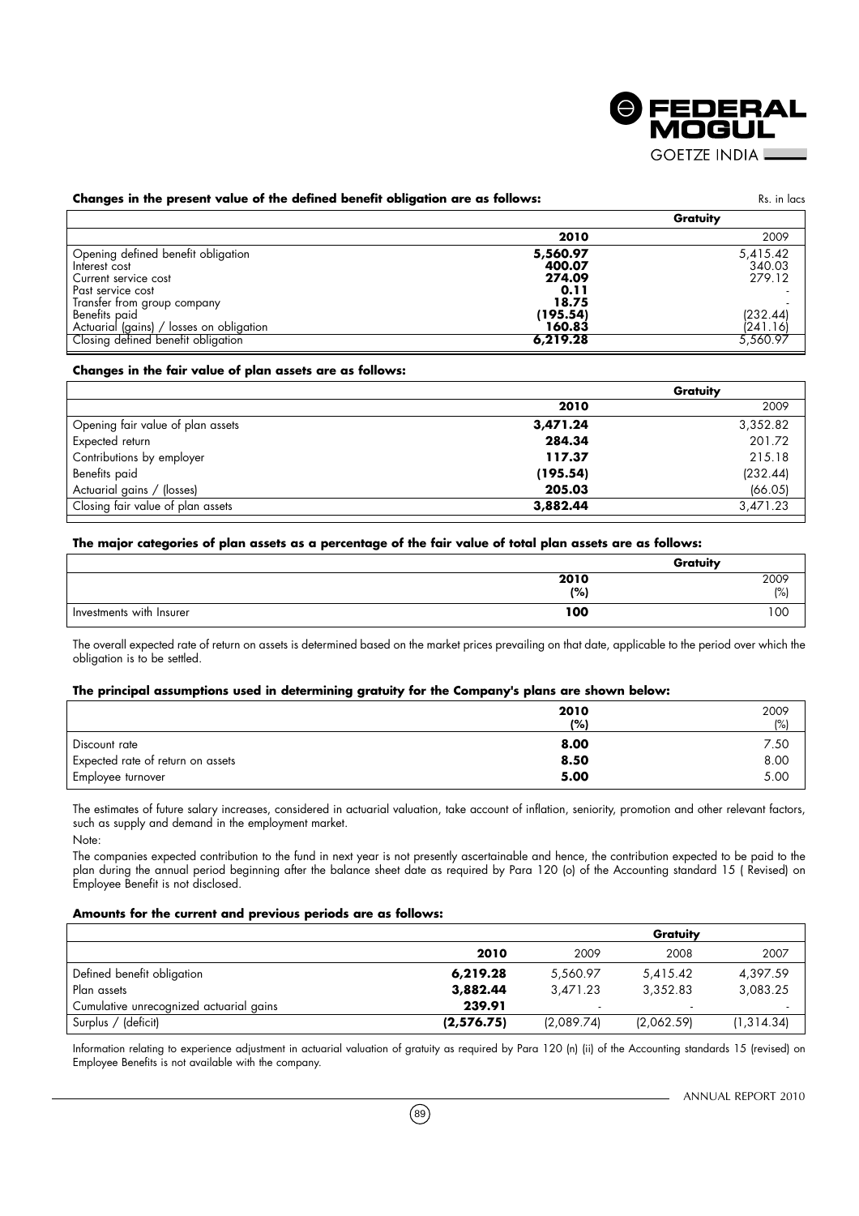**Changes in the present value of the defined benefit obligation are as follows:**

Rs. in lacs

| | Gratuity | |
|---|---|---|
| | **2010** | 2009 |
| Opening defined benefit obligation | **5,560.97** | 5,415.42 |
| Interest cost | **400.07** | 340.03 |
| Current service cost | **274.09** | 279.12 |
| Past service cost | **0.11** | - |
| Transfer from group company | **18.75** | - |
| Benefits paid | **(195.54)** | (232.44) |
| Actuarial (gains) / losses on obligation | **160.83** | (241.16) |
| Closing defined benefit obligation | **6,219.28** | 5,560.97 |

**Changes in the fair value of plan assets are as follows:**

| | Gratuity | |
|---|---|---|
| | **2010** | 2009 |
| Opening fair value of plan assets | **3,471.24** | 3,352.82 |
| Expected return | **284.34** | 201.72 |
| Contributions by employer | **117.37** | 215.18 |
| Benefits paid | **(195.54)** | (232.44) |
| Actuarial gains / (losses) | **205.03** | (66.05) |
| Closing fair value of plan assets | **3,882.44** | 3,471.23 |

**The major categories of plan assets as a percentage of the fair value of total plan assets are as follows:**

| | Gratuity | |
|---|---|---|
| | **2010 (%)** | 2009 (%) |
| Investments with Insurer | **100** | 100 |

The overall expected rate of return on assets is determined based on the market prices prevailing on that date, applicable to the period over which the obligation is to be settled.

**The principal assumptions used in determining gratuity for the Company's plans are shown below:**

| | **2010 (%)** | 2009 (%) |
|---|---|---|
| Discount rate | **8.00** | 7.50 |
| Expected rate of return on assets | **8.50** | 8.00 |
| Employee turnover | **5.00** | 5.00 |

The estimates of future salary increases, considered in actuarial valuation, take account of inflation, seniority, promotion and other relevant factors, such as supply and demand in the employment market.

Note:

The companies expected contribution to the fund in next year is not presently ascertainable and hence, the contribution expected to be paid to the plan during the annual period beginning after the balance sheet date as required by Para 120 (o) of the Accounting standard 15 ( Revised) on Employee Benefit is not disclosed.

**Amounts for the current and previous periods are as follows:**

| | Gratuity | | | |
|---|---|---|---|---|
| | **2010** | 2009 | 2008 | 2007 |
| Defined benefit obligation | **6,219.28** | 5,560.97 | 5,415.42 | 4,397.59 |
| Plan assets | **3,882.44** | 3,471.23 | 3,352.83 | 3,083.25 |
| Cumulative unrecognized actuarial gains | **239.91** | - | - | - |
| Surplus / (deficit) | **(2,576.75)** | (2,089.74) | (2,062.59) | (1,314.34) |

Information relating to experience adjustment in actuarial valuation of gratuity as required by Para 120 (n) (ii) of the Accounting standards 15 (revised) on Employee Benefits is not available with the company.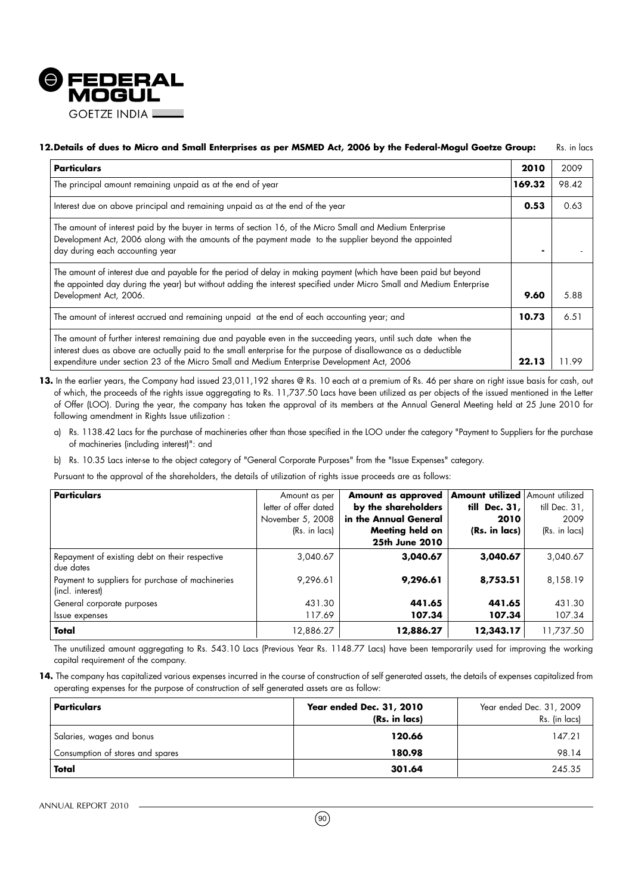**12. Details of dues to Micro and Small Enterprises as per MSMED Act, 2006 by the Federal-Mogul Goetze Group:** Rs. in lacs

| Particulars | 2010 | 2009 |
|---|---|---|
| The principal amount remaining unpaid as at the end of year | **169.32** | 98.42 |
| Interest due on above principal and remaining unpaid as at the end of the year | **0.53** | 0.63 |
| The amount of interest paid by the buyer in terms of section 16, of the Micro Small and Medium Enterprise Development Act, 2006 along with the amounts of the payment made to the supplier beyond the appointed day during each accounting year | **-** | - |
| The amount of interest due and payable for the period of delay in making payment (which have been paid but beyond the appointed day during the year) but without adding the interest specified under Micro Small and Medium Enterprise Development Act, 2006. | **9.60** | 5.88 |
| The amount of interest accrued and remaining unpaid at the end of each accounting year; and | **10.73** | 6.51 |
| The amount of further interest remaining due and payable even in the succeeding years, until such date when the interest dues as above are actually paid to the small enterprise for the purpose of disallowance as a deductible expenditure under section 23 of the Micro Small and Medium Enterprise Development Act, 2006 | **22.13** | 11.99 |

**13.** In the earlier years, the Company had issued 23,011,192 shares @ Rs. 10 each at a premium of Rs. 46 per share on right issue basis for cash, out of which, the proceeds of the rights issue aggregating to Rs. 11,737.50 Lacs have been utilized as per objects of the issued mentioned in the Letter of Offer (LOO). During the year, the company has taken the approval of its members at the Annual General Meeting held at 25 June 2010 for following amendment in Rights Issue utilization :

a) Rs. 1138.42 Lacs for the purchase of machineries other than those specified in the LOO under the category "Payment to Suppliers for the purchase of machineries (including interest)": and

b) Rs. 10.35 Lacs inter-se to the object category of "General Corporate Purposes" from the "Issue Expenses" category.

Pursuant to the approval of the shareholders, the details of utilization of rights issue proceeds are as follows:

| Particulars | Amount as per letter of offer dated November 5, 2008 (Rs. in lacs) | Amount as approved by the shareholders in the Annual General Meeting held on 25th June 2010 | Amount utilized till Dec. 31, 2010 (Rs. in lacs) | Amount utilized till Dec. 31, 2009 (Rs. in lacs) |
|---|---|---|---|---|
| Repayment of existing debt on their respective due dates | 3,040.67 | **3,040.67** | **3,040.67** | 3,040.67 |
| Payment to suppliers for purchase of machineries (incl. interest) | 9,296.61 | **9,296.61** | **8,753.51** | 8,158.19 |
| General corporate purposes | 431.30 | **441.65** | **441.65** | 431.30 |
| Issue expenses | 117.69 | **107.34** | **107.34** | 107.34 |
| **Total** | 12,886.27 | **12,886.27** | **12,343.17** | 11,737.50 |

The unutilized amount aggregating to Rs. 543.10 Lacs (Previous Year Rs. 1148.77 Lacs) have been temporarily used for improving the working capital requirement of the company.

**14.** The company has capitalized various expenses incurred in the course of construction of self generated assets, the details of expenses capitalized from operating expenses for the purpose of construction of self generated assets are as follow:

| Particulars | Year ended Dec. 31, 2010 (Rs. in lacs) | Year ended Dec. 31, 2009 Rs. (in lacs) |
|---|---|---|
| Salaries, wages and bonus | **120.66** | 147.21 |
| Consumption of stores and spares | **180.98** | 98.14 |
| **Total** | **301.64** | 245.35 |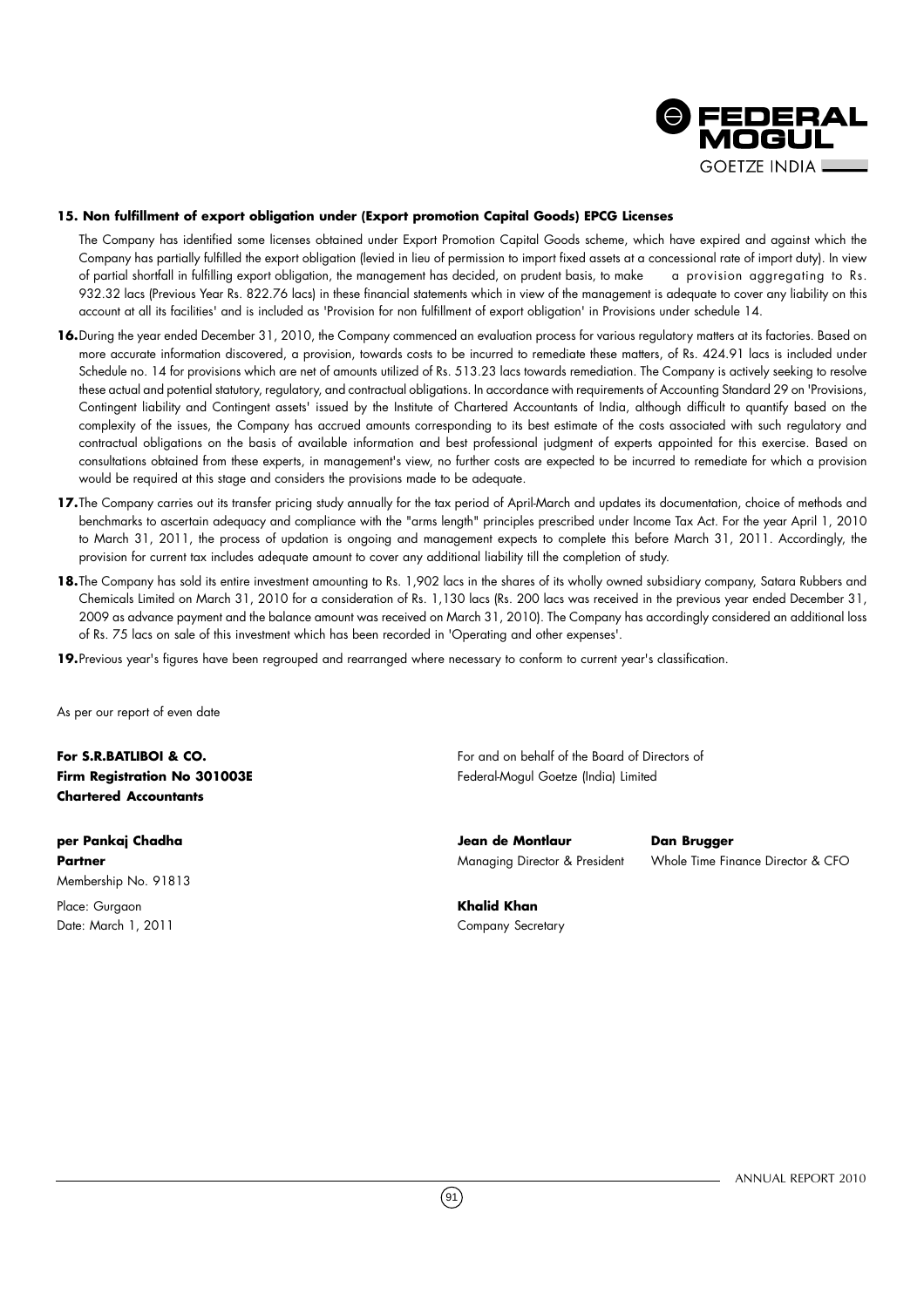**15. Non fulfillment of export obligation under (Export promotion Capital Goods) EPCG Licenses**

The Company has identified some licenses obtained under Export Promotion Capital Goods scheme, which have expired and against which the Company has partially fulfilled the export obligation (levied in lieu of permission to import fixed assets at a concessional rate of import duty). In view of partial shortfall in fulfilling export obligation, the management has decided, on prudent basis, to make a provision aggregating to Rs. 932.32 lacs (Previous Year Rs. 822.76 lacs) in these financial statements which in view of the management is adequate to cover any liability on this account at all its facilities' and is included as 'Provision for non fulfillment of export obligation' in Provisions under schedule 14.

**16.** During the year ended December 31, 2010, the Company commenced an evaluation process for various regulatory matters at its factories. Based on more accurate information discovered, a provision, towards costs to be incurred to remediate these matters, of Rs. 424.91 lacs is included under Schedule no. 14 for provisions which are net of amounts utilized of Rs. 513.23 lacs towards remediation. The Company is actively seeking to resolve these actual and potential statutory, regulatory, and contractual obligations. In accordance with requirements of Accounting Standard 29 on 'Provisions, Contingent liability and Contingent assets' issued by the Institute of Chartered Accountants of India, although difficult to quantify based on the complexity of the issues, the Company has accrued amounts corresponding to its best estimate of the costs associated with such regulatory and contractual obligations on the basis of available information and best professional judgment of experts appointed for this exercise. Based on consultations obtained from these experts, in management's view, no further costs are expected to be incurred to remediate for which a provision would be required at this stage and considers the provisions made to be adequate.

**17.** The Company carries out its transfer pricing study annually for the tax period of April-March and updates its documentation, choice of methods and benchmarks to ascertain adequacy and compliance with the "arms length" principles prescribed under Income Tax Act. For the year April 1, 2010 to March 31, 2011, the process of updation is ongoing and management expects to complete this before March 31, 2011. Accordingly, the provision for current tax includes adequate amount to cover any additional liability till the completion of study.

**18.** The Company has sold its entire investment amounting to Rs. 1,902 lacs in the shares of its wholly owned subsidiary company, Satara Rubbers and Chemicals Limited on March 31, 2010 for a consideration of Rs. 1,130 lacs (Rs. 200 lacs was received in the previous year ended December 31, 2009 as advance payment and the balance amount was received on March 31, 2010). The Company has accordingly considered an additional loss of Rs. 75 lacs on sale of this investment which has been recorded in 'Operating and other expenses'.

**19.** Previous year's figures have been regrouped and rearranged where necessary to conform to current year's classification.

As per our report of even date

**For S.R.BATLIBOI & CO.**
**Firm Registration No 301003E**
**Chartered Accountants**

**per Pankaj Chadha**
**Partner**
Membership No. 91813

Place: Gurgaon
Date: March 1, 2011

For and on behalf of the Board of Directors of
Federal-Mogul Goetze (India) Limited

**Jean de Montlaur**
Managing Director & President

**Dan Brugger**
Whole Time Finance Director & CFO

**Khalid Khan**
Company Secretary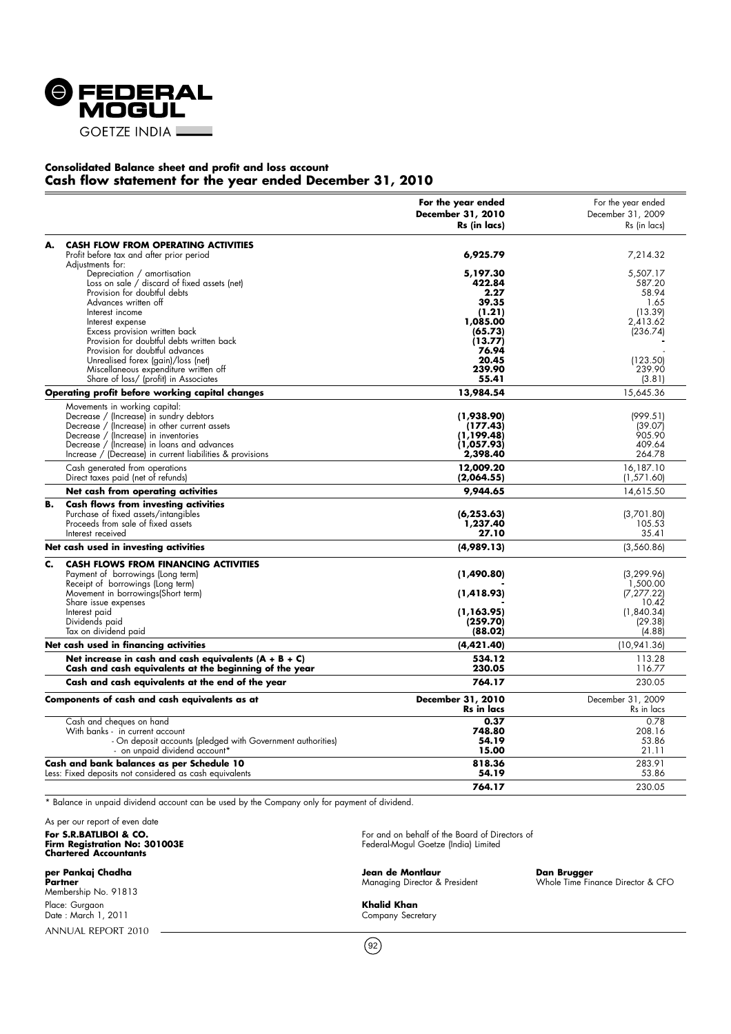**FEDERAL MOGUL**
GOETZE INDIA

## Consolidated Balance sheet and profit and loss account
## Cash flow statement for the year ended December 31, 2010

| | For the year ended December 31, 2010 Rs (in lacs) | For the year ended December 31, 2009 Rs (in lacs) |
|---|---|---|
| **A. CASH FLOW FROM OPERATING ACTIVITIES** | | |
| Profit before tax and after prior period | **6,925.79** | 7,214.32 |
| Adjustments for: | | |
| Depreciation / amortisation | **5,197.30** | 5,507.17 |
| Loss on sale / discard of fixed assets (net) | **422.84** | 587.20 |
| Provision for doubtful debts | **2.27** | 58.94 |
| Advances written off | **39.35** | 1.65 |
| Interest income | **(1.21)** | (13.39) |
| Interest expense | **1,085.00** | 2,413.62 |
| Excess provision written back | **(65.73)** | (236.74) |
| Provision for doubtful debts written back | **(13.77)** | - |
| Provision for doubtful advances | **76.94** | - |
| Unrealised forex (gain)/loss (net) | **20.45** | (123.50) |
| Miscellaneous expenditure written off | **239.90** | 239.90 |
| Share of loss/ (profit) in Associates | **55.41** | (3.81) |
| **Operating profit before working capital changes** | **13,984.54** | 15,645.36 |
| Movements in working capital: | | |
| Decrease / (Increase) in sundry debtors | **(1,938.90)** | (999.51) |
| Decrease / (Increase) in other current assets | **(177.43)** | (39.07) |
| Decrease / (Increase) in inventories | **(1,199.48)** | 905.90 |
| Decrease / (Increase) in loans and advances | **(1,057.93)** | 409.64 |
| Increase / (Decrease) in current liabilities & provisions | **2,398.40** | 264.78 |
| Cash generated from operations | **12,009.20** | 16,187.10 |
| Direct taxes paid (net of refunds) | **(2,064.55)** | (1,571.60) |
| **Net cash from operating activities** | **9,944.65** | 14,615.50 |
| **B. Cash flows from investing activities** | | |
| Purchase of fixed assets/intangibles | **(6,253.63)** | (3,701.80) |
| Proceeds from sale of fixed assets | **1,237.40** | 105.53 |
| Interest received | **27.10** | 35.41 |
| **Net cash used in investing activities** | **(4,989.13)** | (3,560.86) |
| **C. CASH FLOWS FROM FINANCING ACTIVITIES** | | |
| Payment of borrowings (Long term) | **(1,490.80)** | (3,299.96) |
| Receipt of borrowings (Long term) | **-** | 1,500.00 |
| Movement in borrowings(Short term) | **(1,418.93)** | (7,277.22) |
| Share issue expenses | **-** | 10.42 |
| Interest paid | **(1,163.95)** | (1,840.34) |
| Dividends paid | **(259.70)** | (29.38) |
| Tax on dividend paid | **(88.02)** | (4.88) |
| **Net cash used in financing activities** | **(4,421.40)** | (10,941.36) |
| **Net increase in cash and cash equivalents (A + B + C)** | **534.12** | 113.28 |
| **Cash and cash equivalents at the beginning of the year** | **230.05** | 116.77 |
| **Cash and cash equivalents at the end of the year** | **764.17** | 230.05 |
| **Components of cash and cash equivalents as at** | **December 31, 2010 Rs in lacs** | December 31, 2009 Rs in lacs |
| Cash and cheques on hand | **0.37** | 0.78 |
| With banks - in current account | **748.80** | 208.16 |
| - On deposit accounts (pledged with Government authorities) | **54.19** | 53.86 |
| - on unpaid dividend account* | **15.00** | 21.11 |
| **Cash and bank balances as per Schedule 10** | **818.36** | 283.91 |
| Less: Fixed deposits not considered as cash equivalents | **54.19** | 53.86 |
| | **764.17** | 230.05 |

\* Balance in unpaid dividend account can be used by the Company only for payment of dividend.

As per our report of even date

**For S.R.BATLIBOI & CO.**
**Firm Registration No: 301003E**
**Chartered Accountants**

**per Pankaj Chadha**
**Partner**
Membership No. 91813

Place: Gurgaon
Date : March 1, 2011

For and on behalf of the Board of Directors of
Federal-Mogul Goetze (India) Limited

**Jean de Montlaur**
Managing Director & President

**Dan Brugger**
Whole Time Finance Director & CFO

**Khalid Khan**
Company Secretary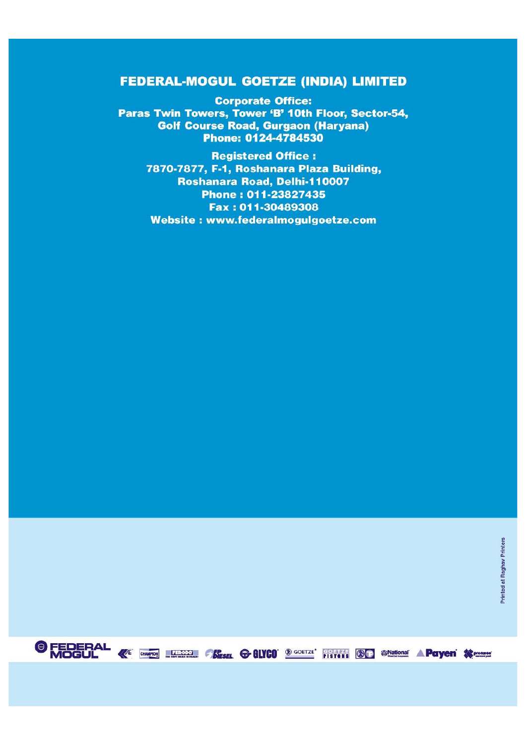# FEDERAL-MOGUL GOETZE (INDIA) LIMITED

**Corporate Office:**
**Paras Twin Towers, Tower 'B' 10th Floor, Sector-54,**
**Golf Course Road, Gurgaon (Haryana)**
**Phone: 0124-4784530**

**Registered Office :**
**7870-7877, F-1, Roshanara Plaza Building,**
**Roshanara Road, Delhi-110007**
**Phone : 011-23827435**
**Fax : 011-30489308**
**Website : www.federalmogulgoetze.com**

Printed at Raghav Printers